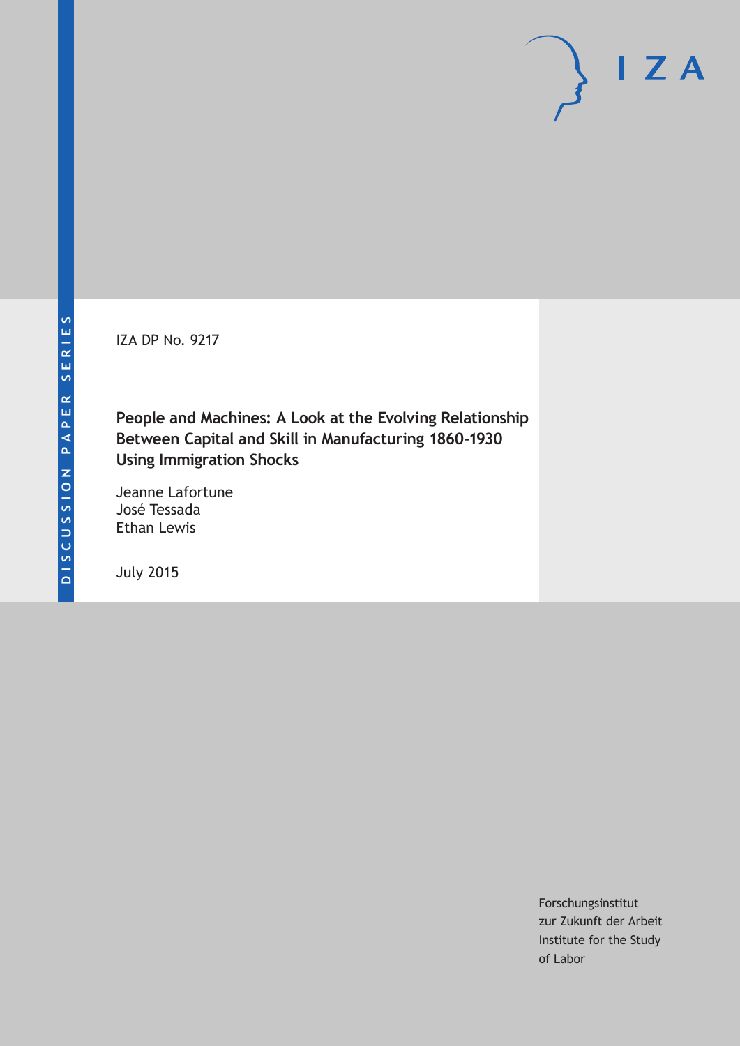DISCUSSION PAPER SERIES

IZA DP No. 9217

# People and Machines: A Look at the Evolving Relationship Between Capital and Skill in Manufacturing 1860-1930 Using Immigration Shocks

Jeanne Lafortune
José Tessada
Ethan Lewis

July 2015

Forschungsinstitut
zur Zukunft der Arbeit
Institute for the Study
of Labor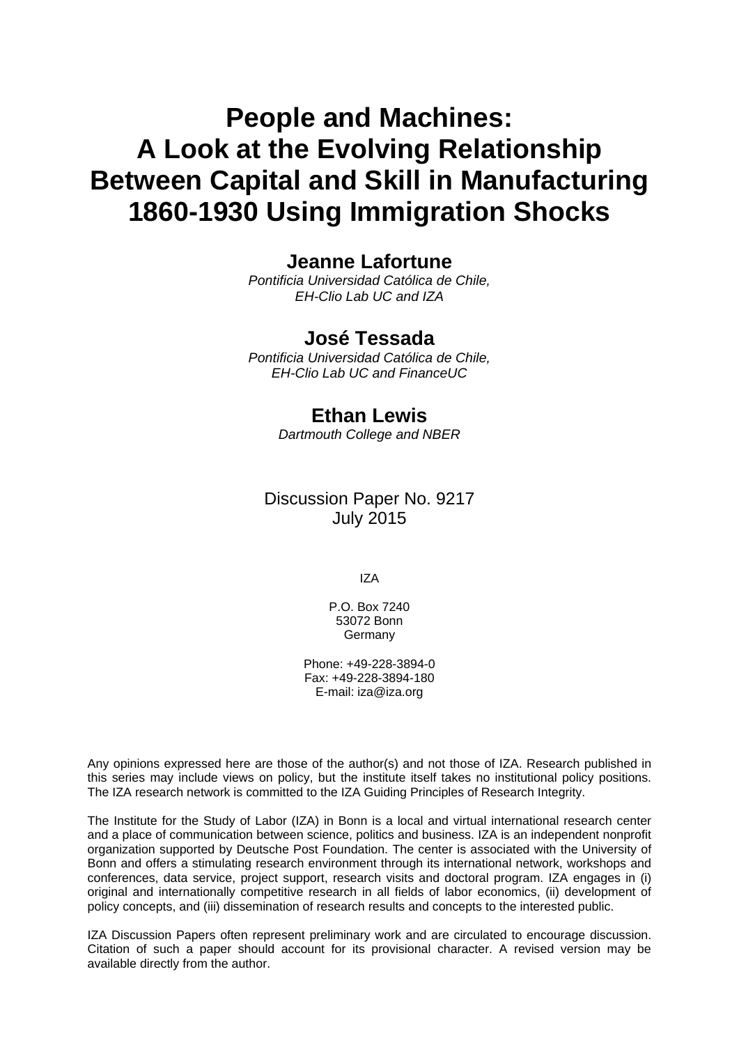# People and Machines: A Look at the Evolving Relationship Between Capital and Skill in Manufacturing 1860-1930 Using Immigration Shocks

**Jeanne Lafortune**
*Pontificia Universidad Católica de Chile, EH-Clio Lab UC and IZA*

**José Tessada**
*Pontificia Universidad Católica de Chile, EH-Clio Lab UC and FinanceUC*

**Ethan Lewis**
*Dartmouth College and NBER*

Discussion Paper No. 9217
July 2015

IZA

P.O. Box 7240
53072 Bonn
Germany

Phone: +49-228-3894-0
Fax: +49-228-3894-180
E-mail: iza@iza.org

Any opinions expressed here are those of the author(s) and not those of IZA. Research published in this series may include views on policy, but the institute itself takes no institutional policy positions. The IZA research network is committed to the IZA Guiding Principles of Research Integrity.

The Institute for the Study of Labor (IZA) in Bonn is a local and virtual international research center and a place of communication between science, politics and business. IZA is an independent nonprofit organization supported by Deutsche Post Foundation. The center is associated with the University of Bonn and offers a stimulating research environment through its international network, workshops and conferences, data service, project support, research visits and doctoral program. IZA engages in (i) original and internationally competitive research in all fields of labor economics, (ii) development of policy concepts, and (iii) dissemination of research results and concepts to the interested public.

IZA Discussion Papers often represent preliminary work and are circulated to encourage discussion. Citation of such a paper should account for its provisional character. A revised version may be available directly from the author.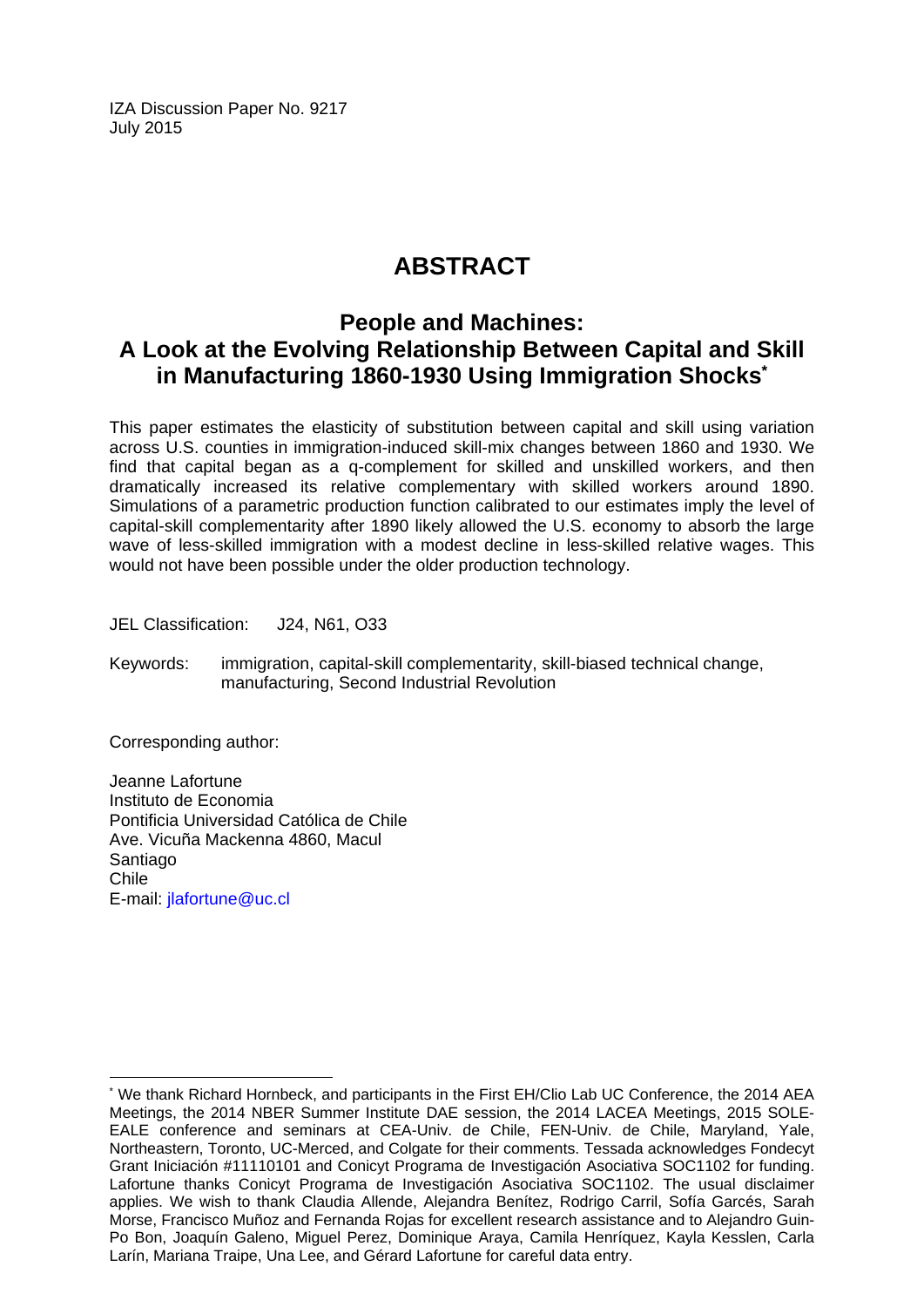IZA Discussion Paper No. 9217
July 2015

# ABSTRACT

## People and Machines: A Look at the Evolving Relationship Between Capital and Skill in Manufacturing 1860-1930 Using Immigration Shocks*

This paper estimates the elasticity of substitution between capital and skill using variation across U.S. counties in immigration-induced skill-mix changes between 1860 and 1930. We find that capital began as a q-complement for skilled and unskilled workers, and then dramatically increased its relative complementary with skilled workers around 1890. Simulations of a parametric production function calibrated to our estimates imply the level of capital-skill complementarity after 1890 likely allowed the U.S. economy to absorb the large wave of less-skilled immigration with a modest decline in less-skilled relative wages. This would not have been possible under the older production technology.

JEL Classification: J24, N61, O33

Keywords: immigration, capital-skill complementarity, skill-biased technical change, manufacturing, Second Industrial Revolution

Corresponding author:

Jeanne Lafortune
Instituto de Economia
Pontificia Universidad Católica de Chile
Ave. Vicuña Mackenna 4860, Macul
Santiago
Chile
E-mail: jlafortune@uc.cl

---

* We thank Richard Hornbeck, and participants in the First EH/Clio Lab UC Conference, the 2014 AEA Meetings, the 2014 NBER Summer Institute DAE session, the 2014 LACEA Meetings, 2015 SOLE-EALE conference and seminars at CEA-Univ. de Chile, FEN-Univ. de Chile, Maryland, Yale, Northeastern, Toronto, UC-Merced, and Colgate for their comments. Tessada acknowledges Fondecyt Grant Iniciación #11110101 and Conicyt Programa de Investigación Asociativa SOC1102 for funding. Lafortune thanks Conicyt Programa de Investigación Asociativa SOC1102. The usual disclaimer applies. We wish to thank Claudia Allende, Alejandra Benítez, Rodrigo Carril, Sofía Garcés, Sarah Morse, Francisco Muñoz and Fernanda Rojas for excellent research assistance and to Alejandro Guin-Po Bon, Joaquín Galeno, Miguel Perez, Dominique Araya, Camila Henríquez, Kayla Kesslen, Carla Larín, Mariana Traipe, Una Lee, and Gérard Lafortune for careful data entry.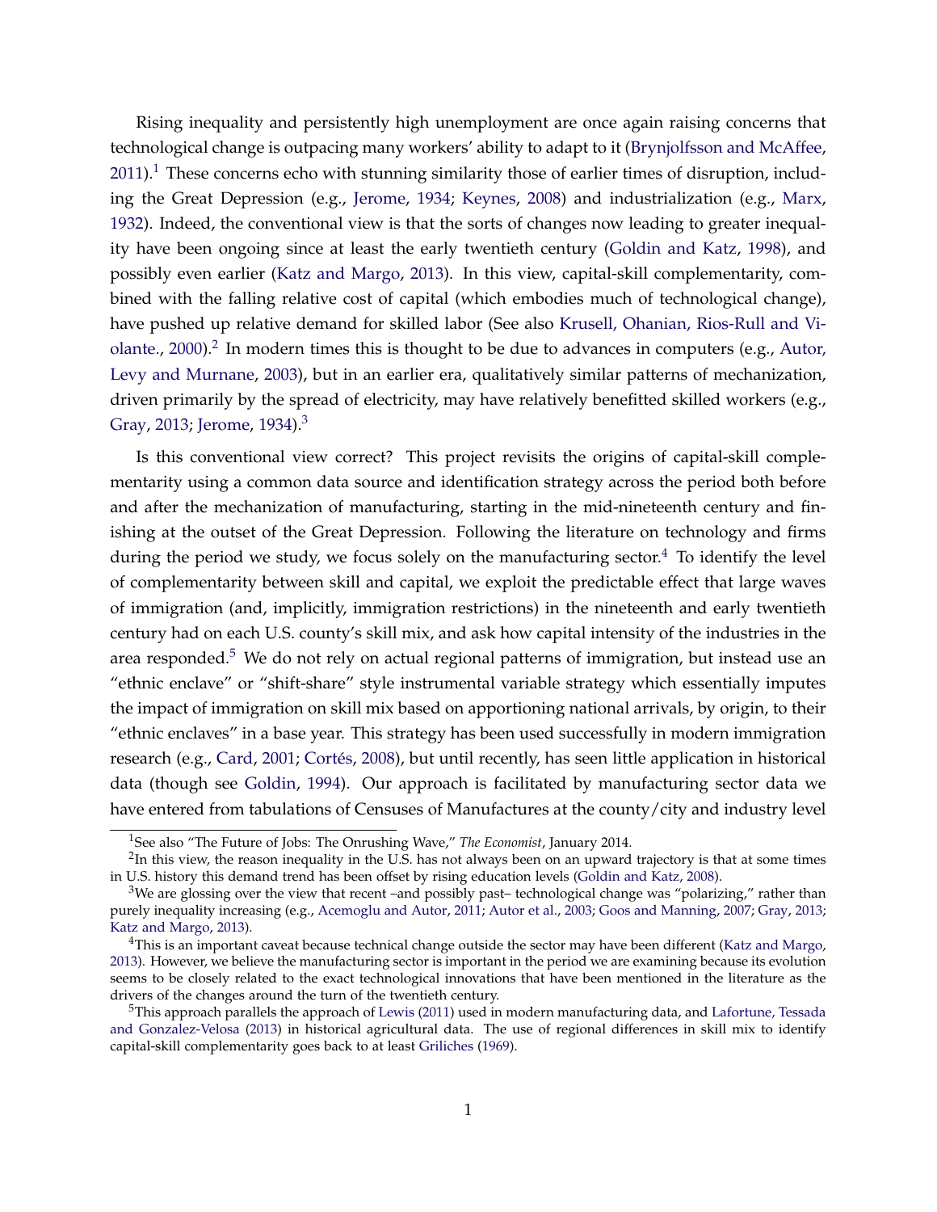Rising inequality and persistently high unemployment are once again raising concerns that technological change is outpacing many workers' ability to adapt to it (Brynjolfsson and McAffee, 2011).[1] These concerns echo with stunning similarity those of earlier times of disruption, including the Great Depression (e.g., Jerome, 1934; Keynes, 2008) and industrialization (e.g., Marx, 1932). Indeed, the conventional view is that the sorts of changes now leading to greater inequality have been ongoing since at least the early twentieth century (Goldin and Katz, 1998), and possibly even earlier (Katz and Margo, 2013). In this view, capital-skill complementarity, combined with the falling relative cost of capital (which embodies much of technological change), have pushed up relative demand for skilled labor (See also Krusell, Ohanian, Rios-Rull and Violante., 2000).[2] In modern times this is thought to be due to advances in computers (e.g., Autor, Levy and Murnane, 2003), but in an earlier era, qualitatively similar patterns of mechanization, driven primarily by the spread of electricity, may have relatively benefitted skilled workers (e.g., Gray, 2013; Jerome, 1934).[3]

Is this conventional view correct? This project revisits the origins of capital-skill complementarity using a common data source and identification strategy across the period both before and after the mechanization of manufacturing, starting in the mid-nineteenth century and finishing at the outset of the Great Depression. Following the literature on technology and firms during the period we study, we focus solely on the manufacturing sector.[4] To identify the level of complementarity between skill and capital, we exploit the predictable effect that large waves of immigration (and, implicitly, immigration restrictions) in the nineteenth and early twentieth century had on each U.S. county's skill mix, and ask how capital intensity of the industries in the area responded.[5] We do not rely on actual regional patterns of immigration, but instead use an "ethnic enclave" or "shift-share" style instrumental variable strategy which essentially imputes the impact of immigration on skill mix based on apportioning national arrivals, by origin, to their "ethnic enclaves" in a base year. This strategy has been used successfully in modern immigration research (e.g., Card, 2001; Cortés, 2008), but until recently, has seen little application in historical data (though see Goldin, 1994). Our approach is facilitated by manufacturing sector data we have entered from tabulations of Censuses of Manufactures at the county/city and industry level

---

[1] See also "The Future of Jobs: The Onrushing Wave," *The Economist*, January 2014.

[2] In this view, the reason inequality in the U.S. has not always been on an upward trajectory is that at some times in U.S. history this demand trend has been offset by rising education levels (Goldin and Katz, 2008).

[3] We are glossing over the view that recent –and possibly past– technological change was "polarizing," rather than purely inequality increasing (e.g., Acemoglu and Autor, 2011; Autor et al., 2003; Goos and Manning, 2007; Gray, 2013; Katz and Margo, 2013).

[4] This is an important caveat because technical change outside the sector may have been different (Katz and Margo, 2013). However, we believe the manufacturing sector is important in the period we are examining because its evolution seems to be closely related to the exact technological innovations that have been mentioned in the literature as the drivers of the changes around the turn of the twentieth century.

[5] This approach parallels the approach of Lewis (2011) used in modern manufacturing data, and Lafortune, Tessada and Gonzalez-Velosa (2013) in historical agricultural data. The use of regional differences in skill mix to identify capital-skill complementarity goes back to at least Griliches (1969).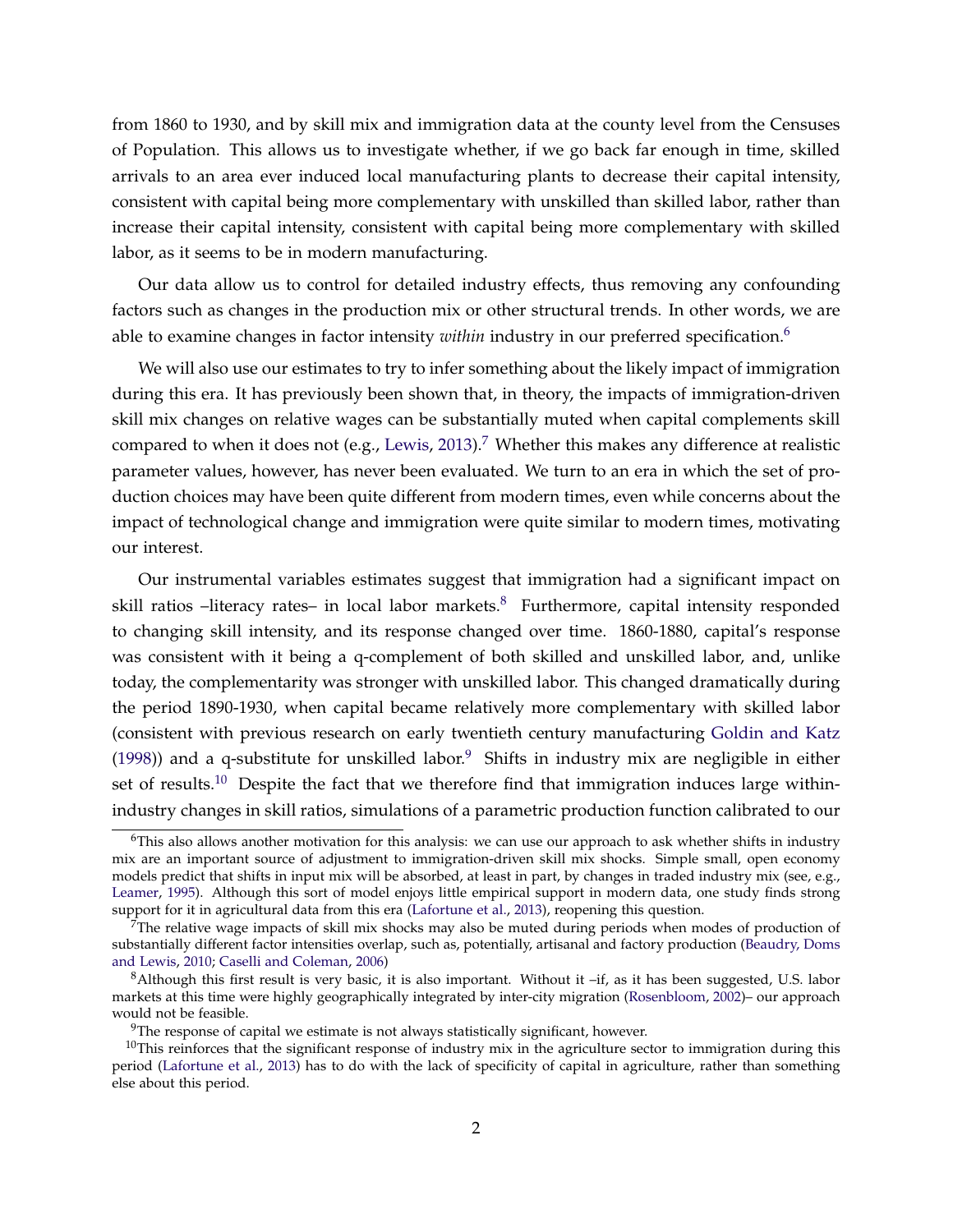from 1860 to 1930, and by skill mix and immigration data at the county level from the Censuses of Population. This allows us to investigate whether, if we go back far enough in time, skilled arrivals to an area ever induced local manufacturing plants to decrease their capital intensity, consistent with capital being more complementary with unskilled than skilled labor, rather than increase their capital intensity, consistent with capital being more complementary with skilled labor, as it seems to be in modern manufacturing.

Our data allow us to control for detailed industry effects, thus removing any confounding factors such as changes in the production mix or other structural trends. In other words, we are able to examine changes in factor intensity *within* industry in our preferred specification.[6]

We will also use our estimates to try to infer something about the likely impact of immigration during this era. It has previously been shown that, in theory, the impacts of immigration-driven skill mix changes on relative wages can be substantially muted when capital complements skill compared to when it does not (e.g., Lewis, 2013).[7] Whether this makes any difference at realistic parameter values, however, has never been evaluated. We turn to an era in which the set of production choices may have been quite different from modern times, even while concerns about the impact of technological change and immigration were quite similar to modern times, motivating our interest.

Our instrumental variables estimates suggest that immigration had a significant impact on skill ratios –literacy rates– in local labor markets.[8] Furthermore, capital intensity responded to changing skill intensity, and its response changed over time. 1860-1880, capital's response was consistent with it being a q-complement of both skilled and unskilled labor, and, unlike today, the complementarity was stronger with unskilled labor. This changed dramatically during the period 1890-1930, when capital became relatively more complementary with skilled labor (consistent with previous research on early twentieth century manufacturing Goldin and Katz (1998)) and a q-substitute for unskilled labor.[9] Shifts in industry mix are negligible in either set of results.[10] Despite the fact that we therefore find that immigration induces large within-industry changes in skill ratios, simulations of a parametric production function calibrated to our

[6] This also allows another motivation for this analysis: we can use our approach to ask whether shifts in industry mix are an important source of adjustment to immigration-driven skill mix shocks. Simple small, open economy models predict that shifts in input mix will be absorbed, at least in part, by changes in traded industry mix (see, e.g., Leamer, 1995). Although this sort of model enjoys little empirical support in modern data, one study finds strong support for it in agricultural data from this era (Lafortune et al., 2013), reopening this question.

[7] The relative wage impacts of skill mix shocks may also be muted during periods when modes of production of substantially different factor intensities overlap, such as, potentially, artisanal and factory production (Beaudry, Doms and Lewis, 2010; Caselli and Coleman, 2006)

[8] Although this first result is very basic, it is also important. Without it –if, as it has been suggested, U.S. labor markets at this time were highly geographically integrated by inter-city migration (Rosenbloom, 2002)– our approach would not be feasible.

[9] The response of capital we estimate is not always statistically significant, however.

[10] This reinforces that the significant response of industry mix in the agriculture sector to immigration during this period (Lafortune et al., 2013) has to do with the lack of specificity of capital in agriculture, rather than something else about this period.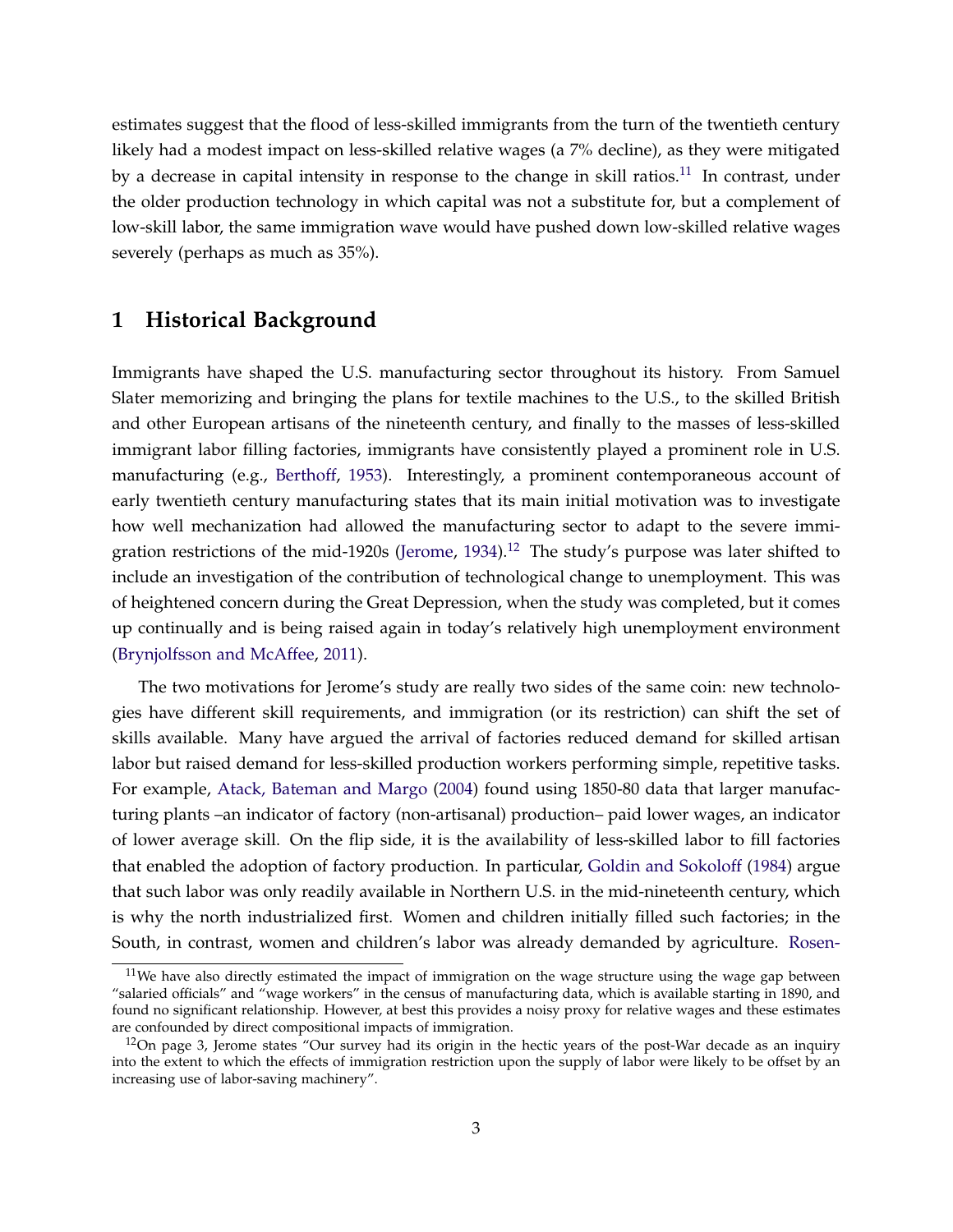estimates suggest that the flood of less-skilled immigrants from the turn of the twentieth century likely had a modest impact on less-skilled relative wages (a 7% decline), as they were mitigated by a decrease in capital intensity in response to the change in skill ratios.[11] In contrast, under the older production technology in which capital was not a substitute for, but a complement of low-skill labor, the same immigration wave would have pushed down low-skilled relative wages severely (perhaps as much as 35%).

## 1 Historical Background

Immigrants have shaped the U.S. manufacturing sector throughout its history. From Samuel Slater memorizing and bringing the plans for textile machines to the U.S., to the skilled British and other European artisans of the nineteenth century, and finally to the masses of less-skilled immigrant labor filling factories, immigrants have consistently played a prominent role in U.S. manufacturing (e.g., Berthoff, 1953). Interestingly, a prominent contemporaneous account of early twentieth century manufacturing states that its main initial motivation was to investigate how well mechanization had allowed the manufacturing sector to adapt to the severe immigration restrictions of the mid-1920s (Jerome, 1934).[12] The study's purpose was later shifted to include an investigation of the contribution of technological change to unemployment. This was of heightened concern during the Great Depression, when the study was completed, but it comes up continually and is being raised again in today's relatively high unemployment environment (Brynjolfsson and McAfee, 2011).

The two motivations for Jerome's study are really two sides of the same coin: new technologies have different skill requirements, and immigration (or its restriction) can shift the set of skills available. Many have argued the arrival of factories reduced demand for skilled artisan labor but raised demand for less-skilled production workers performing simple, repetitive tasks. For example, Atack, Bateman and Margo (2004) found using 1850-80 data that larger manufacturing plants –an indicator of factory (non-artisanal) production– paid lower wages, an indicator of lower average skill. On the flip side, it is the availability of less-skilled labor to fill factories that enabled the adoption of factory production. In particular, Goldin and Sokoloff (1984) argue that such labor was only readily available in Northern U.S. in the mid-nineteenth century, which is why the north industrialized first. Women and children initially filled such factories; in the South, in contrast, women and children's labor was already demanded by agriculture. Rosen-

[11] We have also directly estimated the impact of immigration on the wage structure using the wage gap between "salaried officials" and "wage workers" in the census of manufacturing data, which is available starting in 1890, and found no significant relationship. However, at best this provides a noisy proxy for relative wages and these estimates are confounded by direct compositional impacts of immigration.

[12] On page 3, Jerome states "Our survey had its origin in the hectic years of the post-War decade as an inquiry into the extent to which the effects of immigration restriction upon the supply of labor were likely to be offset by an increasing use of labor-saving machinery".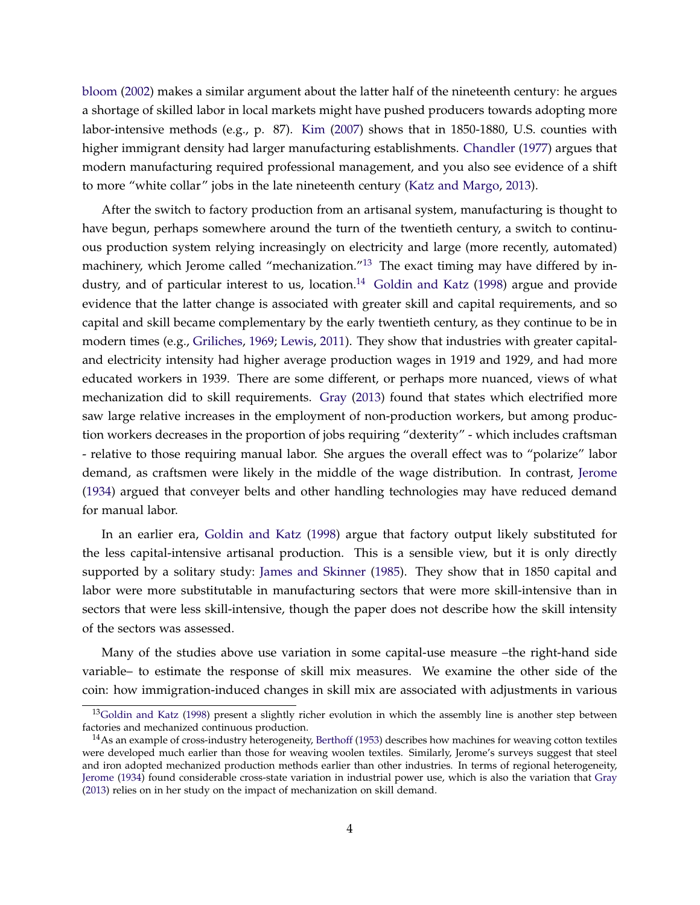bloom (2002) makes a similar argument about the latter half of the nineteenth century: he argues a shortage of skilled labor in local markets might have pushed producers towards adopting more labor-intensive methods (e.g., p. 87). Kim (2007) shows that in 1850-1880, U.S. counties with higher immigrant density had larger manufacturing establishments. Chandler (1977) argues that modern manufacturing required professional management, and you also see evidence of a shift to more "white collar" jobs in the late nineteenth century (Katz and Margo, 2013).

After the switch to factory production from an artisanal system, manufacturing is thought to have begun, perhaps somewhere around the turn of the twentieth century, a switch to continuous production system relying increasingly on electricity and large (more recently, automated) machinery, which Jerome called "mechanization."[13] The exact timing may have differed by industry, and of particular interest to us, location.[14] Goldin and Katz (1998) argue and provide evidence that the latter change is associated with greater skill and capital requirements, and so capital and skill became complementary by the early twentieth century, as they continue to be in modern times (e.g., Griliches, 1969; Lewis, 2011). They show that industries with greater capital- and electricity intensity had higher average production wages in 1919 and 1929, and had more educated workers in 1939. There are some different, or perhaps more nuanced, views of what mechanization did to skill requirements. Gray (2013) found that states which electrified more saw large relative increases in the employment of non-production workers, but among production workers decreases in the proportion of jobs requiring "dexterity" - which includes craftsman - relative to those requiring manual labor. She argues the overall effect was to "polarize" labor demand, as craftsmen were likely in the middle of the wage distribution. In contrast, Jerome (1934) argued that conveyer belts and other handling technologies may have reduced demand for manual labor.

In an earlier era, Goldin and Katz (1998) argue that factory output likely substituted for the less capital-intensive artisanal production. This is a sensible view, but it is only directly supported by a solitary study: James and Skinner (1985). They show that in 1850 capital and labor were more substitutable in manufacturing sectors that were more skill-intensive than in sectors that were less skill-intensive, though the paper does not describe how the skill intensity of the sectors was assessed.

Many of the studies above use variation in some capital-use measure –the right-hand side variable– to estimate the response of skill mix measures. We examine the other side of the coin: how immigration-induced changes in skill mix are associated with adjustments in various

[13] Goldin and Katz (1998) present a slightly richer evolution in which the assembly line is another step between factories and mechanized continuous production.

[14] As an example of cross-industry heterogeneity, Berthoff (1953) describes how machines for weaving cotton textiles were developed much earlier than those for weaving woolen textiles. Similarly, Jerome's surveys suggest that steel and iron adopted mechanized production methods earlier than other industries. In terms of regional heterogeneity, Jerome (1934) found considerable cross-state variation in industrial power use, which is also the variation that Gray (2013) relies on in her study on the impact of mechanization on skill demand.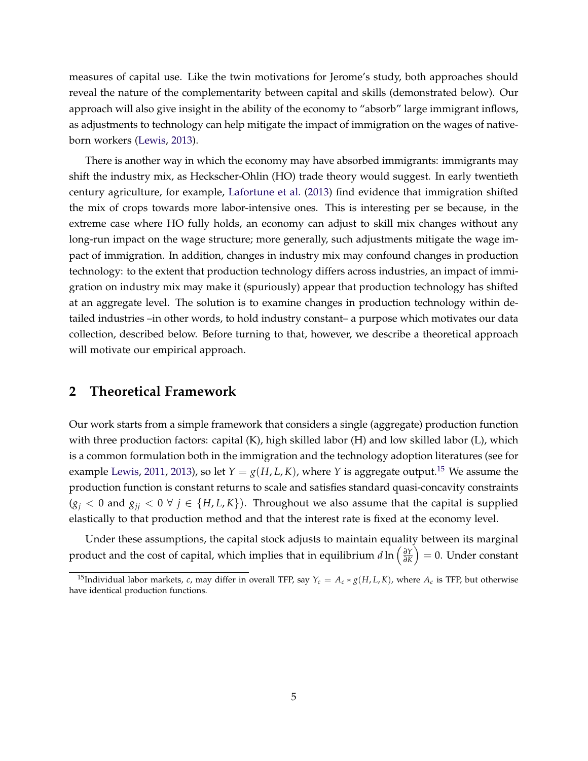measures of capital use. Like the twin motivations for Jerome's study, both approaches should reveal the nature of the complementarity between capital and skills (demonstrated below). Our approach will also give insight in the ability of the economy to "absorb" large immigrant inflows, as adjustments to technology can help mitigate the impact of immigration on the wages of native-born workers (Lewis, 2013).

There is another way in which the economy may have absorbed immigrants: immigrants may shift the industry mix, as Heckscher-Ohlin (HO) trade theory would suggest. In early twentieth century agriculture, for example, Lafortune et al. (2013) find evidence that immigration shifted the mix of crops towards more labor-intensive ones. This is interesting per se because, in the extreme case where HO fully holds, an economy can adjust to skill mix changes without any long-run impact on the wage structure; more generally, such adjustments mitigate the wage impact of immigration. In addition, changes in industry mix may confound changes in production technology: to the extent that production technology differs across industries, an impact of immigration on industry mix may make it (spuriously) appear that production technology has shifted at an aggregate level. The solution is to examine changes in production technology within detailed industries –in other words, to hold industry constant– a purpose which motivates our data collection, described below. Before turning to that, however, we describe a theoretical approach will motivate our empirical approach.

## 2 Theoretical Framework

Our work starts from a simple framework that considers a single (aggregate) production function with three production factors: capital (K), high skilled labor (H) and low skilled labor (L), which is a common formulation both in the immigration and the technology adoption literatures (see for example Lewis, 2011, 2013), so let $Y = g(H, L, K)$, where $Y$ is aggregate output.[15] We assume the production function is constant returns to scale and satisfies standard quasi-concavity constraints ($g_j < 0$ and $g_{jj} < 0 \; \forall \; j \in \{H, L, K\}$). Throughout we also assume that the capital is supplied elastically to that production method and that the interest rate is fixed at the economy level.

Under these assumptions, the capital stock adjusts to maintain equality between its marginal product and the cost of capital, which implies that in equilibrium $d \ln \left( \frac{\partial Y}{\partial K} \right) = 0$. Under constant

[15] Individual labor markets, $c$, may differ in overall TFP, say $Y_c = A_c * g(H, L, K)$, where $A_c$ is TFP, but otherwise have identical production functions.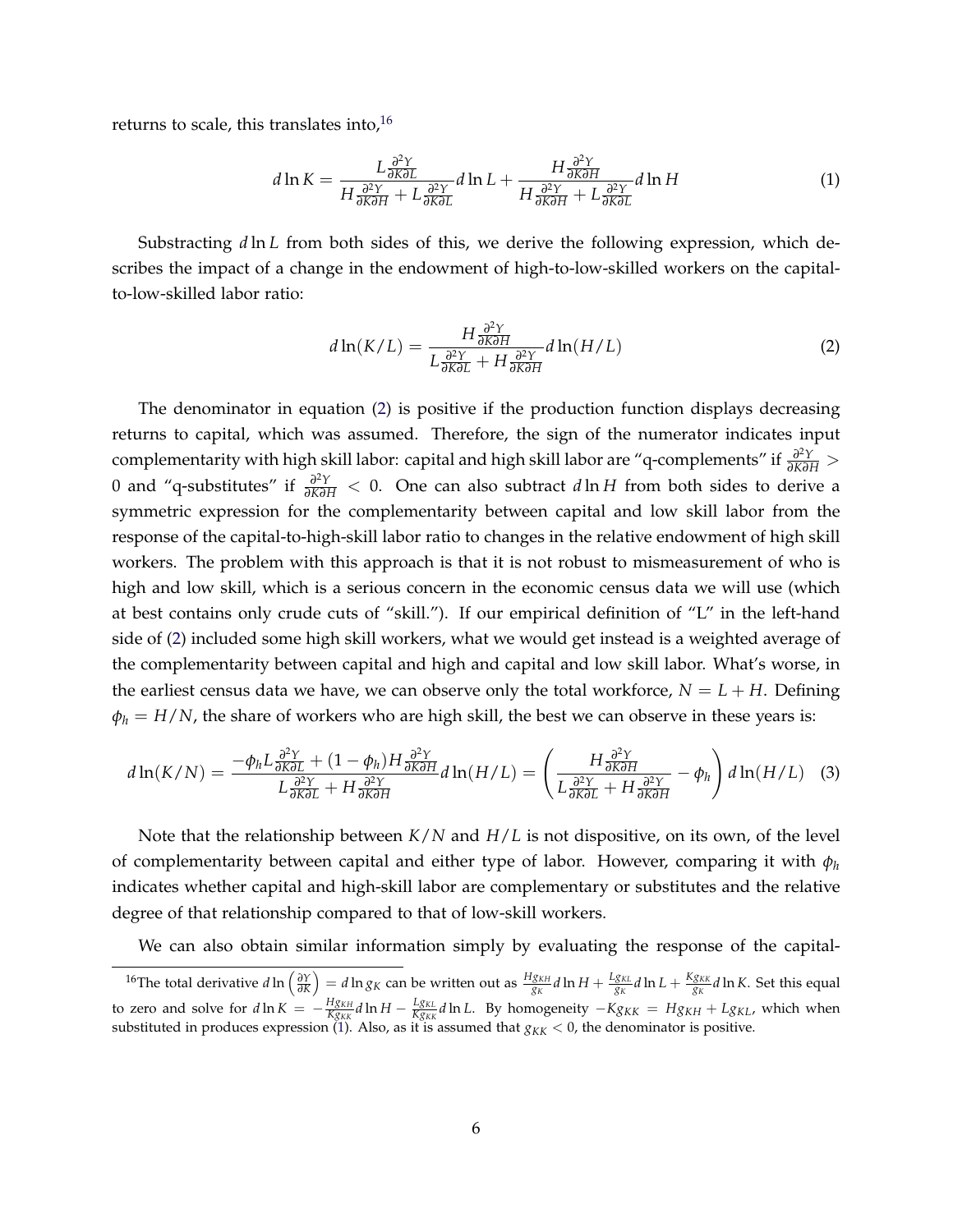returns to scale, this translates into,[16]

$$d\ln K = \frac{L\frac{\partial^2 Y}{\partial K \partial L}}{H\frac{\partial^2 Y}{\partial K \partial H} + L\frac{\partial^2 Y}{\partial K \partial L}} d\ln L + \frac{H\frac{\partial^2 Y}{\partial K \partial H}}{H\frac{\partial^2 Y}{\partial K \partial H} + L\frac{\partial^2 Y}{\partial K \partial L}} d\ln H \tag{1}$$

Substracting $d\ln L$ from both sides of this, we derive the following expression, which describes the impact of a change in the endowment of high-to-low-skilled workers on the capital-to-low-skilled labor ratio:

$$d\ln(K/L) = \frac{H\frac{\partial^2 Y}{\partial K \partial H}}{L\frac{\partial^2 Y}{\partial K \partial L} + H\frac{\partial^2 Y}{\partial K \partial H}} d\ln(H/L) \tag{2}$$

The denominator in equation (2) is positive if the production function displays decreasing returns to capital, which was assumed. Therefore, the sign of the numerator indicates input complementarity with high skill labor: capital and high skill labor are "q-complements" if $\frac{\partial^2 Y}{\partial K \partial H} > 0$ and "q-substitutes" if $\frac{\partial^2 Y}{\partial K \partial H} < 0$. One can also subtract $d\ln H$ from both sides to derive a symmetric expression for the complementarity between capital and low skill labor from the response of the capital-to-high-skill labor ratio to changes in the relative endowment of high skill workers. The problem with this approach is that it is not robust to mismeasurement of who is high and low skill, which is a serious concern in the economic census data we will use (which at best contains only crude cuts of "skill."). If our empirical definition of "L" in the left-hand side of (2) included some high skill workers, what we would get instead is a weighted average of the complementarity between capital and high and capital and low skill labor. What's worse, in the earliest census data we have, we can observe only the total workforce, $N = L + H$. Defining $\phi_h = H/N$, the share of workers who are high skill, the best we can observe in these years is:

$$d\ln(K/N) = \frac{-\phi_h L\frac{\partial^2 Y}{\partial K \partial L} + (1-\phi_h) H\frac{\partial^2 Y}{\partial K \partial H}}{L\frac{\partial^2 Y}{\partial K \partial L} + H\frac{\partial^2 Y}{\partial K \partial H}} d\ln(H/L) = \left( \frac{H\frac{\partial^2 Y}{\partial K \partial H}}{L\frac{\partial^2 Y}{\partial K \partial L} + H\frac{\partial^2 Y}{\partial K \partial H}} - \phi_h \right) d\ln(H/L) \tag{3}$$

Note that the relationship between $K/N$ and $H/L$ is not dispositive, on its own, of the level of complementarity between capital and either type of labor. However, comparing it with $\phi_h$ indicates whether capital and high-skill labor are complementary or substitutes and the relative degree of that relationship compared to that of low-skill workers.

We can also obtain similar information simply by evaluating the response of the capital-

[16] The total derivative $d\ln\left(\frac{\partial Y}{\partial K}\right) = d\ln g_K$ can be written out as $\frac{H g_{KH}}{g_K} d\ln H + \frac{L g_{KL}}{g_K} d\ln L + \frac{K g_{KK}}{g_K} d\ln K$. Set this equal to zero and solve for $d\ln K = -\frac{H g_{KH}}{K g_{KK}} d\ln H - \frac{L g_{KL}}{K g_{KK}} d\ln L$. By homogeneity $-K g_{KK} = H g_{KH} + L g_{KL}$, which when substituted in produces expression (1). Also, as it is assumed that $g_{KK} < 0$, the denominator is positive.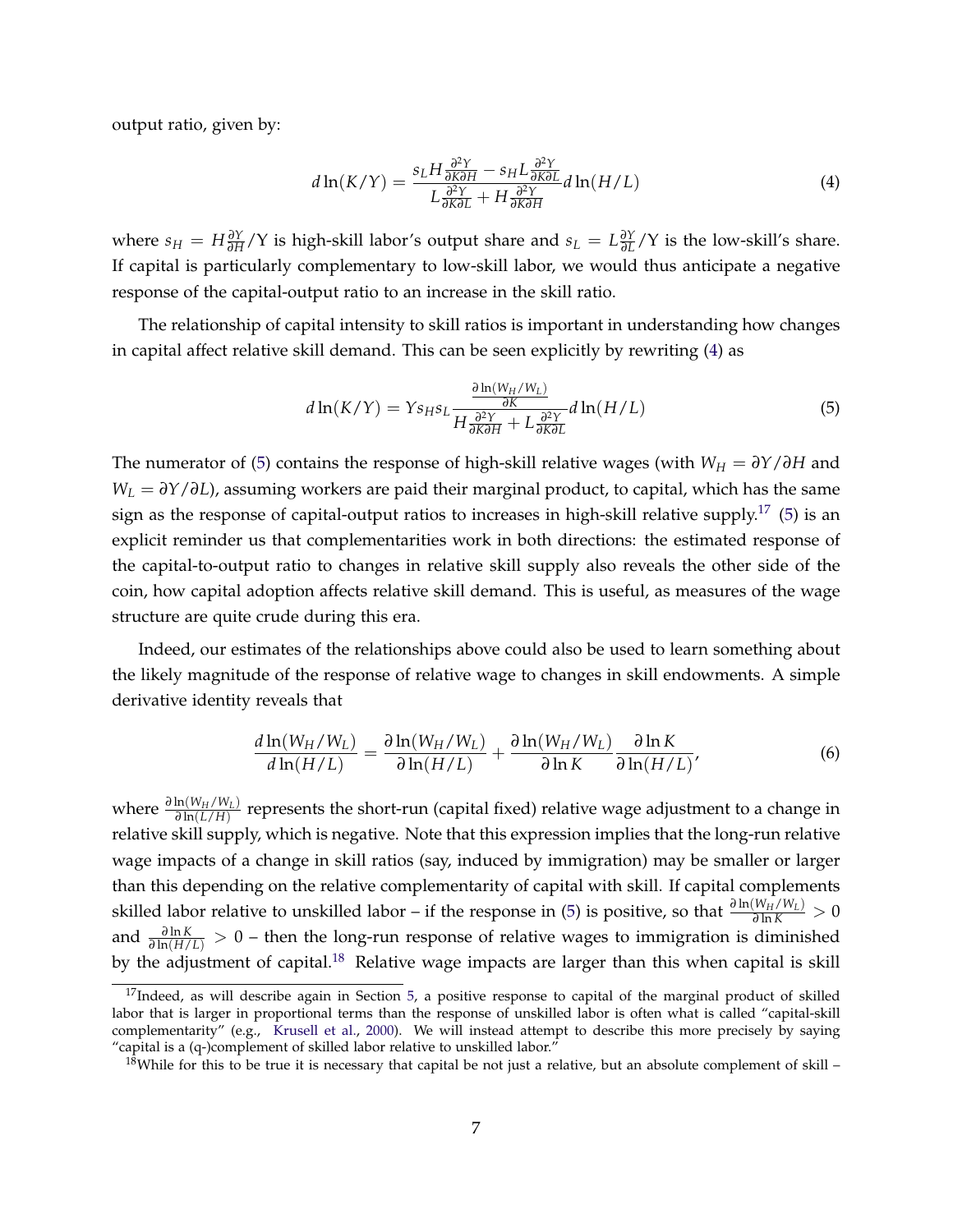output ratio, given by:

$$d\ln(K/Y) = \frac{s_L H \frac{\partial^2 Y}{\partial K \partial H} - s_H L \frac{\partial^2 Y}{\partial K \partial L}}{L \frac{\partial^2 Y}{\partial K \partial L} + H \frac{\partial^2 Y}{\partial K \partial H}} d\ln(H/L) \tag{4}$$

where $s_H = H\frac{\partial Y}{\partial H}/\mathrm{Y}$ is high-skill labor's output share and $s_L = L\frac{\partial Y}{\partial L}/\mathrm{Y}$ is the low-skill's share. If capital is particularly complementary to low-skill labor, we would thus anticipate a negative response of the capital-output ratio to an increase in the skill ratio.

The relationship of capital intensity to skill ratios is important in understanding how changes in capital affect relative skill demand. This can be seen explicitly by rewriting (4) as

$$d\ln(K/Y) = Y s_H s_L \frac{\frac{\partial \ln(W_H/W_L)}{\partial K}}{H \frac{\partial^2 Y}{\partial K \partial H} + L \frac{\partial^2 Y}{\partial K \partial L}} d\ln(H/L) \tag{5}$$

The numerator of (5) contains the response of high-skill relative wages (with $W_H = \partial Y/\partial H$ and $W_L = \partial Y/\partial L$), assuming workers are paid their marginal product, to capital, which has the same sign as the response of capital-output ratios to increases in high-skill relative supply.[17] (5) is an explicit reminder us that complementarities work in both directions: the estimated response of the capital-to-output ratio to changes in relative skill supply also reveals the other side of the coin, how capital adoption affects relative skill demand. This is useful, as measures of the wage structure are quite crude during this era.

Indeed, our estimates of the relationships above could also be used to learn something about the likely magnitude of the response of relative wage to changes in skill endowments. A simple derivative identity reveals that

$$\frac{d\ln(W_H/W_L)}{d\ln(H/L)} = \frac{\partial \ln(W_H/W_L)}{\partial \ln(H/L)} + \frac{\partial \ln(W_H/W_L)}{\partial \ln K} \frac{\partial \ln K}{\partial \ln(H/L)}, \tag{6}$$

where $\frac{\partial \ln(W_H/W_L)}{\partial \ln(L/H)}$ represents the short-run (capital fixed) relative wage adjustment to a change in relative skill supply, which is negative. Note that this expression implies that the long-run relative wage impacts of a change in skill ratios (say, induced by immigration) may be smaller or larger than this depending on the relative complementarity of capital with skill. If capital complements skilled labor relative to unskilled labor – if the response in (5) is positive, so that $\frac{\partial \ln(W_H/W_L)}{\partial \ln K} > 0$ and $\frac{\partial \ln K}{\partial \ln(H/L)} > 0$ – then the long-run response of relative wages to immigration is diminished by the adjustment of capital.[18] Relative wage impacts are larger than this when capital is skill

[17] Indeed, as will describe again in Section 5, a positive response to capital of the marginal product of skilled labor that is larger in proportional terms than the response of unskilled labor is often what is called "capital-skill complementarity" (e.g., Krusell et al., 2000). We will instead attempt to describe this more precisely by saying "capital is a (q-)complement of skilled labor relative to unskilled labor."

[18] While for this to be true it is necessary that capital be not just a relative, but an absolute complement of skill –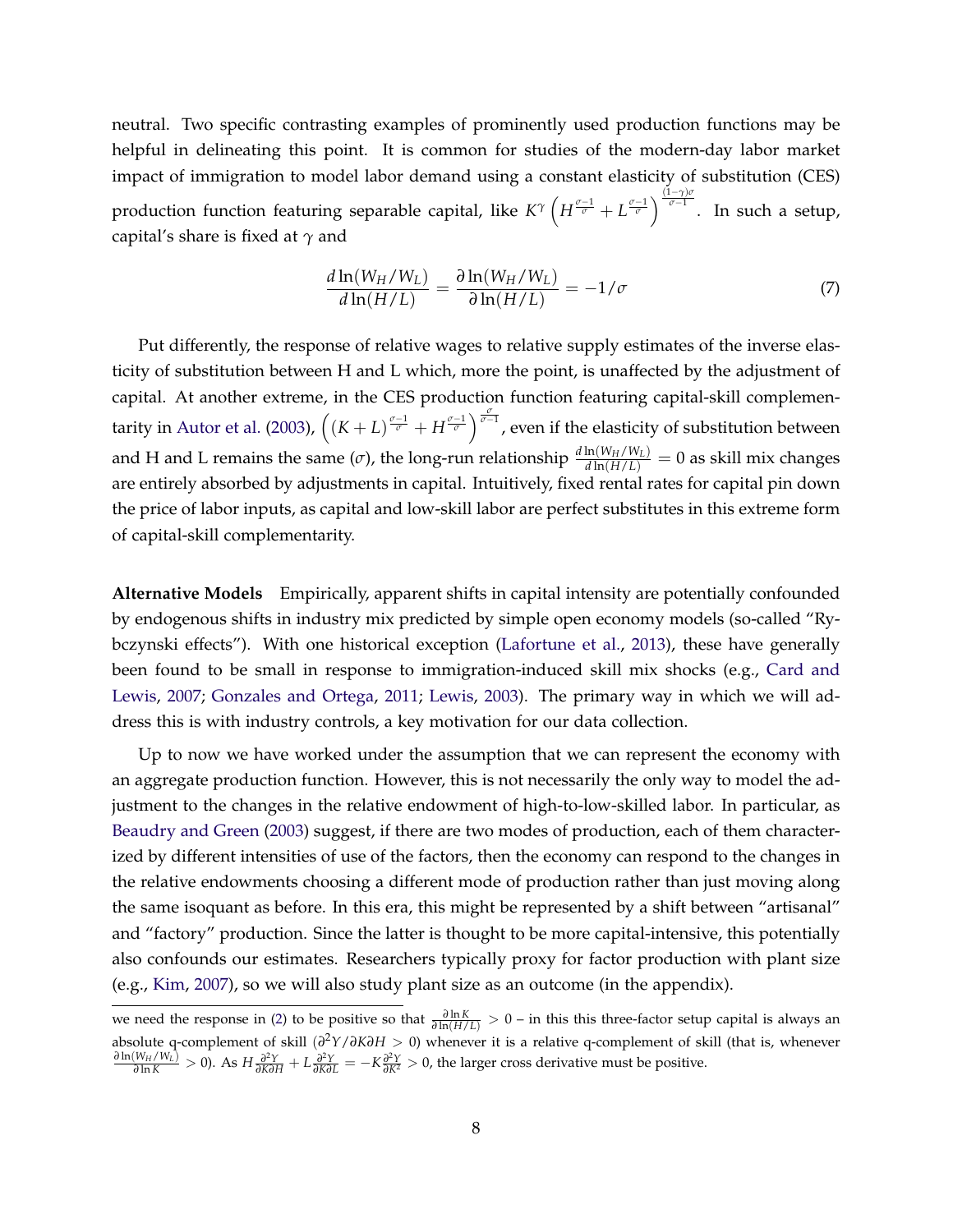neutral. Two specific contrasting examples of prominently used production functions may be helpful in delineating this point. It is common for studies of the modern-day labor market impact of immigration to model labor demand using a constant elasticity of substitution (CES) production function featuring separable capital, like $K^{\gamma}\left(H^{\frac{\sigma-1}{\sigma}}+L^{\frac{\sigma-1}{\sigma}}\right)^{\frac{(1-\gamma)\sigma}{\sigma-1}}$. In such a setup, capital's share is fixed at $\gamma$ and

$$\frac{d\ln(W_H/W_L)}{d\ln(H/L)}=\frac{\partial\ln(W_H/W_L)}{\partial\ln(H/L)}=-1/\sigma \tag{7}$$

Put differently, the response of relative wages to relative supply estimates of the inverse elasticity of substitution between H and L which, more the point, is unaffected by the adjustment of capital. At another extreme, in the CES production function featuring capital-skill complementarity in Autor et al. (2003), $\left((K+L)^{\frac{\sigma-1}{\sigma}}+H^{\frac{\sigma-1}{\sigma}}\right)^{\frac{\sigma}{\sigma-1}}$, even if the elasticity of substitution between and H and L remains the same ($\sigma$), the long-run relationship $\frac{d\ln(W_H/W_L)}{d\ln(H/L)}=0$ as skill mix changes are entirely absorbed by adjustments in capital. Intuitively, fixed rental rates for capital pin down the price of labor inputs, as capital and low-skill labor are perfect substitutes in this extreme form of capital-skill complementarity.

**Alternative Models** Empirically, apparent shifts in capital intensity are potentially confounded by endogenous shifts in industry mix predicted by simple open economy models (so-called "Rybczynski effects"). With one historical exception (Lafortune et al., 2013), these have generally been found to be small in response to immigration-induced skill mix shocks (e.g., Card and Lewis, 2007; Gonzales and Ortega, 2011; Lewis, 2003). The primary way in which we will address this is with industry controls, a key motivation for our data collection.

Up to now we have worked under the assumption that we can represent the economy with an aggregate production function. However, this is not necessarily the only way to model the adjustment to the changes in the relative endowment of high-to-low-skilled labor. In particular, as Beaudry and Green (2003) suggest, if there are two modes of production, each of them characterized by different intensities of use of the factors, then the economy can respond to the changes in the relative endowments choosing a different mode of production rather than just moving along the same isoquant as before. In this era, this might be represented by a shift between "artisanal" and "factory" production. Since the latter is thought to be more capital-intensive, this potentially also confounds our estimates. Researchers typically proxy for factor production with plant size (e.g., Kim, 2007), so we will also study plant size as an outcome (in the appendix).

we need the response in (2) to be positive so that $\frac{\partial\ln K}{\partial\ln(H/L)}>0$ – in this this three-factor setup capital is always an absolute q-complement of skill ($\partial^2 Y/\partial K\partial H>0$) whenever it is a relative q-complement of skill (that is, whenever $\frac{\partial\ln(W_H/W_L)}{\partial\ln K}>0$). As $H\frac{\partial^2 Y}{\partial K\partial H}+L\frac{\partial^2 Y}{\partial K\partial L}=-K\frac{\partial^2 Y}{\partial K^2}>0$, the larger cross derivative must be positive.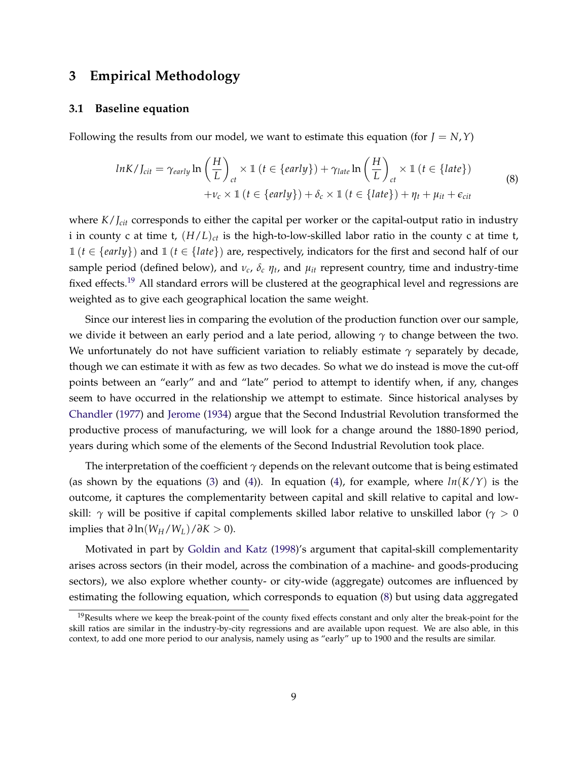# 3 Empirical Methodology

## 3.1 Baseline equation

Following the results from our model, we want to estimate this equation (for $J = N, Y$)

$$
\begin{aligned}
lnK/J_{cit} = \gamma_{early} \ln\left(\frac{H}{L}\right)_{ct} \times \mathbb{1}\left(t \in \{early\}\right) + \gamma_{late} \ln\left(\frac{H}{L}\right)_{ct} \times \mathbb{1}\left(t \in \{late\}\right) \\
+ \nu_c \times \mathbb{1}\left(t \in \{early\}\right) + \delta_c \times \mathbb{1}\left(t \in \{late\}\right) + \eta_t + \mu_{it} + \epsilon_{cit}
\end{aligned}
\tag{8}
$$

where $K/J_{cit}$ corresponds to either the capital per worker or the capital-output ratio in industry i in county c at time t, $(H/L)_{ct}$ is the high-to-low-skilled labor ratio in the county c at time t, $\mathbb{1}\left(t \in \{early\}\right)$ and $\mathbb{1}\left(t \in \{late\}\right)$ are, respectively, indicators for the first and second half of our sample period (defined below), and $\nu_c$, $\delta_c$ $\eta_t$, and $\mu_{it}$ represent country, time and industry-time fixed effects.[19] All standard errors will be clustered at the geographical level and regressions are weighted as to give each geographical location the same weight.

Since our interest lies in comparing the evolution of the production function over our sample, we divide it between an early period and a late period, allowing $\gamma$ to change between the two. We unfortunately do not have sufficient variation to reliably estimate $\gamma$ separately by decade, though we can estimate it with as few as two decades. So what we do instead is move the cut-off points between an "early" and and "late" period to attempt to identify when, if any, changes seem to have occurred in the relationship we attempt to estimate. Since historical analyses by Chandler (1977) and Jerome (1934) argue that the Second Industrial Revolution transformed the productive process of manufacturing, we will look for a change around the 1880-1890 period, years during which some of the elements of the Second Industrial Revolution took place.

The interpretation of the coefficient $\gamma$ depends on the relevant outcome that is being estimated (as shown by the equations (3) and (4)). In equation (4), for example, where $ln(K/Y)$ is the outcome, it captures the complementarity between capital and skill relative to capital and low-skill: $\gamma$ will be positive if capital complements skilled labor relative to unskilled labor ($\gamma > 0$ implies that $\partial \ln(W_H/W_L)/\partial K > 0$).

Motivated in part by Goldin and Katz (1998)'s argument that capital-skill complementarity arises across sectors (in their model, across the combination of a machine- and goods-producing sectors), we also explore whether county- or city-wide (aggregate) outcomes are influenced by estimating the following equation, which corresponds to equation (8) but using data aggregated

[19] Results where we keep the break-point of the county fixed effects constant and only alter the break-point for the skill ratios are similar in the industry-by-city regressions and are available upon request. We are also able, in this context, to add one more period to our analysis, namely using as "early" up to 1900 and the results are similar.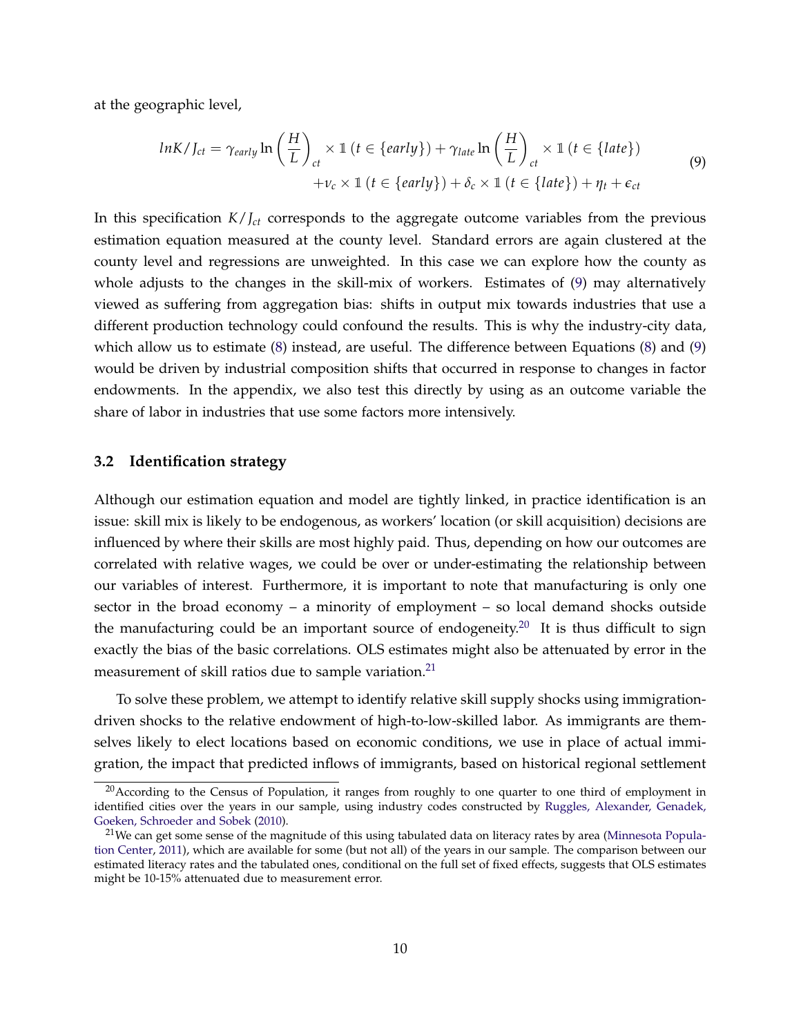at the geographic level,

$$
\begin{aligned}
lnK/J_{ct} = \gamma_{early} \ln\left(\frac{H}{L}\right)_{ct} \times \mathbb{1}\left(t \in \{early\}\right) + \gamma_{late} \ln\left(\frac{H}{L}\right)_{ct} \times \mathbb{1}\left(t \in \{late\}\right) \\
+ \nu_c \times \mathbb{1}\left(t \in \{early\}\right) + \delta_c \times \mathbb{1}\left(t \in \{late\}\right) + \eta_t + \epsilon_{ct}
\end{aligned}
\tag{9}
$$

In this specification $K/J_{ct}$ corresponds to the aggregate outcome variables from the previous estimation equation measured at the county level. Standard errors are again clustered at the county level and regressions are unweighted. In this case we can explore how the county as whole adjusts to the changes in the skill-mix of workers. Estimates of (9) may alternatively viewed as suffering from aggregation bias: shifts in output mix towards industries that use a different production technology could confound the results. This is why the industry-city data, which allow us to estimate (8) instead, are useful. The difference between Equations (8) and (9) would be driven by industrial composition shifts that occurred in response to changes in factor endowments. In the appendix, we also test this directly by using as an outcome variable the share of labor in industries that use some factors more intensively.

### 3.2 Identification strategy

Although our estimation equation and model are tightly linked, in practice identification is an issue: skill mix is likely to be endogenous, as workers' location (or skill acquisition) decisions are influenced by where their skills are most highly paid. Thus, depending on how our outcomes are correlated with relative wages, we could be over or under-estimating the relationship between our variables of interest. Furthermore, it is important to note that manufacturing is only one sector in the broad economy – a minority of employment – so local demand shocks outside the manufacturing could be an important source of endogeneity.[20] It is thus difficult to sign exactly the bias of the basic correlations. OLS estimates might also be attenuated by error in the measurement of skill ratios due to sample variation.[21]

To solve these problem, we attempt to identify relative skill supply shocks using immigration-driven shocks to the relative endowment of high-to-low-skilled labor. As immigrants are themselves likely to elect locations based on economic conditions, we use in place of actual immigration, the impact that predicted inflows of immigrants, based on historical regional settlement

[20] According to the Census of Population, it ranges from roughly to one quarter to one third of employment in identified cities over the years in our sample, using industry codes constructed by Ruggles, Alexander, Genadek, Goeken, Schroeder and Sobek (2010).

[21] We can get some sense of the magnitude of this using tabulated data on literacy rates by area (Minnesota Population Center, 2011), which are available for some (but not all) of the years in our sample. The comparison between our estimated literacy rates and the tabulated ones, conditional on the full set of fixed effects, suggests that OLS estimates might be 10-15% attenuated due to measurement error.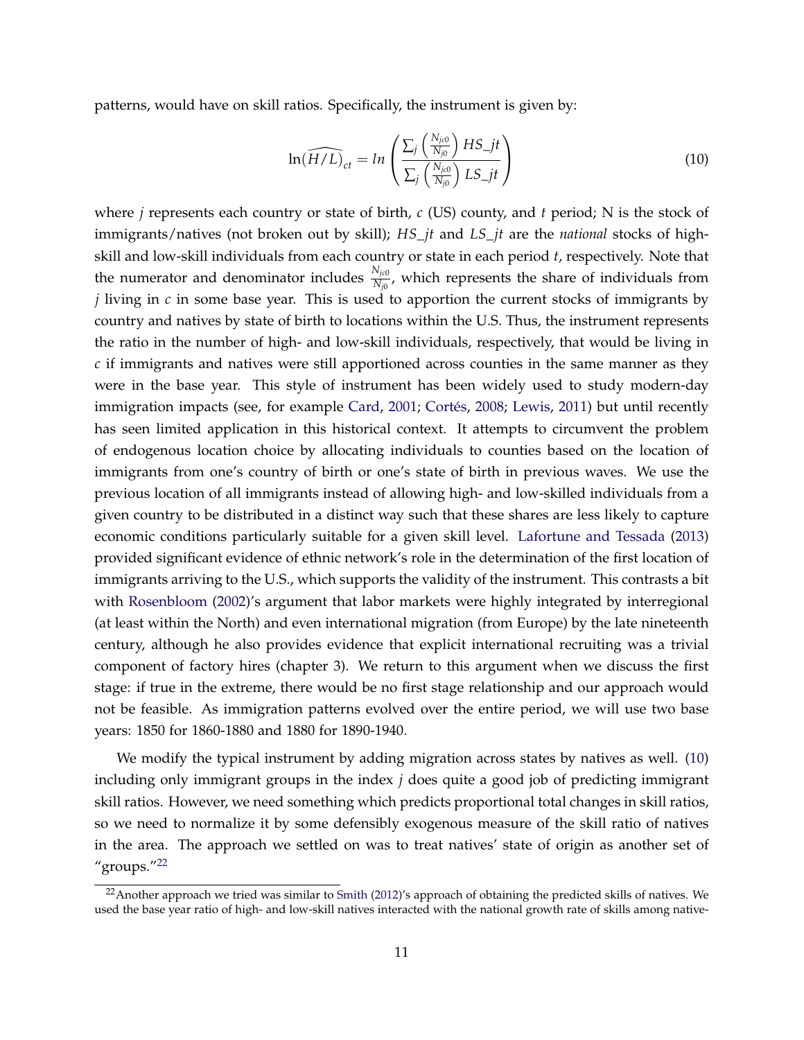patterns, would have on skill ratios. Specifically, the instrument is given by:

$$\widehat{\ln(H/L)}_{ct} = ln\left(\frac{\sum_j \left(\frac{N_{jc0}}{N_{j0}}\right) HS\_jt}{\sum_j \left(\frac{N_{jc0}}{N_{j0}}\right) LS\_jt}\right) \tag{10}$$

where $j$ represents each country or state of birth, $c$ (US) county, and $t$ period; N is the stock of immigrants/natives (not broken out by skill); $HS\_jt$ and $LS\_jt$ are the *national* stocks of high-skill and low-skill individuals from each country or state in each period $t$, respectively. Note that the numerator and denominator includes $\frac{N_{jc0}}{N_{j0}}$, which represents the share of individuals from $j$ living in $c$ in some base year. This is used to apportion the current stocks of immigrants by country and natives by state of birth to locations within the U.S. Thus, the instrument represents the ratio in the number of high- and low-skill individuals, respectively, that would be living in $c$ if immigrants and natives were still apportioned across counties in the same manner as they were in the base year. This style of instrument has been widely used to study modern-day immigration impacts (see, for example Card, 2001; Cortés, 2008; Lewis, 2011) but until recently has seen limited application in this historical context. It attempts to circumvent the problem of endogenous location choice by allocating individuals to counties based on the location of immigrants from one's country of birth or one's state of birth in previous waves. We use the previous location of all immigrants instead of allowing high- and low-skilled individuals from a given country to be distributed in a distinct way such that these shares are less likely to capture economic conditions particularly suitable for a given skill level. Lafortune and Tessada (2013) provided significant evidence of ethnic network's role in the determination of the first location of immigrants arriving to the U.S., which supports the validity of the instrument. This contrasts a bit with Rosenbloom (2002)'s argument that labor markets were highly integrated by interregional (at least within the North) and even international migration (from Europe) by the late nineteenth century, although he also provides evidence that explicit international recruiting was a trivial component of factory hires (chapter 3). We return to this argument when we discuss the first stage: if true in the extreme, there would be no first stage relationship and our approach would not be feasible. As immigration patterns evolved over the entire period, we will use two base years: 1850 for 1860-1880 and 1880 for 1890-1940.

We modify the typical instrument by adding migration across states by natives as well. (10) including only immigrant groups in the index $j$ does quite a good job of predicting immigrant skill ratios. However, we need something which predicts proportional total changes in skill ratios, so we need to normalize it by some defensibly exogenous measure of the skill ratio of natives in the area. The approach we settled on was to treat natives' state of origin as another set of "groups."[22]

[22]Another approach we tried was similar to Smith (2012)'s approach of obtaining the predicted skills of natives. We used the base year ratio of high- and low-skill natives interacted with the national growth rate of skills among native-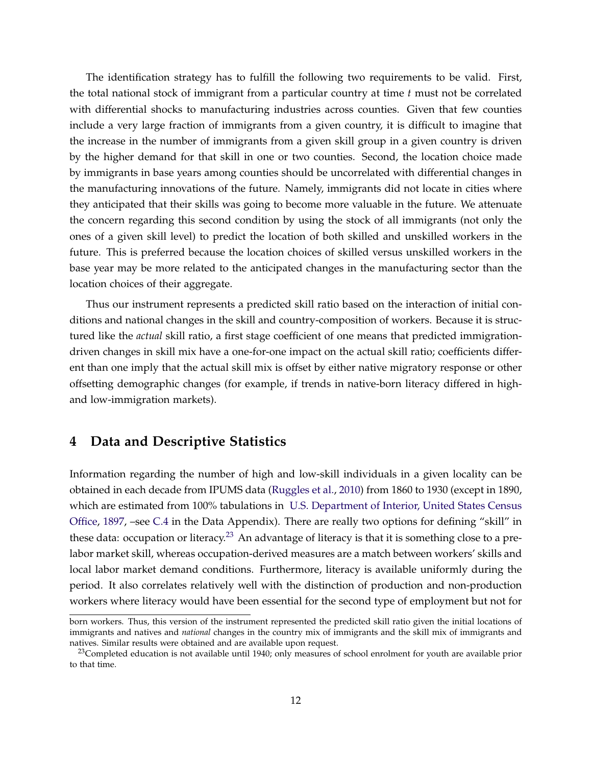The identification strategy has to fulfill the following two requirements to be valid. First, the total national stock of immigrant from a particular country at time $t$ must not be correlated with differential shocks to manufacturing industries across counties. Given that few counties include a very large fraction of immigrants from a given country, it is difficult to imagine that the increase in the number of immigrants from a given skill group in a given country is driven by the higher demand for that skill in one or two counties. Second, the location choice made by immigrants in base years among counties should be uncorrelated with differential changes in the manufacturing innovations of the future. Namely, immigrants did not locate in cities where they anticipated that their skills was going to become more valuable in the future. We attenuate the concern regarding this second condition by using the stock of all immigrants (not only the ones of a given skill level) to predict the location of both skilled and unskilled workers in the future. This is preferred because the location choices of skilled versus unskilled workers in the base year may be more related to the anticipated changes in the manufacturing sector than the location choices of their aggregate.

Thus our instrument represents a predicted skill ratio based on the interaction of initial conditions and national changes in the skill and country-composition of workers. Because it is structured like the *actual* skill ratio, a first stage coefficient of one means that predicted immigration-driven changes in skill mix have a one-for-one impact on the actual skill ratio; coefficients different than one imply that the actual skill mix is offset by either native migratory response or other offsetting demographic changes (for example, if trends in native-born literacy differed in high- and low-immigration markets).

## 4 Data and Descriptive Statistics

Information regarding the number of high and low-skill individuals in a given locality can be obtained in each decade from IPUMS data (Ruggles et al., 2010) from 1860 to 1930 (except in 1890, which are estimated from 100% tabulations in U.S. Department of Interior, United States Census Office, 1897, –see C.4 in the Data Appendix). There are really two options for defining "skill" in these data: occupation or literacy.[23] An advantage of literacy is that it is something close to a pre-labor market skill, whereas occupation-derived measures are a match between workers' skills and local labor market demand conditions. Furthermore, literacy is available uniformly during the period. It also correlates relatively well with the distinction of production and non-production workers where literacy would have been essential for the second type of employment but not for

born workers. Thus, this version of the instrument represented the predicted skill ratio given the initial locations of immigrants and natives and *national* changes in the country mix of immigrants and the skill mix of immigrants and natives. Similar results were obtained and are available upon request.

[23] Completed education is not available until 1940; only measures of school enrolment for youth are available prior to that time.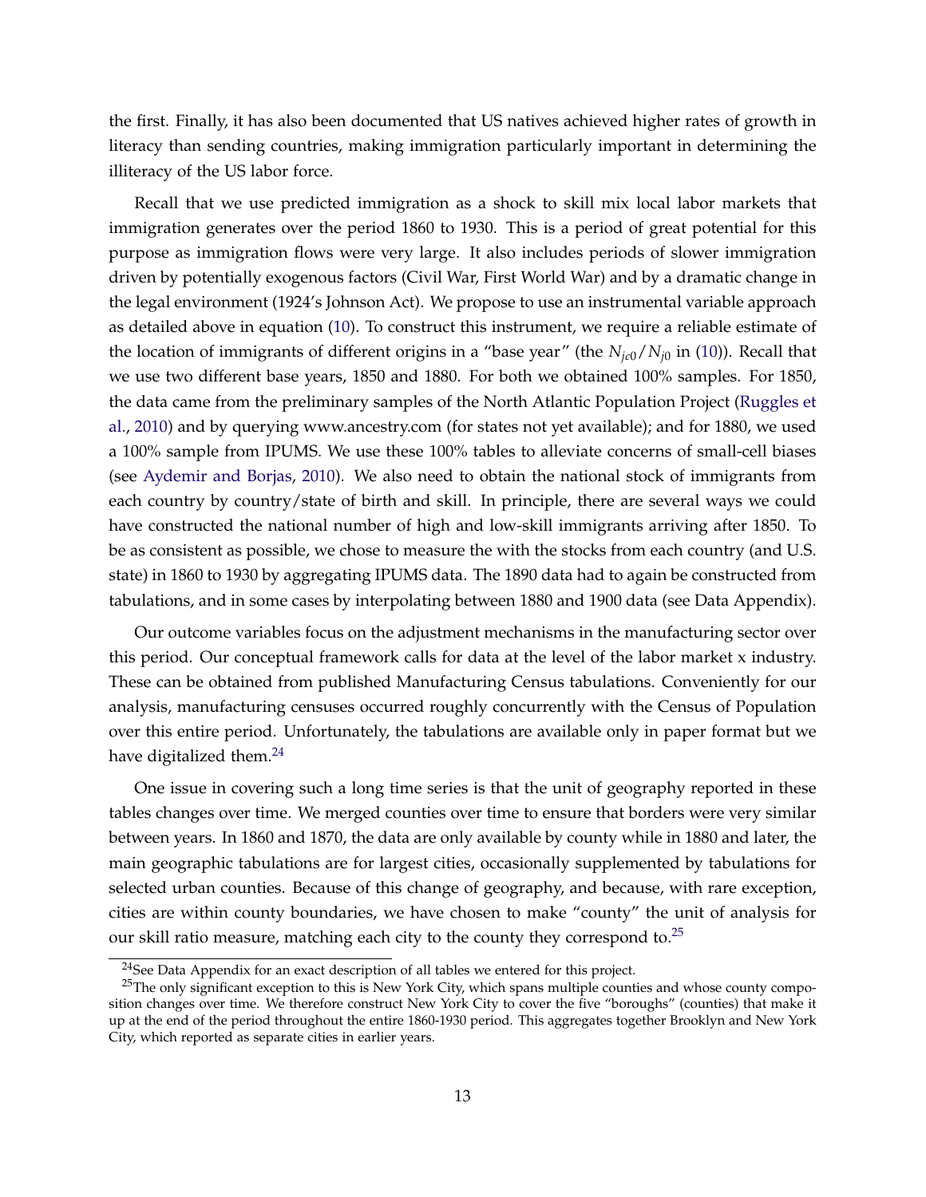the first. Finally, it has also been documented that US natives achieved higher rates of growth in literacy than sending countries, making immigration particularly important in determining the illiteracy of the US labor force.

Recall that we use predicted immigration as a shock to skill mix local labor markets that immigration generates over the period 1860 to 1930. This is a period of great potential for this purpose as immigration flows were very large. It also includes periods of slower immigration driven by potentially exogenous factors (Civil War, First World War) and by a dramatic change in the legal environment (1924's Johnson Act). We propose to use an instrumental variable approach as detailed above in equation (10). To construct this instrument, we require a reliable estimate of the location of immigrants of different origins in a "base year" (the $N_{jc0}/N_{j0}$ in (10)). Recall that we use two different base years, 1850 and 1880. For both we obtained 100% samples. For 1850, the data came from the preliminary samples of the North Atlantic Population Project (Ruggles et al., 2010) and by querying www.ancestry.com (for states not yet available); and for 1880, we used a 100% sample from IPUMS. We use these 100% tables to alleviate concerns of small-cell biases (see Aydemir and Borjas, 2010). We also need to obtain the national stock of immigrants from each country by country/state of birth and skill. In principle, there are several ways we could have constructed the national number of high and low-skill immigrants arriving after 1850. To be as consistent as possible, we chose to measure the with the stocks from each country (and U.S. state) in 1860 to 1930 by aggregating IPUMS data. The 1890 data had to again be constructed from tabulations, and in some cases by interpolating between 1880 and 1900 data (see Data Appendix).

Our outcome variables focus on the adjustment mechanisms in the manufacturing sector over this period. Our conceptual framework calls for data at the level of the labor market x industry. These can be obtained from published Manufacturing Census tabulations. Conveniently for our analysis, manufacturing censuses occurred roughly concurrently with the Census of Population over this entire period. Unfortunately, the tabulations are available only in paper format but we have digitalized them.[24]

One issue in covering such a long time series is that the unit of geography reported in these tables changes over time. We merged counties over time to ensure that borders were very similar between years. In 1860 and 1870, the data are only available by county while in 1880 and later, the main geographic tabulations are for largest cities, occasionally supplemented by tabulations for selected urban counties. Because of this change of geography, and because, with rare exception, cities are within county boundaries, we have chosen to make "county" the unit of analysis for our skill ratio measure, matching each city to the county they correspond to.[25]

[24] See Data Appendix for an exact description of all tables we entered for this project.

[25] The only significant exception to this is New York City, which spans multiple counties and whose county composition changes over time. We therefore construct New York City to cover the five "boroughs" (counties) that make it up at the end of the period throughout the entire 1860-1930 period. This aggregates together Brooklyn and New York City, which reported as separate cities in earlier years.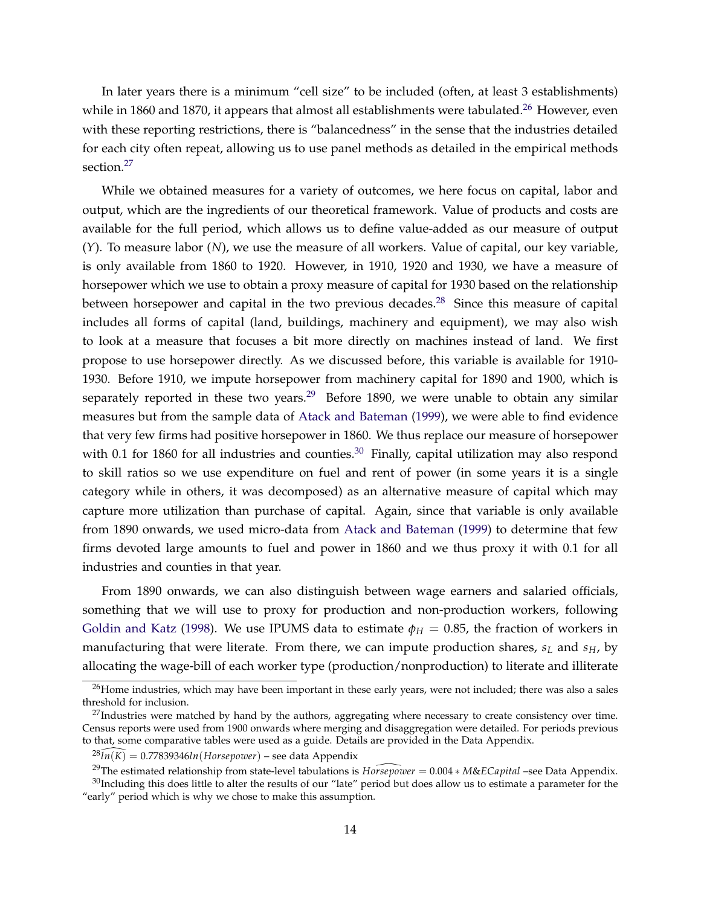In later years there is a minimum "cell size" to be included (often, at least 3 establishments) while in 1860 and 1870, it appears that almost all establishments were tabulated.[26] However, even with these reporting restrictions, there is "balancedness" in the sense that the industries detailed for each city often repeat, allowing us to use panel methods as detailed in the empirical methods section.[27]

While we obtained measures for a variety of outcomes, we here focus on capital, labor and output, which are the ingredients of our theoretical framework. Value of products and costs are available for the full period, which allows us to define value-added as our measure of output ($Y$). To measure labor ($N$), we use the measure of all workers. Value of capital, our key variable, is only available from 1860 to 1920. However, in 1910, 1920 and 1930, we have a measure of horsepower which we use to obtain a proxy measure of capital for 1930 based on the relationship between horsepower and capital in the two previous decades.[28] Since this measure of capital includes all forms of capital (land, buildings, machinery and equipment), we may also wish to look at a measure that focuses a bit more directly on machines instead of land. We first propose to use horsepower directly. As we discussed before, this variable is available for 1910-1930. Before 1910, we impute horsepower from machinery capital for 1890 and 1900, which is separately reported in these two years.[29] Before 1890, we were unable to obtain any similar measures but from the sample data of Atack and Bateman (1999), we were able to find evidence that very few firms had positive horsepower in 1860. We thus replace our measure of horsepower with 0.1 for 1860 for all industries and counties.[30] Finally, capital utilization may also respond to skill ratios so we use expenditure on fuel and rent of power (in some years it is a single category while in others, it was decomposed) as an alternative measure of capital which may capture more utilization than purchase of capital. Again, since that variable is only available from 1890 onwards, we used micro-data from Atack and Bateman (1999) to determine that few firms devoted large amounts to fuel and power in 1860 and we thus proxy it with 0.1 for all industries and counties in that year.

From 1890 onwards, we can also distinguish between wage earners and salaried officials, something that we will use to proxy for production and non-production workers, following Goldin and Katz (1998). We use IPUMS data to estimate $\phi_H = 0.85$, the fraction of workers in manufacturing that were literate. From there, we can impute production shares, $s_L$ and $s_H$, by allocating the wage-bill of each worker type (production/nonproduction) to literate and illiterate

---

[26] Home industries, which may have been important in these early years, were not included; there was also a sales threshold for inclusion.

[27] Industries were matched by hand by the authors, aggregating where necessary to create consistency over time. Census reports were used from 1900 onwards where merging and disaggregation were detailed. For periods previous to that, some comparative tables were used as a guide. Details are provided in the Data Appendix.

[28] $\widehat{ln(K)} = 0.77839346 ln(Horsepower)$ – see data Appendix

[29] The estimated relationship from state-level tabulations is $\widehat{Horsepower} = 0.004 * M\&ECapital$ –see Data Appendix.

[30] Including this does little to alter the results of our "late" period but does allow us to estimate a parameter for the "early" period which is why we chose to make this assumption.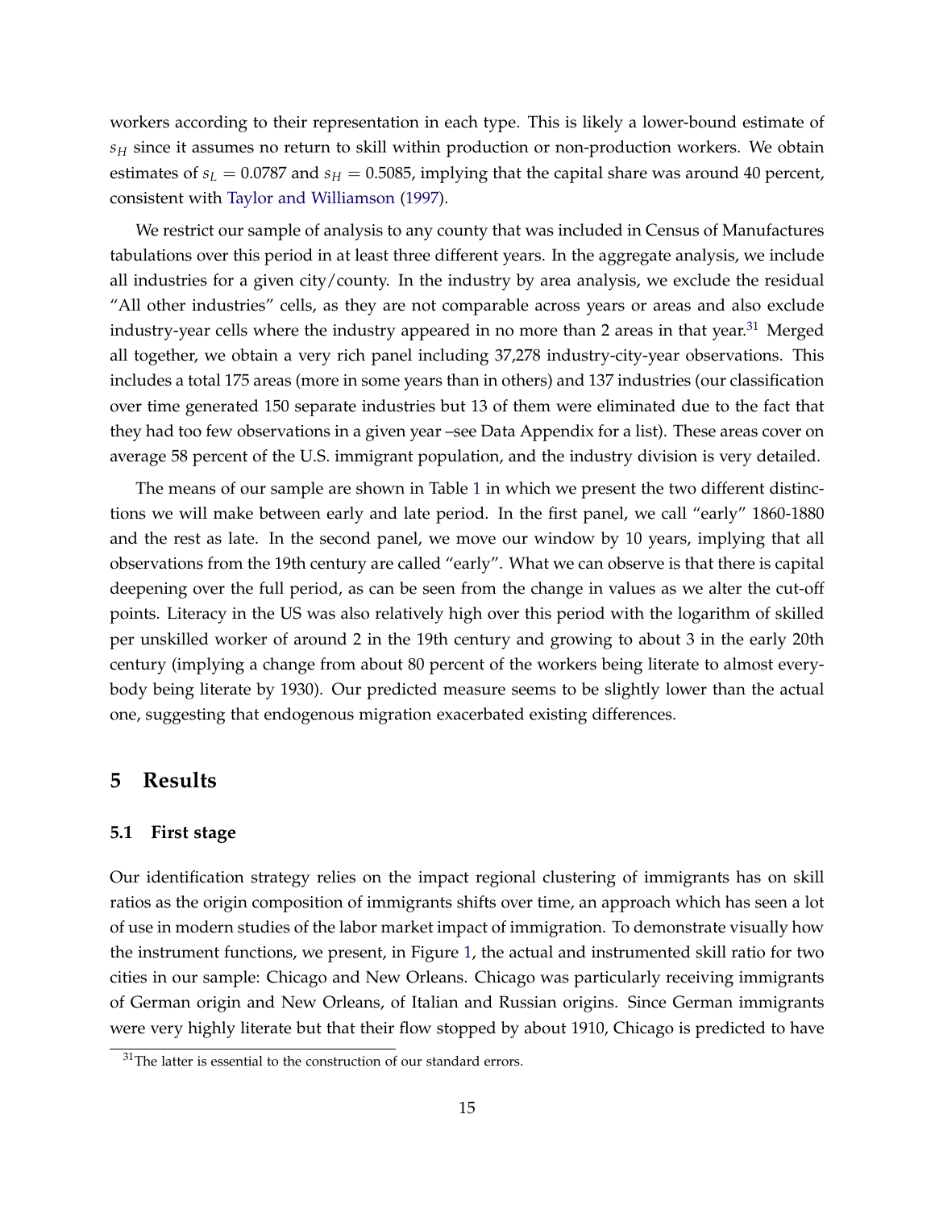workers according to their representation in each type. This is likely a lower-bound estimate of $s_H$ since it assumes no return to skill within production or non-production workers. We obtain estimates of $s_L = 0.0787$ and $s_H = 0.5085$, implying that the capital share was around 40 percent, consistent with Taylor and Williamson (1997).

We restrict our sample of analysis to any county that was included in Census of Manufactures tabulations over this period in at least three different years. In the aggregate analysis, we include all industries for a given city/county. In the industry by area analysis, we exclude the residual "All other industries" cells, as they are not comparable across years or areas and also exclude industry-year cells where the industry appeared in no more than 2 areas in that year.[31] Merged all together, we obtain a very rich panel including 37,278 industry-city-year observations. This includes a total 175 areas (more in some years than in others) and 137 industries (our classification over time generated 150 separate industries but 13 of them were eliminated due to the fact that they had too few observations in a given year –see Data Appendix for a list). These areas cover on average 58 percent of the U.S. immigrant population, and the industry division is very detailed.

The means of our sample are shown in Table 1 in which we present the two different distinctions we will make between early and late period. In the first panel, we call "early" 1860-1880 and the rest as late. In the second panel, we move our window by 10 years, implying that all observations from the 19th century are called "early". What we can observe is that there is capital deepening over the full period, as can be seen from the change in values as we alter the cut-off points. Literacy in the US was also relatively high over this period with the logarithm of skilled per unskilled worker of around 2 in the 19th century and growing to about 3 in the early 20th century (implying a change from about 80 percent of the workers being literate to almost everybody being literate by 1930). Our predicted measure seems to be slightly lower than the actual one, suggesting that endogenous migration exacerbated existing differences.

# 5 Results

## 5.1 First stage

Our identification strategy relies on the impact regional clustering of immigrants has on skill ratios as the origin composition of immigrants shifts over time, an approach which has seen a lot of use in modern studies of the labor market impact of immigration. To demonstrate visually how the instrument functions, we present, in Figure 1, the actual and instrumented skill ratio for two cities in our sample: Chicago and New Orleans. Chicago was particularly receiving immigrants of German origin and New Orleans, of Italian and Russian origins. Since German immigrants were very highly literate but that their flow stopped by about 1910, Chicago is predicted to have

[31] The latter is essential to the construction of our standard errors.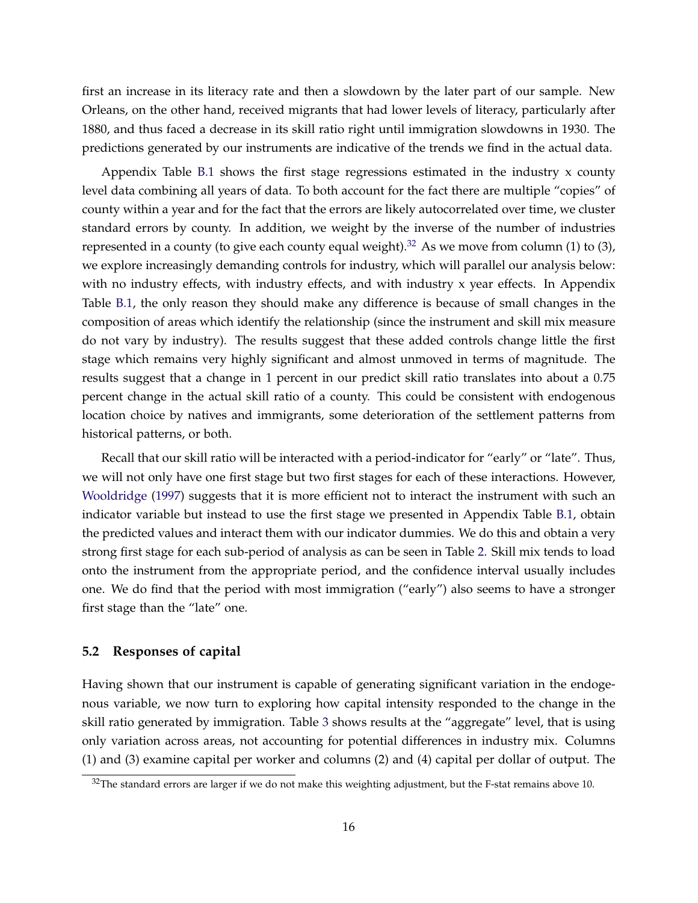first an increase in its literacy rate and then a slowdown by the later part of our sample. New Orleans, on the other hand, received migrants that had lower levels of literacy, particularly after 1880, and thus faced a decrease in its skill ratio right until immigration slowdowns in 1930. The predictions generated by our instruments are indicative of the trends we find in the actual data.

Appendix Table B.1 shows the first stage regressions estimated in the industry x county level data combining all years of data. To both account for the fact there are multiple "copies" of county within a year and for the fact that the errors are likely autocorrelated over time, we cluster standard errors by county. In addition, we weight by the inverse of the number of industries represented in a county (to give each county equal weight).[32] As we move from column (1) to (3), we explore increasingly demanding controls for industry, which will parallel our analysis below: with no industry effects, with industry effects, and with industry x year effects. In Appendix Table B.1, the only reason they should make any difference is because of small changes in the composition of areas which identify the relationship (since the instrument and skill mix measure do not vary by industry). The results suggest that these added controls change little the first stage which remains very highly significant and almost unmoved in terms of magnitude. The results suggest that a change in 1 percent in our predict skill ratio translates into about a 0.75 percent change in the actual skill ratio of a county. This could be consistent with endogenous location choice by natives and immigrants, some deterioration of the settlement patterns from historical patterns, or both.

Recall that our skill ratio will be interacted with a period-indicator for "early" or "late". Thus, we will not only have one first stage but two first stages for each of these interactions. However, Wooldridge (1997) suggests that it is more efficient not to interact the instrument with such an indicator variable but instead to use the first stage we presented in Appendix Table B.1, obtain the predicted values and interact them with our indicator dummies. We do this and obtain a very strong first stage for each sub-period of analysis as can be seen in Table 2. Skill mix tends to load onto the instrument from the appropriate period, and the confidence interval usually includes one. We do find that the period with most immigration ("early") also seems to have a stronger first stage than the "late" one.

### 5.2 Responses of capital

Having shown that our instrument is capable of generating significant variation in the endogenous variable, we now turn to exploring how capital intensity responded to the change in the skill ratio generated by immigration. Table 3 shows results at the "aggregate" level, that is using only variation across areas, not accounting for potential differences in industry mix. Columns (1) and (3) examine capital per worker and columns (2) and (4) capital per dollar of output. The

[32] The standard errors are larger if we do not make this weighting adjustment, but the F-stat remains above 10.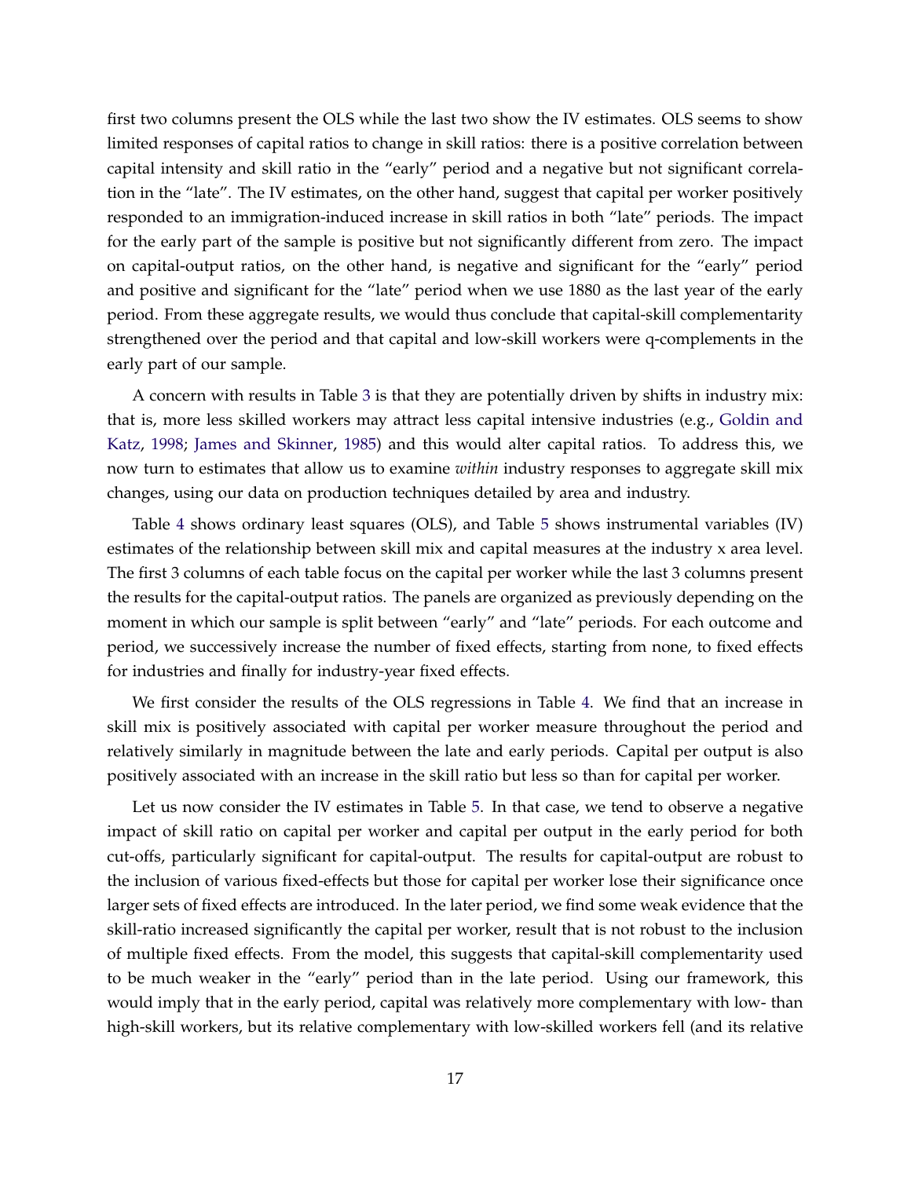first two columns present the OLS while the last two show the IV estimates. OLS seems to show limited responses of capital ratios to change in skill ratios: there is a positive correlation between capital intensity and skill ratio in the "early" period and a negative but not significant correlation in the "late". The IV estimates, on the other hand, suggest that capital per worker positively responded to an immigration-induced increase in skill ratios in both "late" periods. The impact for the early part of the sample is positive but not significantly different from zero. The impact on capital-output ratios, on the other hand, is negative and significant for the "early" period and positive and significant for the "late" period when we use 1880 as the last year of the early period. From these aggregate results, we would thus conclude that capital-skill complementarity strengthened over the period and that capital and low-skill workers were q-complements in the early part of our sample.

A concern with results in Table 3 is that they are potentially driven by shifts in industry mix: that is, more less skilled workers may attract less capital intensive industries (e.g., Goldin and Katz, 1998; James and Skinner, 1985) and this would alter capital ratios. To address this, we now turn to estimates that allow us to examine *within* industry responses to aggregate skill mix changes, using our data on production techniques detailed by area and industry.

Table 4 shows ordinary least squares (OLS), and Table 5 shows instrumental variables (IV) estimates of the relationship between skill mix and capital measures at the industry x area level. The first 3 columns of each table focus on the capital per worker while the last 3 columns present the results for the capital-output ratios. The panels are organized as previously depending on the moment in which our sample is split between "early" and "late" periods. For each outcome and period, we successively increase the number of fixed effects, starting from none, to fixed effects for industries and finally for industry-year fixed effects.

We first consider the results of the OLS regressions in Table 4. We find that an increase in skill mix is positively associated with capital per worker measure throughout the period and relatively similarly in magnitude between the late and early periods. Capital per output is also positively associated with an increase in the skill ratio but less so than for capital per worker.

Let us now consider the IV estimates in Table 5. In that case, we tend to observe a negative impact of skill ratio on capital per worker and capital per output in the early period for both cut-offs, particularly significant for capital-output. The results for capital-output are robust to the inclusion of various fixed-effects but those for capital per worker lose their significance once larger sets of fixed effects are introduced. In the later period, we find some weak evidence that the skill-ratio increased significantly the capital per worker, result that is not robust to the inclusion of multiple fixed effects. From the model, this suggests that capital-skill complementarity used to be much weaker in the "early" period than in the late period. Using our framework, this would imply that in the early period, capital was relatively more complementary with low- than high-skill workers, but its relative complementary with low-skilled workers fell (and its relative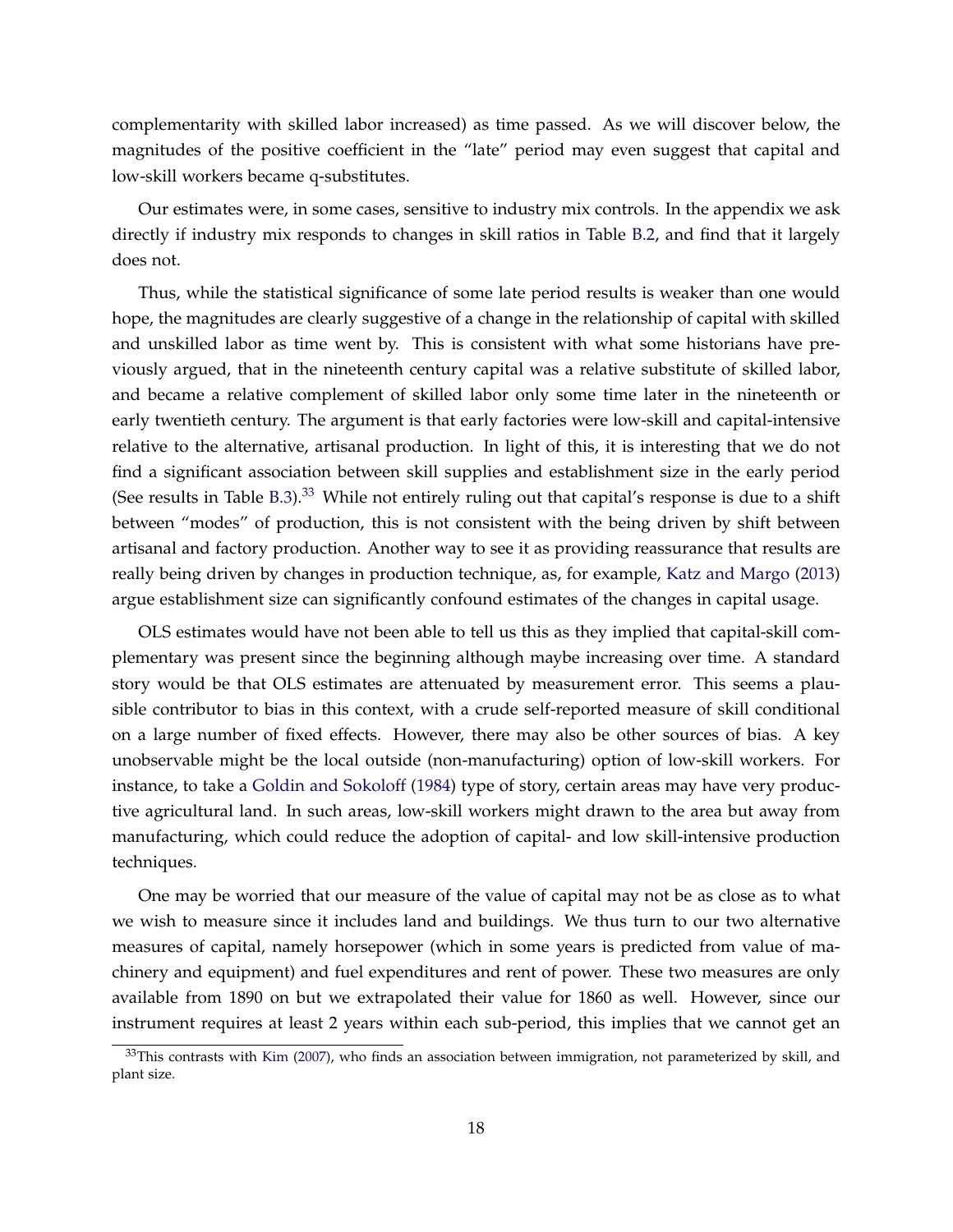complementarity with skilled labor increased) as time passed. As we will discover below, the magnitudes of the positive coefficient in the "late" period may even suggest that capital and low-skill workers became q-substitutes.

Our estimates were, in some cases, sensitive to industry mix controls. In the appendix we ask directly if industry mix responds to changes in skill ratios in Table B.2, and find that it largely does not.

Thus, while the statistical significance of some late period results is weaker than one would hope, the magnitudes are clearly suggestive of a change in the relationship of capital with skilled and unskilled labor as time went by. This is consistent with what some historians have previously argued, that in the nineteenth century capital was a relative substitute of skilled labor, and became a relative complement of skilled labor only some time later in the nineteenth or early twentieth century. The argument is that early factories were low-skill and capital-intensive relative to the alternative, artisanal production. In light of this, it is interesting that we do not find a significant association between skill supplies and establishment size in the early period (See results in Table B.3).[33] While not entirely ruling out that capital's response is due to a shift between "modes" of production, this is not consistent with the being driven by shift between artisanal and factory production. Another way to see it as providing reassurance that results are really being driven by changes in production technique, as, for example, Katz and Margo (2013) argue establishment size can significantly confound estimates of the changes in capital usage.

OLS estimates would have not been able to tell us this as they implied that capital-skill complementary was present since the beginning although maybe increasing over time. A standard story would be that OLS estimates are attenuated by measurement error. This seems a plausible contributor to bias in this context, with a crude self-reported measure of skill conditional on a large number of fixed effects. However, there may also be other sources of bias. A key unobservable might be the local outside (non-manufacturing) option of low-skill workers. For instance, to take a Goldin and Sokoloff (1984) type of story, certain areas may have very productive agricultural land. In such areas, low-skill workers might drawn to the area but away from manufacturing, which could reduce the adoption of capital- and low skill-intensive production techniques.

One may be worried that our measure of the value of capital may not be as close as to what we wish to measure since it includes land and buildings. We thus turn to our two alternative measures of capital, namely horsepower (which in some years is predicted from value of machinery and equipment) and fuel expenditures and rent of power. These two measures are only available from 1890 on but we extrapolated their value for 1860 as well. However, since our instrument requires at least 2 years within each sub-period, this implies that we cannot get an

[33] This contrasts with Kim (2007), who finds an association between immigration, not parameterized by skill, and plant size.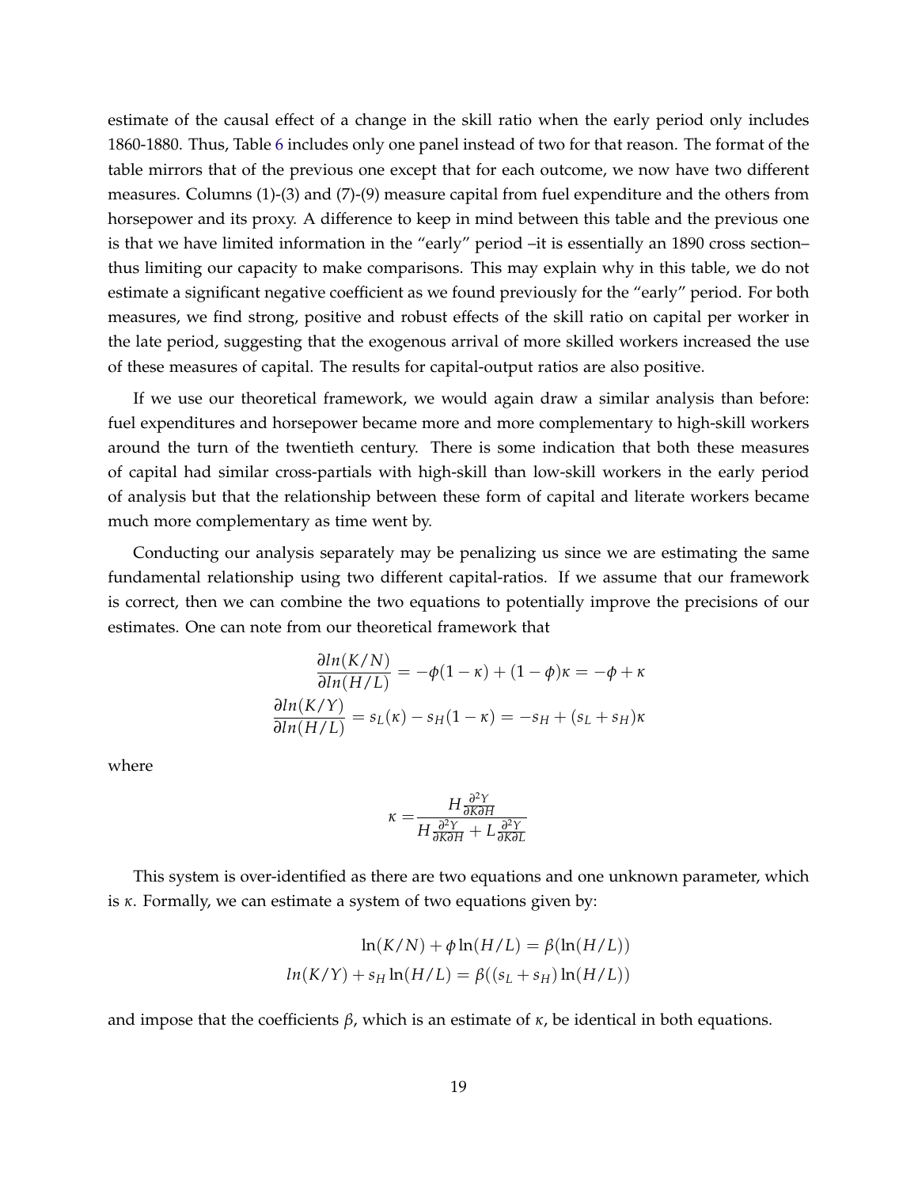estimate of the causal effect of a change in the skill ratio when the early period only includes 1860-1880. Thus, Table 6 includes only one panel instead of two for that reason. The format of the table mirrors that of the previous one except that for each outcome, we now have two different measures. Columns (1)-(3) and (7)-(9) measure capital from fuel expenditure and the others from horsepower and its proxy. A difference to keep in mind between this table and the previous one is that we have limited information in the "early" period –it is essentially an 1890 cross section– thus limiting our capacity to make comparisons. This may explain why in this table, we do not estimate a significant negative coefficient as we found previously for the "early" period. For both measures, we find strong, positive and robust effects of the skill ratio on capital per worker in the late period, suggesting that the exogenous arrival of more skilled workers increased the use of these measures of capital. The results for capital-output ratios are also positive.

If we use our theoretical framework, we would again draw a similar analysis than before: fuel expenditures and horsepower became more and more complementary to high-skill workers around the turn of the twentieth century. There is some indication that both these measures of capital had similar cross-partials with high-skill than low-skill workers in the early period of analysis but that the relationship between these form of capital and literate workers became much more complementary as time went by.

Conducting our analysis separately may be penalizing us since we are estimating the same fundamental relationship using two different capital-ratios. If we assume that our framework is correct, then we can combine the two equations to potentially improve the precisions of our estimates. One can note from our theoretical framework that

$$\frac{\partial ln(K/N)}{\partial ln(H/L)} = -\phi(1-\kappa) + (1-\phi)\kappa = -\phi + \kappa$$

$$\frac{\partial ln(K/Y)}{\partial ln(H/L)} = s_L(\kappa) - s_H(1-\kappa) = -s_H + (s_L + s_H)\kappa$$

where

$$\kappa = \frac{H\frac{\partial^2 Y}{\partial K \partial H}}{H\frac{\partial^2 Y}{\partial K \partial H} + L\frac{\partial^2 Y}{\partial K \partial L}}$$

This system is over-identified as there are two equations and one unknown parameter, which is $\kappa$. Formally, we can estimate a system of two equations given by:

$$\ln(K/N) + \phi \ln(H/L) = \beta(\ln(H/L))$$

$$ln(K/Y) + s_H \ln(H/L) = \beta((s_L + s_H)\ln(H/L))$$

and impose that the coefficients $\beta$, which is an estimate of $\kappa$, be identical in both equations.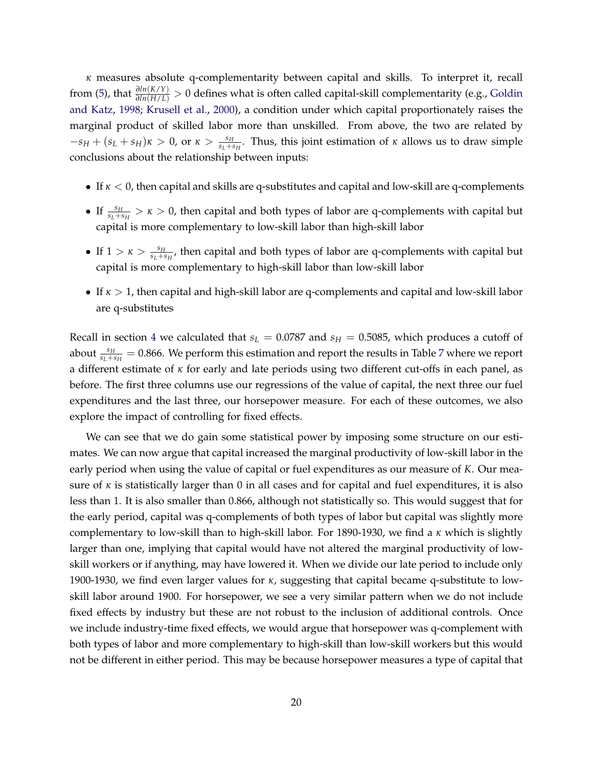$\kappa$ measures absolute q-complementarity between capital and skills. To interpret it, recall from (5), that $\frac{\partial ln(K/Y)}{\partial ln(H/L)} > 0$ defines what is often called capital-skill complementarity (e.g., Goldin and Katz, 1998; Krusell et al., 2000), a condition under which capital proportionately raises the marginal product of skilled labor more than unskilled. From above, the two are related by $-s_H + (s_L + s_H)\kappa > 0$, or $\kappa > \frac{s_H}{s_L+s_H}$. Thus, this joint estimation of $\kappa$ allows us to draw simple conclusions about the relationship between inputs:

- If $\kappa < 0$, then capital and skills are q-substitutes and capital and low-skill are q-complements
- If $\frac{s_H}{s_L+s_H} > \kappa > 0$, then capital and both types of labor are q-complements with capital but capital is more complementary to low-skill labor than high-skill labor
- If $1 > \kappa > \frac{s_H}{s_L+s_H}$, then capital and both types of labor are q-complements with capital but capital is more complementary to high-skill labor than low-skill labor
- If $\kappa > 1$, then capital and high-skill labor are q-complements and capital and low-skill labor are q-substitutes

Recall in section 4 we calculated that $s_L = 0.0787$ and $s_H = 0.5085$, which produces a cutoff of about $\frac{s_H}{s_L+s_H} = 0.866$. We perform this estimation and report the results in Table 7 where we report a different estimate of $\kappa$ for early and late periods using two different cut-offs in each panel, as before. The first three columns use our regressions of the value of capital, the next three our fuel expenditures and the last three, our horsepower measure. For each of these outcomes, we also explore the impact of controlling for fixed effects.

We can see that we do gain some statistical power by imposing some structure on our estimates. We can now argue that capital increased the marginal productivity of low-skill labor in the early period when using the value of capital or fuel expenditures as our measure of $K$. Our measure of $\kappa$ is statistically larger than 0 in all cases and for capital and fuel expenditures, it is also less than 1. It is also smaller than 0.866, although not statistically so. This would suggest that for the early period, capital was q-complements of both types of labor but capital was slightly more complementary to low-skill than to high-skill labor. For 1890-1930, we find a $\kappa$ which is slightly larger than one, implying that capital would have not altered the marginal productivity of low-skill workers or if anything, may have lowered it. When we divide our late period to include only 1900-1930, we find even larger values for $\kappa$, suggesting that capital became q-substitute to low-skill labor around 1900. For horsepower, we see a very similar pattern when we do not include fixed effects by industry but these are not robust to the inclusion of additional controls. Once we include industry-time fixed effects, we would argue that horsepower was q-complement with both types of labor and more complementary to high-skill than low-skill workers but this would not be different in either period. This may be because horsepower measures a type of capital that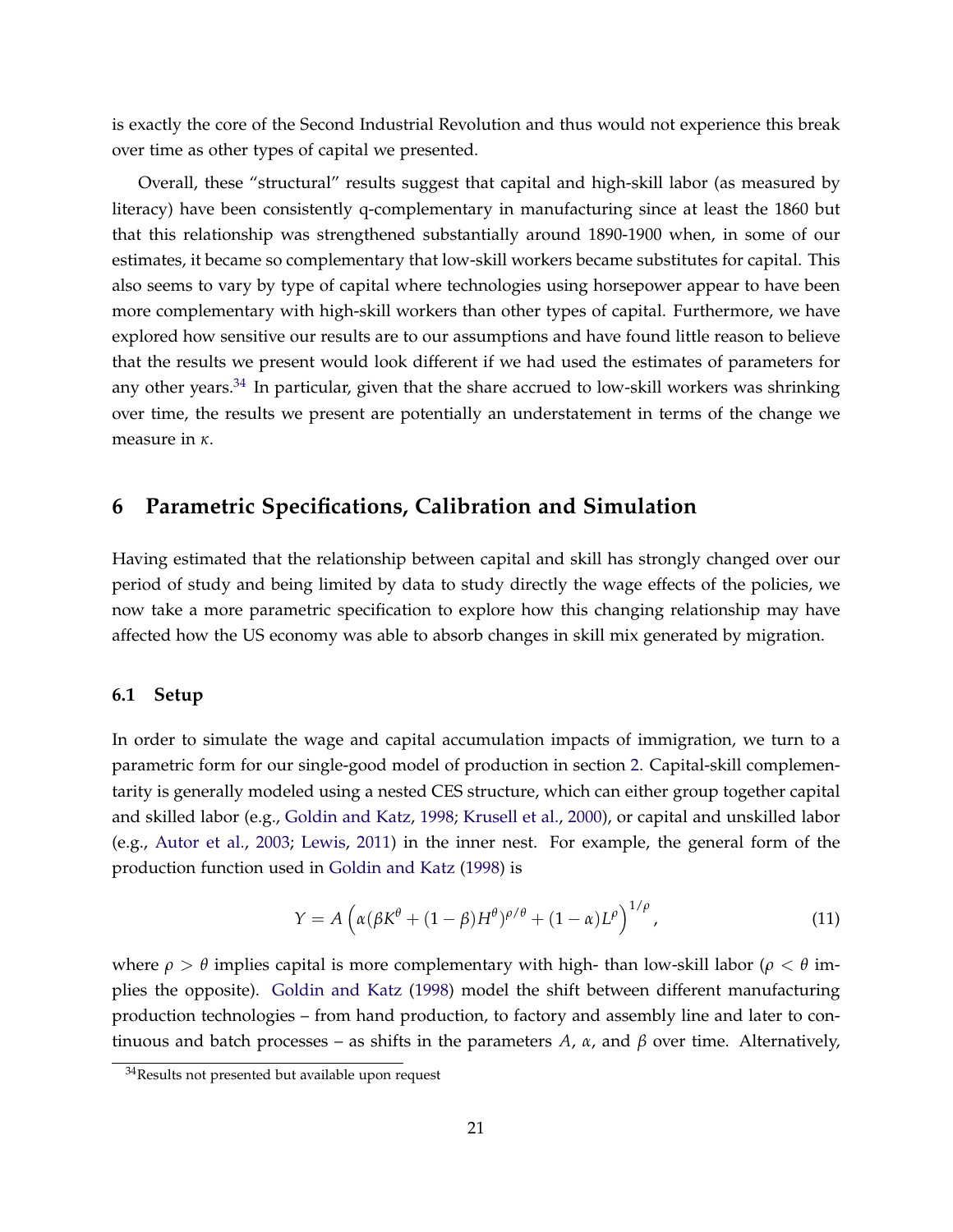is exactly the core of the Second Industrial Revolution and thus would not experience this break over time as other types of capital we presented.

Overall, these "structural" results suggest that capital and high-skill labor (as measured by literacy) have been consistently q-complementary in manufacturing since at least the 1860 but that this relationship was strengthened substantially around 1890-1900 when, in some of our estimates, it became so complementary that low-skill workers became substitutes for capital. This also seems to vary by type of capital where technologies using horsepower appear to have been more complementary with high-skill workers than other types of capital. Furthermore, we have explored how sensitive our results are to our assumptions and have found little reason to believe that the results we present would look different if we had used the estimates of parameters for any other years.[34] In particular, given that the share accrued to low-skill workers was shrinking over time, the results we present are potentially an understatement in terms of the change we measure in $\kappa$.

## 6 Parametric Specifications, Calibration and Simulation

Having estimated that the relationship between capital and skill has strongly changed over our period of study and being limited by data to study directly the wage effects of the policies, we now take a more parametric specification to explore how this changing relationship may have affected how the US economy was able to absorb changes in skill mix generated by migration.

### 6.1 Setup

In order to simulate the wage and capital accumulation impacts of immigration, we turn to a parametric form for our single-good model of production in section 2. Capital-skill complementarity is generally modeled using a nested CES structure, which can either group together capital and skilled labor (e.g., Goldin and Katz, 1998; Krusell et al., 2000), or capital and unskilled labor (e.g., Autor et al., 2003; Lewis, 2011) in the inner nest. For example, the general form of the production function used in Goldin and Katz (1998) is

$$Y = A\left(\alpha(\beta K^{\theta} + (1-\beta)H^{\theta})^{\rho/\theta} + (1-\alpha)L^{\rho}\right)^{1/\rho}, \tag{11}$$

where $\rho > \theta$ implies capital is more complementary with high- than low-skill labor ($\rho < \theta$ implies the opposite). Goldin and Katz (1998) model the shift between different manufacturing production technologies – from hand production, to factory and assembly line and later to continuous and batch processes – as shifts in the parameters $A$, $\alpha$, and $\beta$ over time. Alternatively,

[34] Results not presented but available upon request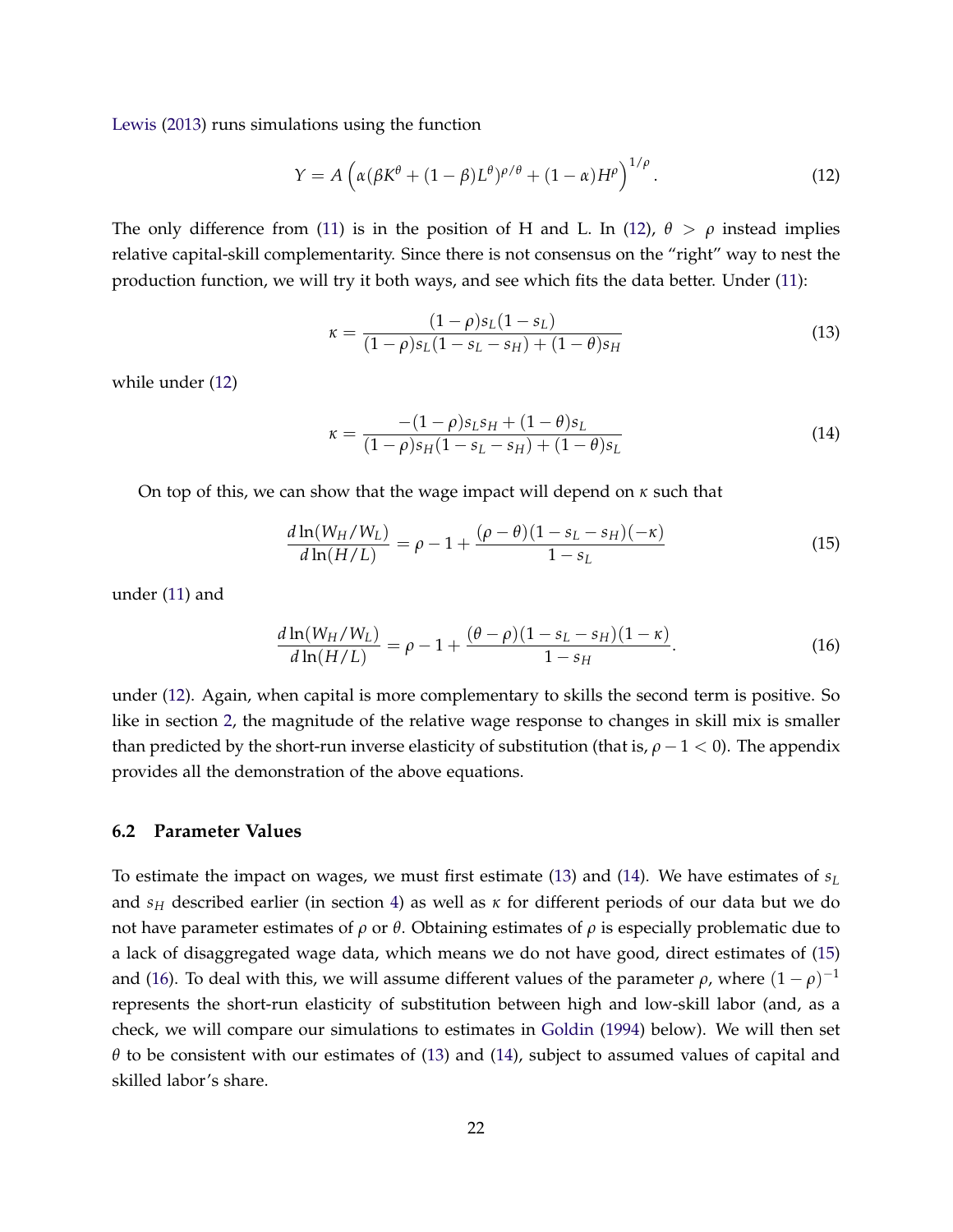Lewis (2013) runs simulations using the function

$$
Y = A\left(\alpha(\beta K^{\theta} + (1-\beta)L^{\theta})^{\rho/\theta} + (1-\alpha)H^{\rho}\right)^{1/\rho}. \tag{12}
$$

The only difference from (11) is in the position of H and L. In (12), $\theta > \rho$ instead implies relative capital-skill complementarity. Since there is not consensus on the "right" way to nest the production function, we will try it both ways, and see which fits the data better. Under (11):

$$
\kappa = \frac{(1-\rho)s_L(1-s_L)}{(1-\rho)s_L(1-s_L-s_H) + (1-\theta)s_H} \tag{13}
$$

while under (12)

$$
\kappa = \frac{-(1-\rho)s_L s_H + (1-\theta)s_L}{(1-\rho)s_H(1-s_L-s_H) + (1-\theta)s_L} \tag{14}
$$

On top of this, we can show that the wage impact will depend on $\kappa$ such that

$$
\frac{d\ln(W_H/W_L)}{d\ln(H/L)} = \rho - 1 + \frac{(\rho-\theta)(1-s_L-s_H)(-\kappa)}{1-s_L} \tag{15}
$$

under (11) and

$$
\frac{d\ln(W_H/W_L)}{d\ln(H/L)} = \rho - 1 + \frac{(\theta-\rho)(1-s_L-s_H)(1-\kappa)}{1-s_H}. \tag{16}
$$

under (12). Again, when capital is more complementary to skills the second term is positive. So like in section 2, the magnitude of the relative wage response to changes in skill mix is smaller than predicted by the short-run inverse elasticity of substitution (that is, $\rho - 1 < 0$). The appendix provides all the demonstration of the above equations.

### 6.2 Parameter Values

To estimate the impact on wages, we must first estimate (13) and (14). We have estimates of $s_L$ and $s_H$ described earlier (in section 4) as well as $\kappa$ for different periods of our data but we do not have parameter estimates of $\rho$ or $\theta$. Obtaining estimates of $\rho$ is especially problematic due to a lack of disaggregated wage data, which means we do not have good, direct estimates of (15) and (16). To deal with this, we will assume different values of the parameter $\rho$, where $(1-\rho)^{-1}$ represents the short-run elasticity of substitution between high and low-skill labor (and, as a check, we will compare our simulations to estimates in Goldin (1994) below). We will then set $\theta$ to be consistent with our estimates of (13) and (14), subject to assumed values of capital and skilled labor's share.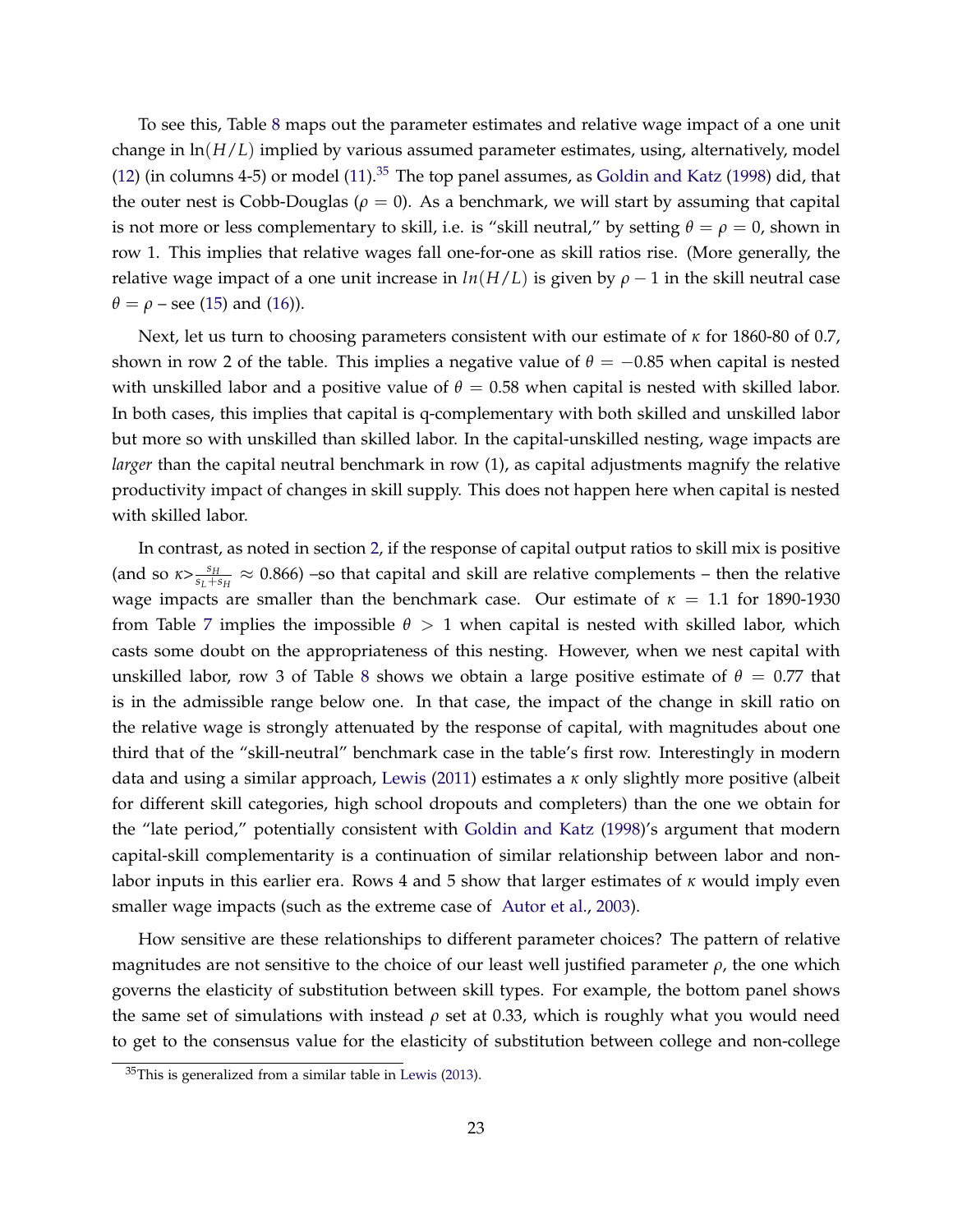To see this, Table 8 maps out the parameter estimates and relative wage impact of a one unit change in $\ln(H/L)$ implied by various assumed parameter estimates, using, alternatively, model (12) (in columns 4-5) or model (11).[35] The top panel assumes, as Goldin and Katz (1998) did, that the outer nest is Cobb-Douglas ($\rho = 0$). As a benchmark, we will start by assuming that capital is not more or less complementary to skill, i.e. is "skill neutral," by setting $\theta = \rho = 0$, shown in row 1. This implies that relative wages fall one-for-one as skill ratios rise. (More generally, the relative wage impact of a one unit increase in $ln(H/L)$ is given by $\rho - 1$ in the skill neutral case $\theta = \rho$ – see (15) and (16)).

Next, let us turn to choosing parameters consistent with our estimate of $\kappa$ for 1860-80 of 0.7, shown in row 2 of the table. This implies a negative value of $\theta = -0.85$ when capital is nested with unskilled labor and a positive value of $\theta = 0.58$ when capital is nested with skilled labor. In both cases, this implies that capital is q-complementary with both skilled and unskilled labor but more so with unskilled than skilled labor. In the capital-unskilled nesting, wage impacts are *larger* than the capital neutral benchmark in row (1), as capital adjustments magnify the relative productivity impact of changes in skill supply. This does not happen here when capital is nested with skilled labor.

In contrast, as noted in section 2, if the response of capital output ratios to skill mix is positive (and so $\kappa > \frac{s_H}{s_L + s_H} \approx 0.866$) –so that capital and skill are relative complements – then the relative wage impacts are smaller than the benchmark case. Our estimate of $\kappa = 1.1$ for 1890-1930 from Table 7 implies the impossible $\theta > 1$ when capital is nested with skilled labor, which casts some doubt on the appropriateness of this nesting. However, when we nest capital with unskilled labor, row 3 of Table 8 shows we obtain a large positive estimate of $\theta = 0.77$ that is in the admissible range below one. In that case, the impact of the change in skill ratio on the relative wage is strongly attenuated by the response of capital, with magnitudes about one third that of the "skill-neutral" benchmark case in the table's first row. Interestingly in modern data and using a similar approach, Lewis (2011) estimates a $\kappa$ only slightly more positive (albeit for different skill categories, high school dropouts and completers) than the one we obtain for the "late period," potentially consistent with Goldin and Katz (1998)'s argument that modern capital-skill complementarity is a continuation of similar relationship between labor and non-labor inputs in this earlier era. Rows 4 and 5 show that larger estimates of $\kappa$ would imply even smaller wage impacts (such as the extreme case of Autor et al., 2003).

How sensitive are these relationships to different parameter choices? The pattern of relative magnitudes are not sensitive to the choice of our least well justified parameter $\rho$, the one which governs the elasticity of substitution between skill types. For example, the bottom panel shows the same set of simulations with instead $\rho$ set at 0.33, which is roughly what you would need to get to the consensus value for the elasticity of substitution between college and non-college

[35]This is generalized from a similar table in Lewis (2013).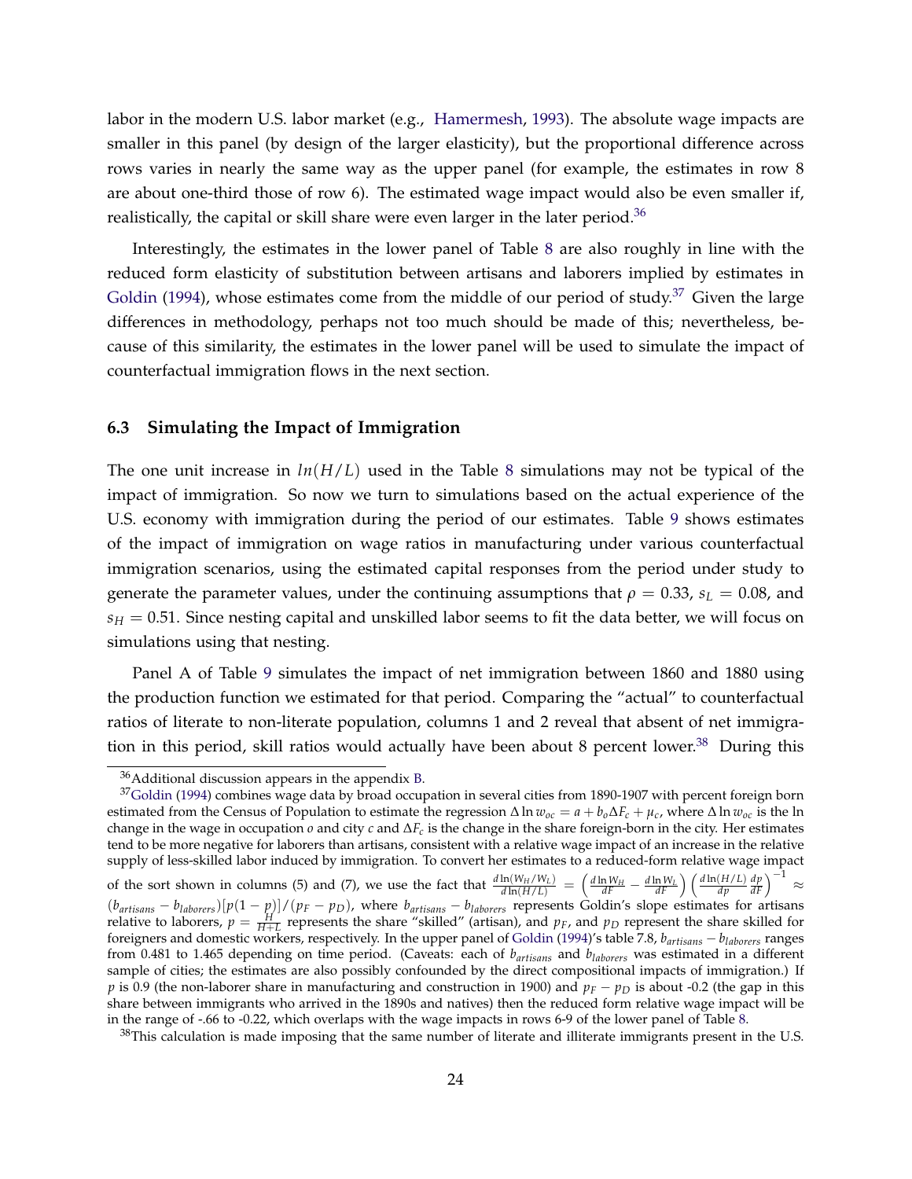labor in the modern U.S. labor market (e.g., Hamermesh, 1993). The absolute wage impacts are smaller in this panel (by design of the larger elasticity), but the proportional difference across rows varies in nearly the same way as the upper panel (for example, the estimates in row 8 are about one-third those of row 6). The estimated wage impact would also be even smaller if, realistically, the capital or skill share were even larger in the later period.[36]

Interestingly, the estimates in the lower panel of Table 8 are also roughly in line with the reduced form elasticity of substitution between artisans and laborers implied by estimates in Goldin (1994), whose estimates come from the middle of our period of study.[37] Given the large differences in methodology, perhaps not too much should be made of this; nevertheless, because of this similarity, the estimates in the lower panel will be used to simulate the impact of counterfactual immigration flows in the next section.

### 6.3 Simulating the Impact of Immigration

The one unit increase in $ln(H/L)$ used in the Table 8 simulations may not be typical of the impact of immigration. So now we turn to simulations based on the actual experience of the U.S. economy with immigration during the period of our estimates. Table 9 shows estimates of the impact of immigration on wage ratios in manufacturing under various counterfactual immigration scenarios, using the estimated capital responses from the period under study to generate the parameter values, under the continuing assumptions that $\rho = 0.33$, $s_L = 0.08$, and $s_H = 0.51$. Since nesting capital and unskilled labor seems to fit the data better, we will focus on simulations using that nesting.

Panel A of Table 9 simulates the impact of net immigration between 1860 and 1880 using the production function we estimated for that period. Comparing the "actual" to counterfactual ratios of literate to non-literate population, columns 1 and 2 reveal that absent of net immigration in this period, skill ratios would actually have been about 8 percent lower.[38] During this

---

[36] Additional discussion appears in the appendix B.

[37] Goldin (1994) combines wage data by broad occupation in several cities from 1890-1907 with percent foreign born estimated from the Census of Population to estimate the regression $\Delta \ln w_{oc} = a + b_o \Delta F_c + \mu_c$, where $\Delta \ln w_{oc}$ is the ln change in the wage in occupation $o$ and city $c$ and $\Delta F_c$ is the change in the share foreign-born in the city. Her estimates tend to be more negative for laborers than artisans, consistent with a relative wage impact of an increase in the relative supply of less-skilled labor induced by immigration. To convert her estimates to a reduced-form relative wage impact of the sort shown in columns (5) and (7), we use the fact that $\frac{d\ln(W_H/W_L)}{d\ln(H/L)} = \left(\frac{d\ln W_H}{dF} - \frac{d\ln W_L}{dF}\right)\left(\frac{d\ln(H/L)}{dp}\frac{dp}{dF}\right)^{-1} \approx (b_{artisans} - b_{laborers})[p(1-p)]/(p_F - p_D)$, where $b_{artisans} - b_{laborers}$ represents Goldin's slope estimates for artisans relative to laborers, $p = \frac{H}{H+L}$ represents the share "skilled" (artisan), and $p_F$, and $p_D$ represent the share skilled for foreigners and domestic workers, respectively. In the upper panel of Goldin (1994)'s table 7.8, $b_{artisans} - b_{laborers}$ ranges from 0.481 to 1.465 depending on time period. (Caveats: each of $b_{artisans}$ and $b_{laborers}$ was estimated in a different sample of cities; the estimates are also possibly confounded by the direct compositional impacts of immigration.) If $p$ is 0.9 (the non-laborer share in manufacturing and construction in 1900) and $p_F - p_D$ is about -0.2 (the gap in this share between immigrants who arrived in the 1890s and natives) then the reduced form relative wage impact will be in the range of -.66 to -0.22, which overlaps with the wage impacts in rows 6-9 of the lower panel of Table 8.

[38] This calculation is made imposing that the same number of literate and illiterate immigrants present in the U.S.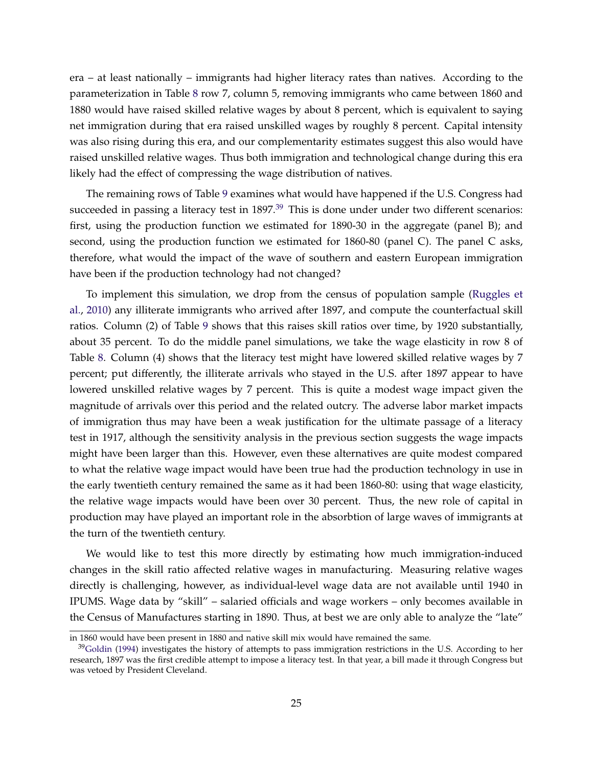era – at least nationally – immigrants had higher literacy rates than natives. According to the parameterization in Table 8 row 7, column 5, removing immigrants who came between 1860 and 1880 would have raised skilled relative wages by about 8 percent, which is equivalent to saying net immigration during that era raised unskilled wages by roughly 8 percent. Capital intensity was also rising during this era, and our complementarity estimates suggest this also would have raised unskilled relative wages. Thus both immigration and technological change during this era likely had the effect of compressing the wage distribution of natives.

The remaining rows of Table 9 examines what would have happened if the U.S. Congress had succeeded in passing a literacy test in 1897.[39] This is done under under two different scenarios: first, using the production function we estimated for 1890-30 in the aggregate (panel B); and second, using the production function we estimated for 1860-80 (panel C). The panel C asks, therefore, what would the impact of the wave of southern and eastern European immigration have been if the production technology had not changed?

To implement this simulation, we drop from the census of population sample (Ruggles et al., 2010) any illiterate immigrants who arrived after 1897, and compute the counterfactual skill ratios. Column (2) of Table 9 shows that this raises skill ratios over time, by 1920 substantially, about 35 percent. To do the middle panel simulations, we take the wage elasticity in row 8 of Table 8. Column (4) shows that the literacy test might have lowered skilled relative wages by 7 percent; put differently, the illiterate arrivals who stayed in the U.S. after 1897 appear to have lowered unskilled relative wages by 7 percent. This is quite a modest wage impact given the magnitude of arrivals over this period and the related outcry. The adverse labor market impacts of immigration thus may have been a weak justification for the ultimate passage of a literacy test in 1917, although the sensitivity analysis in the previous section suggests the wage impacts might have been larger than this. However, even these alternatives are quite modest compared to what the relative wage impact would have been true had the production technology in use in the early twentieth century remained the same as it had been 1860-80: using that wage elasticity, the relative wage impacts would have been over 30 percent. Thus, the new role of capital in production may have played an important role in the absorbtion of large waves of immigrants at the turn of the twentieth century.

We would like to test this more directly by estimating how much immigration-induced changes in the skill ratio affected relative wages in manufacturing. Measuring relative wages directly is challenging, however, as individual-level wage data are not available until 1940 in IPUMS. Wage data by "skill" – salaried officials and wage workers – only becomes available in the Census of Manufactures starting in 1890. Thus, at best we are only able to analyze the "late"

in 1860 would have been present in 1880 and native skill mix would have remained the same.

[39] Goldin (1994) investigates the history of attempts to pass immigration restrictions in the U.S. According to her research, 1897 was the first credible attempt to impose a literacy test. In that year, a bill made it through Congress but was vetoed by President Cleveland.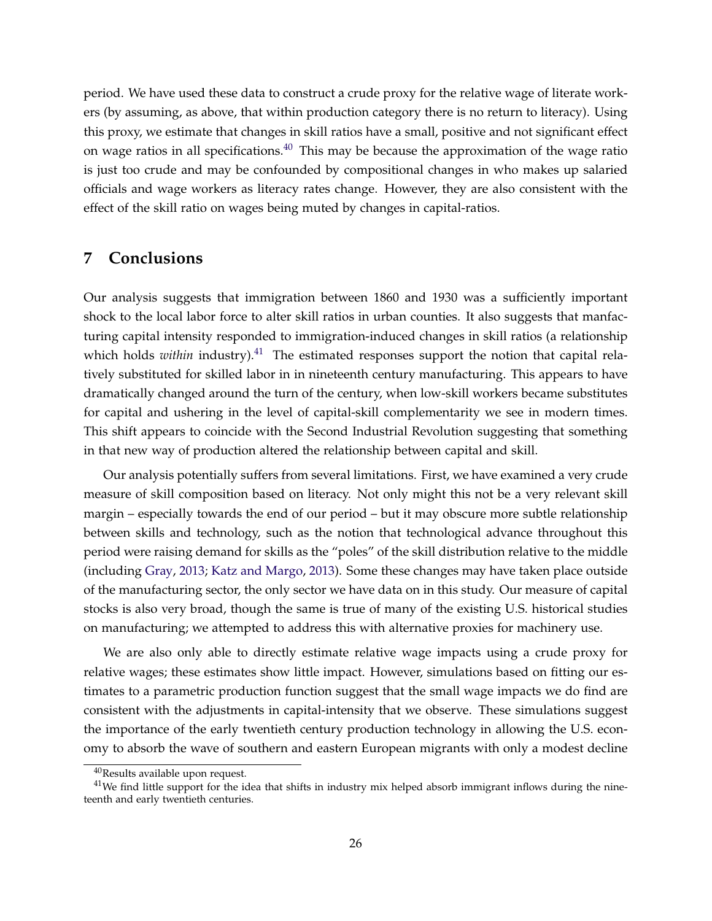period. We have used these data to construct a crude proxy for the relative wage of literate workers (by assuming, as above, that within production category there is no return to literacy). Using this proxy, we estimate that changes in skill ratios have a small, positive and not significant effect on wage ratios in all specifications.[40] This may be because the approximation of the wage ratio is just too crude and may be confounded by compositional changes in who makes up salaried officials and wage workers as literacy rates change. However, they are also consistent with the effect of the skill ratio on wages being muted by changes in capital-ratios.

## 7 Conclusions

Our analysis suggests that immigration between 1860 and 1930 was a sufficiently important shock to the local labor force to alter skill ratios in urban counties. It also suggests that manfacturing capital intensity responded to immigration-induced changes in skill ratios (a relationship which holds *within* industry).[41] The estimated responses support the notion that capital relatively substituted for skilled labor in in nineteenth century manufacturing. This appears to have dramatically changed around the turn of the century, when low-skill workers became substitutes for capital and ushering in the level of capital-skill complementarity we see in modern times. This shift appears to coincide with the Second Industrial Revolution suggesting that something in that new way of production altered the relationship between capital and skill.

Our analysis potentially suffers from several limitations. First, we have examined a very crude measure of skill composition based on literacy. Not only might this not be a very relevant skill margin – especially towards the end of our period – but it may obscure more subtle relationship between skills and technology, such as the notion that technological advance throughout this period were raising demand for skills as the "poles" of the skill distribution relative to the middle (including Gray, 2013; Katz and Margo, 2013). Some these changes may have taken place outside of the manufacturing sector, the only sector we have data on in this study. Our measure of capital stocks is also very broad, though the same is true of many of the existing U.S. historical studies on manufacturing; we attempted to address this with alternative proxies for machinery use.

We are also only able to directly estimate relative wage impacts using a crude proxy for relative wages; these estimates show little impact. However, simulations based on fitting our estimates to a parametric production function suggest that the small wage impacts we do find are consistent with the adjustments in capital-intensity that we observe. These simulations suggest the importance of the early twentieth century production technology in allowing the U.S. economy to absorb the wave of southern and eastern European migrants with only a modest decline

[40]Results available upon request.

[41]We find little support for the idea that shifts in industry mix helped absorb immigrant inflows during the nineteenth and early twentieth centuries.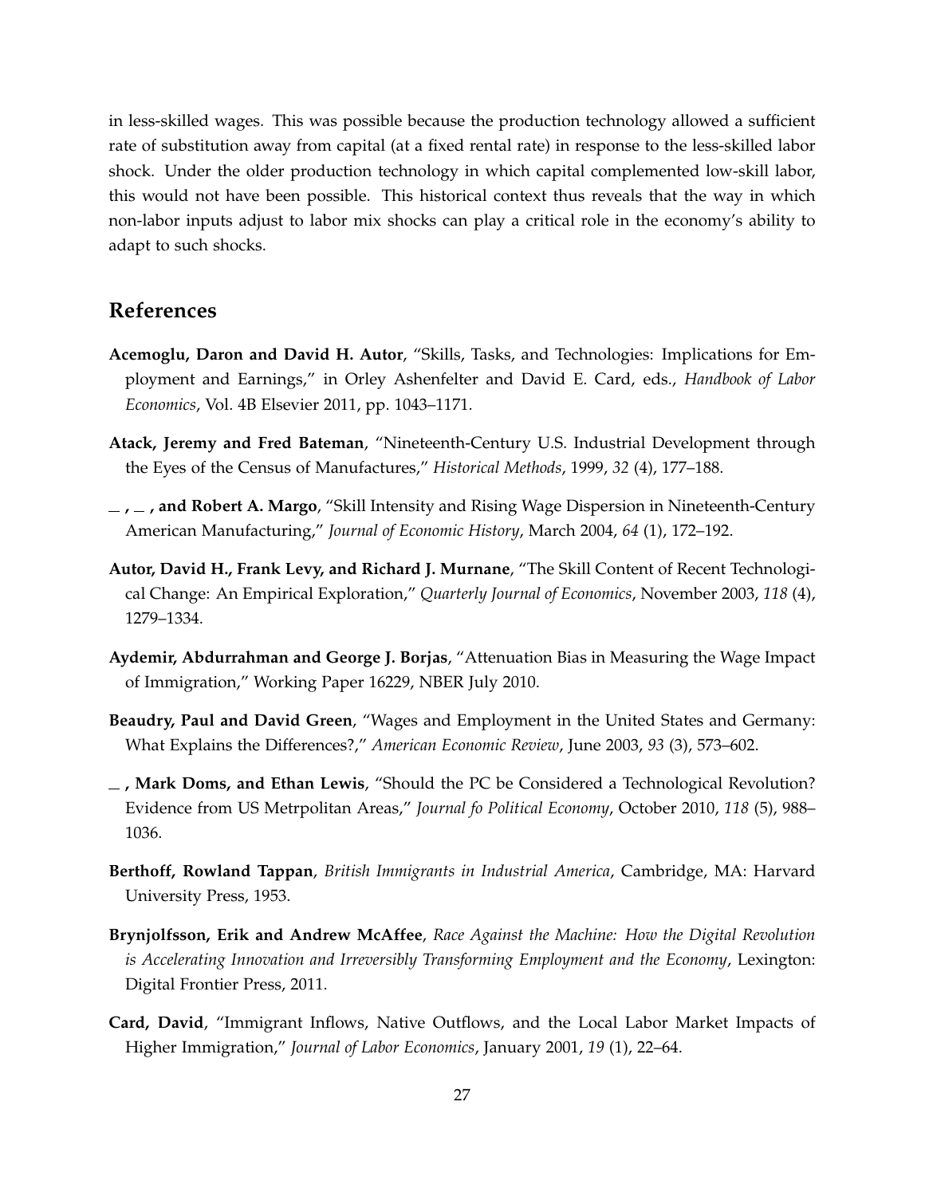in less-skilled wages. This was possible because the production technology allowed a sufficient rate of substitution away from capital (at a fixed rental rate) in response to the less-skilled labor shock. Under the older production technology in which capital complemented low-skill labor, this would not have been possible. This historical context thus reveals that the way in which non-labor inputs adjust to labor mix shocks can play a critical role in the economy's ability to adapt to such shocks.

## References

**Acemoglu, Daron and David H. Autor**, "Skills, Tasks, and Technologies: Implications for Employment and Earnings," in Orley Ashenfelter and David E. Card, eds., *Handbook of Labor Economics*, Vol. 4B Elsevier 2011, pp. 1043–1171.

**Atack, Jeremy and Fred Bateman**, "Nineteenth-Century U.S. Industrial Development through the Eyes of the Census of Manufactures," *Historical Methods*, 1999, *32* (4), 177–188.

**_ , _ , and Robert A. Margo**, "Skill Intensity and Rising Wage Dispersion in Nineteenth-Century American Manufacturing," *Journal of Economic History*, March 2004, *64* (1), 172–192.

**Autor, David H., Frank Levy, and Richard J. Murnane**, "The Skill Content of Recent Technological Change: An Empirical Exploration," *Quarterly Journal of Economics*, November 2003, *118* (4), 1279–1334.

**Aydemir, Abdurrahman and George J. Borjas**, "Attenuation Bias in Measuring the Wage Impact of Immigration," Working Paper 16229, NBER July 2010.

**Beaudry, Paul and David Green**, "Wages and Employment in the United States and Germany: What Explains the Differences?," *American Economic Review*, June 2003, *93* (3), 573–602.

**_ , Mark Doms, and Ethan Lewis**, "Should the PC be Considered a Technological Revolution? Evidence from US Metrpolitan Areas," *Journal fo Political Economy*, October 2010, *118* (5), 988–1036.

**Berthoff, Rowland Tappan**, *British Immigrants in Industrial America*, Cambridge, MA: Harvard University Press, 1953.

**Brynjolfsson, Erik and Andrew McAffee**, *Race Against the Machine: How the Digital Revolution is Accelerating Innovation and Irreversibly Transforming Employment and the Economy*, Lexington: Digital Frontier Press, 2011.

**Card, David**, "Immigrant Inflows, Native Outflows, and the Local Labor Market Impacts of Higher Immigration," *Journal of Labor Economics*, January 2001, *19* (1), 22–64.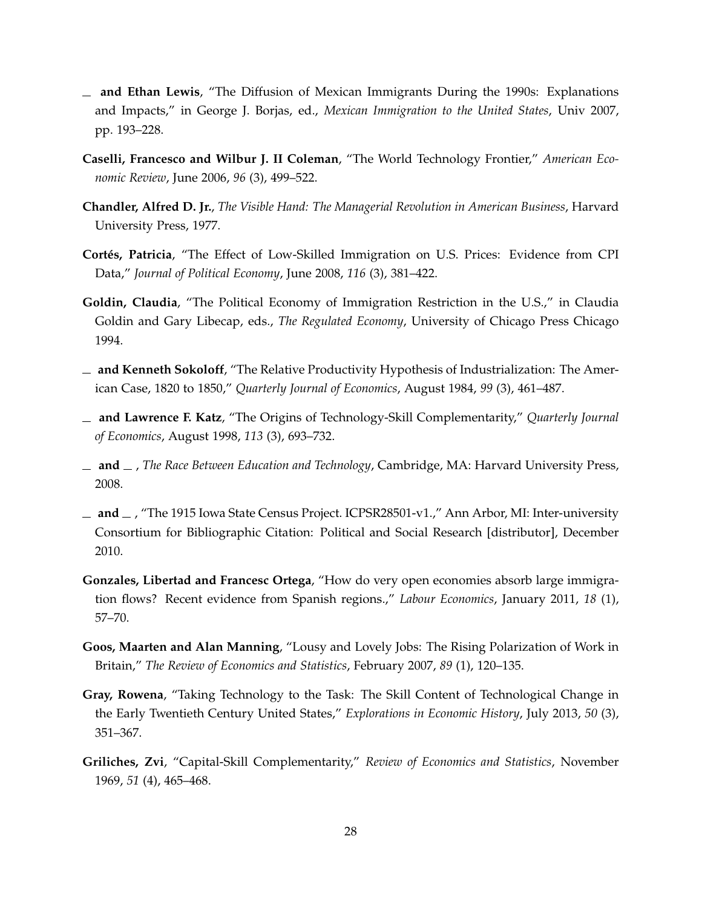— **and Ethan Lewis**, "The Diffusion of Mexican Immigrants During the 1990s: Explanations and Impacts," in George J. Borjas, ed., *Mexican Immigration to the United States*, Univ 2007, pp. 193–228.

**Caselli, Francesco and Wilbur J. II Coleman**, "The World Technology Frontier," *American Economic Review*, June 2006, *96* (3), 499–522.

**Chandler, Alfred D. Jr.**, *The Visible Hand: The Managerial Revolution in American Business*, Harvard University Press, 1977.

**Cortés, Patricia**, "The Effect of Low-Skilled Immigration on U.S. Prices: Evidence from CPI Data," *Journal of Political Economy*, June 2008, *116* (3), 381–422.

**Goldin, Claudia**, "The Political Economy of Immigration Restriction in the U.S.," in Claudia Goldin and Gary Libecap, eds., *The Regulated Economy*, University of Chicago Press Chicago 1994.

— **and Kenneth Sokoloff**, "The Relative Productivity Hypothesis of Industrialization: The American Case, 1820 to 1850," *Quarterly Journal of Economics*, August 1984, *99* (3), 461–487.

— **and Lawrence F. Katz**, "The Origins of Technology-Skill Complementarity," *Quarterly Journal of Economics*, August 1998, *113* (3), 693–732.

— **and** — , *The Race Between Education and Technology*, Cambridge, MA: Harvard University Press, 2008.

— **and** — , "The 1915 Iowa State Census Project. ICPSR28501-v1.," Ann Arbor, MI: Inter-university Consortium for Bibliographic Citation: Political and Social Research [distributor], December 2010.

**Gonzales, Libertad and Francesc Ortega**, "How do very open economies absorb large immigration flows? Recent evidence from Spanish regions.," *Labour Economics*, January 2011, *18* (1), 57–70.

**Goos, Maarten and Alan Manning**, "Lousy and Lovely Jobs: The Rising Polarization of Work in Britain," *The Review of Economics and Statistics*, February 2007, *89* (1), 120–135.

**Gray, Rowena**, "Taking Technology to the Task: The Skill Content of Technological Change in the Early Twentieth Century United States," *Explorations in Economic History*, July 2013, *50* (3), 351–367.

**Griliches, Zvi**, "Capital-Skill Complementarity," *Review of Economics and Statistics*, November 1969, *51* (4), 465–468.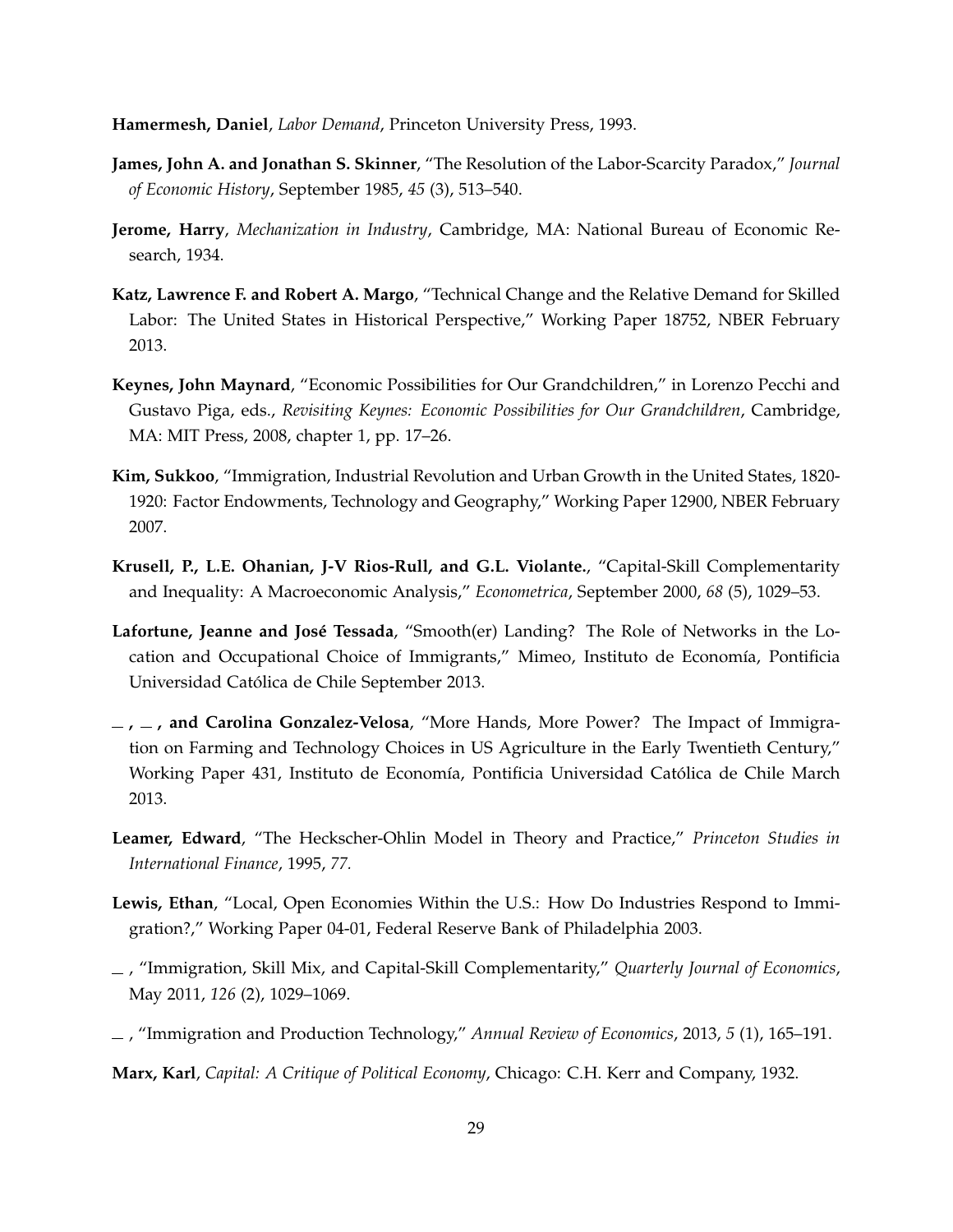**Hamermesh, Daniel**, *Labor Demand*, Princeton University Press, 1993.

**James, John A. and Jonathan S. Skinner**, "The Resolution of the Labor-Scarcity Paradox," *Journal of Economic History*, September 1985, *45* (3), 513–540.

**Jerome, Harry**, *Mechanization in Industry*, Cambridge, MA: National Bureau of Economic Research, 1934.

**Katz, Lawrence F. and Robert A. Margo**, "Technical Change and the Relative Demand for Skilled Labor: The United States in Historical Perspective," Working Paper 18752, NBER February 2013.

**Keynes, John Maynard**, "Economic Possibilities for Our Grandchildren," in Lorenzo Pecchi and Gustavo Piga, eds., *Revisiting Keynes: Economic Possibilities for Our Grandchildren*, Cambridge, MA: MIT Press, 2008, chapter 1, pp. 17–26.

**Kim, Sukkoo**, "Immigration, Industrial Revolution and Urban Growth in the United States, 1820-1920: Factor Endowments, Technology and Geography," Working Paper 12900, NBER February 2007.

**Krusell, P., L.E. Ohanian, J-V Rios-Rull, and G.L. Violante.**, "Capital-Skill Complementarity and Inequality: A Macroeconomic Analysis," *Econometrica*, September 2000, *68* (5), 1029–53.

**Lafortune, Jeanne and José Tessada**, "Smooth(er) Landing? The Role of Networks in the Location and Occupational Choice of Immigrants," Mimeo, Instituto de Economía, Pontificia Universidad Católica de Chile September 2013.

**\_, \_, and Carolina Gonzalez-Velosa**, "More Hands, More Power? The Impact of Immigration on Farming and Technology Choices in US Agriculture in the Early Twentieth Century," Working Paper 431, Instituto de Economía, Pontificia Universidad Católica de Chile March 2013.

**Leamer, Edward**, "The Heckscher-Ohlin Model in Theory and Practice," *Princeton Studies in International Finance*, 1995, *77.*

**Lewis, Ethan**, "Local, Open Economies Within the U.S.: How Do Industries Respond to Immigration?," Working Paper 04-01, Federal Reserve Bank of Philadelphia 2003.

\_, "Immigration, Skill Mix, and Capital-Skill Complementarity," *Quarterly Journal of Economics*, May 2011, *126* (2), 1029–1069.

\_, "Immigration and Production Technology," *Annual Review of Economics*, 2013, *5* (1), 165–191.

**Marx, Karl**, *Capital: A Critique of Political Economy*, Chicago: C.H. Kerr and Company, 1932.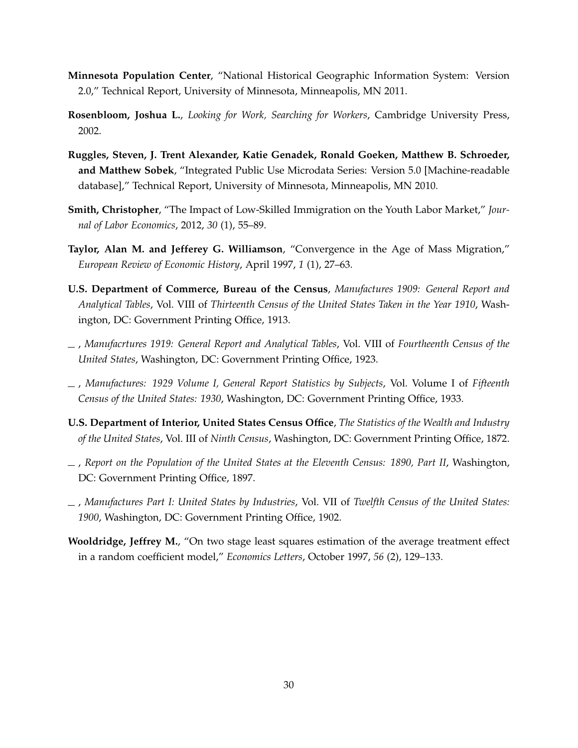**Minnesota Population Center**, "National Historical Geographic Information System: Version 2.0," Technical Report, University of Minnesota, Minneapolis, MN 2011.

**Rosenbloom, Joshua L.**, *Looking for Work, Searching for Workers*, Cambridge University Press, 2002.

**Ruggles, Steven, J. Trent Alexander, Katie Genadek, Ronald Goeken, Matthew B. Schroeder, and Matthew Sobek**, "Integrated Public Use Microdata Series: Version 5.0 [Machine-readable database]," Technical Report, University of Minnesota, Minneapolis, MN 2010.

**Smith, Christopher**, "The Impact of Low-Skilled Immigration on the Youth Labor Market," *Journal of Labor Economics*, 2012, *30* (1), 55–89.

**Taylor, Alan M. and Jefferey G. Williamson**, "Convergence in the Age of Mass Migration," *European Review of Economic History*, April 1997, *1* (1), 27–63.

**U.S. Department of Commerce, Bureau of the Census**, *Manufactures 1909: General Report and Analytical Tables*, Vol. VIII of *Thirteenth Census of the United States Taken in the Year 1910*, Washington, DC: Government Printing Office, 1913.

\_ , *Manufacrtures 1919: General Report and Analytical Tables*, Vol. VIII of *Fourtheenth Census of the United States*, Washington, DC: Government Printing Office, 1923.

\_ , *Manufactures: 1929 Volume I, General Report Statistics by Subjects*, Vol. Volume I of *Fifteenth Census of the United States: 1930*, Washington, DC: Government Printing Office, 1933.

**U.S. Department of Interior, United States Census Office**, *The Statistics of the Wealth and Industry of the United States*, Vol. III of *Ninth Census*, Washington, DC: Government Printing Office, 1872.

\_ , *Report on the Population of the United States at the Eleventh Census: 1890, Part II*, Washington, DC: Government Printing Office, 1897.

\_ , *Manufactures Part I: United States by Industries*, Vol. VII of *Twelfth Census of the United States: 1900*, Washington, DC: Government Printing Office, 1902.

**Wooldridge, Jeffrey M.**, "On two stage least squares estimation of the average treatment effect in a random coefficient model," *Economics Letters*, October 1997, *56* (2), 129–133.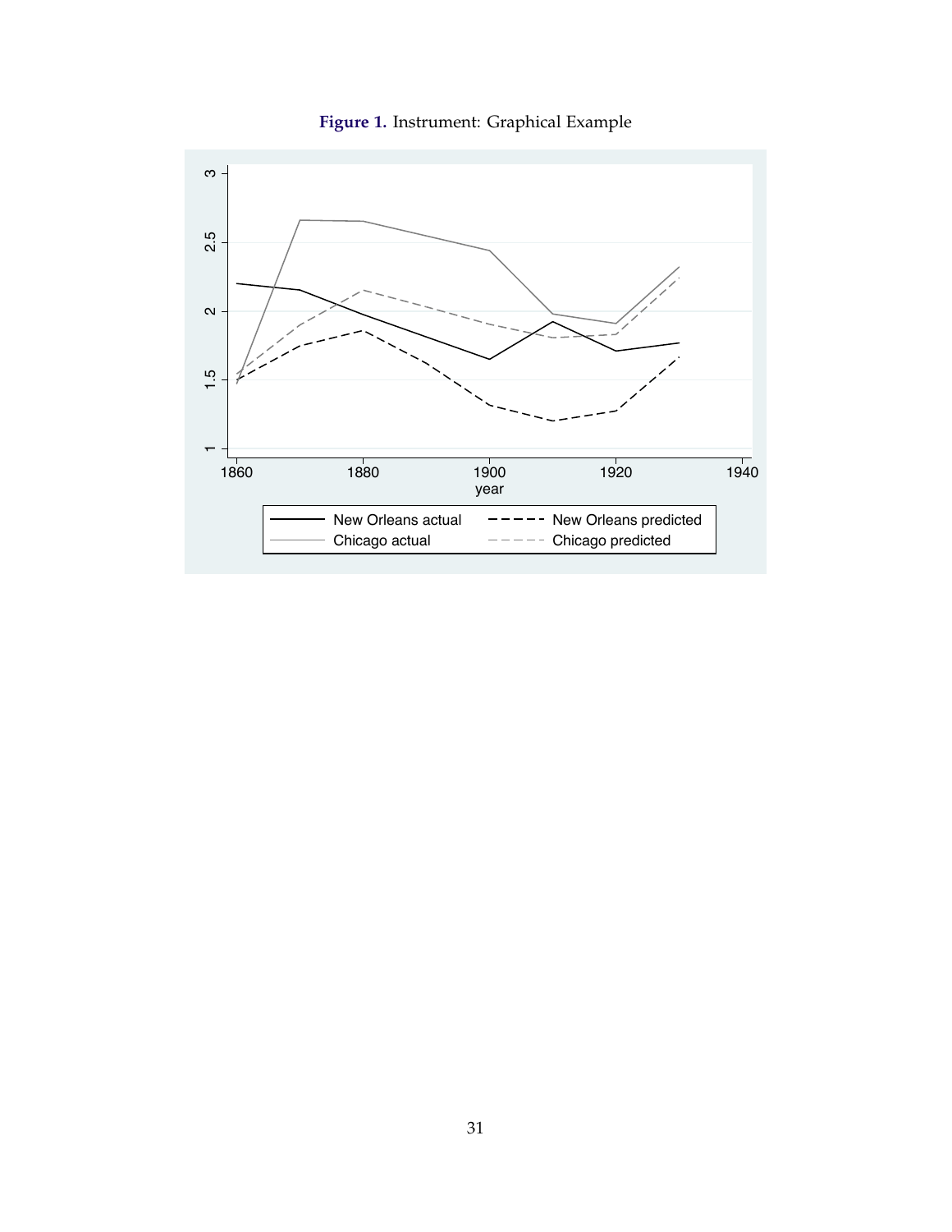**Figure 1.** Instrument: Graphical Example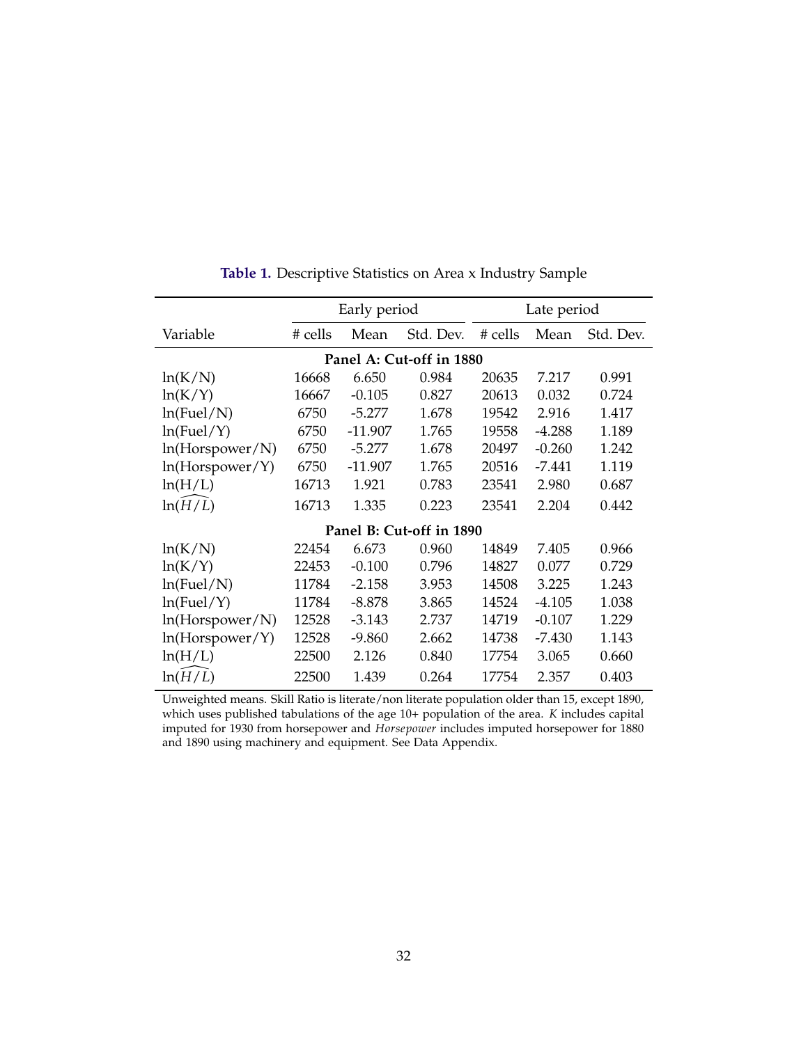**Table 1.** Descriptive Statistics on Area x Industry Sample

| Variable | Early period | | | Late period | | |
|---|---|---|---|---|---|---|
| | # cells | Mean | Std. Dev. | # cells | Mean | Std. Dev. |
| **Panel A: Cut-off in 1880** | | | | | | |
| ln(K/N) | 16668 | 6.650 | 0.984 | 20635 | 7.217 | 0.991 |
| ln(K/Y) | 16667 | -0.105 | 0.827 | 20613 | 0.032 | 0.724 |
| ln(Fuel/N) | 6750 | -5.277 | 1.678 | 19542 | 2.916 | 1.417 |
| ln(Fuel/Y) | 6750 | -11.907 | 1.765 | 19558 | -4.288 | 1.189 |
| ln(Horspower/N) | 6750 | -5.277 | 1.678 | 20497 | -0.260 | 1.242 |
| ln(Horspower/Y) | 6750 | -11.907 | 1.765 | 20516 | -7.441 | 1.119 |
| ln(H/L) | 16713 | 1.921 | 0.783 | 23541 | 2.980 | 0.687 |
| $\ln(\widehat{H/L})$ | 16713 | 1.335 | 0.223 | 23541 | 2.204 | 0.442 |
| **Panel B: Cut-off in 1890** | | | | | | |
| ln(K/N) | 22454 | 6.673 | 0.960 | 14849 | 7.405 | 0.966 |
| ln(K/Y) | 22453 | -0.100 | 0.796 | 14827 | 0.077 | 0.729 |
| ln(Fuel/N) | 11784 | -2.158 | 3.953 | 14508 | 3.225 | 1.243 |
| ln(Fuel/Y) | 11784 | -8.878 | 3.865 | 14524 | -4.105 | 1.038 |
| ln(Horspower/N) | 12528 | -3.143 | 2.737 | 14719 | -0.107 | 1.229 |
| ln(Horspower/Y) | 12528 | -9.860 | 2.662 | 14738 | -7.430 | 1.143 |
| ln(H/L) | 22500 | 2.126 | 0.840 | 17754 | 3.065 | 0.660 |
| $\ln(\widehat{H/L})$ | 22500 | 1.439 | 0.264 | 17754 | 2.357 | 0.403 |

Unweighted means. Skill Ratio is literate/non literate population older than 15, except 1890, which uses published tabulations of the age 10+ population of the area. $K$ includes capital imputed for 1930 from horsepower and *Horsepower* includes imputed horsepower for 1880 and 1890 using machinery and equipment. See Data Appendix.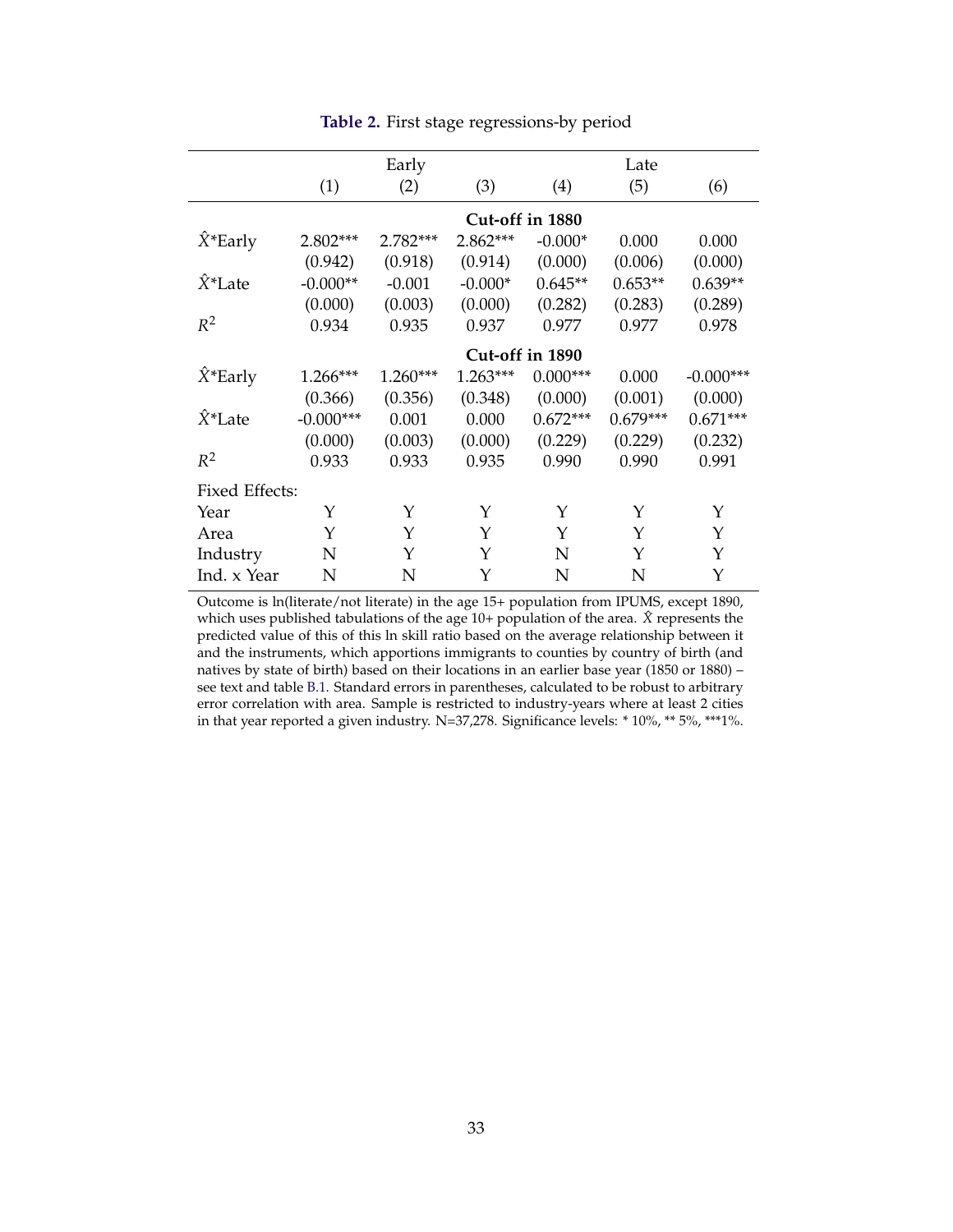**Table 2.** First stage regressions-by period

| | Early | | | Late | | |
|---|---|---|---|---|---|---|
| | (1) | (2) | (3) | (4) | (5) | (6) |
| | | | **Cut-off in 1880** | | | |
| $\hat{X}$*Early | 2.802*** | 2.782*** | 2.862*** | -0.000* | 0.000 | 0.000 |
| | (0.942) | (0.918) | (0.914) | (0.000) | (0.006) | (0.000) |
| $\hat{X}$*Late | -0.000** | -0.001 | -0.000* | 0.645** | 0.653** | 0.639** |
| | (0.000) | (0.003) | (0.000) | (0.282) | (0.283) | (0.289) |
| $R^2$ | 0.934 | 0.935 | 0.937 | 0.977 | 0.977 | 0.978 |
| | | | **Cut-off in 1890** | | | |
| $\hat{X}$*Early | 1.266*** | 1.260*** | 1.263*** | 0.000*** | 0.000 | -0.000*** |
| | (0.366) | (0.356) | (0.348) | (0.000) | (0.001) | (0.000) |
| $\hat{X}$*Late | -0.000*** | 0.001 | 0.000 | 0.672*** | 0.679*** | 0.671*** |
| | (0.000) | (0.003) | (0.000) | (0.229) | (0.229) | (0.232) |
| $R^2$ | 0.933 | 0.933 | 0.935 | 0.990 | 0.990 | 0.991 |
| Fixed Effects: | | | | | | |
| Year | Y | Y | Y | Y | Y | Y |
| Area | Y | Y | Y | Y | Y | Y |
| Industry | N | Y | Y | N | Y | Y |
| Ind. x Year | N | N | Y | N | N | Y |

Outcome is ln(literate/not literate) in the age 15+ population from IPUMS, except 1890, which uses published tabulations of the age 10+ population of the area. $\hat{X}$ represents the predicted value of this of this ln skill ratio based on the average relationship between it and the instruments, which apportions immigrants to counties by country of birth (and natives by state of birth) based on their locations in an earlier base year (1850 or 1880) – see text and table B.1. Standard errors in parentheses, calculated to be robust to arbitrary error correlation with area. Sample is restricted to industry-years where at least 2 cities in that year reported a given industry. N=37,278. Significance levels: * 10%, ** 5%, ***1%.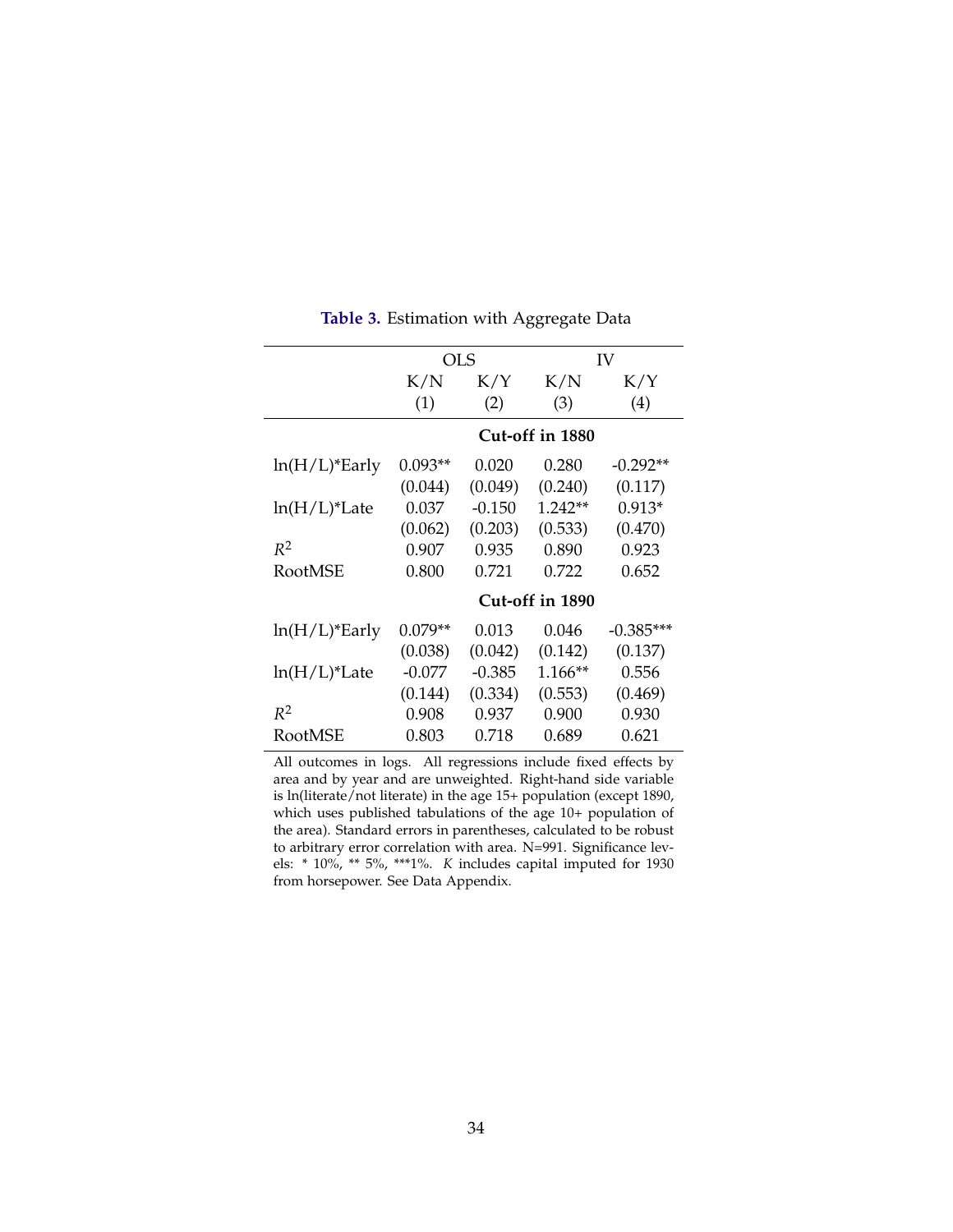**Table 3.** Estimation with Aggregate Data

| | OLS | | IV | |
|---|---|---|---|---|
| | K/N | K/Y | K/N | K/Y |
| | (1) | (2) | (3) | (4) |
| | **Cut-off in 1880** | | | |
| ln(H/L)*Early | 0.093** | 0.020 | 0.280 | -0.292** |
| | (0.044) | (0.049) | (0.240) | (0.117) |
| ln(H/L)*Late | 0.037 | -0.150 | 1.242** | 0.913* |
| | (0.062) | (0.203) | (0.533) | (0.470) |
| $R^2$ | 0.907 | 0.935 | 0.890 | 0.923 |
| RootMSE | 0.800 | 0.721 | 0.722 | 0.652 |
| | **Cut-off in 1890** | | | |
| ln(H/L)*Early | 0.079** | 0.013 | 0.046 | -0.385*** |
| | (0.038) | (0.042) | (0.142) | (0.137) |
| ln(H/L)*Late | -0.077 | -0.385 | 1.166** | 0.556 |
| | (0.144) | (0.334) | (0.553) | (0.469) |
| $R^2$ | 0.908 | 0.937 | 0.900 | 0.930 |
| RootMSE | 0.803 | 0.718 | 0.689 | 0.621 |

All outcomes in logs. All regressions include fixed effects by area and by year and are unweighted. Right-hand side variable is ln(literate/not literate) in the age 15+ population (except 1890, which uses published tabulations of the age 10+ population of the area). Standard errors in parentheses, calculated to be robust to arbitrary error correlation with area. N=991. Significance levels: * 10%, ** 5%, ***1%. *K* includes capital imputed for 1930 from horsepower. See Data Appendix.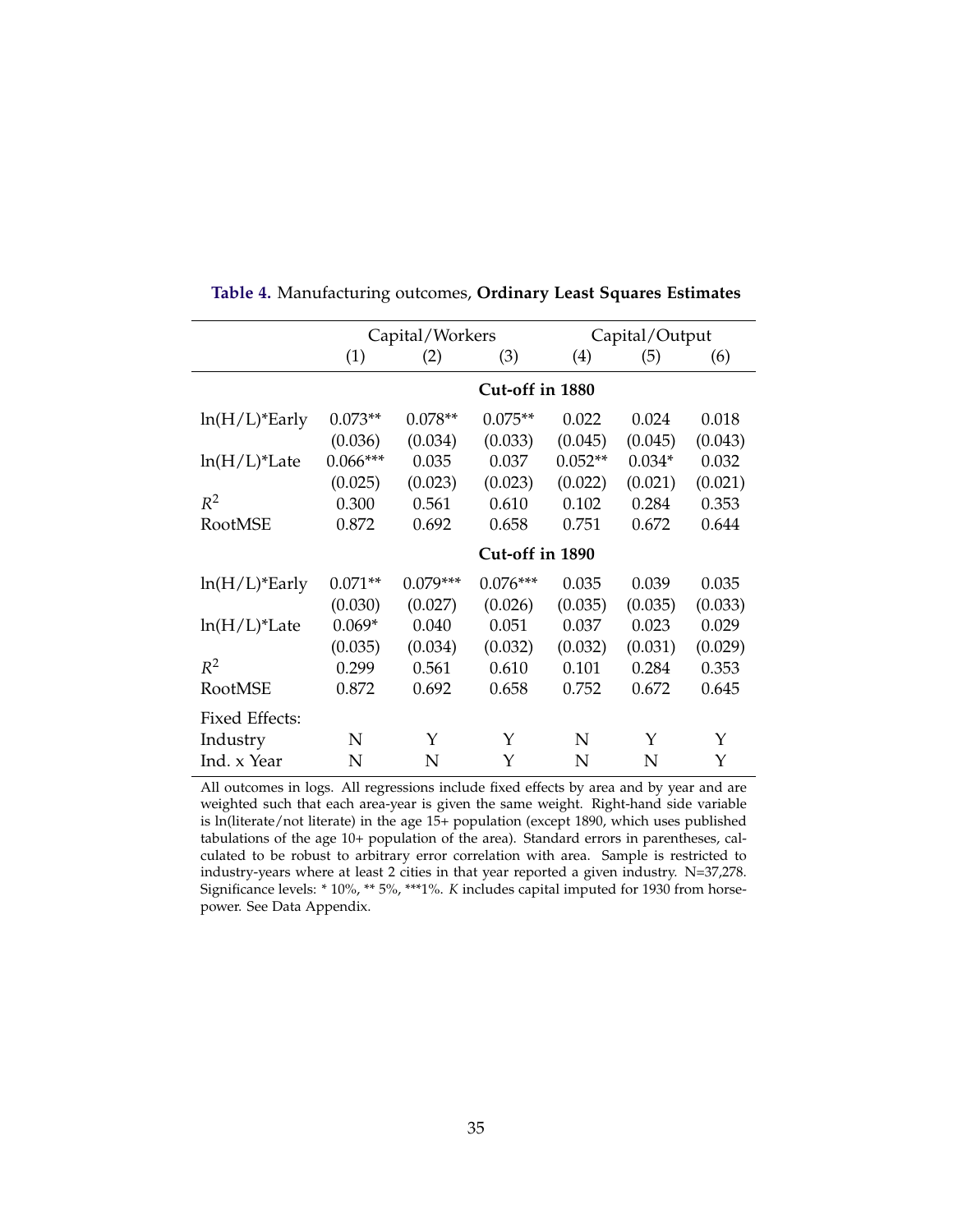**Table 4.** Manufacturing outcomes, **Ordinary Least Squares Estimates**

| | Capital/Workers | | | Capital/Output | | |
|---|---|---|---|---|---|---|
| | (1) | (2) | (3) | (4) | (5) | (6) |
| | **Cut-off in 1880** | | | | | |
| ln(H/L)*Early | 0.073** | 0.078** | 0.075** | 0.022 | 0.024 | 0.018 |
| | (0.036) | (0.034) | (0.033) | (0.045) | (0.045) | (0.043) |
| ln(H/L)*Late | 0.066*** | 0.035 | 0.037 | 0.052** | 0.034* | 0.032 |
| | (0.025) | (0.023) | (0.023) | (0.022) | (0.021) | (0.021) |
| $R^2$ | 0.300 | 0.561 | 0.610 | 0.102 | 0.284 | 0.353 |
| RootMSE | 0.872 | 0.692 | 0.658 | 0.751 | 0.672 | 0.644 |
| | **Cut-off in 1890** | | | | | |
| ln(H/L)*Early | 0.071** | 0.079*** | 0.076*** | 0.035 | 0.039 | 0.035 |
| | (0.030) | (0.027) | (0.026) | (0.035) | (0.035) | (0.033) |
| ln(H/L)*Late | 0.069* | 0.040 | 0.051 | 0.037 | 0.023 | 0.029 |
| | (0.035) | (0.034) | (0.032) | (0.032) | (0.031) | (0.029) |
| $R^2$ | 0.299 | 0.561 | 0.610 | 0.101 | 0.284 | 0.353 |
| RootMSE | 0.872 | 0.692 | 0.658 | 0.752 | 0.672 | 0.645 |
| Fixed Effects: | | | | | | |
| Industry | N | Y | Y | N | Y | Y |
| Ind. x Year | N | N | Y | N | N | Y |

All outcomes in logs. All regressions include fixed effects by area and by year and are weighted such that each area-year is given the same weight. Right-hand side variable is ln(literate/not literate) in the age 15+ population (except 1890, which uses published tabulations of the age 10+ population of the area). Standard errors in parentheses, calculated to be robust to arbitrary error correlation with area. Sample is restricted to industry-years where at least 2 cities in that year reported a given industry. N=37,278. Significance levels: * 10%, ** 5%, ***1%. $K$ includes capital imputed for 1930 from horsepower. See Data Appendix.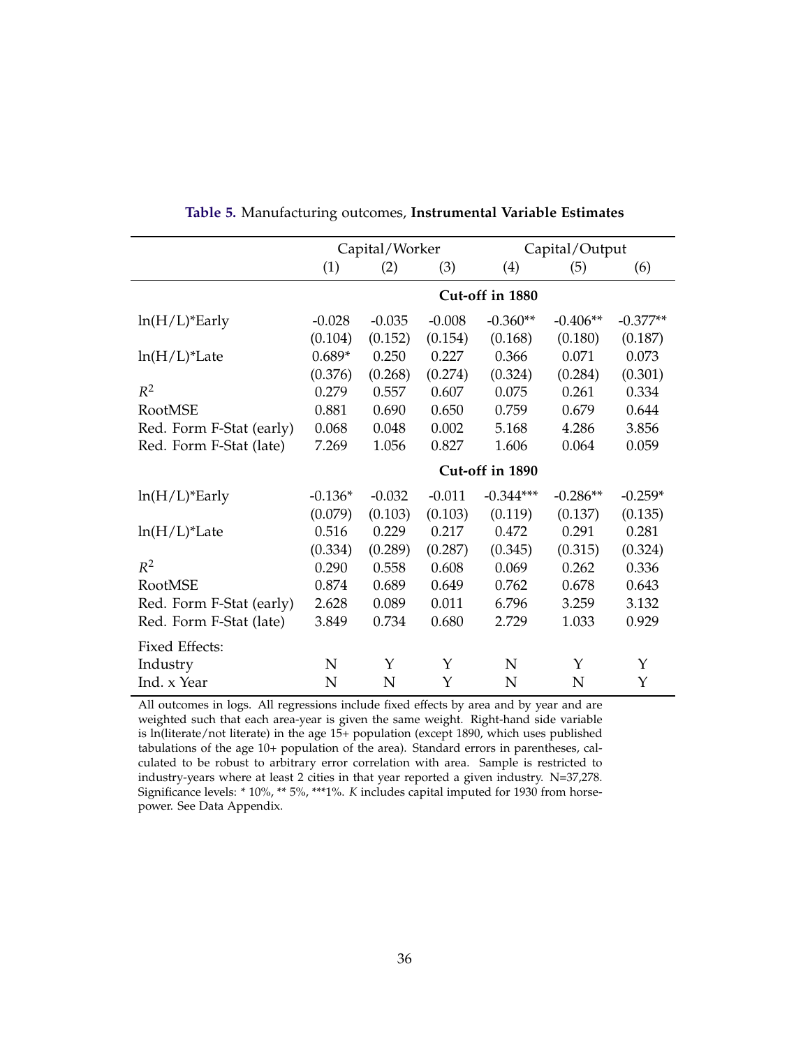**Table 5.** Manufacturing outcomes, **Instrumental Variable Estimates**

| | Capital/Worker | | | Capital/Output | | |
|---|---|---|---|---|---|---|
| | (1) | (2) | (3) | (4) | (5) | (6) |
| | **Cut-off in 1880** | | | | | |
| ln(H/L)*Early | -0.028 | -0.035 | -0.008 | -0.360** | -0.406** | -0.377** |
| | (0.104) | (0.152) | (0.154) | (0.168) | (0.180) | (0.187) |
| ln(H/L)*Late | 0.689* | 0.250 | 0.227 | 0.366 | 0.071 | 0.073 |
| | (0.376) | (0.268) | (0.274) | (0.324) | (0.284) | (0.301) |
| $R^2$ | 0.279 | 0.557 | 0.607 | 0.075 | 0.261 | 0.334 |
| RootMSE | 0.881 | 0.690 | 0.650 | 0.759 | 0.679 | 0.644 |
| Red. Form F-Stat (early) | 0.068 | 0.048 | 0.002 | 5.168 | 4.286 | 3.856 |
| Red. Form F-Stat (late) | 7.269 | 1.056 | 0.827 | 1.606 | 0.064 | 0.059 |
| | **Cut-off in 1890** | | | | | |
| ln(H/L)*Early | -0.136* | -0.032 | -0.011 | -0.344*** | -0.286** | -0.259* |
| | (0.079) | (0.103) | (0.103) | (0.119) | (0.137) | (0.135) |
| ln(H/L)*Late | 0.516 | 0.229 | 0.217 | 0.472 | 0.291 | 0.281 |
| | (0.334) | (0.289) | (0.287) | (0.345) | (0.315) | (0.324) |
| $R^2$ | 0.290 | 0.558 | 0.608 | 0.069 | 0.262 | 0.336 |
| RootMSE | 0.874 | 0.689 | 0.649 | 0.762 | 0.678 | 0.643 |
| Red. Form F-Stat (early) | 2.628 | 0.089 | 0.011 | 6.796 | 3.259 | 3.132 |
| Red. Form F-Stat (late) | 3.849 | 0.734 | 0.680 | 2.729 | 1.033 | 0.929 |
| Fixed Effects: | | | | | | |
| Industry | N | Y | Y | N | Y | Y |
| Ind. x Year | N | N | Y | N | N | Y |

All outcomes in logs. All regressions include fixed effects by area and by year and are weighted such that each area-year is given the same weight. Right-hand side variable is ln(literate/not literate) in the age 15+ population (except 1890, which uses published tabulations of the age 10+ population of the area). Standard errors in parentheses, calculated to be robust to arbitrary error correlation with area. Sample is restricted to industry-years where at least 2 cities in that year reported a given industry. N=37,278. Significance levels: * 10%, ** 5%, ***1%. $K$ includes capital imputed for 1930 from horsepower. See Data Appendix.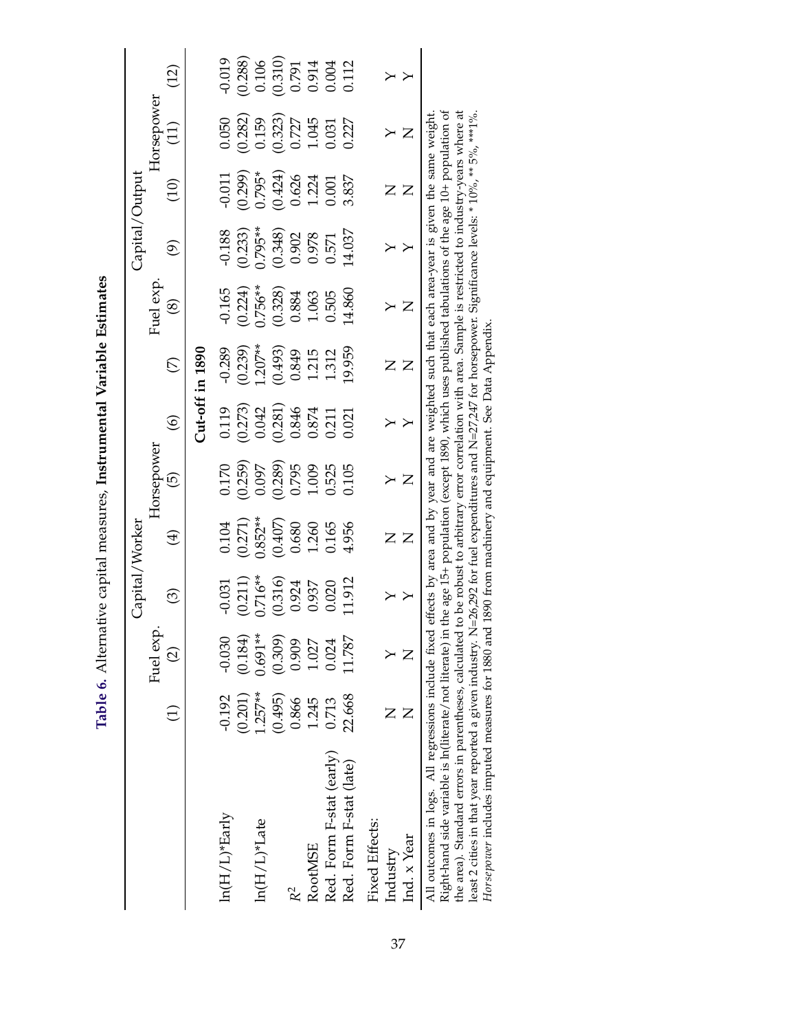**Table 6.** Alternative capital measures, **Instrumental Variable Estimates**

| | (1) | Fuel exp. (2) | Capital/Worker (3) | (4) | Horsepower (5) | (6) | (7) | Fuel exp. (8) | Capital/Output (9) | (10) | Horsepower (11) | (12) |
|---|---|---|---|---|---|---|---|---|---|---|---|---|
| | | | | | | | **Cut-off in 1890** | | | | | |
| ln(H/L)*Early | -0.192 | -0.030 | -0.031 | 0.104 | 0.170 | 0.119 | -0.289 | -0.165 | -0.188 | -0.011 | 0.050 | -0.019 |
| | (0.201) | (0.184) | (0.211) | (0.271) | (0.259) | (0.273) | (0.239) | (0.224) | (0.233) | (0.299) | (0.282) | (0.288) |
| ln(H/L)*Late | 1.257** | 0.691** | 0.716** | 0.852** | 0.097 | 0.042 | 1.207** | 0.756** | 0.795** | 0.795* | 0.159 | 0.106 |
| | (0.495) | (0.309) | (0.316) | (0.407) | (0.289) | (0.281) | (0.493) | (0.328) | (0.348) | (0.424) | (0.323) | (0.310) |
| $R^2$ | 0.866 | 0.909 | 0.924 | 0.680 | 0.795 | 0.846 | 0.849 | 0.884 | 0.902 | 0.626 | 0.727 | 0.791 |
| RootMSE | 1.245 | 1.027 | 0.937 | 1.260 | 1.009 | 0.874 | 1.215 | 1.063 | 0.978 | 1.224 | 1.045 | 0.914 |
| Red. Form F-stat (early) | 0.713 | 0.024 | 0.020 | 0.165 | 0.525 | 0.211 | 1.312 | 0.505 | 0.571 | 0.001 | 0.031 | 0.004 |
| Red. Form F-stat (late) | 22.668 | 11.787 | 11.912 | 4.956 | 0.105 | 0.021 | 19.959 | 14.860 | 14.037 | 3.837 | 0.227 | 0.112 |
| Fixed Effects: | | | | | | | | | | | | |
| Industry | N | Y | Y | N | Y | Y | N | Y | Y | N | Y | Y |
| Ind. x Year | N | N | Y | N | N | Y | N | N | Y | N | N | Y |

All outcomes in logs. All regressions include fixed effects by area and by year and are weighted such that each area-year is given the same weight. Right-hand side variable is ln(literate/not literate) in the age 15+ population (except 1890, which uses published tabulations of the age 10+ population of the area). Standard errors in parentheses, calculated to be robust to arbitrary error correlation with area. Sample is restricted to industry-years where at least 2 cities in that year reported a given industry. N=26,292 for fuel expenditures and N=27,247 for horsepower. Significance levels: * 10%, ** 5%, ***1%. *Horsepower* includes imputed measures for 1880 and 1890 from machinery and equipment. See Data Appendix.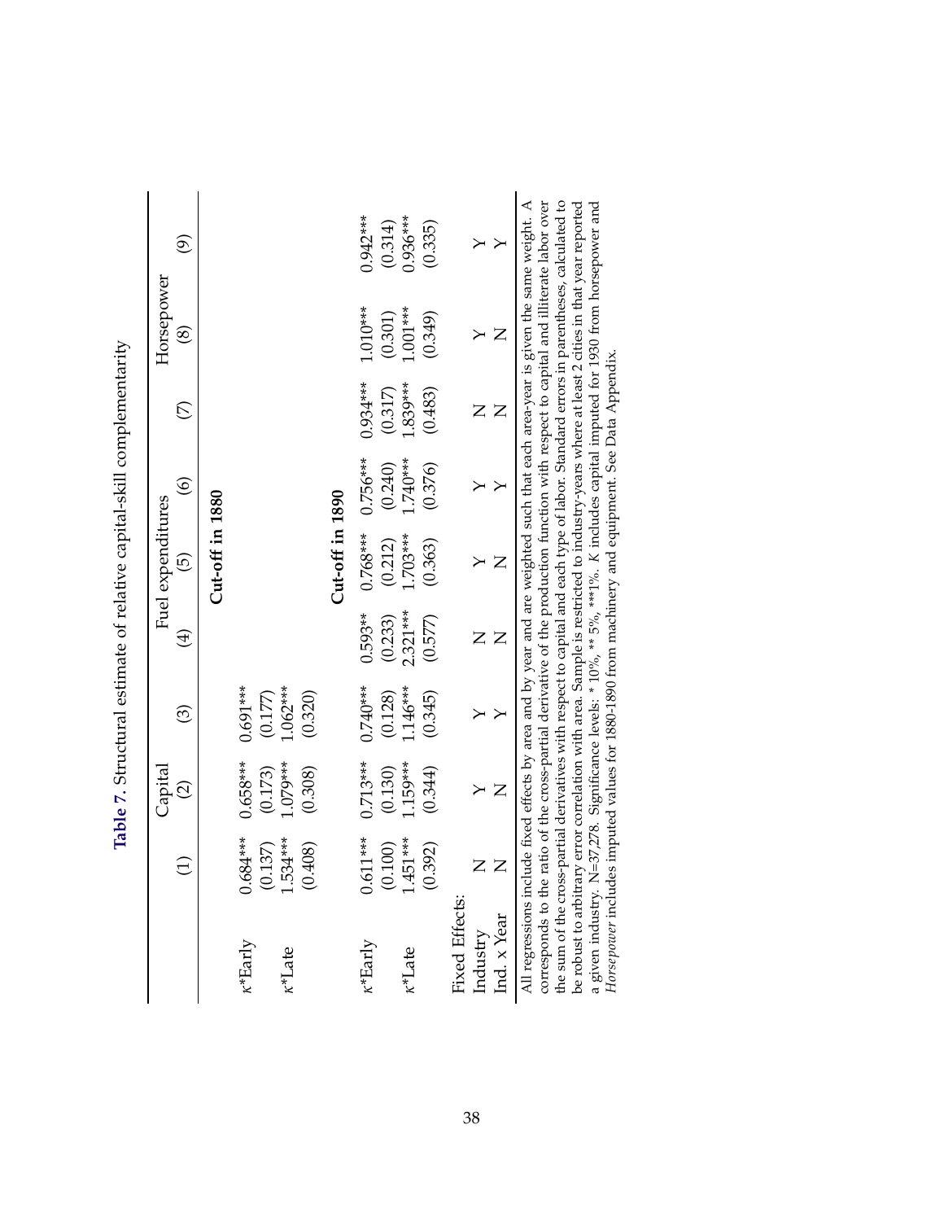**Table 7.** Structural estimate of relative capital-skill complementarity

| | Capital | | | Fuel expenditures | | | Horsepower | | |
|---|---|---|---|---|---|---|---|---|---|
| | (1) | (2) | (3) | (4) | (5) | (6) | (7) | (8) | (9) |
| | | | | **Cut-off in 1880** | | | | | |
| $\kappa$*Early | 0.684*** | 0.658*** | 0.691*** | | | | | | |
| | (0.137) | (0.173) | (0.177) | | | | | | |
| $\kappa$*Late | 1.534*** | 1.079*** | 1.062*** | | | | | | |
| | (0.408) | (0.308) | (0.320) | | | | | | |
| | | | | **Cut-off in 1890** | | | | | |
| $\kappa$*Early | 0.611*** | 0.713*** | 0.740*** | 0.593** | 0.768*** | 0.756*** | 0.934*** | 1.010*** | 0.942*** |
| | (0.100) | (0.130) | (0.128) | (0.233) | (0.212) | (0.240) | (0.317) | (0.301) | (0.314) |
| $\kappa$*Late | 1.451*** | 1.159*** | 1.146*** | 2.321*** | 1.703*** | 1.740*** | 1.839*** | 1.001*** | 0.936*** |
| | (0.392) | (0.344) | (0.345) | (0.577) | (0.363) | (0.376) | (0.483) | (0.349) | (0.335) |
| Fixed Effects: | | | | | | | | | |
| Industry | N | Y | Y | N | Y | Y | N | Y | Y |
| Ind. x Year | N | N | Y | N | N | Y | N | N | Y |

All regressions include fixed effects by area and by year and are weighted such that each area-year is given the same weight. A corresponds to the ratio of the cross-partial derivative of the production function with respect to capital and illiterate labor over the sum of the cross-partial derivatives with respect to capital and each type of labor. Standard errors in parentheses, calculated to be robust to arbitrary error correlation with area. Sample is restricted to industry-years where at least 2 cities in that year reported a given industry. N=37,278. Significance levels: * 10%, ** 5%, ***1%. $K$ includes capital imputed for 1930 from horsepower and *Horsepower* includes imputed values for 1880-1890 from machinery and equipment. See Data Appendix.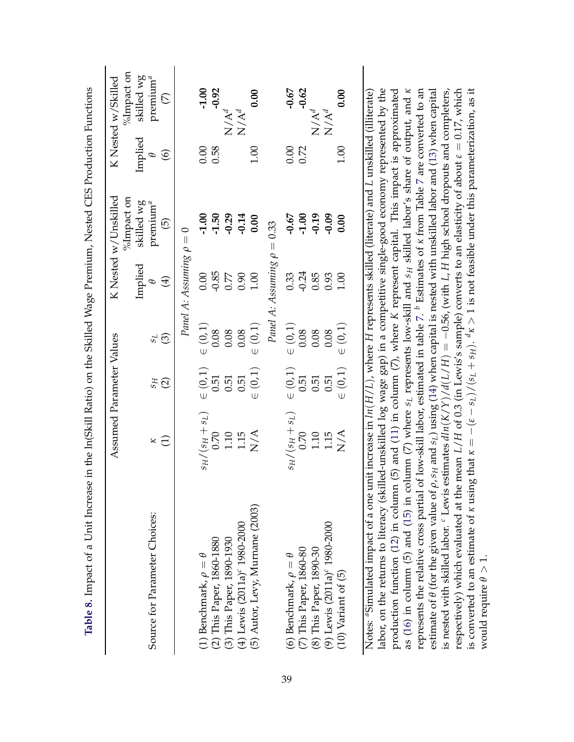**Table 8.** Impact of a Unit Increase in the ln(Skill Ratio) on the Skilled Wage Premium, Nested CES Production Functions

| Source for Parameter Choices: | Assumed Parameter Values | | | K Nested w/Unskilled | | K Nested w/Skilled | |
|---|---|---|---|---|---|---|---|
| | $\kappa$ (1) | $s_H$ (2) | $s_L$ (3) | Implied $\theta$ (4) | %Impact on skilled wg premium[a] (5) | Implied $\theta$ (6) | %Impact on skilled wg premium[a] (7) |
| | | | *Panel A: Assuming $\rho = 0$* | | | | |
| (1) Benchmark, $\rho = \theta$ | $s_H/(s_H + s_L)$ | $\in (0,1)$ | $\in (0,1)$ | 0.00 | **-1.00** | 0.00 | **-1.00** |
| (2) This Paper, 1860-1880 | 0.70 | 0.51 | 0.08 | -0.85 | **-1.50** | 0.58 | **-0.92** |
| (3) This Paper, 1890-1930 | 1.10 | 0.51 | 0.08 | 0.77 | **-0.29** | | N/A[d] |
| (4) Lewis (2011a)[c] 1980-2000 | 1.15 | 0.51 | 0.08 | 0.90 | **-0.14** | | N/A[d] |
| (5) Autor, Levy, Murnane (2003) | N/A | $\in (0,1)$ | $\in (0,1)$ | 1.00 | **0.00** | 1.00 | **0.00** |
| | | | *Panel A: Assuming $\rho = 0.33$* | | | | |
| (6) Benchmark, $\rho = \theta$ | $s_H/(s_H + s_L)$ | $\in (0,1)$ | $\in (0,1)$ | 0.33 | **-0.67** | 0.00 | **-0.67** |
| (7) This Paper, 1860-80 | 0.70 | 0.51 | 0.08 | -0.24 | **-1.00** | 0.72 | **-0.62** |
| (8) This Paper, 1890-30 | 1.10 | 0.51 | 0.08 | 0.85 | **-0.19** | | N/A[d] |
| (9) Lewis (2011a)[c] 1980-2000 | 1.15 | 0.51 | 0.08 | 0.93 | **-0.09** | | N/A[d] |
| (10) Variant of (5) | N/A | $\in (0,1)$ | $\in (0,1)$ | 1.00 | **0.00** | 1.00 | **0.00** |

Notes: [a]Simulated impact of a one unit increase in $ln(H/L)$, where $H$ represents skilled (literate) and $L$ unskilled (illiterate) labor, on the returns to literacy (skilled-unskilled log wage gap) in a competitive single-good economy represented by the production function (12) in column (5) and (11) in column (7), where $K$ represent capital. This impact is approximated as (16) in column (5) and (15) in column (7) where $s_L$ represents low-skill and $s_H$ skilled labor's share of output, and $\kappa$ represents the relative cross partial of low-skill labor, estimated in table 7. [b] Estimates of $\kappa$ from Table 7 are converted to an estimate of $\theta$ (for the given value of $\rho, s_H$ and $s_L$) using (14) when capital is nested with unskilled labor and (13) when capital is nested with skilled labor. [c] Lewis estimates $dln(K/Y)/d(L/H) = -0.56$, (with $L$, $H$ high school dropouts and completers, respectively) which evaluated at the mean $L/H$ of 0.3 (in Lewis's sample) converts to an elasticity of about $\varepsilon = 0.17$, which is converted to an estimate of $\kappa$ using that $\kappa = -(\varepsilon - s_L)/(s_L + s_H)$. [d]$\kappa > 1$ is not feasible under this parameterization, as it would require $\theta > 1$.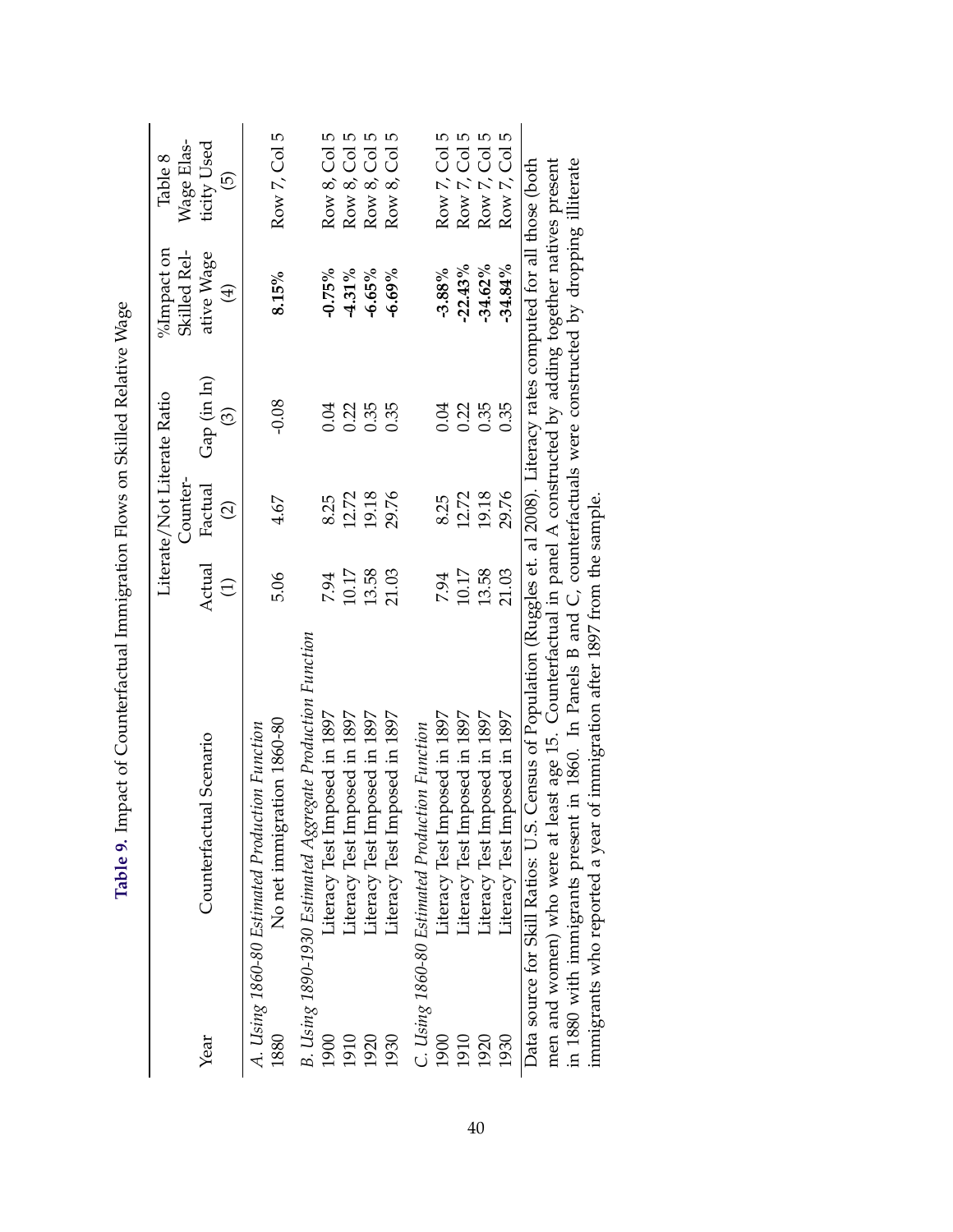**Table 9.** Impact of Counterfactual Immigration Flows on Skilled Relative Wage

| Year | Counterfactual Scenario | Literate/Not Literate Ratio Actual (1) | Literate/Not Literate Ratio Counter-Factual (2) | Literate/Not Literate Ratio Gap (in ln) (3) | %Impact on Skilled Relative Wage (4) | Table 8 Wage Elasticity Used (5) |
|---|---|---|---|---|---|---|
| *A. Using 1860-80 Estimated Production Function* | | | | | | |
| 1880 | No net immigration 1860-80 | 5.06 | 4.67 | -0.08 | **8.15%** | Row 7, Col 5 |
| *B. Using 1890-1930 Estimated Aggregate Production Function* | | | | | | |
| 1900 | Literacy Test Imposed in 1897 | 7.94 | 8.25 | 0.04 | **-0.75%** | Row 8, Col 5 |
| 1910 | Literacy Test Imposed in 1897 | 10.17 | 12.72 | 0.22 | **-4.31%** | Row 8, Col 5 |
| 1920 | Literacy Test Imposed in 1897 | 13.58 | 19.18 | 0.35 | **-6.65%** | Row 8, Col 5 |
| 1930 | Literacy Test Imposed in 1897 | 21.03 | 29.76 | 0.35 | **-6.69%** | Row 8, Col 5 |
| *C. Using 1860-80 Estimated Production Function* | | | | | | |
| 1900 | Literacy Test Imposed in 1897 | 7.94 | 8.25 | 0.04 | **-3.88%** | Row 7, Col 5 |
| 1910 | Literacy Test Imposed in 1897 | 10.17 | 12.72 | 0.22 | **-22.43%** | Row 7, Col 5 |
| 1920 | Literacy Test Imposed in 1897 | 13.58 | 19.18 | 0.35 | **-34.62%** | Row 7, Col 5 |
| 1930 | Literacy Test Imposed in 1897 | 21.03 | 29.76 | 0.35 | **-34.84%** | Row 7, Col 5 |

Data source for Skill Ratios: U.S. Census of Population (Ruggles et. al 2008). Literacy rates computed for all those (both men and women) who were at least age 15. Counterfactual in panel A constructed by adding together natives present in 1880 with immigrants present in 1860. In Panels B and C, counterfactuals were constructed by dropping illiterate immigrants who reported a year of immigration after 1897 from the sample.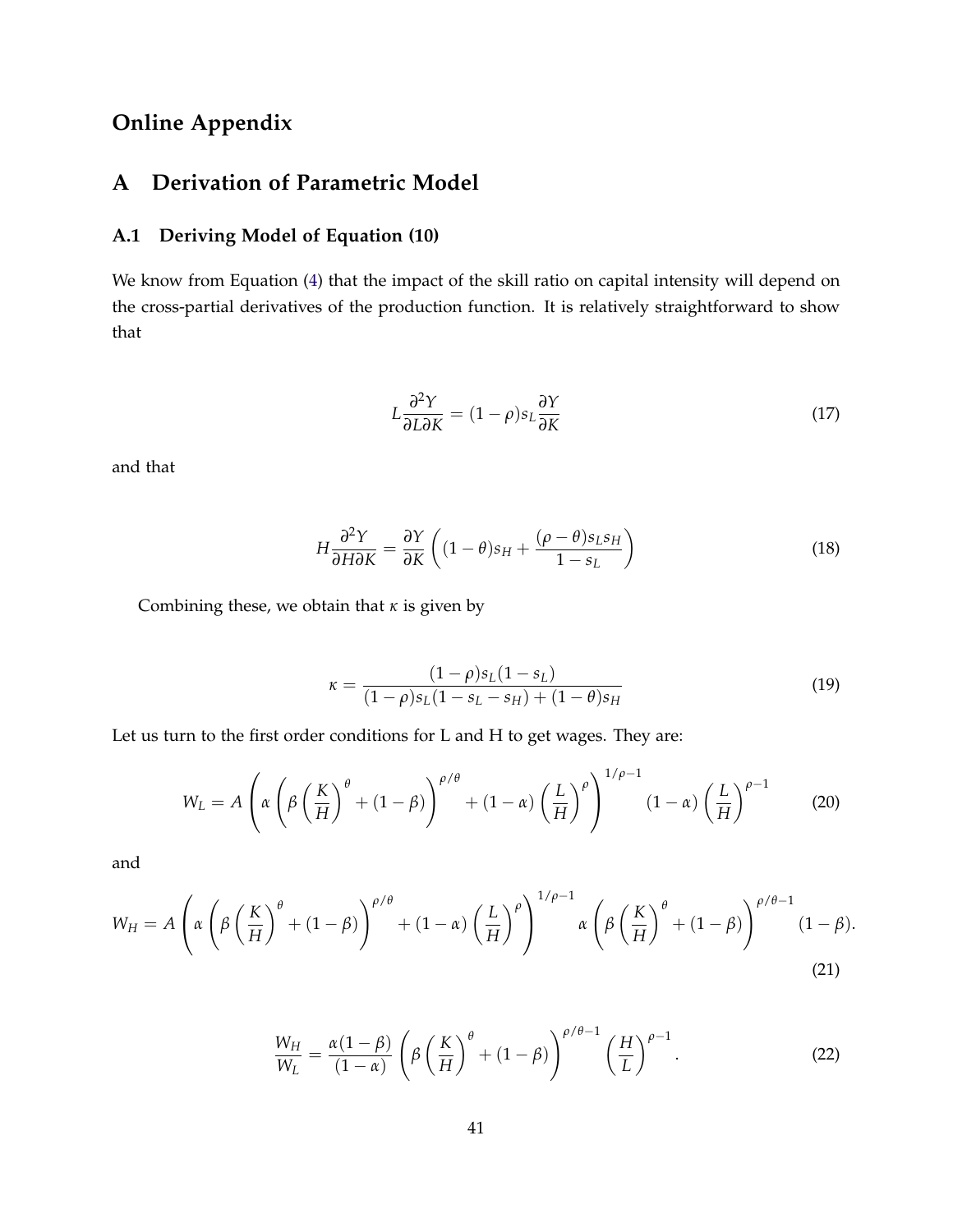# Online Appendix

## A Derivation of Parametric Model

### A.1 Deriving Model of Equation (10)

We know from Equation (4) that the impact of the skill ratio on capital intensity will depend on the cross-partial derivatives of the production function. It is relatively straightforward to show that

$$L\frac{\partial^2 Y}{\partial L \partial K} = (1-\rho)s_L \frac{\partial Y}{\partial K} \tag{17}$$

and that

$$H\frac{\partial^2 Y}{\partial H \partial K} = \frac{\partial Y}{\partial K}\left((1-\theta)s_H + \frac{(\rho-\theta)s_L s_H}{1-s_L}\right) \tag{18}$$

Combining these, we obtain that $\kappa$ is given by

$$\kappa = \frac{(1-\rho)s_L(1-s_L)}{(1-\rho)s_L(1-s_L-s_H)+(1-\theta)s_H} \tag{19}$$

Let us turn to the first order conditions for L and H to get wages. They are:

$$W_L = A\left(\alpha\left(\beta\left(\frac{K}{H}\right)^{\theta} + (1-\beta)\right)^{\rho/\theta} + (1-\alpha)\left(\frac{L}{H}\right)^{\rho}\right)^{1/\rho-1}(1-\alpha)\left(\frac{L}{H}\right)^{\rho-1} \tag{20}$$

and

$$W_H = A\left(\alpha\left(\beta\left(\frac{K}{H}\right)^{\theta} + (1-\beta)\right)^{\rho/\theta} + (1-\alpha)\left(\frac{L}{H}\right)^{\rho}\right)^{1/\rho-1}\alpha\left(\beta\left(\frac{K}{H}\right)^{\theta} + (1-\beta)\right)^{\rho/\theta-1}(1-\beta). \tag{21}$$

$$\frac{W_H}{W_L} = \frac{\alpha(1-\beta)}{(1-\alpha)}\left(\beta\left(\frac{K}{H}\right)^{\theta} + (1-\beta)\right)^{\rho/\theta-1}\left(\frac{H}{L}\right)^{\rho-1}. \tag{22}$$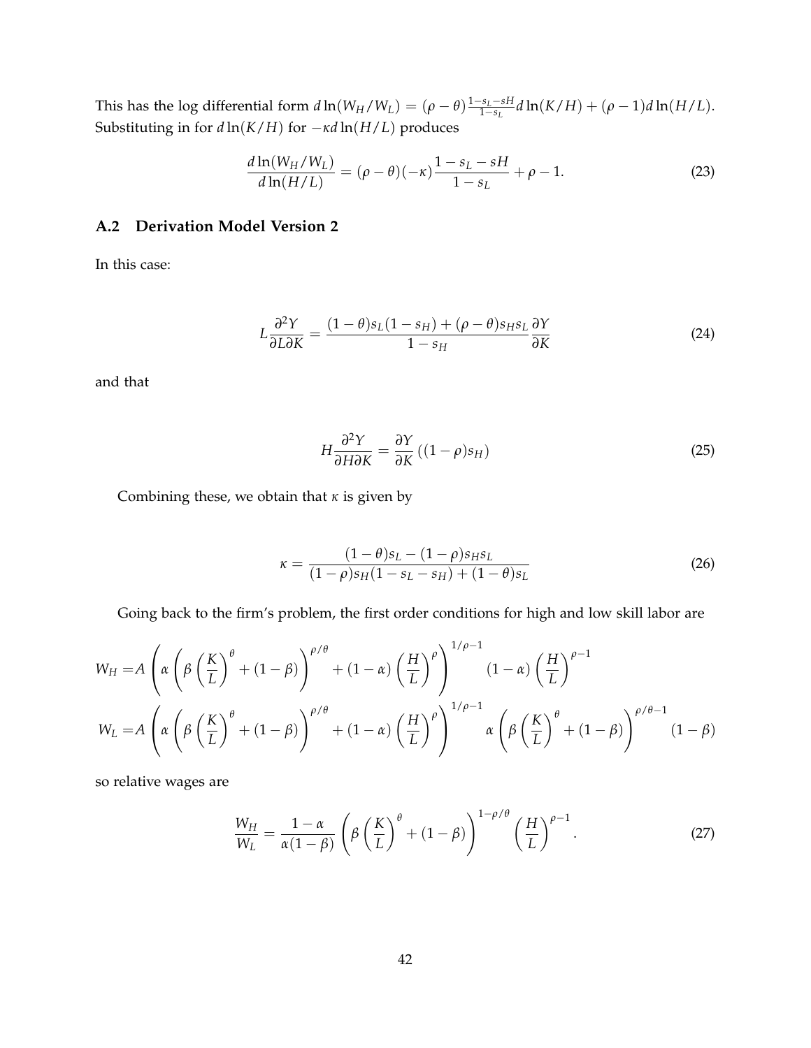This has the log differential form $d\ln(W_H/W_L) = (\rho - \theta)\frac{1-s_L-sH}{1-s_L}d\ln(K/H) + (\rho - 1)d\ln(H/L)$. Substituting in for $d\ln(K/H)$ for $-\kappa d\ln(H/L)$ produces

$$\frac{d\ln(W_H/W_L)}{d\ln(H/L)} = (\rho - \theta)(-\kappa)\frac{1-s_L-sH}{1-s_L} + \rho - 1. \tag{23}$$

## A.2 Derivation Model Version 2

In this case:

$$L\frac{\partial^2 Y}{\partial L \partial K} = \frac{(1-\theta)s_L(1-s_H) + (\rho-\theta)s_H s_L}{1-s_H}\frac{\partial Y}{\partial K} \tag{24}$$

and that

$$H\frac{\partial^2 Y}{\partial H \partial K} = \frac{\partial Y}{\partial K}\left((1-\rho)s_H\right) \tag{25}$$

Combining these, we obtain that $\kappa$ is given by

$$\kappa = \frac{(1-\theta)s_L - (1-\rho)s_H s_L}{(1-\rho)s_H(1-s_L-s_H) + (1-\theta)s_L} \tag{26}$$

Going back to the firm's problem, the first order conditions for high and low skill labor are

$$W_H = A\left(\alpha\left(\beta\left(\frac{K}{L}\right)^{\theta} + (1-\beta)\right)^{\rho/\theta} + (1-\alpha)\left(\frac{H}{L}\right)^{\rho}\right)^{1/\rho-1}(1-\alpha)\left(\frac{H}{L}\right)^{\rho-1}$$

$$W_L = A\left(\alpha\left(\beta\left(\frac{K}{L}\right)^{\theta} + (1-\beta)\right)^{\rho/\theta} + (1-\alpha)\left(\frac{H}{L}\right)^{\rho}\right)^{1/\rho-1}\alpha\left(\beta\left(\frac{K}{L}\right)^{\theta} + (1-\beta)\right)^{\rho/\theta-1}(1-\beta)$$

so relative wages are

$$\frac{W_H}{W_L} = \frac{1-\alpha}{\alpha(1-\beta)}\left(\beta\left(\frac{K}{L}\right)^{\theta} + (1-\beta)\right)^{1-\rho/\theta}\left(\frac{H}{L}\right)^{\rho-1}. \tag{27}$$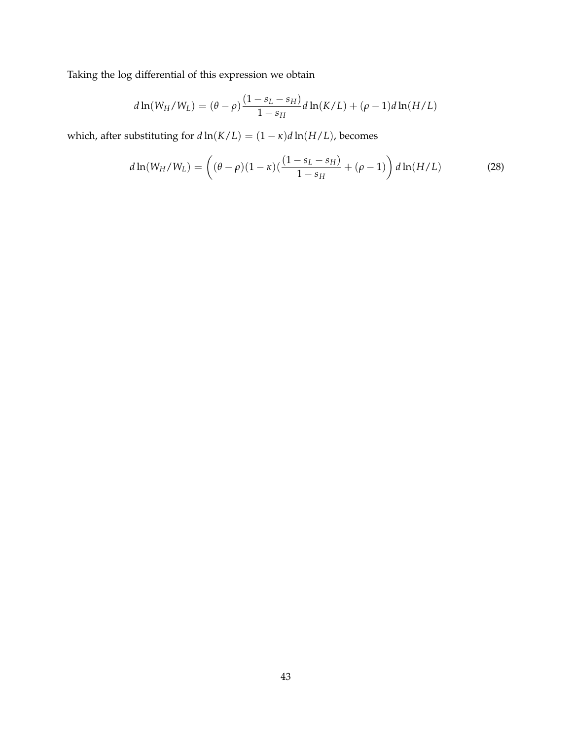Taking the log differential of this expression we obtain

$$d \ln(W_H/W_L) = (\theta - \rho)\frac{(1 - s_L - s_H)}{1 - s_H} d \ln(K/L) + (\rho - 1) d \ln(H/L)$$

which, after substituting for $d \ln(K/L) = (1 - \kappa) d \ln(H/L)$, becomes

$$d \ln(W_H/W_L) = \left( (\theta - \rho)(1 - \kappa)(\frac{(1 - s_L - s_H)}{1 - s_H} + (\rho - 1) \right) d \ln(H/L) \tag{28}$$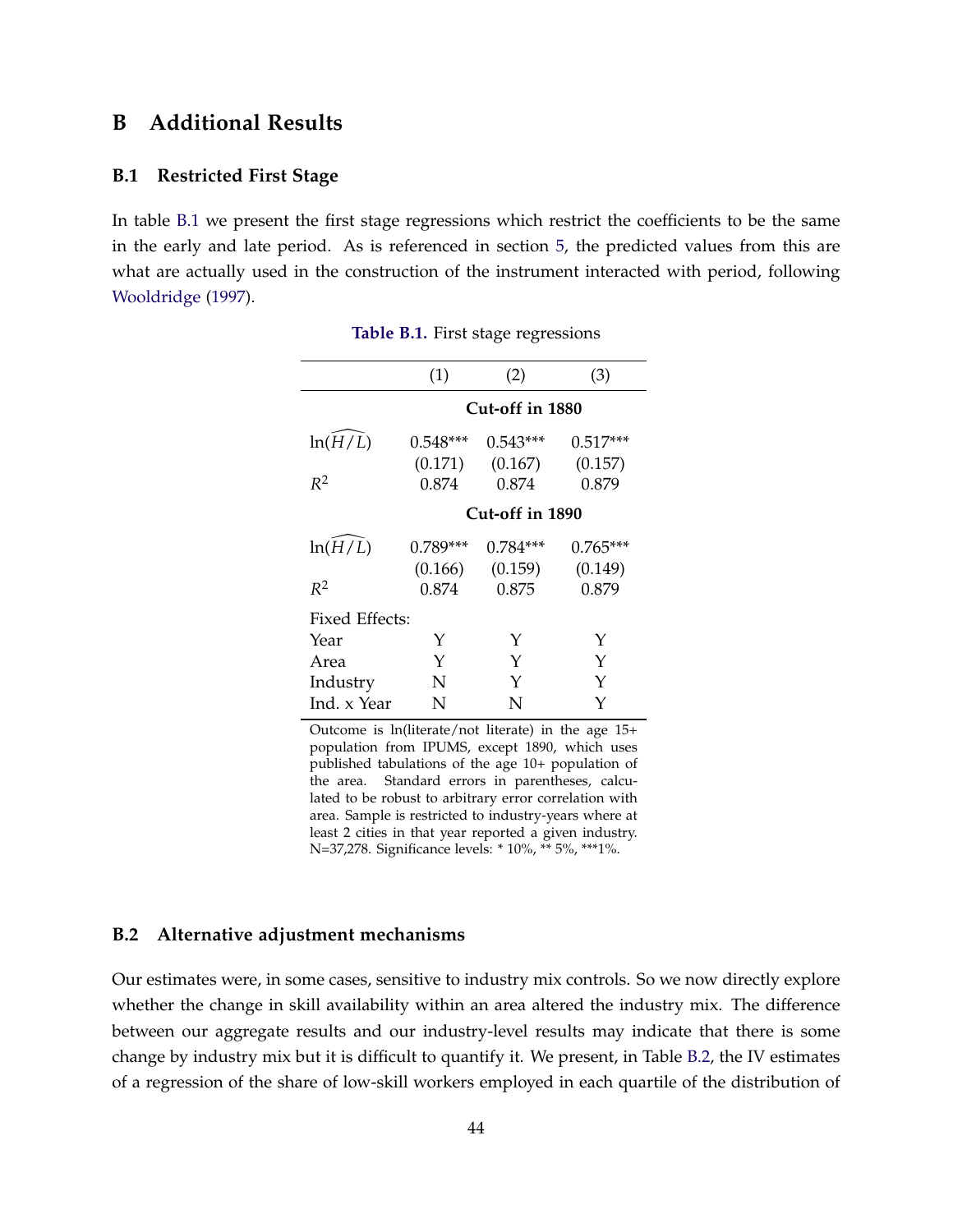## B Additional Results

### B.1 Restricted First Stage

In table B.1 we present the first stage regressions which restrict the coefficients to be the same in the early and late period. As is referenced in section 5, the predicted values from this are what are actually used in the construction of the instrument interacted with period, following Wooldridge (1997).

**Table B.1.** First stage regressions

| | (1) | (2) | (3) |
|---|---|---|---|
| | **Cut-off in 1880** | | |
| $\ln(\widehat{H/L})$ | 0.548*** | 0.543*** | 0.517*** |
| | (0.171) | (0.167) | (0.157) |
| $R^2$ | 0.874 | 0.874 | 0.879 |
| | **Cut-off in 1890** | | |
| $\ln(\widehat{H/L})$ | 0.789*** | 0.784*** | 0.765*** |
| | (0.166) | (0.159) | (0.149) |
| $R^2$ | 0.874 | 0.875 | 0.879 |
| Fixed Effects: | | | |
| Year | Y | Y | Y |
| Area | Y | Y | Y |
| Industry | N | Y | Y |
| Ind. x Year | N | N | Y |

Outcome is ln(literate/not literate) in the age 15+ population from IPUMS, except 1890, which uses published tabulations of the age 10+ population of the area. Standard errors in parentheses, calculated to be robust to arbitrary error correlation with area. Sample is restricted to industry-years where at least 2 cities in that year reported a given industry. N=37,278. Significance levels: * 10%, ** 5%, ***1%.

### B.2 Alternative adjustment mechanisms

Our estimates were, in some cases, sensitive to industry mix controls. So we now directly explore whether the change in skill availability within an area altered the industry mix. The difference between our aggregate results and our industry-level results may indicate that there is some change by industry mix but it is difficult to quantify it. We present, in Table B.2, the IV estimates of a regression of the share of low-skill workers employed in each quartile of the distribution of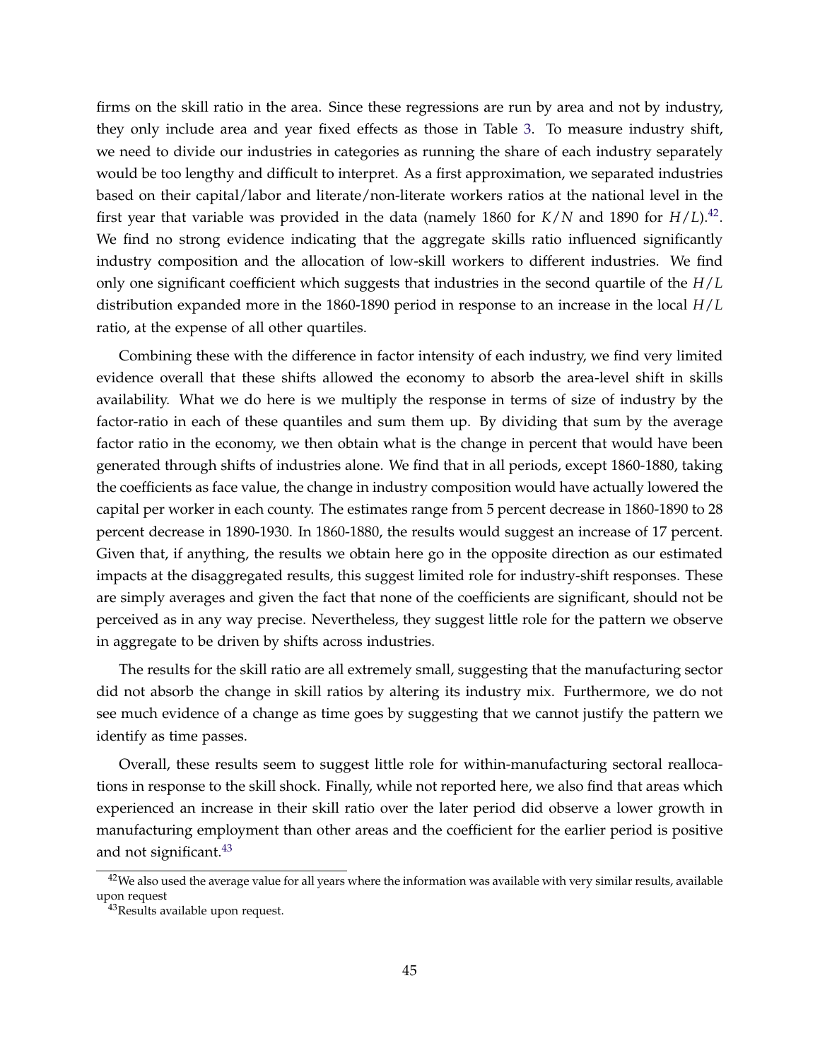firms on the skill ratio in the area. Since these regressions are run by area and not by industry, they only include area and year fixed effects as those in Table 3. To measure industry shift, we need to divide our industries in categories as running the share of each industry separately would be too lengthy and difficult to interpret. As a first approximation, we separated industries based on their capital/labor and literate/non-literate workers ratios at the national level in the first year that variable was provided in the data (namely 1860 for $K/N$ and 1890 for $H/L$).[42]. We find no strong evidence indicating that the aggregate skills ratio influenced significantly industry composition and the allocation of low-skill workers to different industries. We find only one significant coefficient which suggests that industries in the second quartile of the $H/L$ distribution expanded more in the 1860-1890 period in response to an increase in the local $H/L$ ratio, at the expense of all other quartiles.

Combining these with the difference in factor intensity of each industry, we find very limited evidence overall that these shifts allowed the economy to absorb the area-level shift in skills availability. What we do here is we multiply the response in terms of size of industry by the factor-ratio in each of these quantiles and sum them up. By dividing that sum by the average factor ratio in the economy, we then obtain what is the change in percent that would have been generated through shifts of industries alone. We find that in all periods, except 1860-1880, taking the coefficients as face value, the change in industry composition would have actually lowered the capital per worker in each county. The estimates range from 5 percent decrease in 1860-1890 to 28 percent decrease in 1890-1930. In 1860-1880, the results would suggest an increase of 17 percent. Given that, if anything, the results we obtain here go in the opposite direction as our estimated impacts at the disaggregated results, this suggest limited role for industry-shift responses. These are simply averages and given the fact that none of the coefficients are significant, should not be perceived as in any way precise. Nevertheless, they suggest little role for the pattern we observe in aggregate to be driven by shifts across industries.

The results for the skill ratio are all extremely small, suggesting that the manufacturing sector did not absorb the change in skill ratios by altering its industry mix. Furthermore, we do not see much evidence of a change as time goes by suggesting that we cannot justify the pattern we identify as time passes.

Overall, these results seem to suggest little role for within-manufacturing sectoral reallocations in response to the skill shock. Finally, while not reported here, we also find that areas which experienced an increase in their skill ratio over the later period did observe a lower growth in manufacturing employment than other areas and the coefficient for the earlier period is positive and not significant.[43]

[42] We also used the average value for all years where the information was available with very similar results, available upon request

[43] Results available upon request.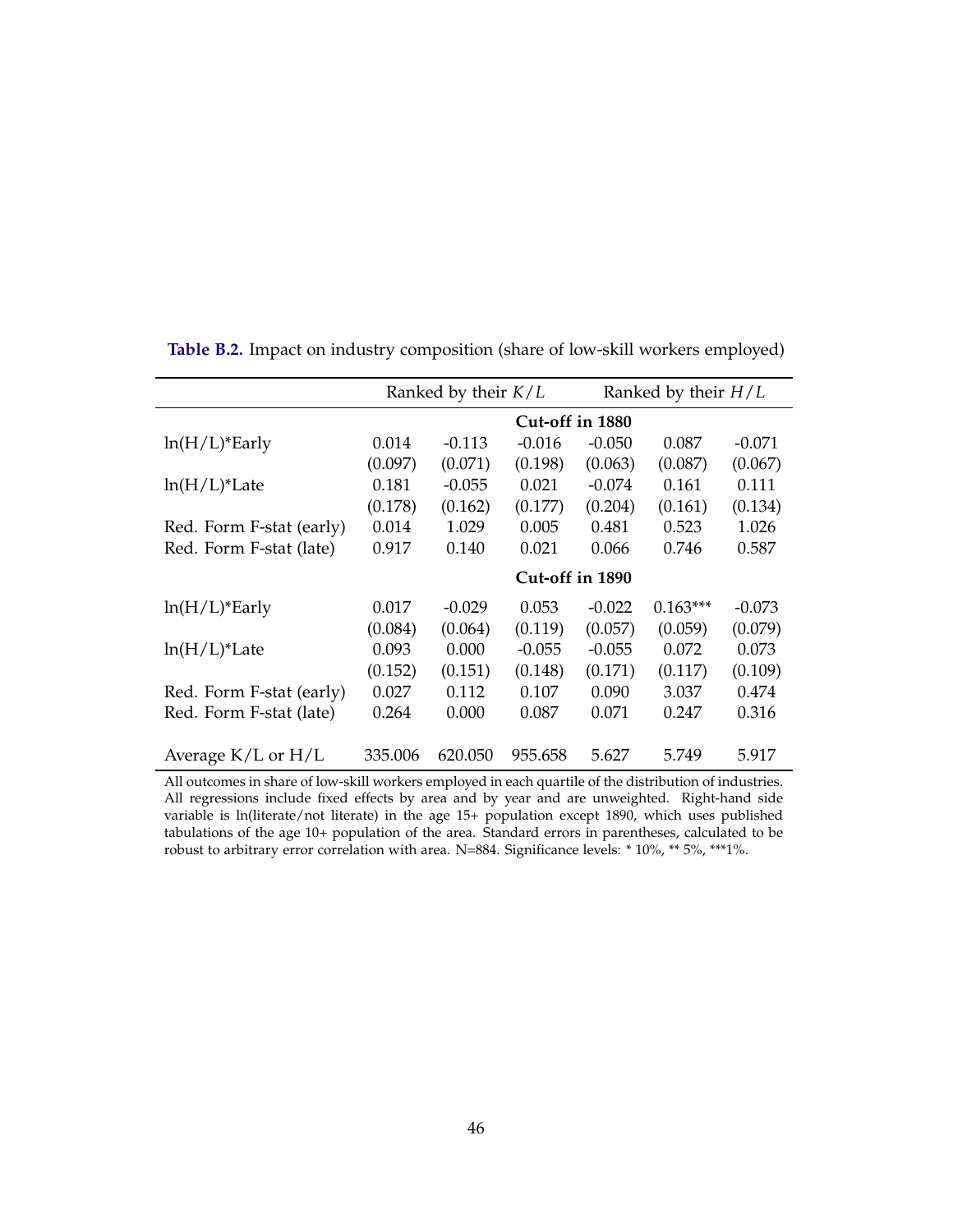**Table B.2.** Impact on industry composition (share of low-skill workers employed)

| | Ranked by their $K/L$ | | | Ranked by their $H/L$ | | |
|---|---|---|---|---|---|---|
| | **Cut-off in 1880** | | | | | |
| ln(H/L)*Early | 0.014 | -0.113 | -0.016 | -0.050 | 0.087 | -0.071 |
| | (0.097) | (0.071) | (0.198) | (0.063) | (0.087) | (0.067) |
| ln(H/L)*Late | 0.181 | -0.055 | 0.021 | -0.074 | 0.161 | 0.111 |
| | (0.178) | (0.162) | (0.177) | (0.204) | (0.161) | (0.134) |
| Red. Form F-stat (early) | 0.014 | 1.029 | 0.005 | 0.481 | 0.523 | 1.026 |
| Red. Form F-stat (late) | 0.917 | 0.140 | 0.021 | 0.066 | 0.746 | 0.587 |
| | **Cut-off in 1890** | | | | | |
| ln(H/L)*Early | 0.017 | -0.029 | 0.053 | -0.022 | 0.163*** | -0.073 |
| | (0.084) | (0.064) | (0.119) | (0.057) | (0.059) | (0.079) |
| ln(H/L)*Late | 0.093 | 0.000 | -0.055 | -0.055 | 0.072 | 0.073 |
| | (0.152) | (0.151) | (0.148) | (0.171) | (0.117) | (0.109) |
| Red. Form F-stat (early) | 0.027 | 0.112 | 0.107 | 0.090 | 3.037 | 0.474 |
| Red. Form F-stat (late) | 0.264 | 0.000 | 0.087 | 0.071 | 0.247 | 0.316 |
| Average K/L or H/L | 335.006 | 620.050 | 955.658 | 5.627 | 5.749 | 5.917 |

All outcomes in share of low-skill workers employed in each quartile of the distribution of industries. All regressions include fixed effects by area and by year and are unweighted. Right-hand side variable is ln(literate/not literate) in the age 15+ population except 1890, which uses published tabulations of the age 10+ population of the area. Standard errors in parentheses, calculated to be robust to arbitrary error correlation with area. N=884. Significance levels: * 10%, ** 5%, ***1%.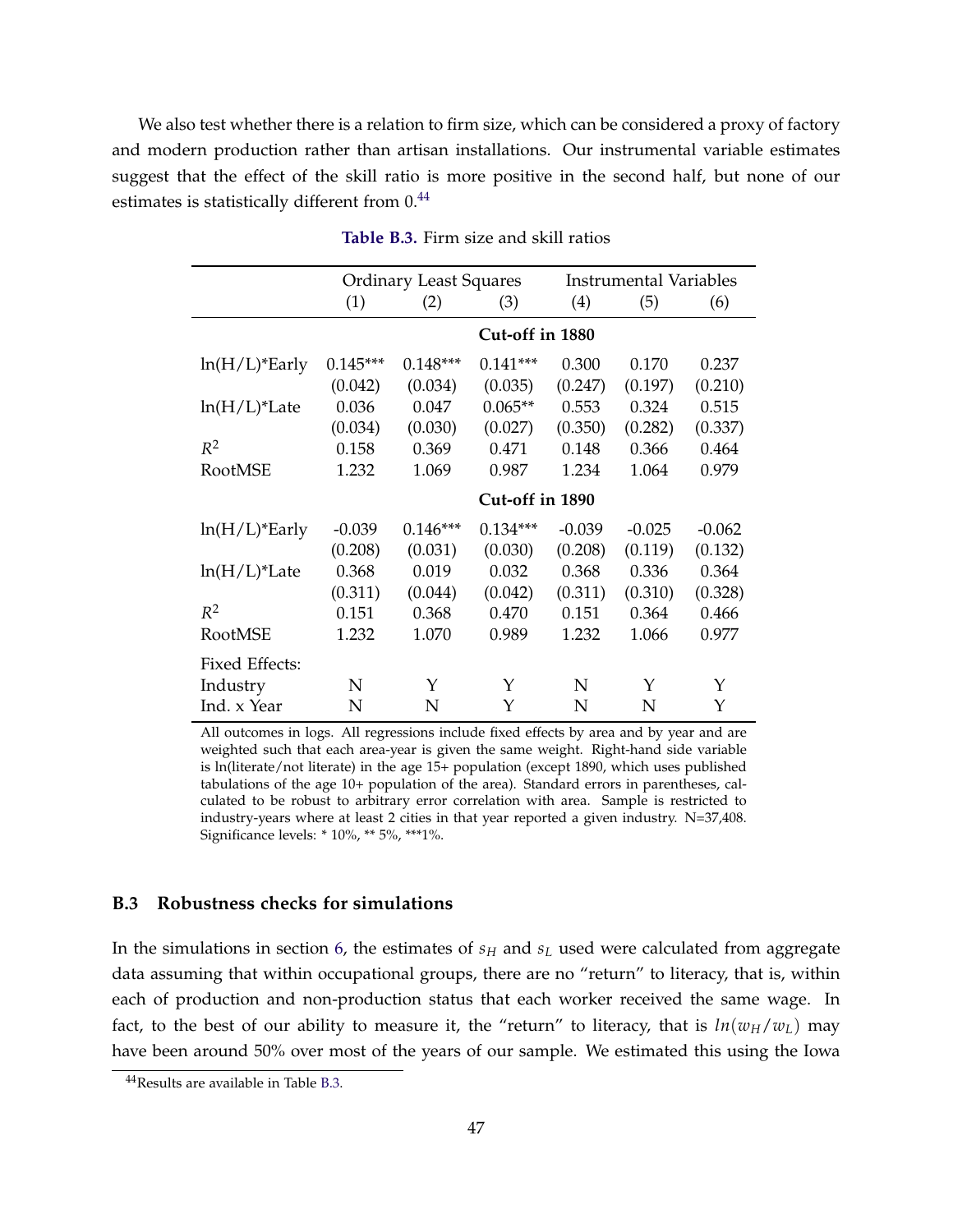We also test whether there is a relation to firm size, which can be considered a proxy of factory and modern production rather than artisan installations. Our instrumental variable estimates suggest that the effect of the skill ratio is more positive in the second half, but none of our estimates is statistically different from 0.[44]

**Table B.3.** Firm size and skill ratios

| | Ordinary Least Squares | | | Instrumental Variables | | |
|---|---|---|---|---|---|---|
| | (1) | (2) | (3) | (4) | (5) | (6) |
| | **Cut-off in 1880** | | | | | |
| ln(H/L)*Early | 0.145*** | 0.148*** | 0.141*** | 0.300 | 0.170 | 0.237 |
| | (0.042) | (0.034) | (0.035) | (0.247) | (0.197) | (0.210) |
| ln(H/L)*Late | 0.036 | 0.047 | 0.065** | 0.553 | 0.324 | 0.515 |
| | (0.034) | (0.030) | (0.027) | (0.350) | (0.282) | (0.337) |
| $R^2$ | 0.158 | 0.369 | 0.471 | 0.148 | 0.366 | 0.464 |
| RootMSE | 1.232 | 1.069 | 0.987 | 1.234 | 1.064 | 0.979 |
| | **Cut-off in 1890** | | | | | |
| ln(H/L)*Early | -0.039 | 0.146*** | 0.134*** | -0.039 | -0.025 | -0.062 |
| | (0.208) | (0.031) | (0.030) | (0.208) | (0.119) | (0.132) |
| ln(H/L)*Late | 0.368 | 0.019 | 0.032 | 0.368 | 0.336 | 0.364 |
| | (0.311) | (0.044) | (0.042) | (0.311) | (0.310) | (0.328) |
| $R^2$ | 0.151 | 0.368 | 0.470 | 0.151 | 0.364 | 0.466 |
| RootMSE | 1.232 | 1.070 | 0.989 | 1.232 | 1.066 | 0.977 |
| Fixed Effects: | | | | | | |
| Industry | N | Y | Y | N | Y | Y |
| Ind. x Year | N | N | Y | N | N | Y |

All outcomes in logs. All regressions include fixed effects by area and by year and are weighted such that each area-year is given the same weight. Right-hand side variable is ln(literate/not literate) in the age 15+ population (except 1890, which uses published tabulations of the age 10+ population of the area). Standard errors in parentheses, calculated to be robust to arbitrary error correlation with area. Sample is restricted to industry-years where at least 2 cities in that year reported a given industry. N=37,408. Significance levels: * 10%, ** 5%, ***1%.

### B.3 Robustness checks for simulations

In the simulations in section 6, the estimates of $s_H$ and $s_L$ used were calculated from aggregate data assuming that within occupational groups, there are no "return" to literacy, that is, within each of production and non-production status that each worker received the same wage. In fact, to the best of our ability to measure it, the "return" to literacy, that is $ln(w_H/w_L)$ may have been around 50% over most of the years of our sample. We estimated this using the Iowa

[44] Results are available in Table B.3.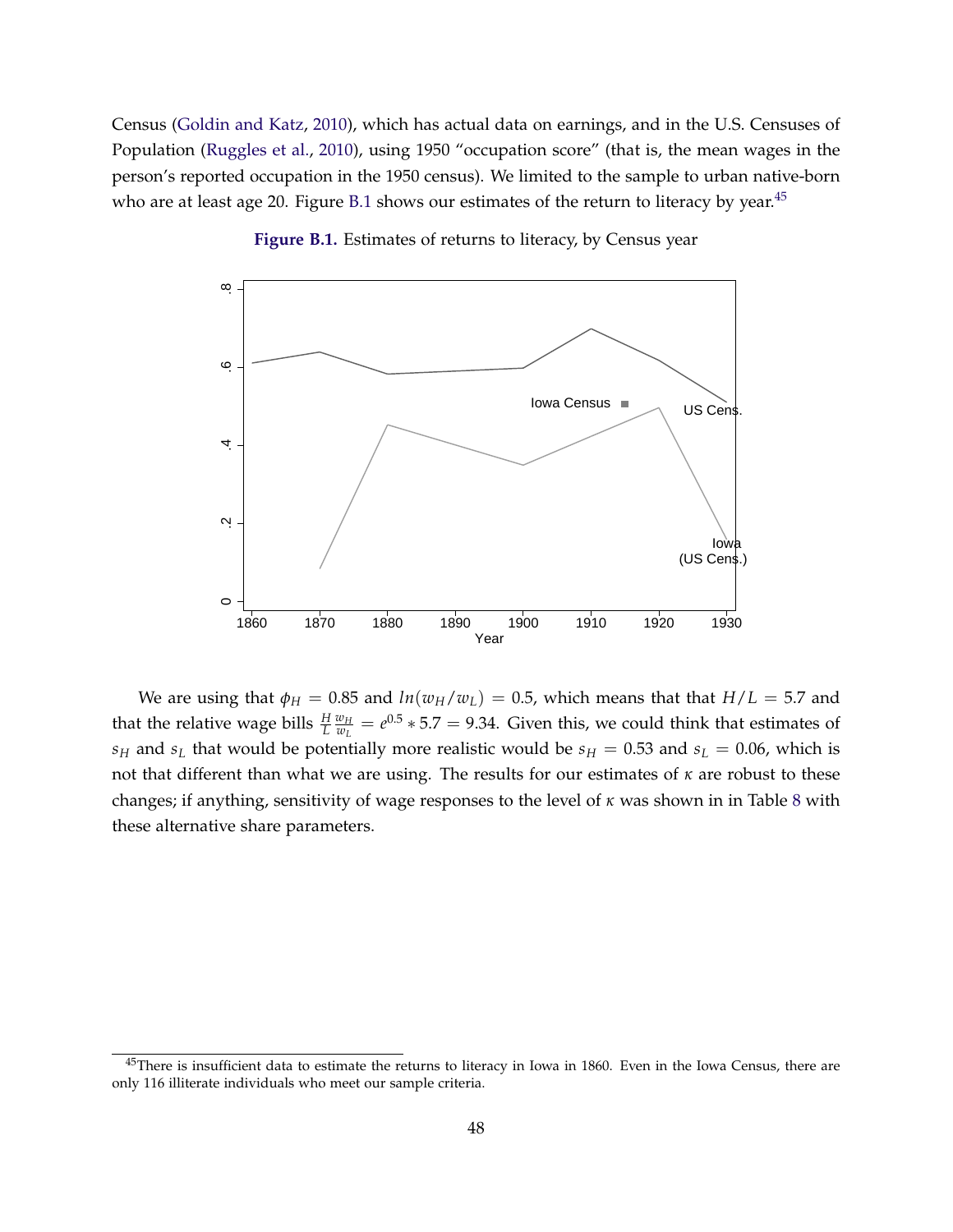Census (Goldin and Katz, 2010), which has actual data on earnings, and in the U.S. Censuses of Population (Ruggles et al., 2010), using 1950 "occupation score" (that is, the mean wages in the person's reported occupation in the 1950 census). We limited to the sample to urban native-born who are at least age 20. Figure B.1 shows our estimates of the return to literacy by year.[45]

**Figure B.1.** Estimates of returns to literacy, by Census year

We are using that $\phi_H = 0.85$ and $ln(w_H/w_L) = 0.5$, which means that that $H/L = 5.7$ and that the relative wage bills $\frac{H}{L}\frac{w_H}{w_L} = e^{0.5} * 5.7 = 9.34$. Given this, we could think that estimates of $s_H$ and $s_L$ that would be potentially more realistic would be $s_H = 0.53$ and $s_L = 0.06$, which is not that different than what we are using. The results for our estimates of $\kappa$ are robust to these changes; if anything, sensitivity of wage responses to the level of $\kappa$ was shown in in Table 8 with these alternative share parameters.

[45] There is insufficient data to estimate the returns to literacy in Iowa in 1860. Even in the Iowa Census, there are only 116 illiterate individuals who meet our sample criteria.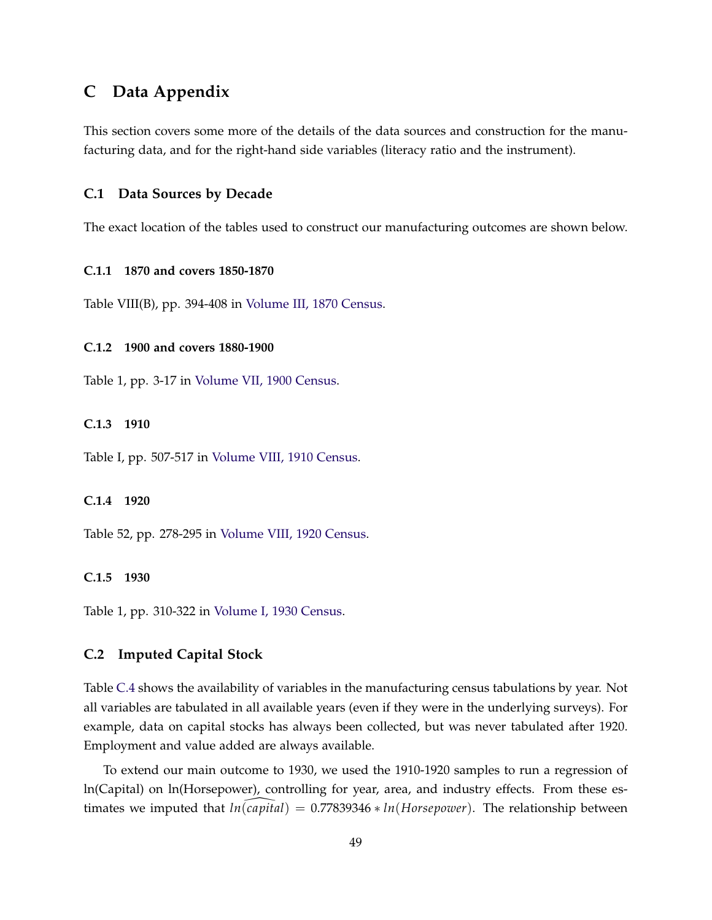# C Data Appendix

This section covers some more of the details of the data sources and construction for the manufacturing data, and for the right-hand side variables (literacy ratio and the instrument).

## C.1 Data Sources by Decade

The exact location of the tables used to construct our manufacturing outcomes are shown below.

### C.1.1 1870 and covers 1850-1870

Table VIII(B), pp. 394-408 in Volume III, 1870 Census.

### C.1.2 1900 and covers 1880-1900

Table 1, pp. 3-17 in Volume VII, 1900 Census.

### C.1.3 1910

Table I, pp. 507-517 in Volume VIII, 1910 Census.

### C.1.4 1920

Table 52, pp. 278-295 in Volume VIII, 1920 Census.

### C.1.5 1930

Table 1, pp. 310-322 in Volume I, 1930 Census.

## C.2 Imputed Capital Stock

Table C.4 shows the availability of variables in the manufacturing census tabulations by year. Not all variables are tabulated in all available years (even if they were in the underlying surveys). For example, data on capital stocks has always been collected, but was never tabulated after 1920. Employment and value added are always available.

To extend our main outcome to 1930, we used the 1910-1920 samples to run a regression of ln(Capital) on ln(Horsepower), controlling for year, area, and industry effects. From these estimates we imputed that $\widehat{ln(capital)} = 0.77839346 * ln(Horsepower)$. The relationship between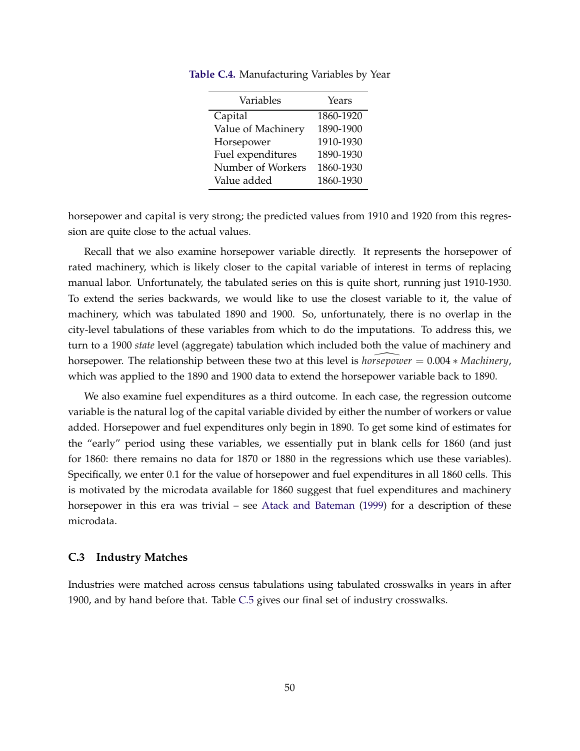**Table C.4.** Manufacturing Variables by Year

| Variables | Years |
|---|---|
| Capital | 1860-1920 |
| Value of Machinery | 1890-1900 |
| Horsepower | 1910-1930 |
| Fuel expenditures | 1890-1930 |
| Number of Workers | 1860-1930 |
| Value added | 1860-1930 |

horsepower and capital is very strong; the predicted values from 1910 and 1920 from this regression are quite close to the actual values.

Recall that we also examine horsepower variable directly. It represents the horsepower of rated machinery, which is likely closer to the capital variable of interest in terms of replacing manual labor. Unfortunately, the tabulated series on this is quite short, running just 1910-1930. To extend the series backwards, we would like to use the closest variable to it, the value of machinery, which was tabulated 1890 and 1900. So, unfortunately, there is no overlap in the city-level tabulations of these variables from which to do the imputations. To address this, we turn to a 1900 *state* level (aggregate) tabulation which included both the value of machinery and horsepower. The relationship between these two at this level is $\widehat{horsepower} = 0.004 * Machinery$, which was applied to the 1890 and 1900 data to extend the horsepower variable back to 1890.

We also examine fuel expenditures as a third outcome. In each case, the regression outcome variable is the natural log of the capital variable divided by either the number of workers or value added. Horsepower and fuel expenditures only begin in 1890. To get some kind of estimates for the "early" period using these variables, we essentially put in blank cells for 1860 (and just for 1860: there remains no data for 1870 or 1880 in the regressions which use these variables). Specifically, we enter 0.1 for the value of horsepower and fuel expenditures in all 1860 cells. This is motivated by the microdata available for 1860 suggest that fuel expenditures and machinery horsepower in this era was trivial – see Atack and Bateman (1999) for a description of these microdata.

### C.3 Industry Matches

Industries were matched across census tabulations using tabulated crosswalks in years in after 1900, and by hand before that. Table C.5 gives our final set of industry crosswalks.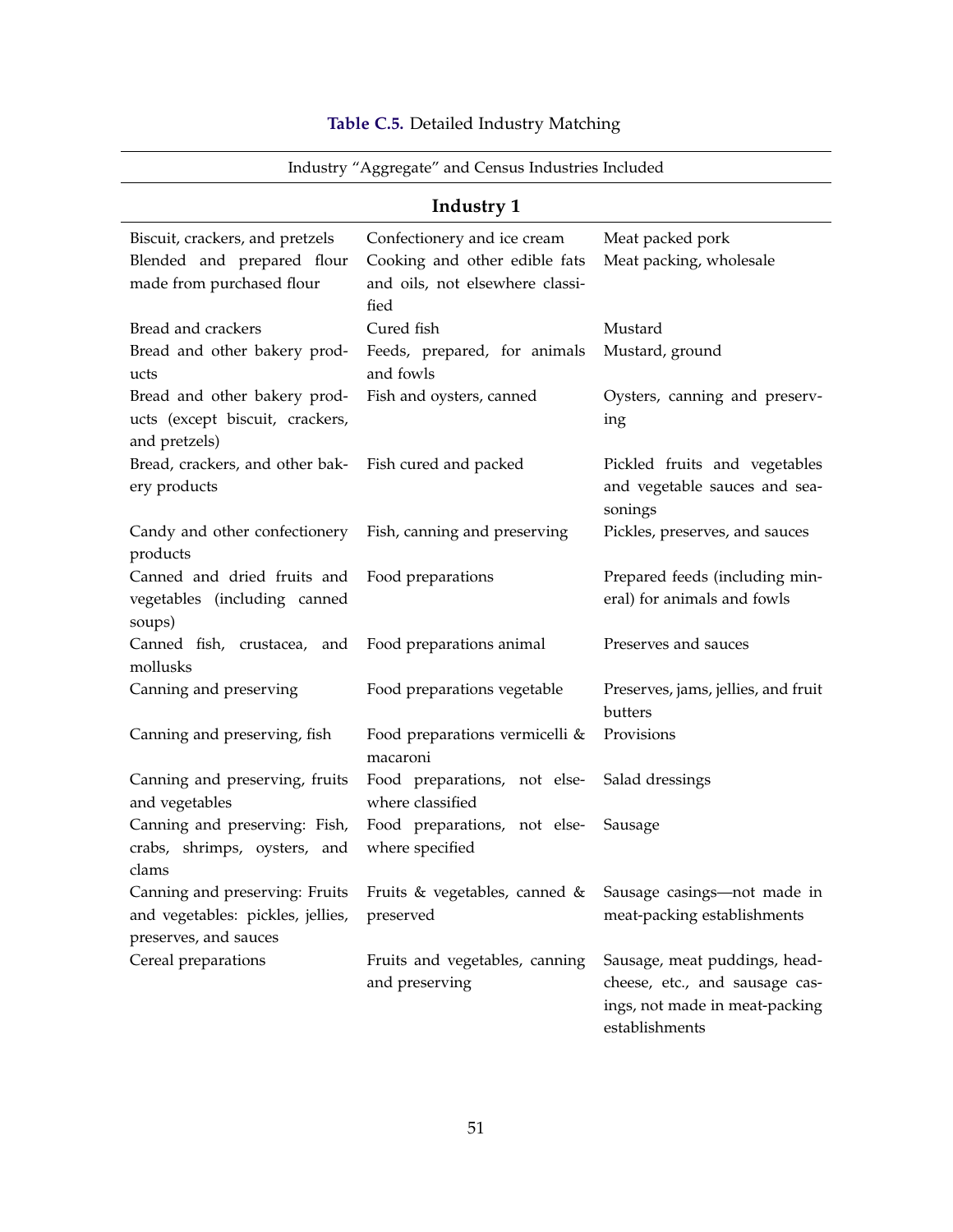**Table C.5.** Detailed Industry Matching

| Industry "Aggregate" and Census Industries Included | | |
|---|---|---|
| **Industry 1** | | |
| Biscuit, crackers, and pretzels | Confectionery and ice cream | Meat packed pork |
| Blended and prepared flour made from purchased flour | Cooking and other edible fats and oils, not elsewhere classified | Meat packing, wholesale |
| Bread and crackers | Cured fish | Mustard |
| Bread and other bakery products | Feeds, prepared, for animals and fowls | Mustard, ground |
| Bread and other bakery products (except biscuit, crackers, and pretzels) | Fish and oysters, canned | Oysters, canning and preserving |
| Bread, crackers, and other bakery products | Fish cured and packed | Pickled fruits and vegetables and vegetable sauces and seasonings |
| Candy and other confectionery products | Fish, canning and preserving | Pickles, preserves, and sauces |
| Canned and dried fruits and vegetables (including canned soups) | Food preparations | Prepared feeds (including mineral) for animals and fowls |
| Canned fish, crustacea, and mollusks | Food preparations animal | Preserves and sauces |
| Canning and preserving | Food preparations vegetable | Preserves, jams, jellies, and fruit butters |
| Canning and preserving, fish | Food preparations vermicelli & macaroni | Provisions |
| Canning and preserving, fruits and vegetables | Food preparations, not elsewhere classified | Salad dressings |
| Canning and preserving: Fish, crabs, shrimps, oysters, and clams | Food preparations, not elsewhere specified | Sausage |
| Canning and preserving: Fruits and vegetables: pickles, jellies, preserves, and sauces | Fruits & vegetables, canned & preserved | Sausage casings—not made in meat-packing establishments |
| Cereal preparations | Fruits and vegetables, canning and preserving | Sausage, meat puddings, headcheese, etc., and sausage casings, not made in meat-packing establishments |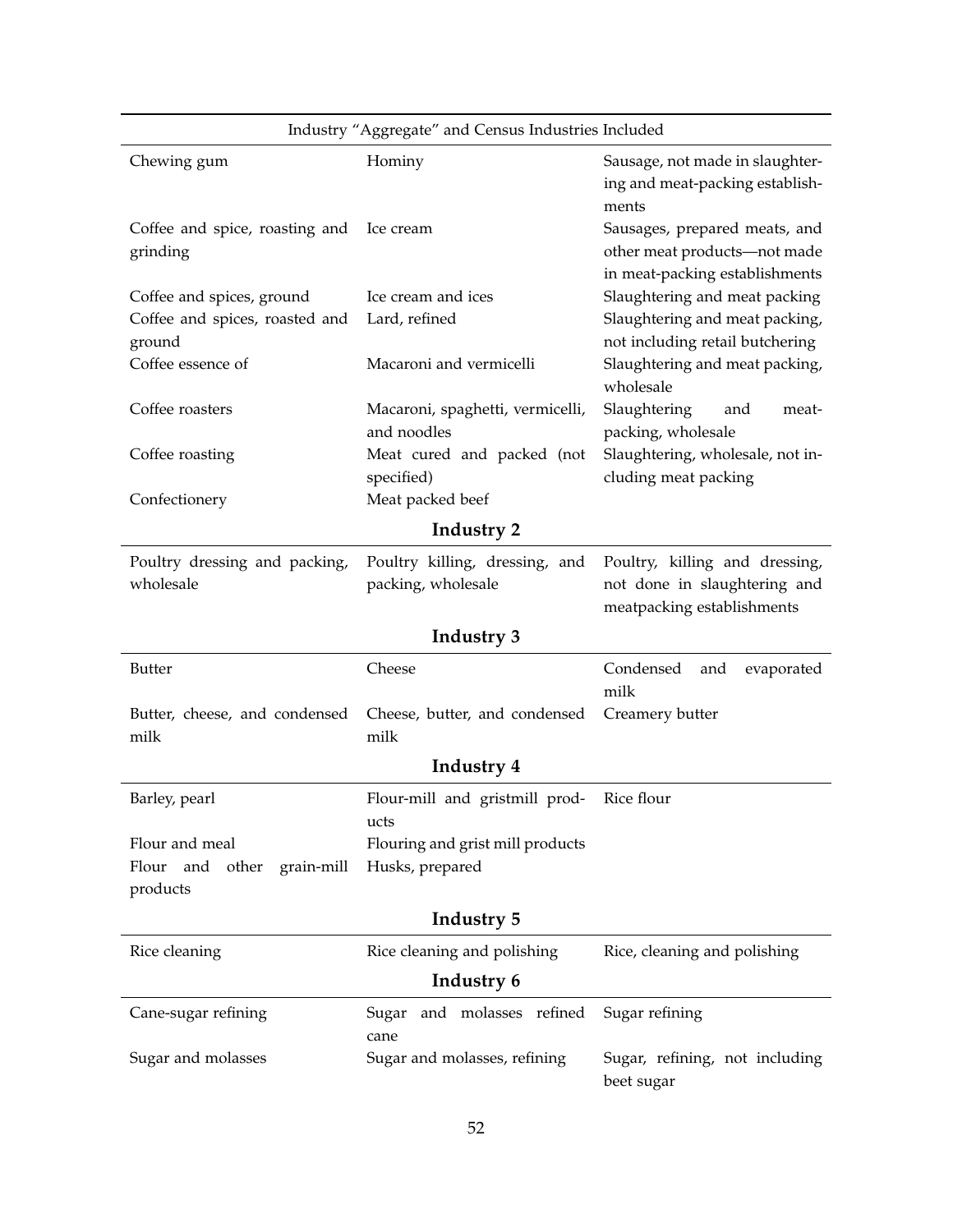| Industry "Aggregate" and Census Industries Included | | |
|---|---|---|
| Chewing gum | Hominy | Sausage, not made in slaughtering and meat-packing establishments |
| Coffee and spice, roasting and grinding | Ice cream | Sausages, prepared meats, and other meat products—not made in meat-packing establishments |
| Coffee and spices, ground | Ice cream and ices | Slaughtering and meat packing |
| Coffee and spices, roasted and ground | Lard, refined | Slaughtering and meat packing, not including retail butchering |
| Coffee essence of | Macaroni and vermicelli | Slaughtering and meat packing, wholesale |
| Coffee roasters | Macaroni, spaghetti, vermicelli, and noodles | Slaughtering and meat-packing, wholesale |
| Coffee roasting | Meat cured and packed (not specified) | Slaughtering, wholesale, not including meat packing |
| Confectionery | Meat packed beef | |
| **Industry 2** | | |
| Poultry dressing and packing, wholesale | Poultry killing, dressing, and packing, wholesale | Poultry, killing and dressing, not done in slaughtering and meatpacking establishments |
| **Industry 3** | | |
| Butter | Cheese | Condensed and evaporated milk |
| Butter, cheese, and condensed milk | Cheese, butter, and condensed milk | Creamery butter |
| **Industry 4** | | |
| Barley, pearl | Flour-mill and gristmill products | Rice flour |
| Flour and meal | Flouring and grist mill products | |
| Flour and other grain-mill products | Husks, prepared | |
| **Industry 5** | | |
| Rice cleaning | Rice cleaning and polishing | Rice, cleaning and polishing |
| **Industry 6** | | |
| Cane-sugar refining | Sugar and molasses refined cane | Sugar refining |
| Sugar and molasses | Sugar and molasses, refining | Sugar, refining, not including beet sugar |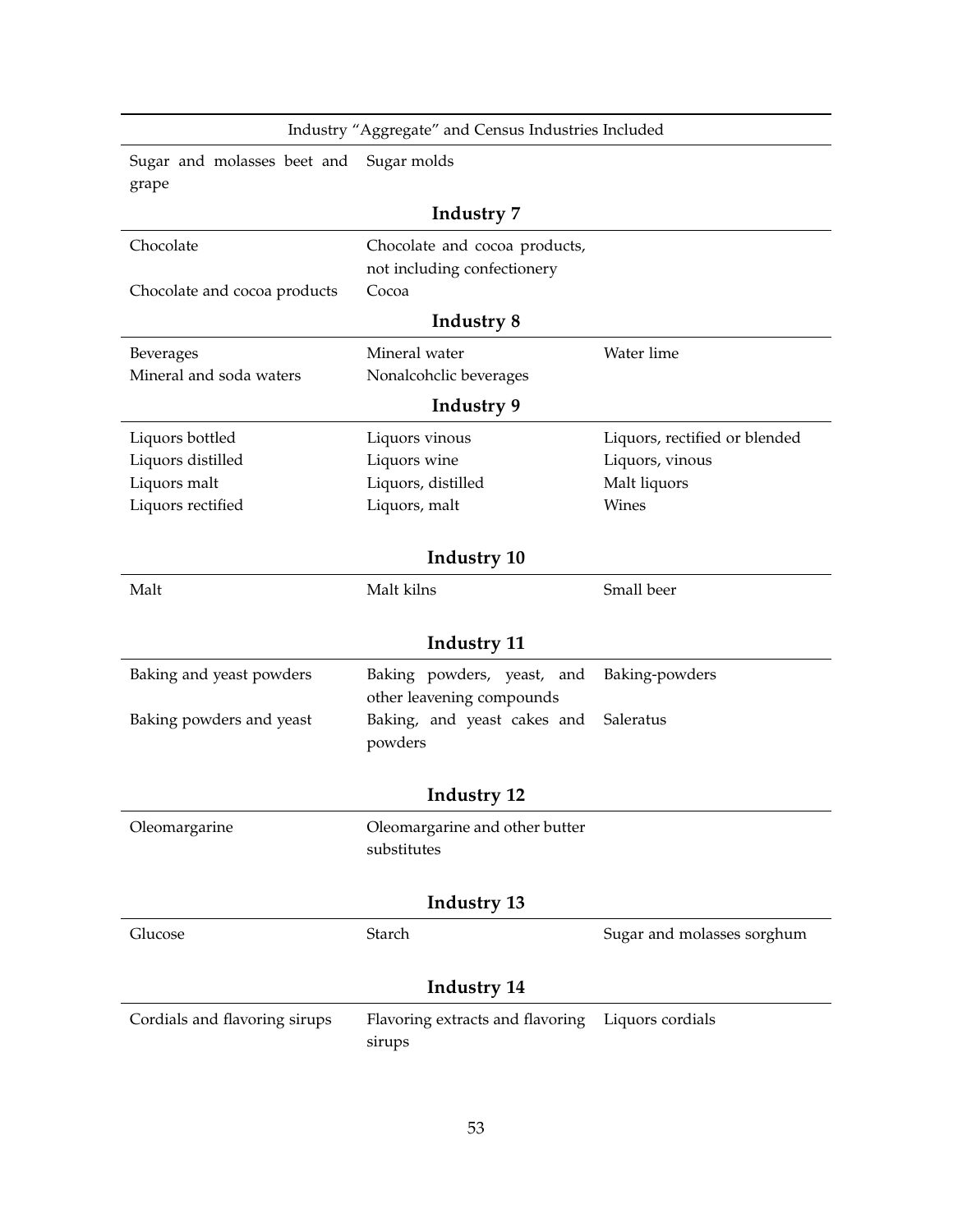| Industry "Aggregate" and Census Industries Included | | |
|---|---|---|
| Sugar and molasses beet and grape | Sugar molds | |

**Industry 7**

| | | |
|---|---|---|
| Chocolate | Chocolate and cocoa products, not including confectionery | |
| Chocolate and cocoa products | Cocoa | |

**Industry 8**

| | | |
|---|---|---|
| Beverages | Mineral water | Water lime |
| Mineral and soda waters | Nonalcohclic beverages | |

**Industry 9**

| | | |
|---|---|---|
| Liquors bottled | Liquors vinous | Liquors, rectified or blended |
| Liquors distilled | Liquors wine | Liquors, vinous |
| Liquors malt | Liquors, distilled | Malt liquors |
| Liquors rectified | Liquors, malt | Wines |

**Industry 10**

| | | |
|---|---|---|
| Malt | Malt kilns | Small beer |

**Industry 11**

| | | |
|---|---|---|
| Baking and yeast powders | Baking powders, yeast, and other leavening compounds | Baking-powders |
| Baking powders and yeast | Baking, and yeast cakes and powders | Saleratus |

**Industry 12**

| | | |
|---|---|---|
| Oleomargarine | Oleomargarine and other butter substitutes | |

**Industry 13**

| | | |
|---|---|---|
| Glucose | Starch | Sugar and molasses sorghum |

**Industry 14**

| | | |
|---|---|---|
| Cordials and flavoring sirups | Flavoring extracts and flavoring sirups | Liquors cordials |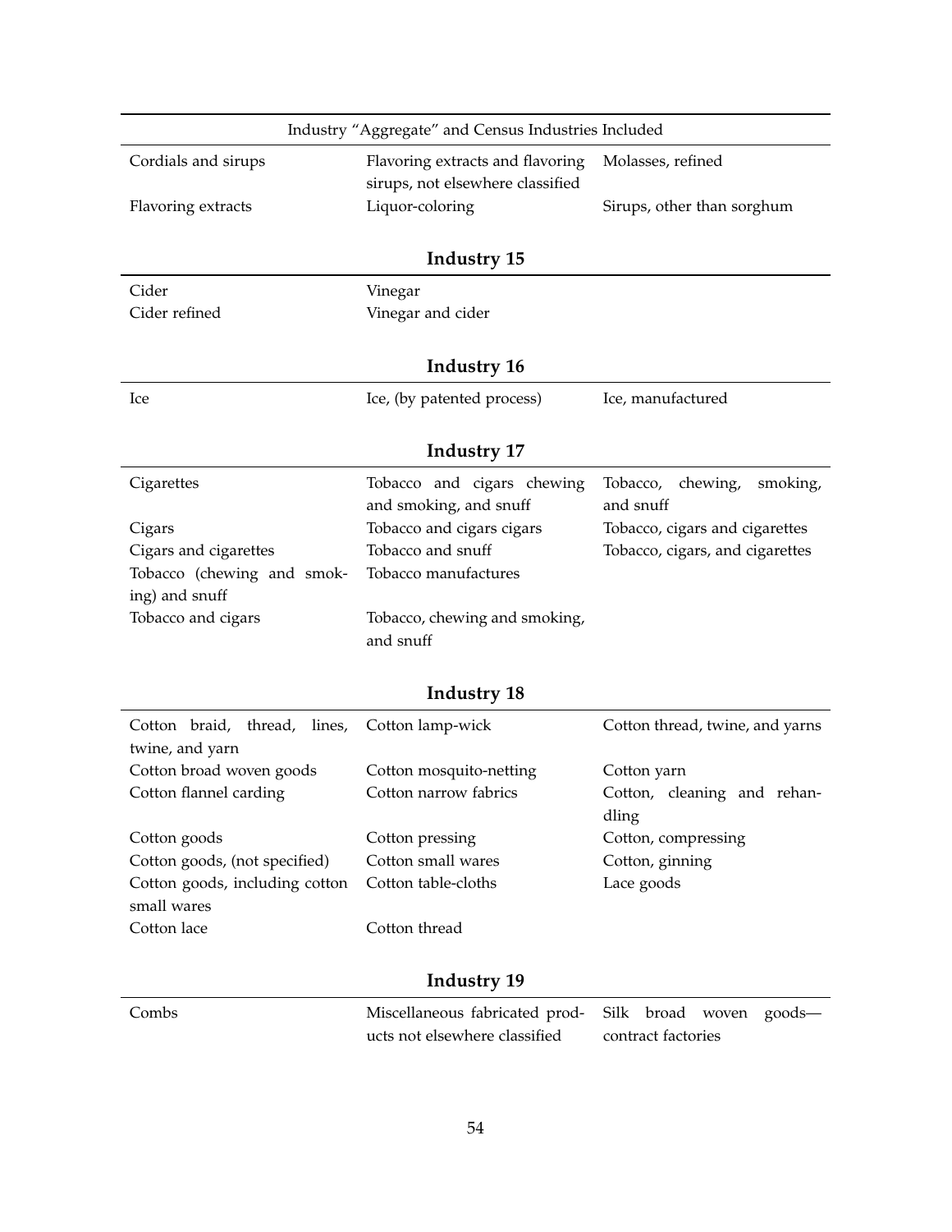| Industry "Aggregate" and Census Industries Included | | |
|---|---|---|
| Cordials and sirups | Flavoring extracts and flavoring sirups, not elsewhere classified | Molasses, refined |
| Flavoring extracts | Liquor-coloring | Sirups, other than sorghum |

### Industry 15

| | | |
|---|---|---|
| Cider | Vinegar | |
| Cider refined | Vinegar and cider | |

### Industry 16

| | | |
|---|---|---|
| Ice | Ice, (by patented process) | Ice, manufactured |

### Industry 17

| | | |
|---|---|---|
| Cigarettes | Tobacco and cigars chewing and smoking, and snuff | Tobacco, chewing, smoking, and snuff |
| Cigars | Tobacco and cigars cigars | Tobacco, cigars and cigarettes |
| Cigars and cigarettes | Tobacco and snuff | Tobacco, cigars, and cigarettes |
| Tobacco (chewing and smoking) and snuff | Tobacco manufactures | |
| Tobacco and cigars | Tobacco, chewing and smoking, and snuff | |

### Industry 18

| | | |
|---|---|---|
| Cotton braid, thread, lines, twine, and yarn | Cotton lamp-wick | Cotton thread, twine, and yarns |
| Cotton broad woven goods | Cotton mosquito-netting | Cotton yarn |
| Cotton flannel carding | Cotton narrow fabrics | Cotton, cleaning and rehandling |
| Cotton goods | Cotton pressing | Cotton, compressing |
| Cotton goods, (not specified) | Cotton small wares | Cotton, ginning |
| Cotton goods, including cotton small wares | Cotton table-cloths | Lace goods |
| Cotton lace | Cotton thread | |

### Industry 19

| | | |
|---|---|---|
| Combs | Miscellaneous fabricated products not elsewhere classified | Silk broad woven goods—contract factories |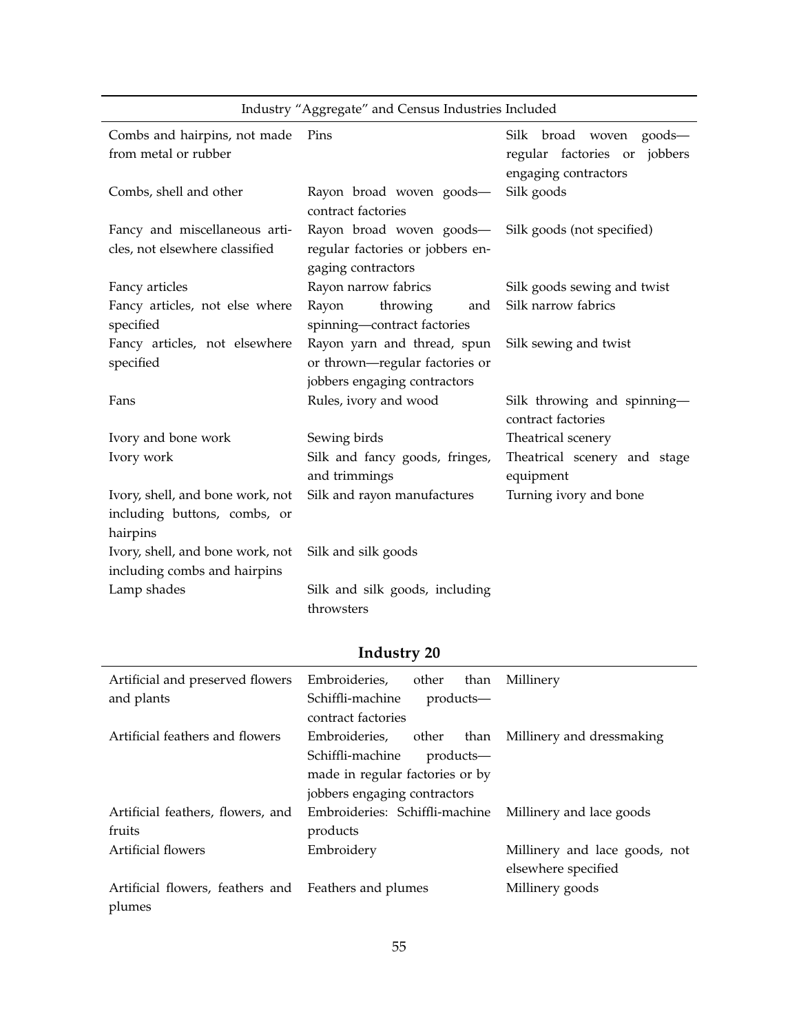| Industry "Aggregate" and Census Industries Included | | |
|---|---|---|
| Combs and hairpins, not made from metal or rubber | Pins | Silk broad woven goods—regular factories or jobbers engaging contractors |
| Combs, shell and other | Rayon broad woven goods—contract factories | Silk goods |
| Fancy and miscellaneous articles, not elsewhere classified | Rayon broad woven goods—regular factories or jobbers engaging contractors | Silk goods (not specified) |
| Fancy articles | Rayon narrow fabrics | Silk goods sewing and twist |
| Fancy articles, not else where specified | Rayon throwing and spinning—contract factories | Silk narrow fabrics |
| Fancy articles, not elsewhere specified | Rayon yarn and thread, spun or thrown—regular factories or jobbers engaging contractors | Silk sewing and twist |
| Fans | Rules, ivory and wood | Silk throwing and spinning—contract factories |
| Ivory and bone work | Sewing birds | Theatrical scenery |
| Ivory work | Silk and fancy goods, fringes, and trimmings | Theatrical scenery and stage equipment |
| Ivory, shell, and bone work, not including buttons, combs, or hairpins | Silk and rayon manufactures | Turning ivory and bone |
| Ivory, shell, and bone work, not including combs and hairpins | Silk and silk goods | |
| Lamp shades | Silk and silk goods, including throwsters | |

## Industry 20

| | | |
|---|---|---|
| Artificial and preserved flowers and plants | Embroideries, other than Schiffli-machine products—contract factories | Millinery |
| Artificial feathers and flowers | Embroideries, other than Schiffli-machine products—made in regular factories or by jobbers engaging contractors | Millinery and dressmaking |
| Artificial feathers, flowers, and fruits | Embroideries: Schiffli-machine products | Millinery and lace goods |
| Artificial flowers | Embroidery | Millinery and lace goods, not elsewhere specified |
| Artificial flowers, feathers and plumes | Feathers and plumes | Millinery goods |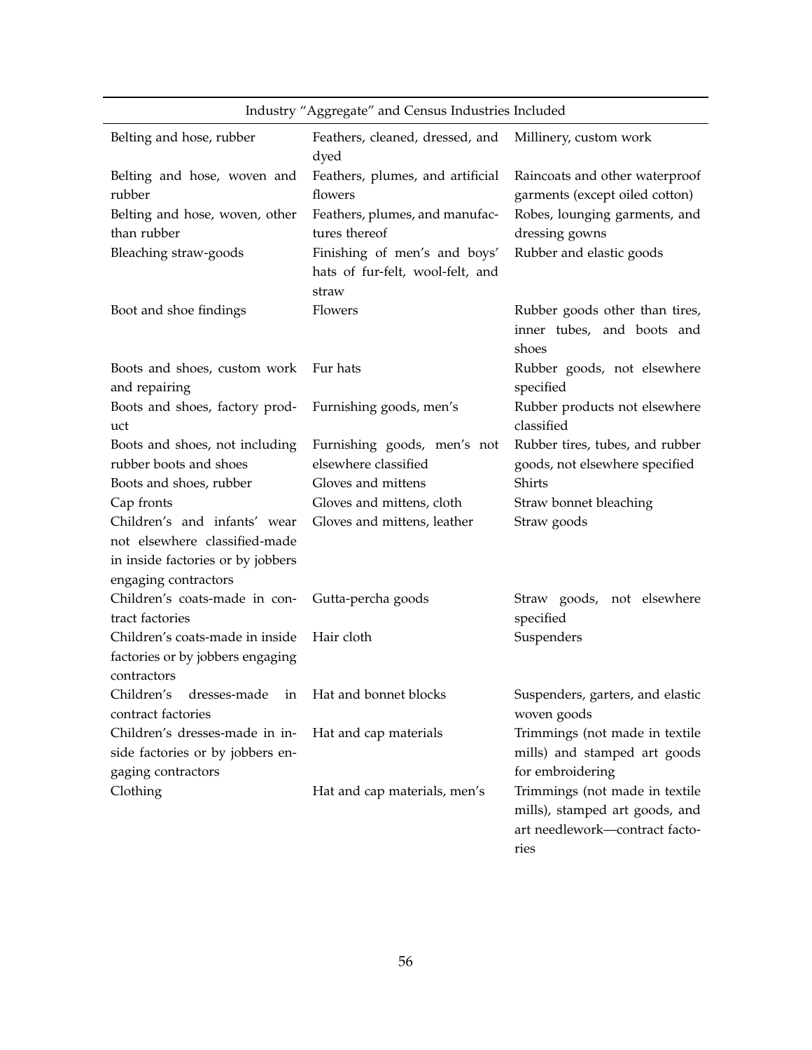| Industry "Aggregate" and Census Industries Included | | |
|---|---|---|
| Belting and hose, rubber | Feathers, cleaned, dressed, and dyed | Millinery, custom work |
| Belting and hose, woven and rubber | Feathers, plumes, and artificial flowers | Raincoats and other waterproof garments (except oiled cotton) |
| Belting and hose, woven, other than rubber | Feathers, plumes, and manufactures thereof | Robes, lounging garments, and dressing gowns |
| Bleaching straw-goods | Finishing of men's and boys' hats of fur-felt, wool-felt, and straw | Rubber and elastic goods |
| Boot and shoe findings | Flowers | Rubber goods other than tires, inner tubes, and boots and shoes |
| Boots and shoes, custom work and repairing | Fur hats | Rubber goods, not elsewhere specified |
| Boots and shoes, factory product | Furnishing goods, men's | Rubber products not elsewhere classified |
| Boots and shoes, not including rubber boots and shoes | Furnishing goods, men's not elsewhere classified | Rubber tires, tubes, and rubber goods, not elsewhere specified |
| Boots and shoes, rubber | Gloves and mittens | Shirts |
| Cap fronts | Gloves and mittens, cloth | Straw bonnet bleaching |
| Children's and infants' wear not elsewhere classified-made in inside factories or by jobbers engaging contractors | Gloves and mittens, leather | Straw goods |
| Children's coats-made in contract factories | Gutta-percha goods | Straw goods, not elsewhere specified |
| Children's coats-made in inside factories or by jobbers engaging contractors | Hair cloth | Suspenders |
| Children's dresses-made in contract factories | Hat and bonnet blocks | Suspenders, garters, and elastic woven goods |
| Children's dresses-made in inside factories or by jobbers engaging contractors | Hat and cap materials | Trimmings (not made in textile mills) and stamped art goods for embroidering |
| Clothing | Hat and cap materials, men's | Trimmings (not made in textile mills), stamped art goods, and art needlework—contract factories |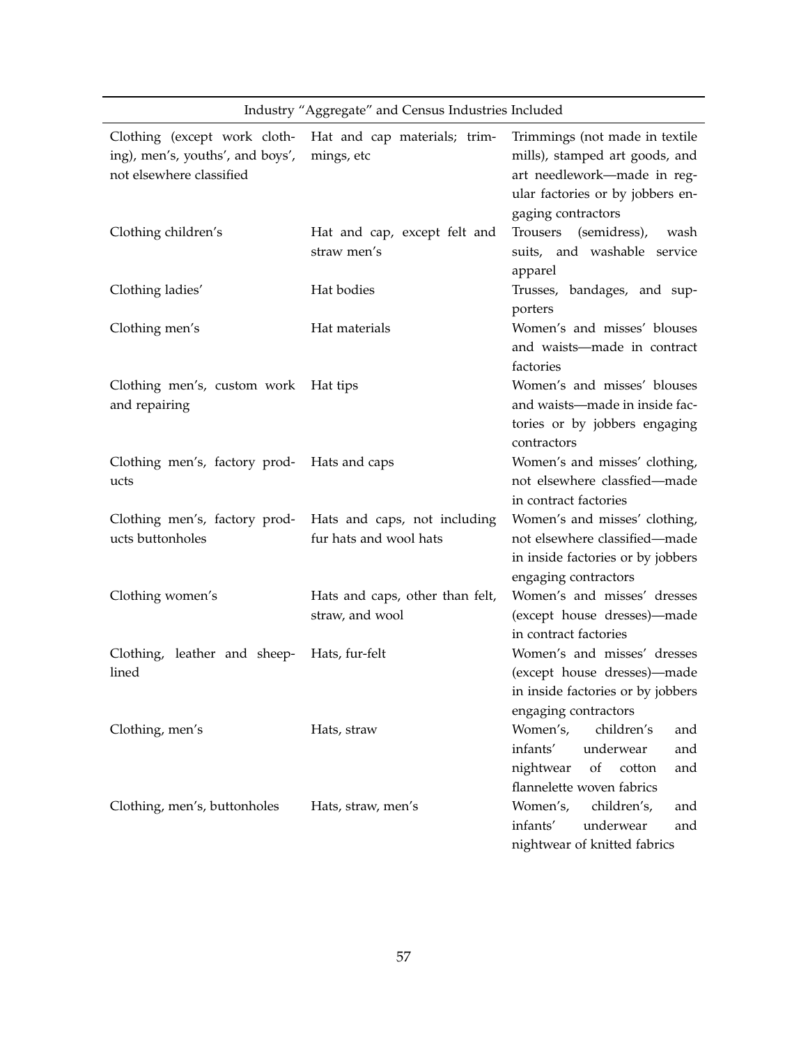| Industry "Aggregate" and Census Industries Included | | |
|---|---|---|
| Clothing (except work clothing), men's, youths', and boys', not elsewhere classified | Hat and cap materials; trimmings, etc | Trimmings (not made in textile mills), stamped art goods, and art needlework—made in regular factories or by jobbers engaging contractors |
| Clothing children's | Hat and cap, except felt and straw men's | Trousers (semidress), wash suits, and washable service apparel |
| Clothing ladies' | Hat bodies | Trusses, bandages, and supporters |
| Clothing men's | Hat materials | Women's and misses' blouses and waists—made in contract factories |
| Clothing men's, custom work and repairing | Hat tips | Women's and misses' blouses and waists—made in inside factories or by jobbers engaging contractors |
| Clothing men's, factory products | Hats and caps | Women's and misses' clothing, not elsewhere classfied—made in contract factories |
| Clothing men's, factory products buttonholes | Hats and caps, not including fur hats and wool hats | Women's and misses' clothing, not elsewhere classified—made in inside factories or by jobbers engaging contractors |
| Clothing women's | Hats and caps, other than felt, straw, and wool | Women's and misses' dresses (except house dresses)—made in contract factories |
| Clothing, leather and sheeplined | Hats, fur-felt | Women's and misses' dresses (except house dresses)—made in inside factories or by jobbers engaging contractors |
| Clothing, men's | Hats, straw | Women's, children's and infants' underwear and nightwear of cotton and flannelette woven fabrics |
| Clothing, men's, buttonholes | Hats, straw, men's | Women's, children's, and infants' underwear and nightwear of knitted fabrics |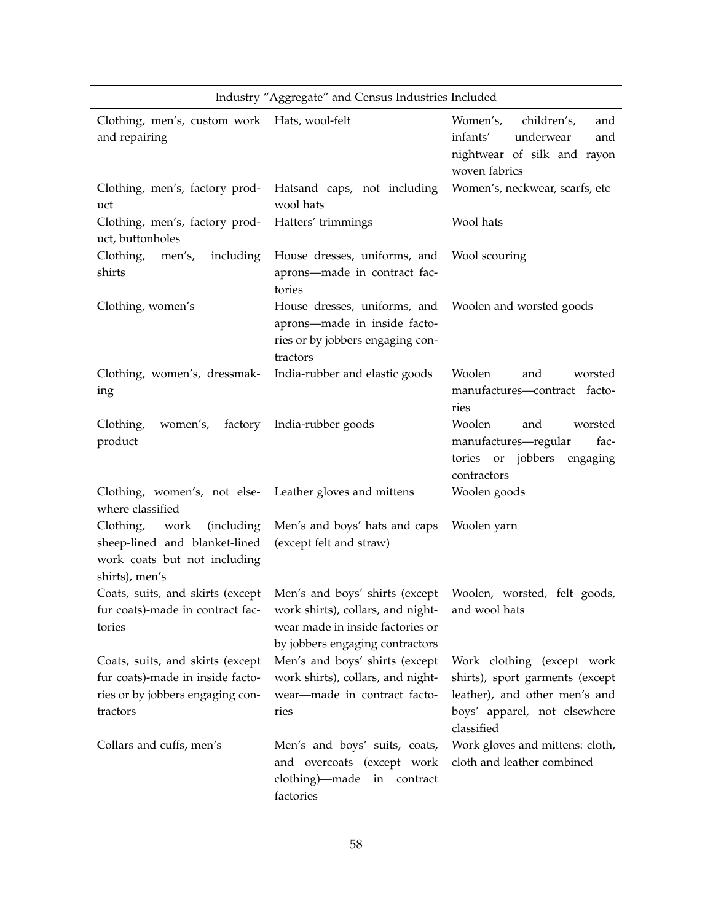| Industry "Aggregate" and Census Industries Included | | |
|---|---|---|
| Clothing, men's, custom work and repairing | Hats, wool-felt | Women's, children's, and infants' underwear and nightwear of silk and rayon woven fabrics |
| Clothing, men's, factory product | Hatsand caps, not including wool hats | Women's, neckwear, scarfs, etc |
| Clothing, men's, factory product, buttonholes | Hatters' trimmings | Wool hats |
| Clothing, men's, including shirts | House dresses, uniforms, and aprons—made in contract factories | Wool scouring |
| Clothing, women's | House dresses, uniforms, and aprons—made in inside factories or by jobbers engaging contractors | Woolen and worsted goods |
| Clothing, women's, dressmaking | India-rubber and elastic goods | Woolen and worsted manufactures—contract factories |
| Clothing, women's, factory product | India-rubber goods | Woolen and worsted manufactures—regular factories or jobbers engaging contractors |
| Clothing, women's, not elsewhere classified | Leather gloves and mittens | Woolen goods |
| Clothing, work (including sheep-lined and blanket-lined work coats but not including shirts), men's | Men's and boys' hats and caps (except felt and straw) | Woolen yarn |
| Coats, suits, and skirts (except fur coats)-made in contract factories | Men's and boys' shirts (except work shirts), collars, and nightwear made in inside factories or by jobbers engaging contractors | Woolen, worsted, felt goods, and wool hats |
| Coats, suits, and skirts (except fur coats)-made in inside factories or by jobbers engaging contractors | Men's and boys' shirts (except work shirts), collars, and nightwear—made in contract factories | Work clothing (except work shirts), sport garments (except leather), and other men's and boys' apparel, not elsewhere classified |
| Collars and cuffs, men's | Men's and boys' suits, coats, and overcoats (except work clothing)—made in contract factories | Work gloves and mittens: cloth, cloth and leather combined |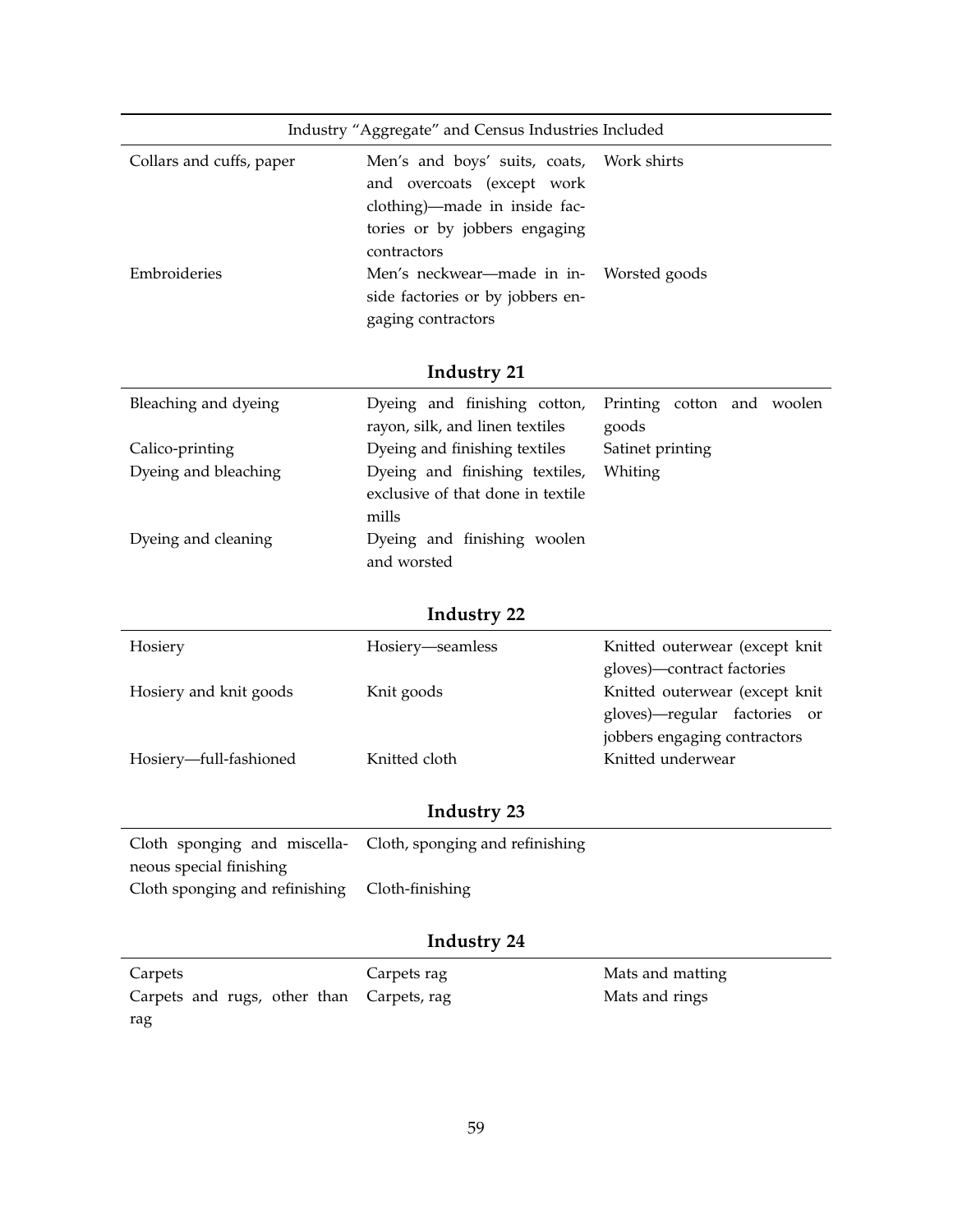| Industry "Aggregate" and Census Industries Included | | |
|---|---|---|
| Collars and cuffs, paper | Men's and boys' suits, coats, and overcoats (except work clothing)—made in inside factories or by jobbers engaging contractors | Work shirts |
| Embroideries | Men's neckwear—made in inside factories or by jobbers engaging contractors | Worsted goods |

**Industry 21**

| | | |
|---|---|---|
| Bleaching and dyeing | Dyeing and finishing cotton, rayon, silk, and linen textiles | Printing cotton and woolen goods |
| Calico-printing | Dyeing and finishing textiles | Satinet printing |
| Dyeing and bleaching | Dyeing and finishing textiles, exclusive of that done in textile mills | Whiting |
| Dyeing and cleaning | Dyeing and finishing woolen and worsted | |

**Industry 22**

| | | |
|---|---|---|
| Hosiery | Hosiery—seamless | Knitted outerwear (except knit gloves)—contract factories |
| Hosiery and knit goods | Knit goods | Knitted outerwear (except knit gloves)—regular factories or jobbers engaging contractors |
| Hosiery—full-fashioned | Knitted cloth | Knitted underwear |

**Industry 23**

| | | |
|---|---|---|
| Cloth sponging and miscellaneous special finishing | Cloth, sponging and refinishing | |
| Cloth sponging and refinishing | Cloth-finishing | |

**Industry 24**

| | | |
|---|---|---|
| Carpets | Carpets rag | Mats and matting |
| Carpets and rugs, other than rag | Carpets, rag | Mats and rings |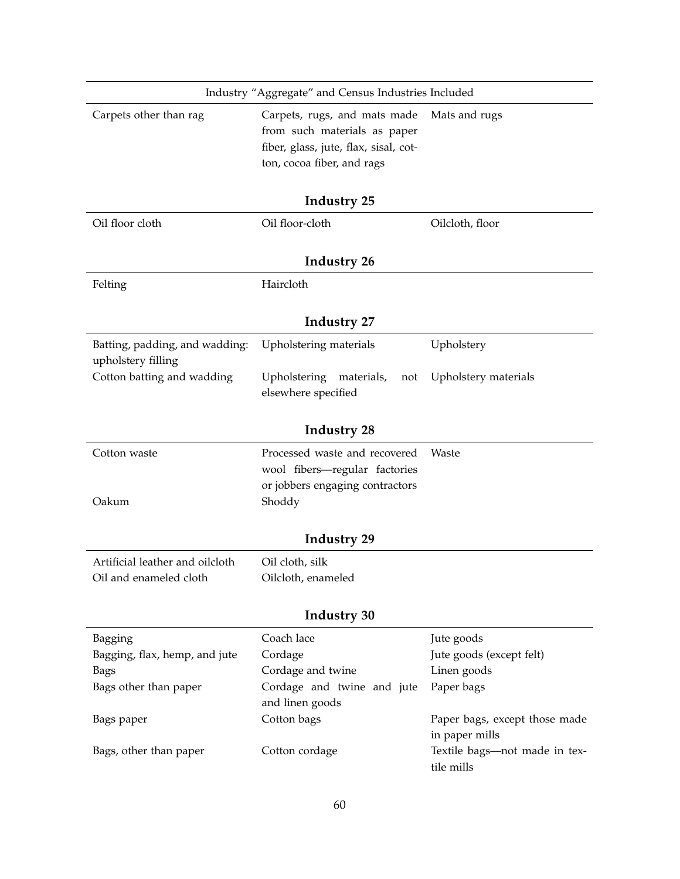| Industry "Aggregate" and Census Industries Included | | |
|---|---|---|
| Carpets other than rag | Carpets, rugs, and mats made from such materials as paper fiber, glass, jute, flax, sisal, cotton, cocoa fiber, and rags | Mats and rugs |

**Industry 25**

| | | |
|---|---|---|
| Oil floor cloth | Oil floor-cloth | Oilcloth, floor |

**Industry 26**

| | | |
|---|---|---|
| Felting | Haircloth | |

**Industry 27**

| | | |
|---|---|---|
| Batting, padding, and wadding: upholstery filling | Upholstering materials | Upholstery |
| Cotton batting and wadding | Upholstering materials, not elsewhere specified | Upholstery materials |

**Industry 28**

| | | |
|---|---|---|
| Cotton waste | Processed waste and recovered wool fibers—regular factories or jobbers engaging contractors | Waste |
| Oakum | Shoddy | |

**Industry 29**

| | | |
|---|---|---|
| Artificial leather and oilcloth | Oil cloth, silk | |
| Oil and enameled cloth | Oilcloth, enameled | |

**Industry 30**

| | | |
|---|---|---|
| Bagging | Coach lace | Jute goods |
| Bagging, flax, hemp, and jute | Cordage | Jute goods (except felt) |
| Bags | Cordage and twine | Linen goods |
| Bags other than paper | Cordage and twine and jute and linen goods | Paper bags |
| Bags paper | Cotton bags | Paper bags, except those made in paper mills |
| Bags, other than paper | Cotton cordage | Textile bags—not made in textile mills |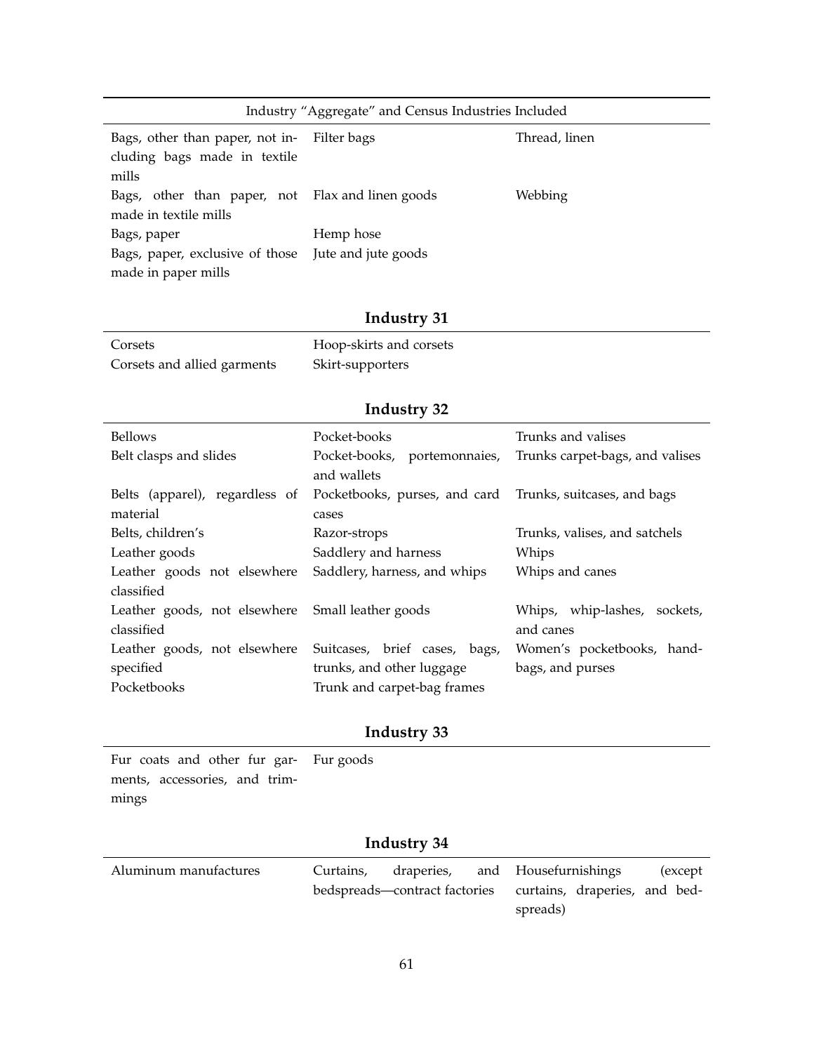| Industry "Aggregate" and Census Industries Included | | |
|---|---|---|
| Bags, other than paper, not including bags made in textile mills | Filter bags | Thread, linen |
| Bags, other than paper, not made in textile mills | Flax and linen goods | Webbing |
| Bags, paper | Hemp hose | |
| Bags, paper, exclusive of those made in paper mills | Jute and jute goods | |

**Industry 31**

| | |
|---|---|
| Corsets | Hoop-skirts and corsets |
| Corsets and allied garments | Skirt-supporters |

**Industry 32**

| | | |
|---|---|---|
| Bellows | Pocket-books | Trunks and valises |
| Belt clasps and slides | Pocket-books, portemonnaies, and wallets | Trunks carpet-bags, and valises |
| Belts (apparel), regardless of material | Pocketbooks, purses, and card cases | Trunks, suitcases, and bags |
| Belts, children's | Razor-strops | Trunks, valises, and satchels |
| Leather goods | Saddlery and harness | Whips |
| Leather goods not elsewhere classified | Saddlery, harness, and whips | Whips and canes |
| Leather goods, not elsewhere classified | Small leather goods | Whips, whip-lashes, sockets, and canes |
| Leather goods, not elsewhere specified | Suitcases, brief cases, bags, trunks, and other luggage | Women's pocketbooks, handbags, and purses |
| Pocketbooks | Trunk and carpet-bag frames | |

**Industry 33**

| | |
|---|---|
| Fur coats and other fur garments, accessories, and trimmings | Fur goods |

**Industry 34**

| | | |
|---|---|---|
| Aluminum manufactures | Curtains, draperies, and bedspreads—contract factories | Housefurnishings (except curtains, draperies, and bedspreads) |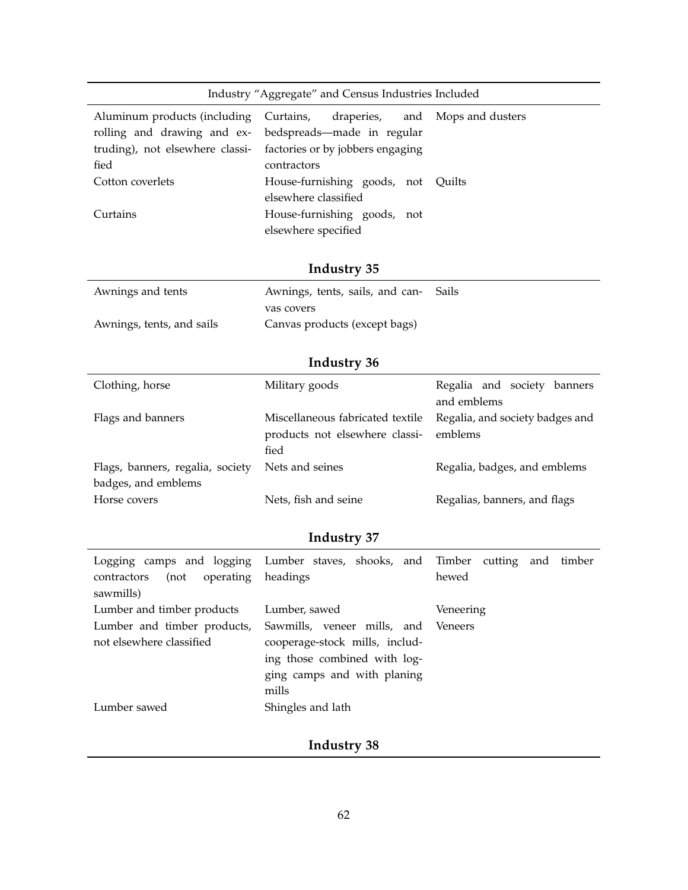| Industry "Aggregate" and Census Industries Included | | |
|---|---|---|
| Aluminum products (including rolling and drawing and extruding), not elsewhere classified | Curtains, draperies, and bedspreads—made in regular factories or by jobbers engaging contractors | Mops and dusters |
| Cotton coverlets | House-furnishing goods, not elsewhere classified | Quilts |
| Curtains | House-furnishing goods, not elsewhere specified | |

## Industry 35

| | | |
|---|---|---|
| Awnings and tents | Awnings, tents, sails, and canvas covers | Sails |
| Awnings, tents, and sails | Canvas products (except bags) | |

## Industry 36

| | | |
|---|---|---|
| Clothing, horse | Military goods | Regalia and society banners and emblems |
| Flags and banners | Miscellaneous fabricated textile products not elsewhere classified | Regalia, and society badges and emblems |
| Flags, banners, regalia, society badges, and emblems | Nets and seines | Regalia, badges, and emblems |
| Horse covers | Nets, fish and seine | Regalias, banners, and flags |

## Industry 37

| | | |
|---|---|---|
| Logging camps and logging contractors (not operating sawmills) | Lumber staves, shooks, and headings | Timber cutting and timber hewed |
| Lumber and timber products | Lumber, sawed | Veneering |
| Lumber and timber products, not elsewhere classified | Sawmills, veneer mills, and cooperage-stock mills, including those combined with logging camps and with planing mills | Veneers |
| Lumber sawed | Shingles and lath | |

## Industry 38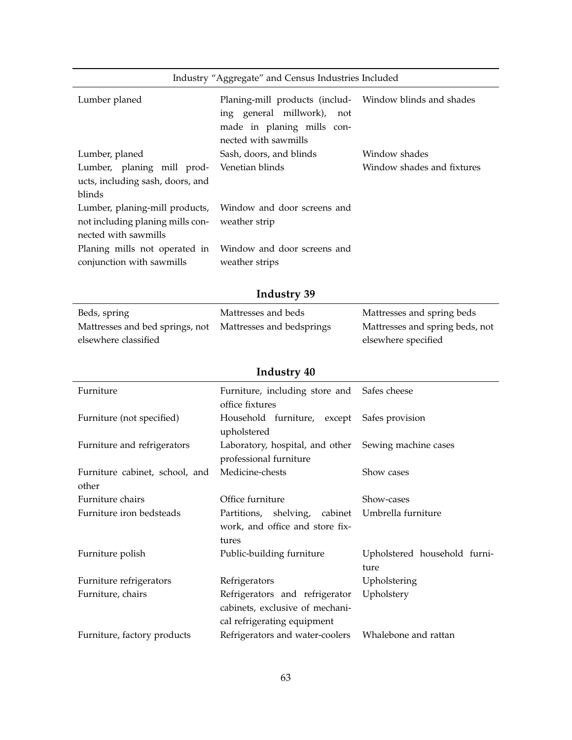| Industry "Aggregate" and Census Industries Included | | |
|---|---|---|
| Lumber planed | Planing-mill products (including general millwork), not made in planing mills connected with sawmills | Window blinds and shades |
| Lumber, planed | Sash, doors, and blinds | Window shades |
| Lumber, planing mill products, including sash, doors, and blinds | Venetian blinds | Window shades and fixtures |
| Lumber, planing-mill products, not including planing mills connected with sawmills | Window and door screens and weather strip | |
| Planing mills not operated in conjunction with sawmills | Window and door screens and weather strips | |

## Industry 39

| | | |
|---|---|---|
| Beds, spring | Mattresses and beds | Mattresses and spring beds |
| Mattresses and bed springs, not elsewhere classified | Mattresses and bedsprings | Mattresses and spring beds, not elsewhere specified |

## Industry 40

| | | |
|---|---|---|
| Furniture | Furniture, including store and office fixtures | Safes cheese |
| Furniture (not specified) | Household furniture, except upholstered | Safes provision |
| Furniture and refrigerators | Laboratory, hospital, and other professional furniture | Sewing machine cases |
| Furniture cabinet, school, and other | Medicine-chests | Show cases |
| Furniture chairs | Office furniture | Show-cases |
| Furniture iron bedsteads | Partitions, shelving, cabinet work, and office and store fixtures | Umbrella furniture |
| Furniture polish | Public-building furniture | Upholstered household furniture |
| Furniture refrigerators | Refrigerators | Upholstering |
| Furniture, chairs | Refrigerators and refrigerator cabinets, exclusive of mechanical refrigerating equipment | Upholstery |
| Furniture, factory products | Refrigerators and water-coolers | Whalebone and rattan |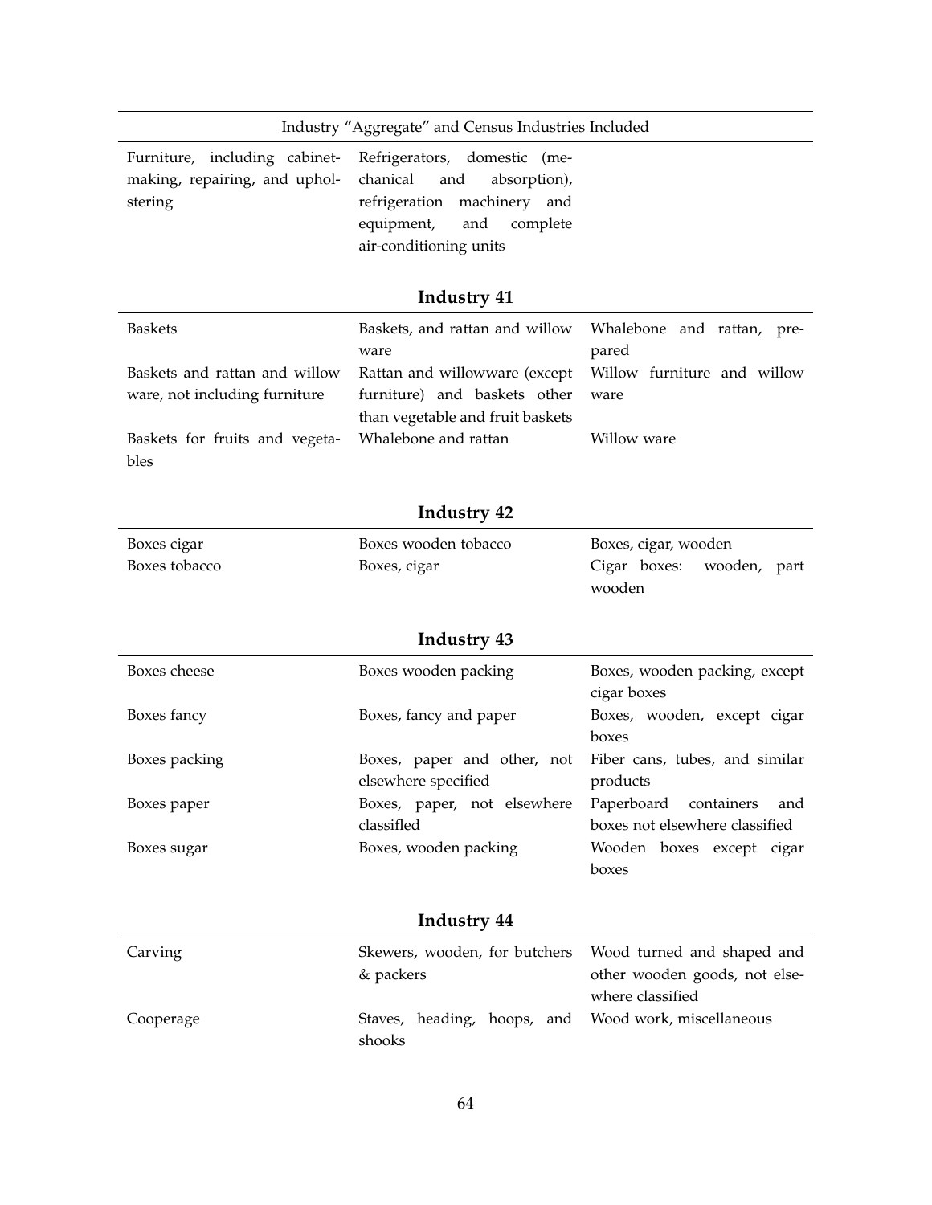| Industry "Aggregate" and Census Industries Included | | |
|---|---|---|
| Furniture, including cabinet-making, repairing, and upholstering | Refrigerators, domestic (mechanical and absorption), refrigeration machinery and equipment, and complete air-conditioning units | |

**Industry 41**

| | | |
|---|---|---|
| Baskets | Baskets, and rattan and willow ware | Whalebone and rattan, prepared |
| Baskets and rattan and willow ware, not including furniture | Rattan and willowware (except furniture) and baskets other than vegetable and fruit baskets | Willow furniture and willow ware |
| Baskets for fruits and vegetables | Whalebone and rattan | Willow ware |

**Industry 42**

| | | |
|---|---|---|
| Boxes cigar | Boxes wooden tobacco | Boxes, cigar, wooden |
| Boxes tobacco | Boxes, cigar | Cigar boxes: wooden, part wooden |

**Industry 43**

| | | |
|---|---|---|
| Boxes cheese | Boxes wooden packing | Boxes, wooden packing, except cigar boxes |
| Boxes fancy | Boxes, fancy and paper | Boxes, wooden, except cigar boxes |
| Boxes packing | Boxes, paper and other, not elsewhere specified | Fiber cans, tubes, and similar products |
| Boxes paper | Boxes, paper, not elsewhere classifled | Paperboard containers and boxes not elsewhere classified |
| Boxes sugar | Boxes, wooden packing | Wooden boxes except cigar boxes |

**Industry 44**

| | | |
|---|---|---|
| Carving | Skewers, wooden, for butchers & packers | Wood turned and shaped and other wooden goods, not elsewhere classified |
| Cooperage | Staves, heading, hoops, and shooks | Wood work, miscellaneous |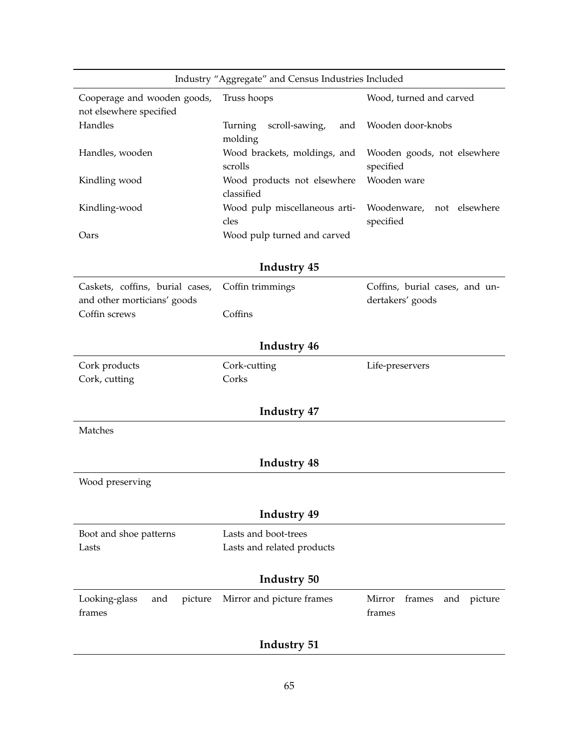| Industry "Aggregate" and Census Industries Included | | |
|---|---|---|
| Cooperage and wooden goods, not elsewhere specified | Truss hoops | Wood, turned and carved |
| Handles | Turning scroll-sawing, and molding | Wooden door-knobs |
| Handles, wooden | Wood brackets, moldings, and scrolls | Wooden goods, not elsewhere specified |
| Kindling wood | Wood products not elsewhere classified | Wooden ware |
| Kindling-wood | Wood pulp miscellaneous articles | Woodenware, not elsewhere specified |
| Oars | Wood pulp turned and carved | |

**Industry 45**

| | | |
|---|---|---|
| Caskets, coffins, burial cases, and other morticians' goods | Coffin trimmings | Coffins, burial cases, and undertakers' goods |
| Coffin screws | Coffins | |

**Industry 46**

| | | |
|---|---|---|
| Cork products | Cork-cutting | Life-preservers |
| Cork, cutting | Corks | |

**Industry 47**

| |
|---|
| Matches |

**Industry 48**

| |
|---|
| Wood preserving |

**Industry 49**

| | |
|---|---|
| Boot and shoe patterns | Lasts and boot-trees |
| Lasts | Lasts and related products |

**Industry 50**

| | | |
|---|---|---|
| Looking-glass and picture frames | Mirror and picture frames | Mirror frames and picture frames |

**Industry 51**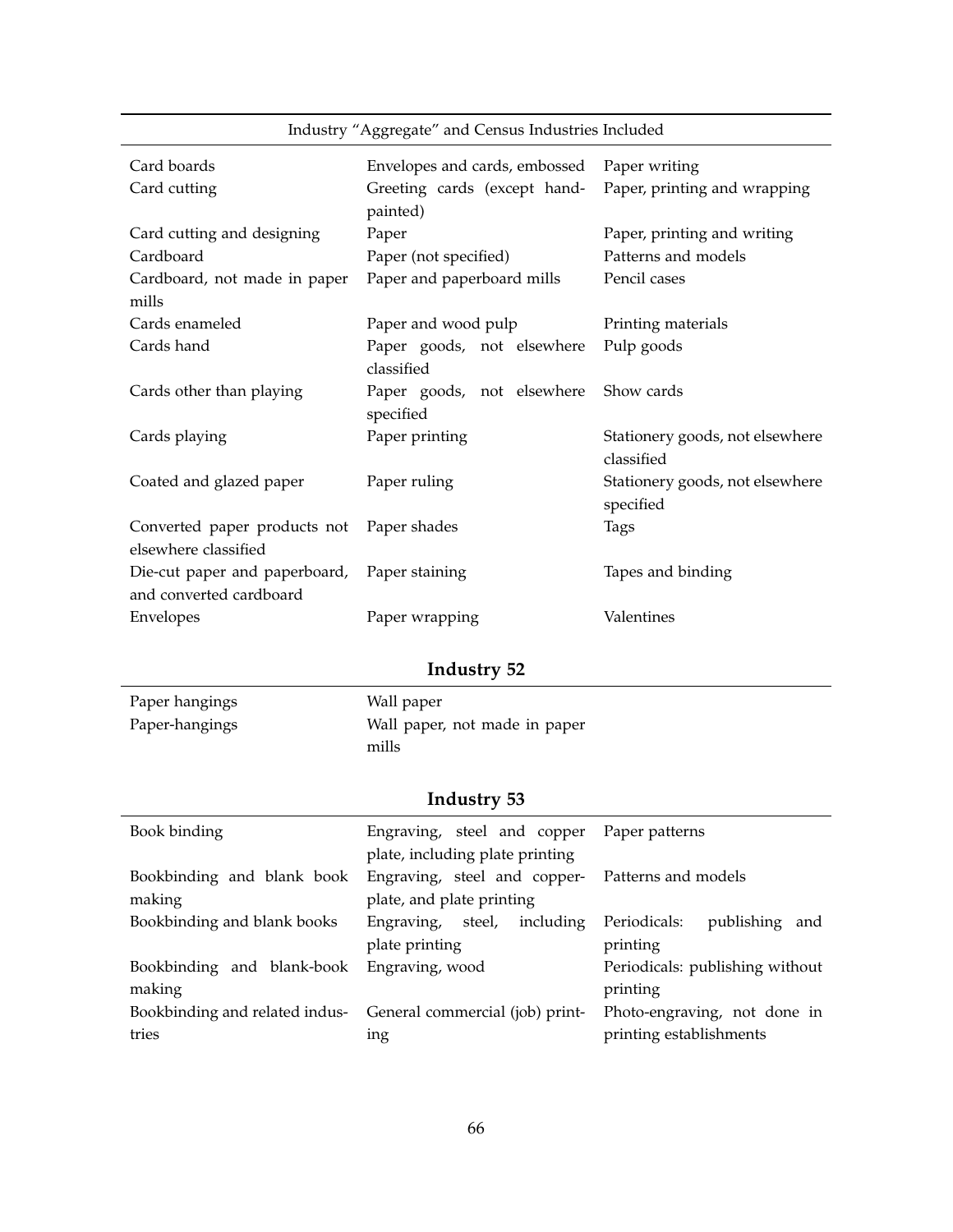| Industry "Aggregate" and Census Industries Included | | |
|---|---|---|
| Card boards | Envelopes and cards, embossed | Paper writing |
| Card cutting | Greeting cards (except hand-painted) | Paper, printing and wrapping |
| Card cutting and designing | Paper | Paper, printing and writing |
| Cardboard | Paper (not specified) | Patterns and models |
| Cardboard, not made in paper mills | Paper and paperboard mills | Pencil cases |
| Cards enameled | Paper and wood pulp | Printing materials |
| Cards hand | Paper goods, not elsewhere classified | Pulp goods |
| Cards other than playing | Paper goods, not elsewhere specified | Show cards |
| Cards playing | Paper printing | Stationery goods, not elsewhere classified |
| Coated and glazed paper | Paper ruling | Stationery goods, not elsewhere specified |
| Converted paper products not elsewhere classified | Paper shades | Tags |
| Die-cut paper and paperboard, and converted cardboard | Paper staining | Tapes and binding |
| Envelopes | Paper wrapping | Valentines |

## Industry 52

| | |
|---|---|
| Paper hangings | Wall paper |
| Paper-hangings | Wall paper, not made in paper mills |

## Industry 53

| | | |
|---|---|---|
| Book binding | Engraving, steel and copper plate, including plate printing | Paper patterns |
| Bookbinding and blank book making | Engraving, steel and copper-plate, and plate printing | Patterns and models |
| Bookbinding and blank books | Engraving, steel, including plate printing | Periodicals: publishing and printing |
| Bookbinding and blank-book making | Engraving, wood | Periodicals: publishing without printing |
| Bookbinding and related industries | General commercial (job) printing | Photo-engraving, not done in printing establishments |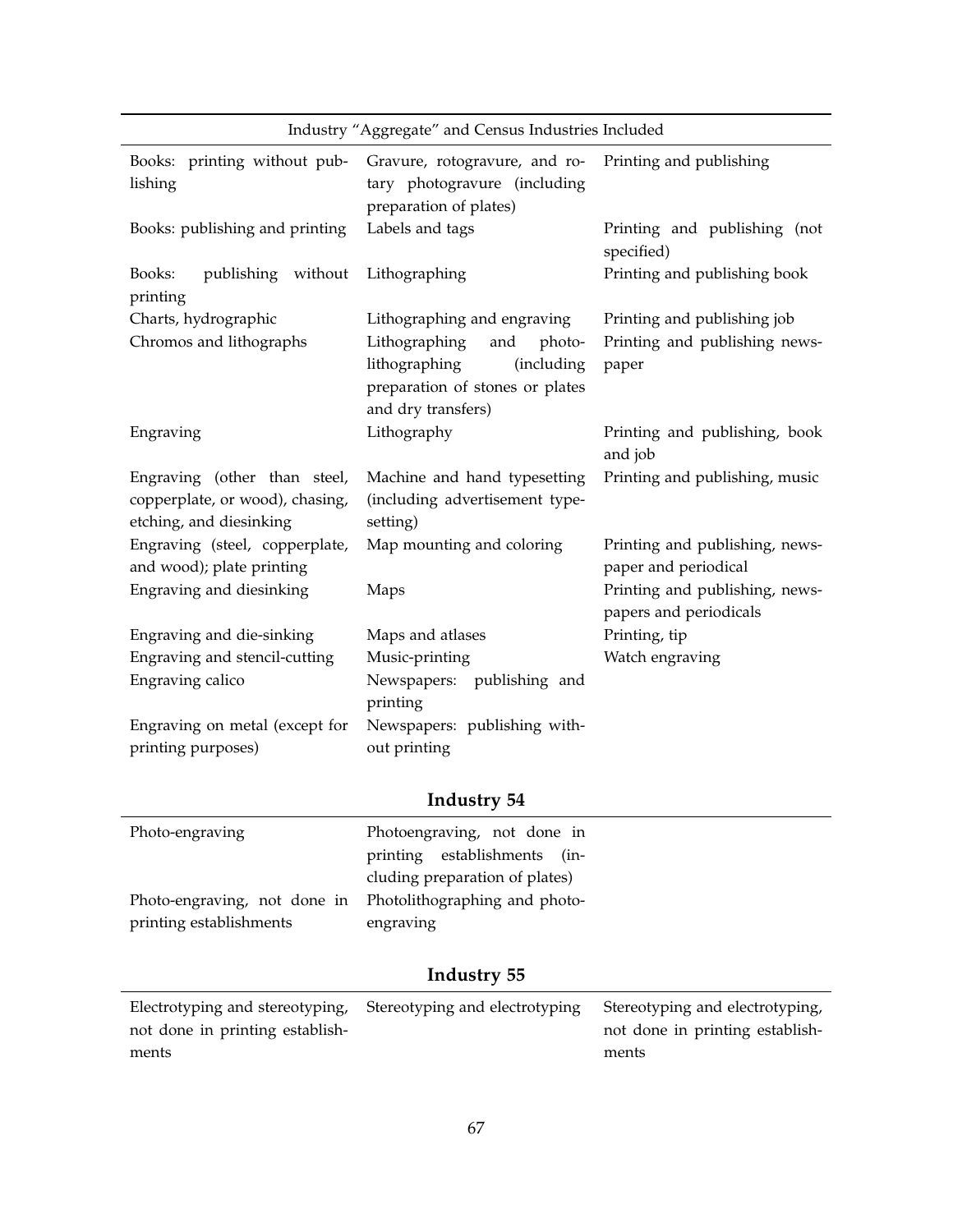| Industry "Aggregate" and Census Industries Included | | |
|---|---|---|
| Books: printing without publishing | Gravure, rotogravure, and rotary photogravure (including preparation of plates) | Printing and publishing |
| Books: publishing and printing | Labels and tags | Printing and publishing (not specified) |
| Books: publishing without printing | Lithographing | Printing and publishing book |
| Charts, hydrographic | Lithographing and engraving | Printing and publishing job |
| Chromos and lithographs | Lithographing and photolithographing (including preparation of stones or plates and dry transfers) | Printing and publishing newspaper |
| Engraving | Lithography | Printing and publishing, book and job |
| Engraving (other than steel, copperplate, or wood), chasing, etching, and diesinking | Machine and hand typesetting (including advertisement typesetting) | Printing and publishing, music |
| Engraving (steel, copperplate, and wood); plate printing | Map mounting and coloring | Printing and publishing, newspaper and periodical |
| Engraving and diesinking | Maps | Printing and publishing, newspapers and periodicals |
| Engraving and die-sinking | Maps and atlases | Printing, tip |
| Engraving and stencil-cutting | Music-printing | Watch engraving |
| Engraving calico | Newspapers: publishing and printing | |
| Engraving on metal (except for printing purposes) | Newspapers: publishing without printing | |

## Industry 54

| | |
|---|---|
| Photo-engraving | Photoengraving, not done in printing establishments (including preparation of plates) |
| Photo-engraving, not done in printing establishments | Photolithographing and photoengraving |

## Industry 55

| | | |
|---|---|---|
| Electrotyping and stereotyping, not done in printing establishments | Stereotyping and electrotyping | Stereotyping and electrotyping, not done in printing establishments |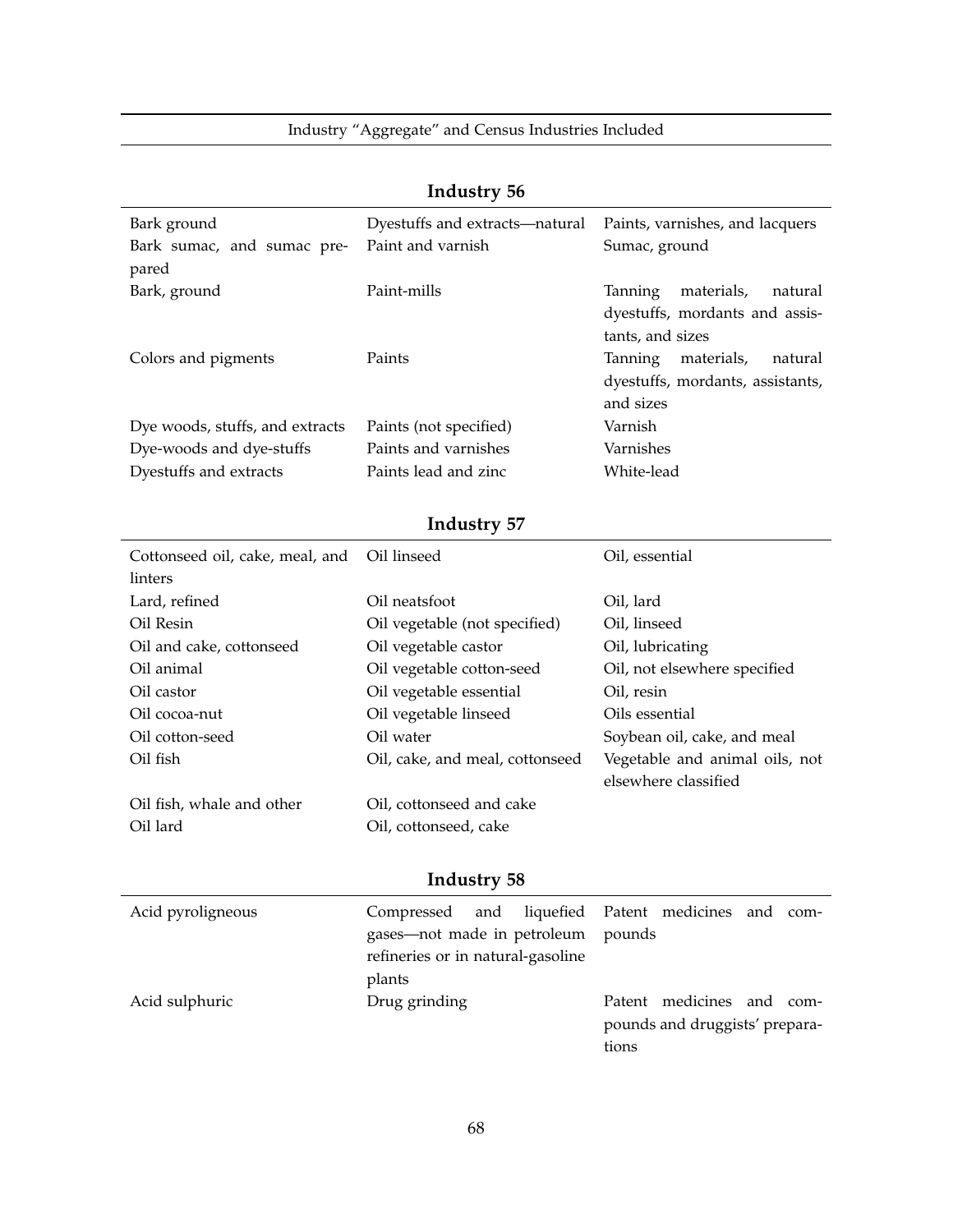Industry “Aggregate” and Census Industries Included

**Industry 56**

| | | |
|---|---|---|
| Bark ground | Dyestuffs and extracts—natural | Paints, varnishes, and lacquers |
| Bark sumac, and sumac prepared | Paint and varnish | Sumac, ground |
| Bark, ground | Paint-mills | Tanning materials, natural dyestuffs, mordants and assistants, and sizes |
| Colors and pigments | Paints | Tanning materials, natural dyestuffs, mordants, assistants, and sizes |
| Dye woods, stuffs, and extracts | Paints (not specified) | Varnish |
| Dye-woods and dye-stuffs | Paints and varnishes | Varnishes |
| Dyestuffs and extracts | Paints lead and zinc | White-lead |

**Industry 57**

| | | |
|---|---|---|
| Cottonseed oil, cake, meal, and linters | Oil linseed | Oil, essential |
| Lard, refined | Oil neatsfoot | Oil, lard |
| Oil Resin | Oil vegetable (not specified) | Oil, linseed |
| Oil and cake, cottonseed | Oil vegetable castor | Oil, lubricating |
| Oil animal | Oil vegetable cotton-seed | Oil, not elsewhere specified |
| Oil castor | Oil vegetable essential | Oil, resin |
| Oil cocoa-nut | Oil vegetable linseed | Oils essential |
| Oil cotton-seed | Oil water | Soybean oil, cake, and meal |
| Oil fish | Oil, cake, and meal, cottonseed | Vegetable and animal oils, not elsewhere classified |
| Oil fish, whale and other | Oil, cottonseed and cake | |
| Oil lard | Oil, cottonseed, cake | |

**Industry 58**

| | | |
|---|---|---|
| Acid pyroligneous | Compressed and liquefied gases—not made in petroleum refineries or in natural-gasoline plants | Patent medicines and compounds |
| Acid sulphuric | Drug grinding | Patent medicines and compounds and druggists’ preparations |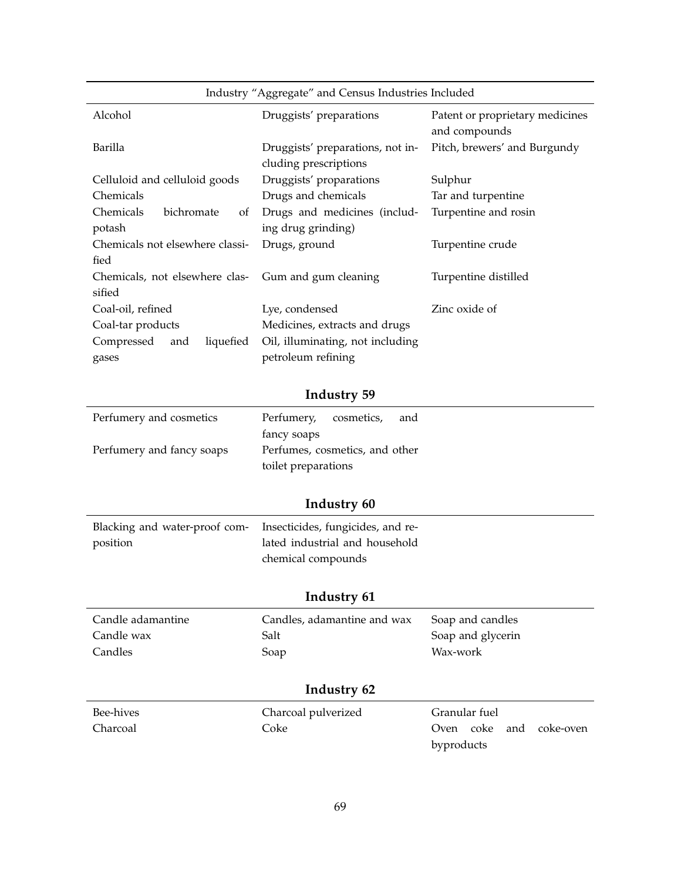| Industry "Aggregate" and Census Industries Included | | |
|---|---|---|
| Alcohol | Druggists' preparations | Patent or proprietary medicines and compounds |
| Barilla | Druggists' preparations, not including prescriptions | Pitch, brewers' and Burgundy |
| Celluloid and celluloid goods | Druggists' proparations | Sulphur |
| Chemicals | Drugs and chemicals | Tar and turpentine |
| Chemicals bichromate of potash | Drugs and medicines (including drug grinding) | Turpentine and rosin |
| Chemicals not elsewhere classified | Drugs, ground | Turpentine crude |
| Chemicals, not elsewhere classified | Gum and gum cleaning | Turpentine distilled |
| Coal-oil, refined | Lye, condensed | Zinc oxide of |
| Coal-tar products | Medicines, extracts and drugs | |
| Compressed and liquefied gases | Oil, illuminating, not including petroleum refining | |

## Industry 59

| | |
|---|---|
| Perfumery and cosmetics | Perfumery, cosmetics, and fancy soaps |
| Perfumery and fancy soaps | Perfumes, cosmetics, and other toilet preparations |

## Industry 60

| | |
|---|---|
| Blacking and water-proof composition | Insecticides, fungicides, and related industrial and household chemical compounds |

## Industry 61

| | | |
|---|---|---|
| Candle adamantine | Candles, adamantine and wax | Soap and candles |
| Candle wax | Salt | Soap and glycerin |
| Candles | Soap | Wax-work |

## Industry 62

| | | |
|---|---|---|
| Bee-hives | Charcoal pulverized | Granular fuel |
| Charcoal | Coke | Oven coke and coke-oven byproducts |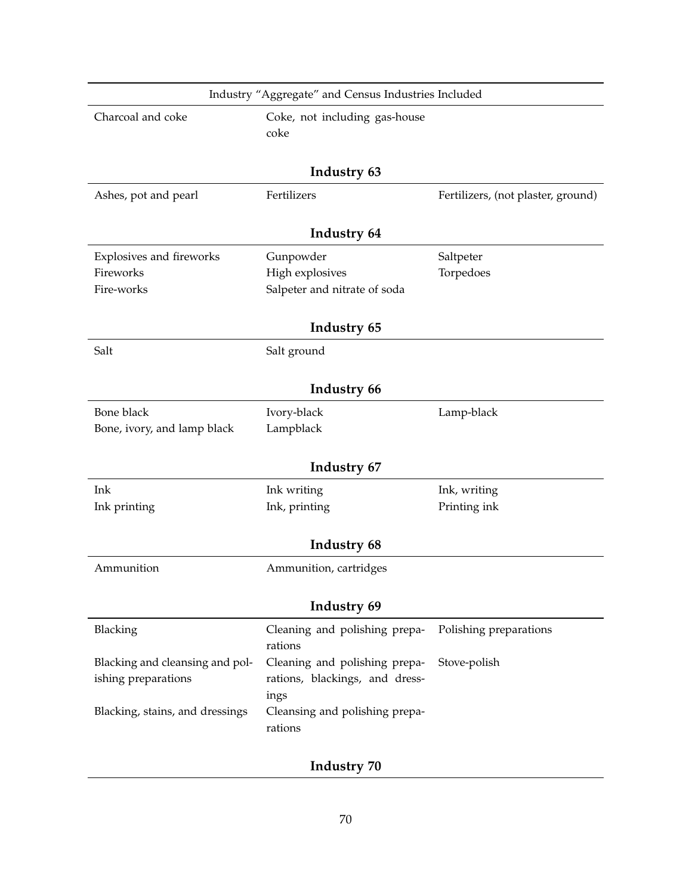| Industry “Aggregate” and Census Industries Included | | |
|---|---|---|
| Charcoal and coke | Coke, not including gas-house coke | |

**Industry 63**

| | | |
|---|---|---|
| Ashes, pot and pearl | Fertilizers | Fertilizers, (not plaster, ground) |

**Industry 64**

| | | |
|---|---|---|
| Explosives and fireworks | Gunpowder | Saltpeter |
| Fireworks | High explosives | Torpedoes |
| Fire-works | Salpeter and nitrate of soda | |

**Industry 65**

| | | |
|---|---|---|
| Salt | Salt ground | |

**Industry 66**

| | | |
|---|---|---|
| Bone black | Ivory-black | Lamp-black |
| Bone, ivory, and lamp black | Lampblack | |

**Industry 67**

| | | |
|---|---|---|
| Ink | Ink writing | Ink, writing |
| Ink printing | Ink, printing | Printing ink |

**Industry 68**

| | | |
|---|---|---|
| Ammunition | Ammunition, cartridges | |

**Industry 69**

| | | |
|---|---|---|
| Blacking | Cleaning and polishing preparations | Polishing preparations |
| Blacking and cleansing and polishing preparations | Cleaning and polishing preparations, blackings, and dressings | Stove-polish |
| Blacking, stains, and dressings | Cleansing and polishing preparations | |

**Industry 70**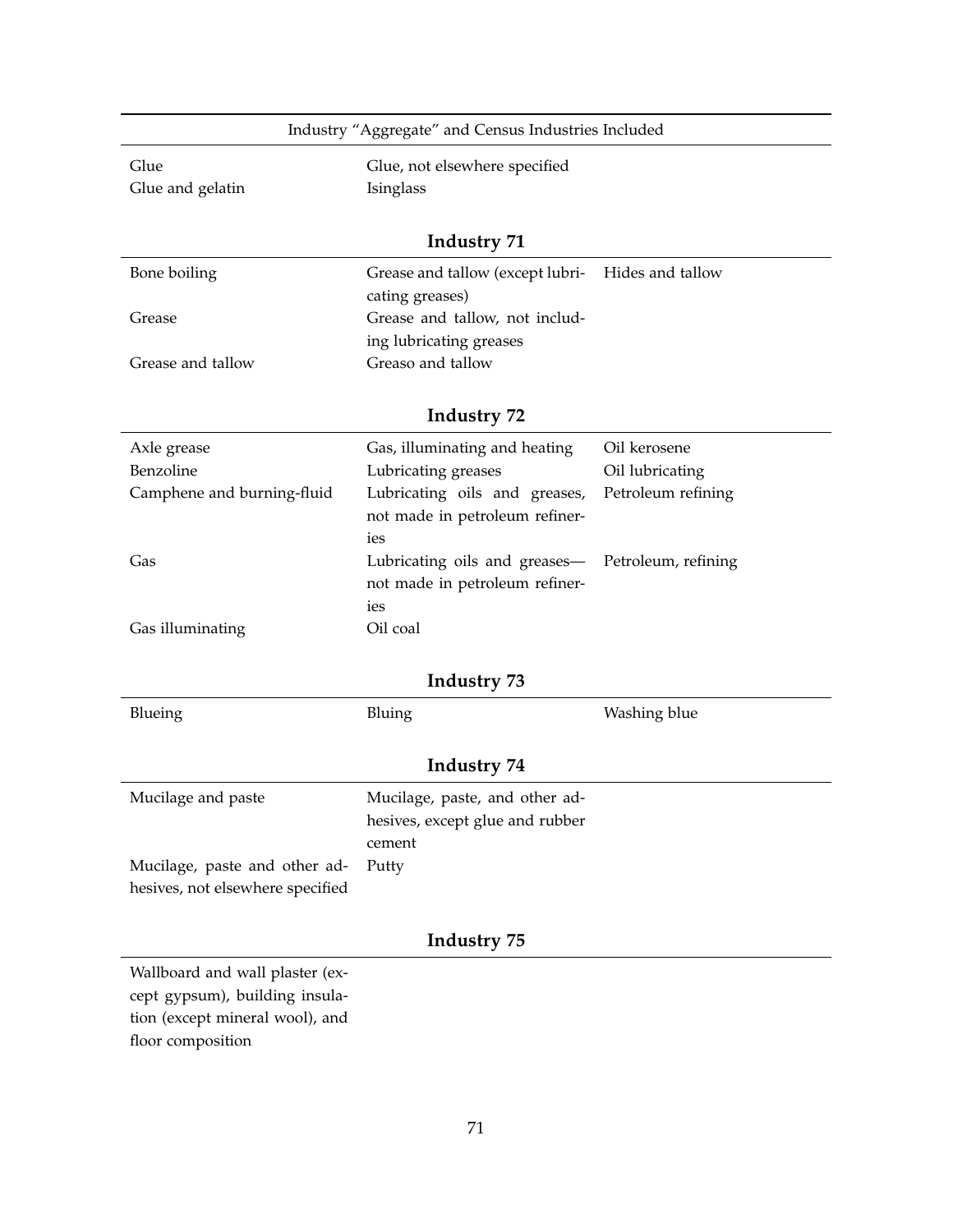Industry "Aggregate" and Census Industries Included

| | | |
|---|---|---|
| Glue | Glue, not elsewhere specified | |
| Glue and gelatin | Isinglass | |

### Industry 71

| | | |
|---|---|---|
| Bone boiling | Grease and tallow (except lubricating greases) | Hides and tallow |
| Grease | Grease and tallow, not including lubricating greases | |
| Grease and tallow | Greaso and tallow | |

### Industry 72

| | | |
|---|---|---|
| Axle grease | Gas, illuminating and heating | Oil kerosene |
| Benzoline | Lubricating greases | Oil lubricating |
| Camphene and burning-fluid | Lubricating oils and greases, not made in petroleum refineries | Petroleum refining |
| Gas | Lubricating oils and greases—not made in petroleum refineries | Petroleum, refining |
| Gas illuminating | Oil coal | |

### Industry 73

| | | |
|---|---|---|
| Blueing | Bluing | Washing blue |

### Industry 74

| | | |
|---|---|---|
| Mucilage and paste | Mucilage, paste, and other adhesives, except glue and rubber cement | |
| Mucilage, paste and other adhesives, not elsewhere specified | Putty | |

### Industry 75

| | | |
|---|---|---|
| Wallboard and wall plaster (except gypsum), building insulation (except mineral wool), and floor composition | | |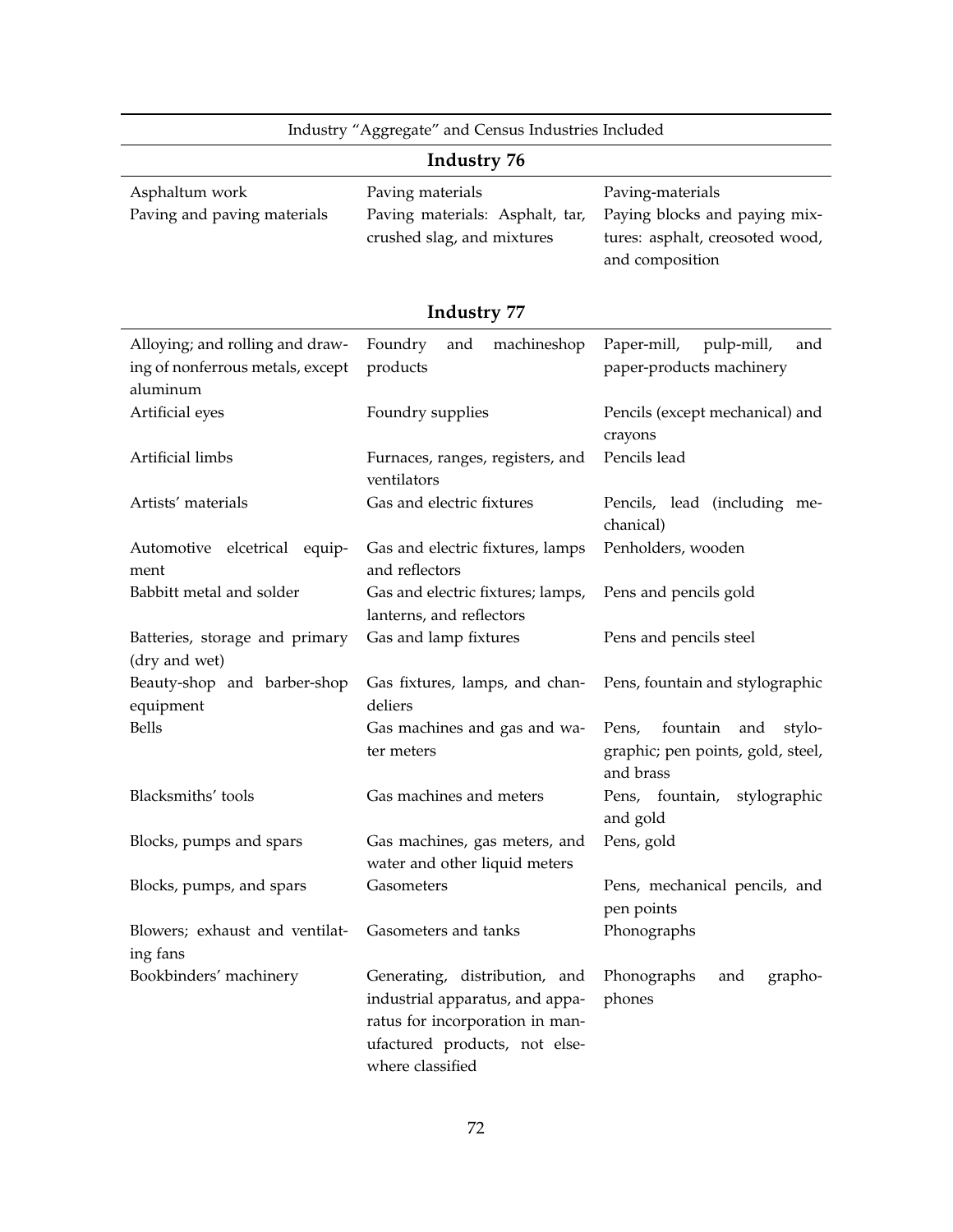Industry "Aggregate" and Census Industries Included

**Industry 76**

| | | |
|---|---|---|
| Asphaltum work | Paving materials | Paving-materials |
| Paving and paving materials | Paving materials: Asphalt, tar, crushed slag, and mixtures | Paying blocks and paying mixtures: asphalt, creosoted wood, and composition |

**Industry 77**

| | | |
|---|---|---|
| Alloying; and rolling and drawing of nonferrous metals, except aluminum | Foundry and machineshop products | Paper-mill, pulp-mill, and paper-products machinery |
| Artificial eyes | Foundry supplies | Pencils (except mechanical) and crayons |
| Artificial limbs | Furnaces, ranges, registers, and ventilators | Pencils lead |
| Artists' materials | Gas and electric fixtures | Pencils, lead (including mechanical) |
| Automotive elcetrical equipment | Gas and electric fixtures, lamps and reflectors | Penholders, wooden |
| Babbitt metal and solder | Gas and electric fixtures; lamps, lanterns, and reflectors | Pens and pencils gold |
| Batteries, storage and primary (dry and wet) | Gas and lamp fixtures | Pens and pencils steel |
| Beauty-shop and barber-shop equipment | Gas fixtures, lamps, and chandeliers | Pens, fountain and stylographic |
| Bells | Gas machines and gas and water meters | Pens, fountain and stylographic; pen points, gold, steel, and brass |
| Blacksmiths' tools | Gas machines and meters | Pens, fountain, stylographic and gold |
| Blocks, pumps and spars | Gas machines, gas meters, and water and other liquid meters | Pens, gold |
| Blocks, pumps, and spars | Gasometers | Pens, mechanical pencils, and pen points |
| Blowers; exhaust and ventilating fans | Gasometers and tanks | Phonographs |
| Bookbinders' machinery | Generating, distribution, and industrial apparatus, and apparatus for incorporation in manufactured products, not elsewhere classified | Phonographs and graphophones |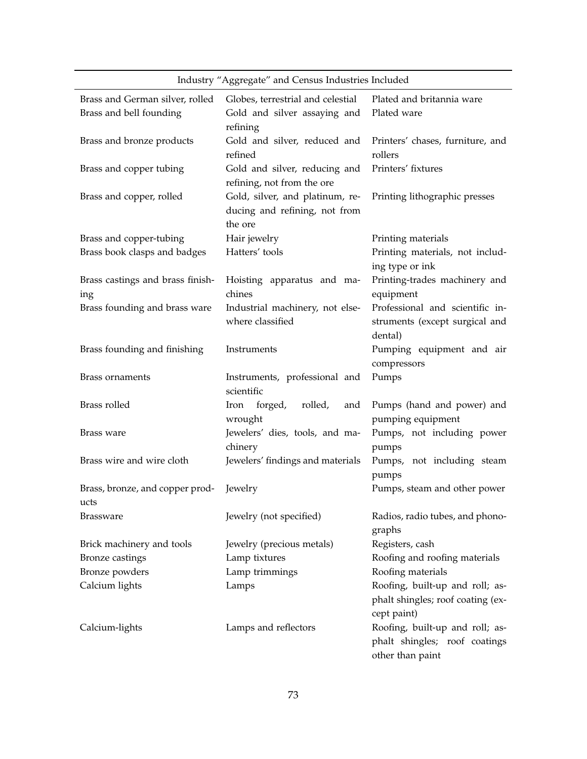| Industry "Aggregate" and Census Industries Included | | |
|---|---|---|
| Brass and German silver, rolled | Globes, terrestrial and celestial | Plated and britannia ware |
| Brass and bell founding | Gold and silver assaying and refining | Plated ware |
| Brass and bronze products | Gold and silver, reduced and refined | Printers' chases, furniture, and rollers |
| Brass and copper tubing | Gold and silver, reducing and refining, not from the ore | Printers' fixtures |
| Brass and copper, rolled | Gold, silver, and platinum, reducing and refining, not from the ore | Printing lithographic presses |
| Brass and copper-tubing | Hair jewelry | Printing materials |
| Brass book clasps and badges | Hatters' tools | Printing materials, not including type or ink |
| Brass castings and brass finishing | Hoisting apparatus and machines | Printing-trades machinery and equipment |
| Brass founding and brass ware | Industrial machinery, not elsewhere classified | Professional and scientific instruments (except surgical and dental) |
| Brass founding and finishing | Instruments | Pumping equipment and air compressors |
| Brass ornaments | Instruments, professional and scientific | Pumps |
| Brass rolled | Iron forged, rolled, and wrought | Pumps (hand and power) and pumping equipment |
| Brass ware | Jewelers' dies, tools, and machinery | Pumps, not including power pumps |
| Brass wire and wire cloth | Jewelers' findings and materials | Pumps, not including steam pumps |
| Brass, bronze, and copper products | Jewelry | Pumps, steam and other power |
| Brassware | Jewelry (not specified) | Radios, radio tubes, and phonographs |
| Brick machinery and tools | Jewelry (precious metals) | Registers, cash |
| Bronze castings | Lamp tixtures | Roofing and roofing materials |
| Bronze powders | Lamp trimmings | Roofing materials |
| Calcium lights | Lamps | Roofing, built-up and roll; asphalt shingles; roof coating (except paint) |
| Calcium-lights | Lamps and reflectors | Roofing, built-up and roll; asphalt shingles; roof coatings other than paint |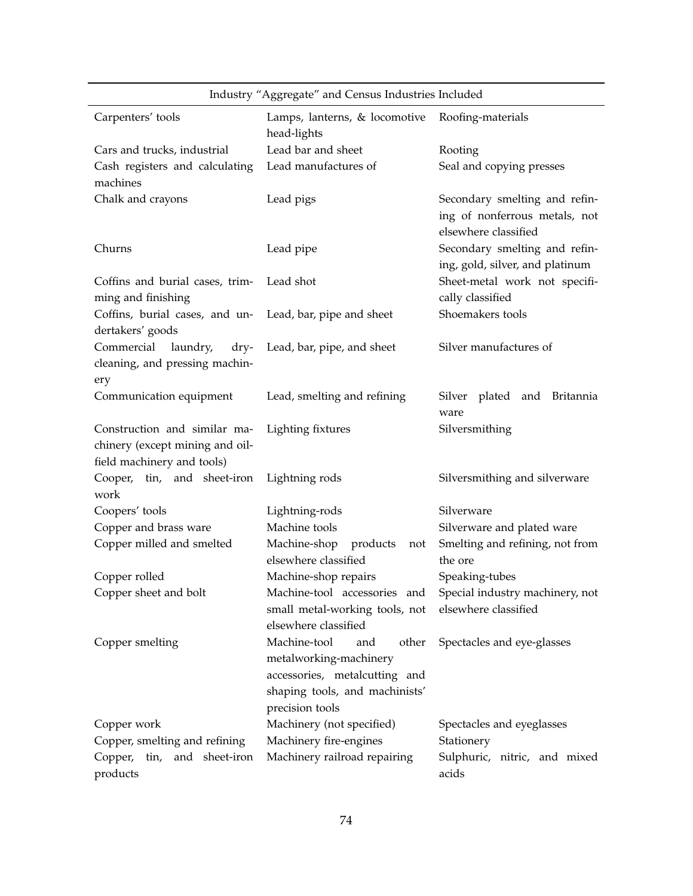| Industry "Aggregate" and Census Industries Included | | |
|---|---|---|
| Carpenters' tools | Lamps, lanterns, & locomotive head-lights | Roofing-materials |
| Cars and trucks, industrial | Lead bar and sheet | Rooting |
| Cash registers and calculating machines | Lead manufactures of | Seal and copying presses |
| Chalk and crayons | Lead pigs | Secondary smelting and refining of nonferrous metals, not elsewhere classified |
| Churns | Lead pipe | Secondary smelting and refining, gold, silver, and platinum |
| Coffins and burial cases, trimming and finishing | Lead shot | Sheet-metal work not specifically classified |
| Coffins, burial cases, and undertakers' goods | Lead, bar, pipe and sheet | Shoemakers tools |
| Commercial laundry, dry-cleaning, and pressing machinery | Lead, bar, pipe, and sheet | Silver manufactures of |
| Communication equipment | Lead, smelting and refining | Silver plated and Britannia ware |
| Construction and similar machinery (except mining and oil-field machinery and tools) | Lighting fixtures | Silversmithing |
| Cooper, tin, and sheet-iron work | Lightning rods | Silversmithing and silverware |
| Coopers' tools | Lightning-rods | Silverware |
| Copper and brass ware | Machine tools | Silverware and plated ware |
| Copper milled and smelted | Machine-shop products not elsewhere classified | Smelting and refining, not from the ore |
| Copper rolled | Machine-shop repairs | Speaking-tubes |
| Copper sheet and bolt | Machine-tool accessories and small metal-working tools, not elsewhere classified | Special industry machinery, not elsewhere classified |
| Copper smelting | Machine-tool and other metalworking-machinery accessories, metalcutting and shaping tools, and machinists' precision tools | Spectacles and eye-glasses |
| Copper work | Machinery (not specified) | Spectacles and eyeglasses |
| Copper, smelting and refining | Machinery fire-engines | Stationery |
| Copper, tin, and sheet-iron products | Machinery railroad repairing | Sulphuric, nitric, and mixed acids |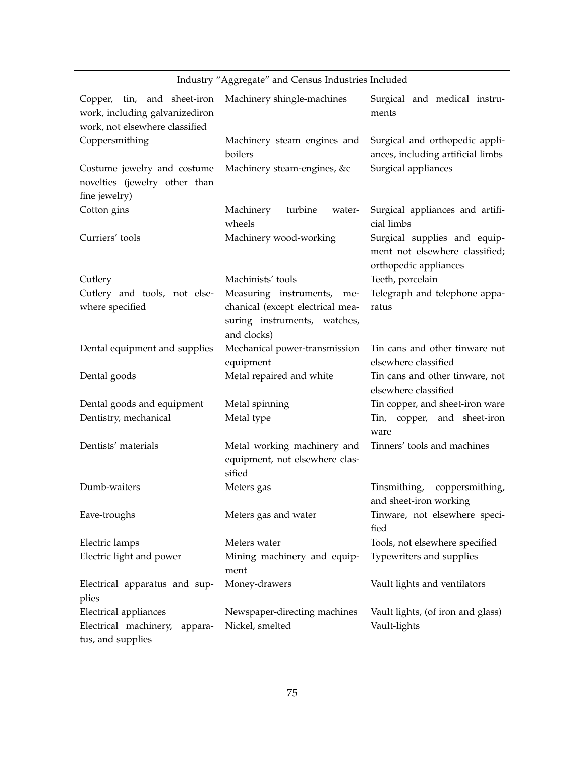| Industry "Aggregate" and Census Industries Included | | |
|---|---|---|
| Copper, tin, and sheet-iron work, including galvanizediron work, not elsewhere classified | Machinery shingle-machines | Surgical and medical instruments |
| Coppersmithing | Machinery steam engines and boilers | Surgical and orthopedic appliances, including artificial limbs |
| Costume jewelry and costume novelties (jewelry other than fine jewelry) | Machinery steam-engines, &c | Surgical appliances |
| Cotton gins | Machinery turbine water-wheels | Surgical appliances and artificial limbs |
| Curriers' tools | Machinery wood-working | Surgical supplies and equipment not elsewhere classified; orthopedic appliances |
| Cutlery | Machinists' tools | Teeth, porcelain |
| Cutlery and tools, not elsewhere specified | Measuring instruments, mechanical (except electrical measuring instruments, watches, and clocks) | Telegraph and telephone apparatus |
| Dental equipment and supplies | Mechanical power-transmission equipment | Tin cans and other tinware not elsewhere classified |
| Dental goods | Metal repaired and white | Tin cans and other tinware, not elsewhere classified |
| Dental goods and equipment | Metal spinning | Tin copper, and sheet-iron ware |
| Dentistry, mechanical | Metal type | Tin, copper, and sheet-iron ware |
| Dentists' materials | Metal working machinery and equipment, not elsewhere classified | Tinners' tools and machines |
| Dumb-waiters | Meters gas | Tinsmithing, coppersmithing, and sheet-iron working |
| Eave-troughs | Meters gas and water | Tinware, not elsewhere specified |
| Electric lamps | Meters water | Tools, not elsewhere specified |
| Electric light and power | Mining machinery and equipment | Typewriters and supplies |
| Electrical apparatus and supplies | Money-drawers | Vault lights and ventilators |
| Electrical appliances | Newspaper-directing machines | Vault lights, (of iron and glass) |
| Electrical machinery, apparatus, and supplies | Nickel, smelted | Vault-lights |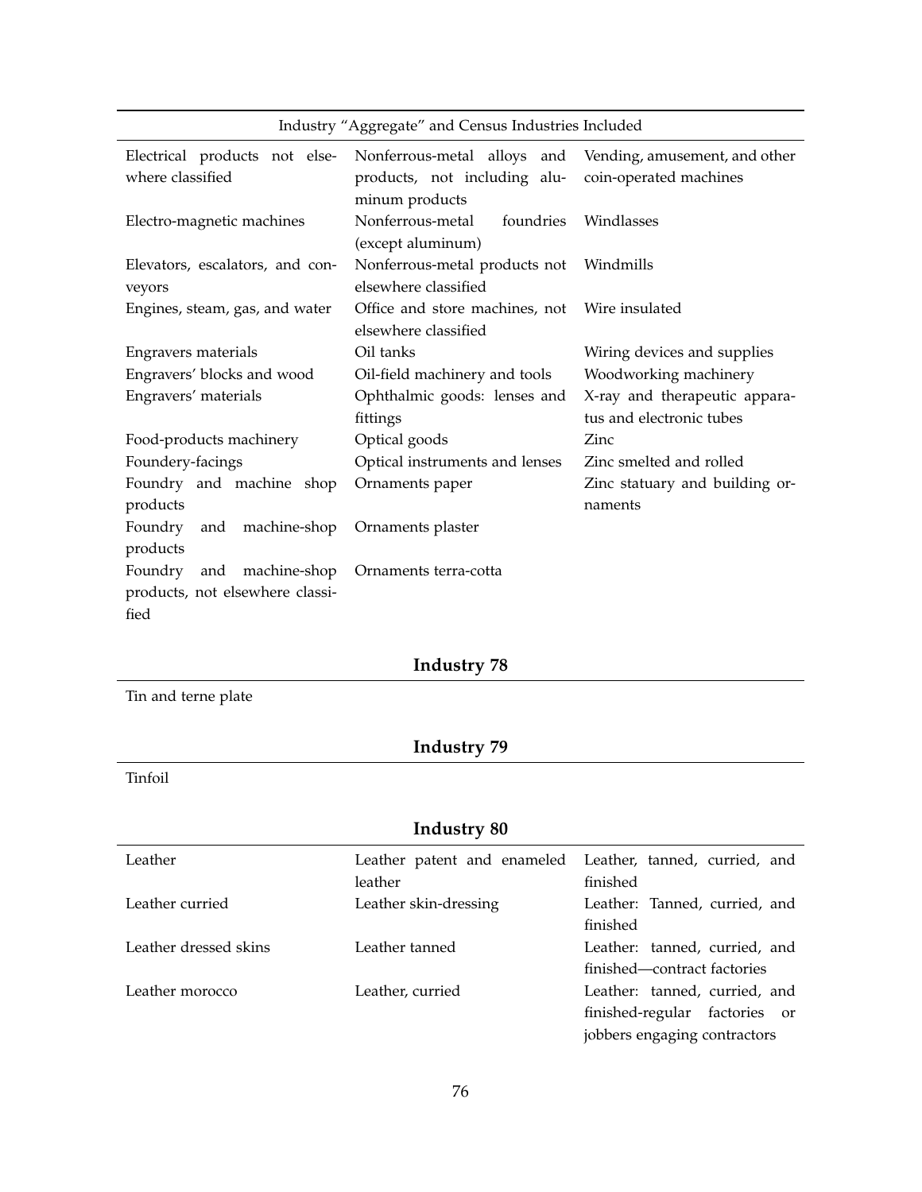| Industry "Aggregate" and Census Industries Included | | |
|---|---|---|
| Electrical products not elsewhere classified | Nonferrous-metal alloys and products, not including aluminum products | Vending, amusement, and other coin-operated machines |
| Electro-magnetic machines | Nonferrous-metal foundries (except aluminum) | Windlasses |
| Elevators, escalators, and conveyors | Nonferrous-metal products not elsewhere classified | Windmills |
| Engines, steam, gas, and water | Office and store machines, not elsewhere classified | Wire insulated |
| Engravers materials | Oil tanks | Wiring devices and supplies |
| Engravers' blocks and wood | Oil-field machinery and tools | Woodworking machinery |
| Engravers' materials | Ophthalmic goods: lenses and fittings | X-ray and therapeutic apparatus and electronic tubes |
| Food-products machinery | Optical goods | Zinc |
| Foundery-facings | Optical instruments and lenses | Zinc smelted and rolled |
| Foundry and machine shop products | Ornaments paper | Zinc statuary and building ornaments |
| Foundry and machine-shop products | Ornaments plaster | |
| Foundry and machine-shop products, not elsewhere classified | Ornaments terra-cotta | |

## Industry 78

Tin and terne plate

## Industry 79

Tinfoil

## Industry 80

| | | |
|---|---|---|
| Leather | Leather patent and enameled leather | Leather, tanned, curried, and finished |
| Leather curried | Leather skin-dressing | Leather: Tanned, curried, and finished |
| Leather dressed skins | Leather tanned | Leather: tanned, curried, and finished—contract factories |
| Leather morocco | Leather, curried | Leather: tanned, curried, and finished-regular factories or jobbers engaging contractors |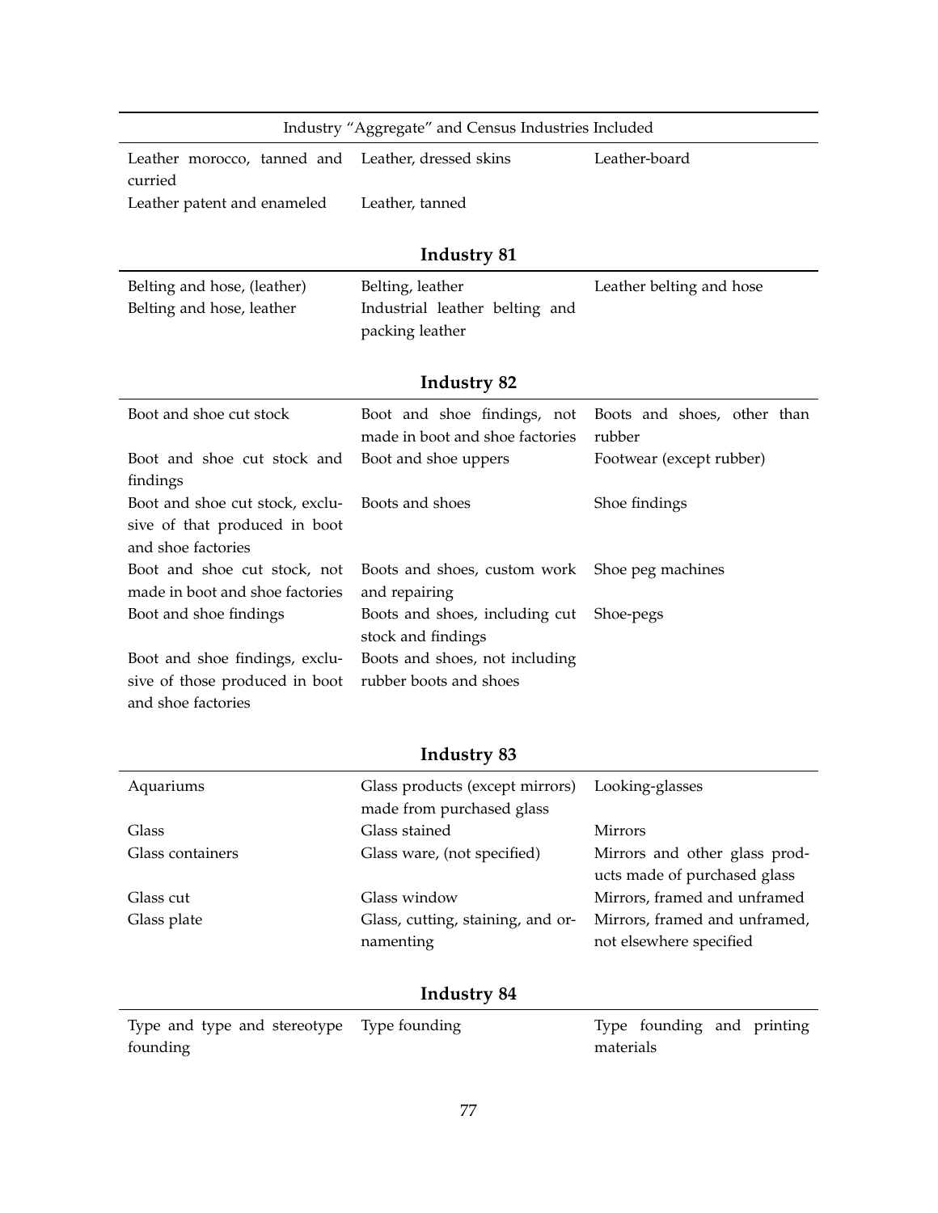| Industry "Aggregate" and Census Industries Included | | |
|---|---|---|
| Leather morocco, tanned and curried | Leather, dressed skins | Leather-board |
| Leather patent and enameled | Leather, tanned | |

**Industry 81**

| | | |
|---|---|---|
| Belting and hose, (leather) | Belting, leather | Leather belting and hose |
| Belting and hose, leather | Industrial leather belting and packing leather | |

**Industry 82**

| | | |
|---|---|---|
| Boot and shoe cut stock | Boot and shoe findings, not made in boot and shoe factories | Boots and shoes, other than rubber |
| Boot and shoe cut stock and findings | Boot and shoe uppers | Footwear (except rubber) |
| Boot and shoe cut stock, exclusive of that produced in boot and shoe factories | Boots and shoes | Shoe findings |
| Boot and shoe cut stock, not made in boot and shoe factories | Boots and shoes, custom work and repairing | Shoe peg machines |
| Boot and shoe findings | Boots and shoes, including cut stock and findings | Shoe-pegs |
| Boot and shoe findings, exclusive of those produced in boot and shoe factories | Boots and shoes, not including rubber boots and shoes | |

**Industry 83**

| | | |
|---|---|---|
| Aquariums | Glass products (except mirrors) made from purchased glass | Looking-glasses |
| Glass | Glass stained | Mirrors |
| Glass containers | Glass ware, (not specified) | Mirrors and other glass products made of purchased glass |
| Glass cut | Glass window | Mirrors, framed and unframed |
| Glass plate | Glass, cutting, staining, and ornamenting | Mirrors, framed and unframed, not elsewhere specified |

**Industry 84**

| | | |
|---|---|---|
| Type and type and stereotype founding | Type founding | Type founding and printing materials |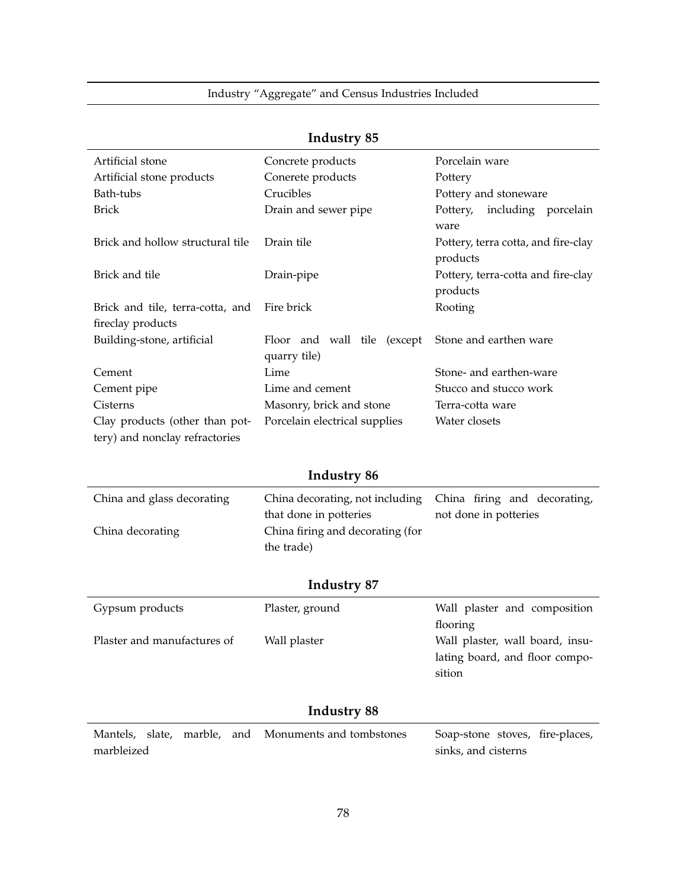Industry "Aggregate" and Census Industries Included

**Industry 85**

| | | |
|---|---|---|
| Artificial stone | Concrete products | Porcelain ware |
| Artificial stone products | Conerete products | Pottery |
| Bath-tubs | Crucibles | Pottery and stoneware |
| Brick | Drain and sewer pipe | Pottery, including porcelain ware |
| Brick and hollow structural tile | Drain tile | Pottery, terra cotta, and fire-clay products |
| Brick and tile | Drain-pipe | Pottery, terra-cotta and fire-clay products |
| Brick and tile, terra-cotta, and fireclay products | Fire brick | Rooting |
| Building-stone, artificial | Floor and wall tile (except quarry tile) | Stone and earthen ware |
| Cement | Lime | Stone- and earthen-ware |
| Cement pipe | Lime and cement | Stucco and stucco work |
| Cisterns | Masonry, brick and stone | Terra-cotta ware |
| Clay products (other than pottery) and nonclay refractories | Porcelain electrical supplies | Water closets |

**Industry 86**

| | | |
|---|---|---|
| China and glass decorating | China decorating, not including that done in potteries | China firing and decorating, not done in potteries |
| China decorating | China firing and decorating (for the trade) | |

**Industry 87**

| | | |
|---|---|---|
| Gypsum products | Plaster, ground | Wall plaster and composition flooring |
| Plaster and manufactures of | Wall plaster | Wall plaster, wall board, insulating board, and floor composition |

**Industry 88**

| | | |
|---|---|---|
| Mantels, slate, marble, and marbleized | Monuments and tombstones | Soap-stone stoves, fire-places, sinks, and cisterns |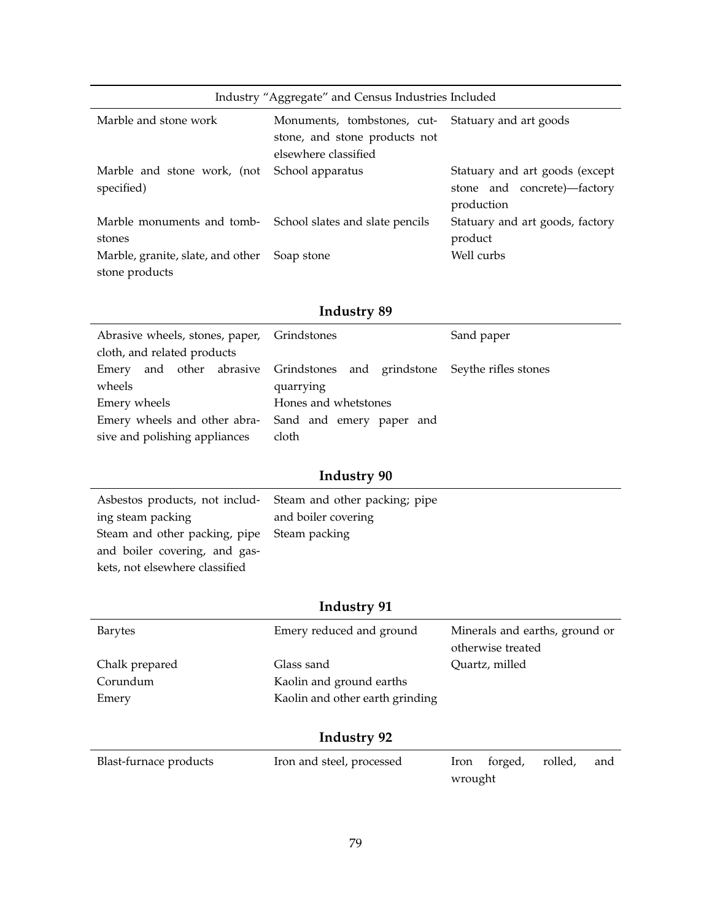| Industry “Aggregate” and Census Industries Included | | |
|---|---|---|
| Marble and stone work | Monuments, tombstones, cut-stone, and stone products not elsewhere classified | Statuary and art goods |
| Marble and stone work, (not specified) | School apparatus | Statuary and art goods (except stone and concrete)—factory production |
| Marble monuments and tombstones | School slates and slate pencils | Statuary and art goods, factory product |
| Marble, granite, slate, and other stone products | Soap stone | Well curbs |

## Industry 89

| | | |
|---|---|---|
| Abrasive wheels, stones, paper, cloth, and related products | Grindstones | Sand paper |
| Emery and other abrasive wheels | Grindstones and grindstone quarrying | Seythe rifles stones |
| Emery wheels | Hones and whetstones | |
| Emery wheels and other abrasive and polishing appliances | Sand and emery paper and cloth | |

## Industry 90

| | | |
|---|---|---|
| Asbestos products, not including steam packing | Steam and other packing; pipe and boiler covering | |
| Steam and other packing, pipe and boiler covering, and gaskets, not elsewhere classified | Steam packing | |

## Industry 91

| | | |
|---|---|---|
| Barytes | Emery reduced and ground | Minerals and earths, ground or otherwise treated |
| Chalk prepared | Glass sand | Quartz, milled |
| Corundum | Kaolin and ground earths | |
| Emery | Kaolin and other earth grinding | |

## Industry 92

| | | |
|---|---|---|
| Blast-furnace products | Iron and steel, processed | Iron forged, rolled, and wrought |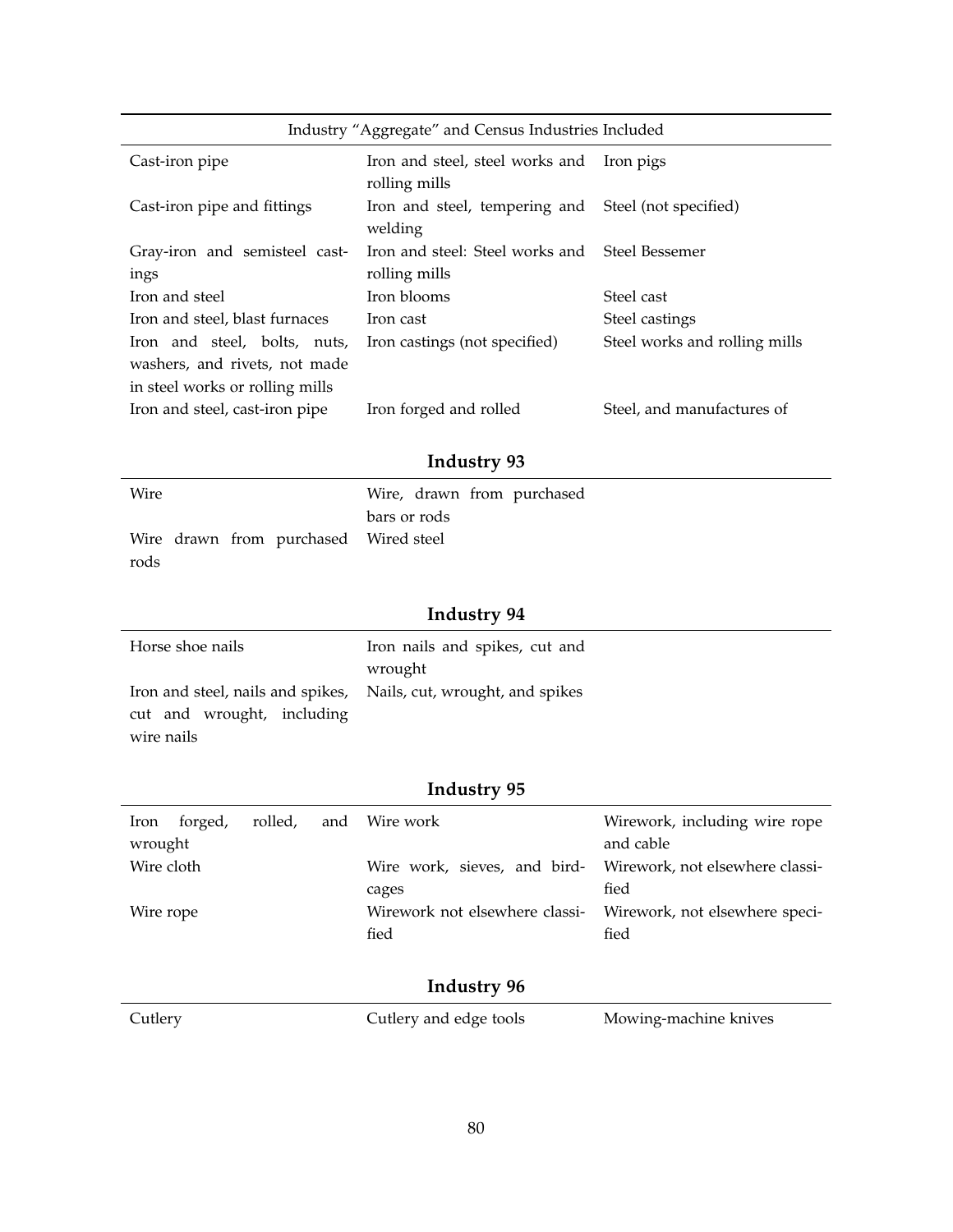| Industry "Aggregate" and Census Industries Included | | |
|---|---|---|
| Cast-iron pipe | Iron and steel, steel works and rolling mills | Iron pigs |
| Cast-iron pipe and fittings | Iron and steel, tempering and welding | Steel (not specified) |
| Gray-iron and semisteel castings | Iron and steel: Steel works and rolling mills | Steel Bessemer |
| Iron and steel | Iron blooms | Steel cast |
| Iron and steel, blast furnaces | Iron cast | Steel castings |
| Iron and steel, bolts, nuts, washers, and rivets, not made in steel works or rolling mills | Iron castings (not specified) | Steel works and rolling mills |
| Iron and steel, cast-iron pipe | Iron forged and rolled | Steel, and manufactures of |

## Industry 93

| | |
|---|---|
| Wire | Wire, drawn from purchased bars or rods |
| Wire drawn from purchased rods | Wired steel |

## Industry 94

| | |
|---|---|
| Horse shoe nails | Iron nails and spikes, cut and wrought |
| Iron and steel, nails and spikes, cut and wrought, including wire nails | Nails, cut, wrought, and spikes |

## Industry 95

| | | |
|---|---|---|
| Iron forged, rolled, and wrought | Wire work | Wirework, including wire rope and cable |
| Wire cloth | Wire work, sieves, and bird-cages | Wirework, not elsewhere classified |
| Wire rope | Wirework not elsewhere classified | Wirework, not elsewhere specified |

## Industry 96

| | | |
|---|---|---|
| Cutlery | Cutlery and edge tools | Mowing-machine knives |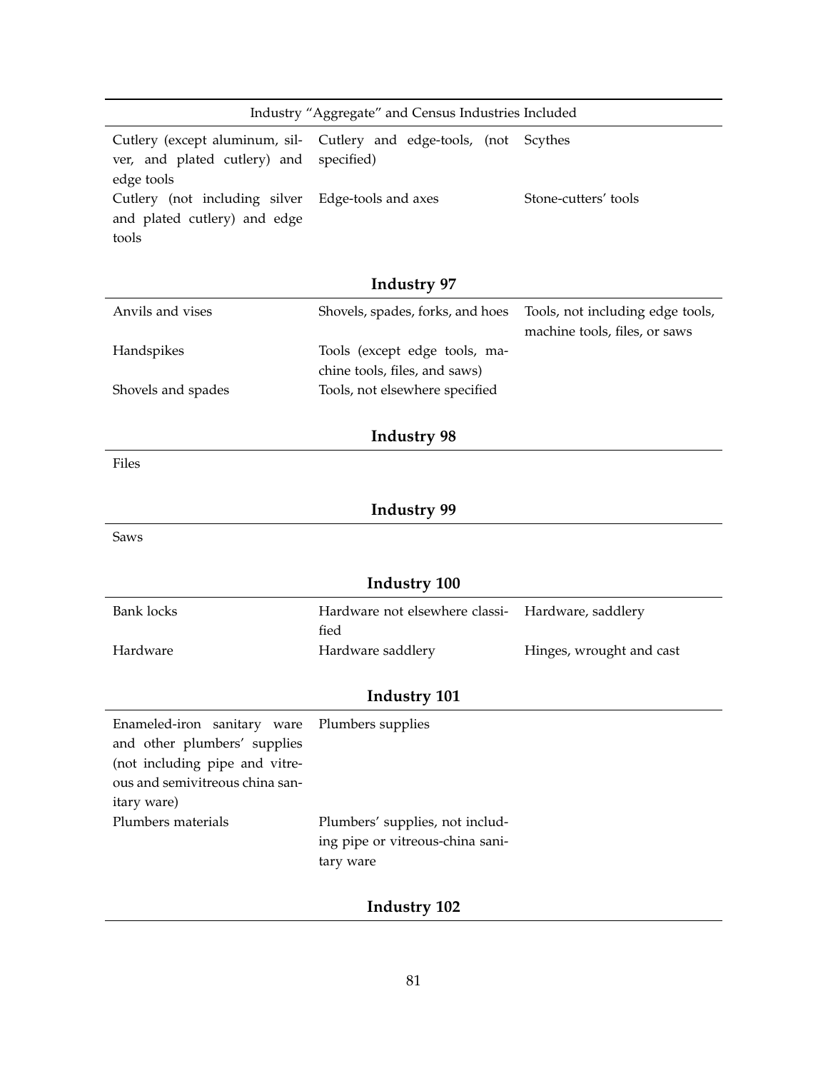| Industry "Aggregate" and Census Industries Included | | |
|---|---|---|
| Cutlery (except aluminum, silver, and plated cutlery) and edge tools | Cutlery and edge-tools, (not specified) | Scythes |
| Cutlery (not including silver and plated cutlery) and edge tools | Edge-tools and axes | Stone-cutters' tools |

### Industry 97

| | | |
|---|---|---|
| Anvils and vises | Shovels, spades, forks, and hoes | Tools, not including edge tools, machine tools, files, or saws |
| Handspikes | Tools (except edge tools, machine tools, files, and saws) | |
| Shovels and spades | Tools, not elsewhere specified | |

### Industry 98

| |
|---|
| Files |

### Industry 99

| |
|---|
| Saws |

### Industry 100

| | | |
|---|---|---|
| Bank locks | Hardware not elsewhere classified | Hardware, saddlery |
| Hardware | Hardware saddlery | Hinges, wrought and cast |

### Industry 101

| | |
|---|---|
| Enameled-iron sanitary ware and other plumbers' supplies (not including pipe and vitreous and semivitreous china sanitary ware) | Plumbers supplies |
| Plumbers materials | Plumbers' supplies, not including pipe or vitreous-china sanitary ware |

### Industry 102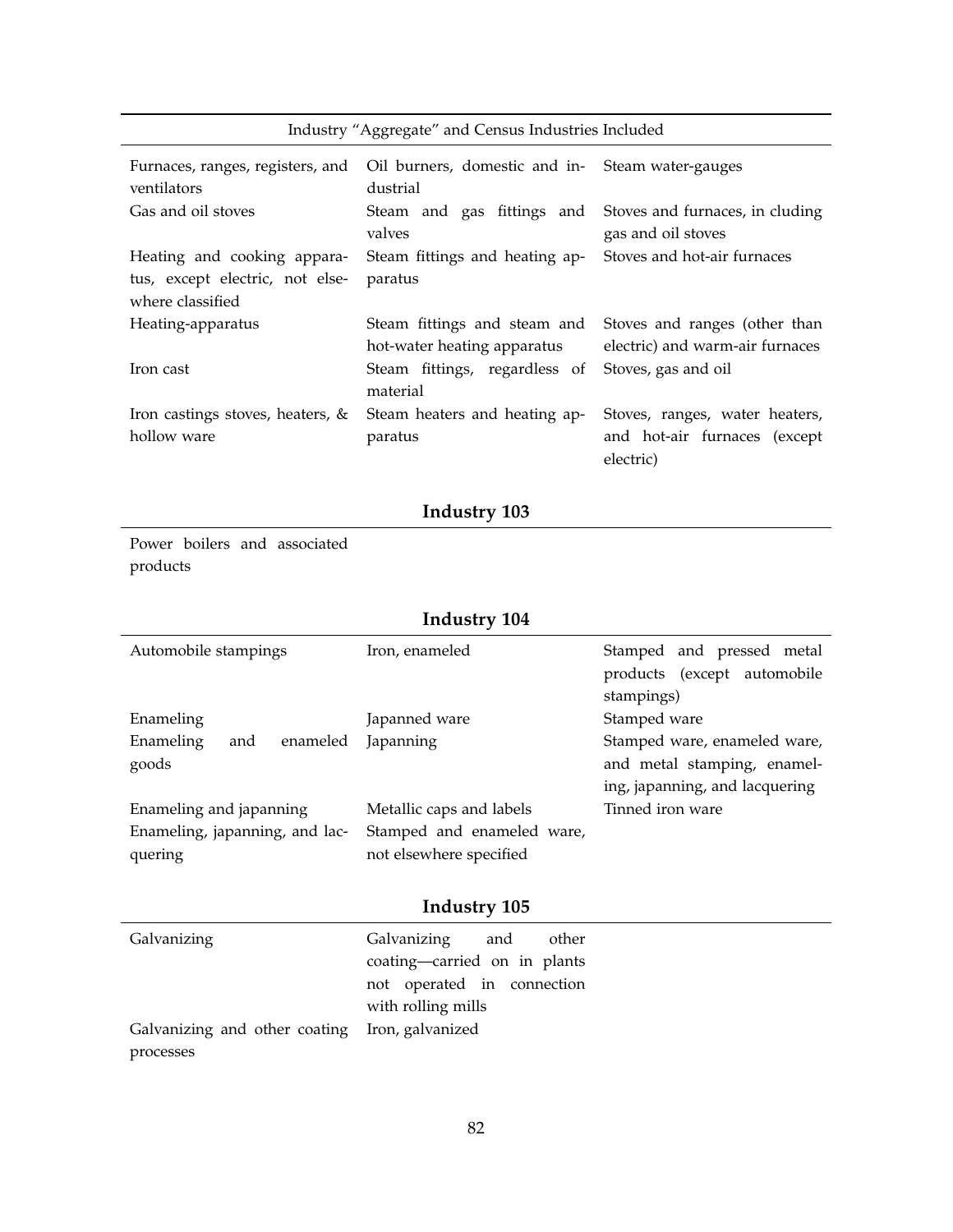| Industry "Aggregate" and Census Industries Included | | |
|---|---|---|
| Furnaces, ranges, registers, and ventilators | Oil burners, domestic and industrial | Steam water-gauges |
| Gas and oil stoves | Steam and gas fittings and valves | Stoves and furnaces, in cluding gas and oil stoves |
| Heating and cooking apparatus, except electric, not elsewhere classified | Steam fittings and heating apparatus | Stoves and hot-air furnaces |
| Heating-apparatus | Steam fittings and steam and hot-water heating apparatus | Stoves and ranges (other than electric) and warm-air furnaces |
| Iron cast | Steam fittings, regardless of material | Stoves, gas and oil |
| Iron castings stoves, heaters, & hollow ware | Steam heaters and heating apparatus | Stoves, ranges, water heaters, and hot-air furnaces (except electric) |

**Industry 103**

| | | |
|---|---|---|
| Power boilers and associated products | | |

**Industry 104**

| | | |
|---|---|---|
| Automobile stampings | Iron, enameled | Stamped and pressed metal products (except automobile stampings) |
| Enameling | Japanned ware | Stamped ware |
| Enameling and enameled goods | Japanning | Stamped ware, enameled ware, and metal stamping, enameling, japanning, and lacquering |
| Enameling and japanning | Metallic caps and labels | Tinned iron ware |
| Enameling, japanning, and lacquering | Stamped and enameled ware, not elsewhere specified | |

**Industry 105**

| | | |
|---|---|---|
| Galvanizing | Galvanizing and other coating—carried on in plants not operated in connection with rolling mills | |
| Galvanizing and other coating processes | Iron, galvanized | |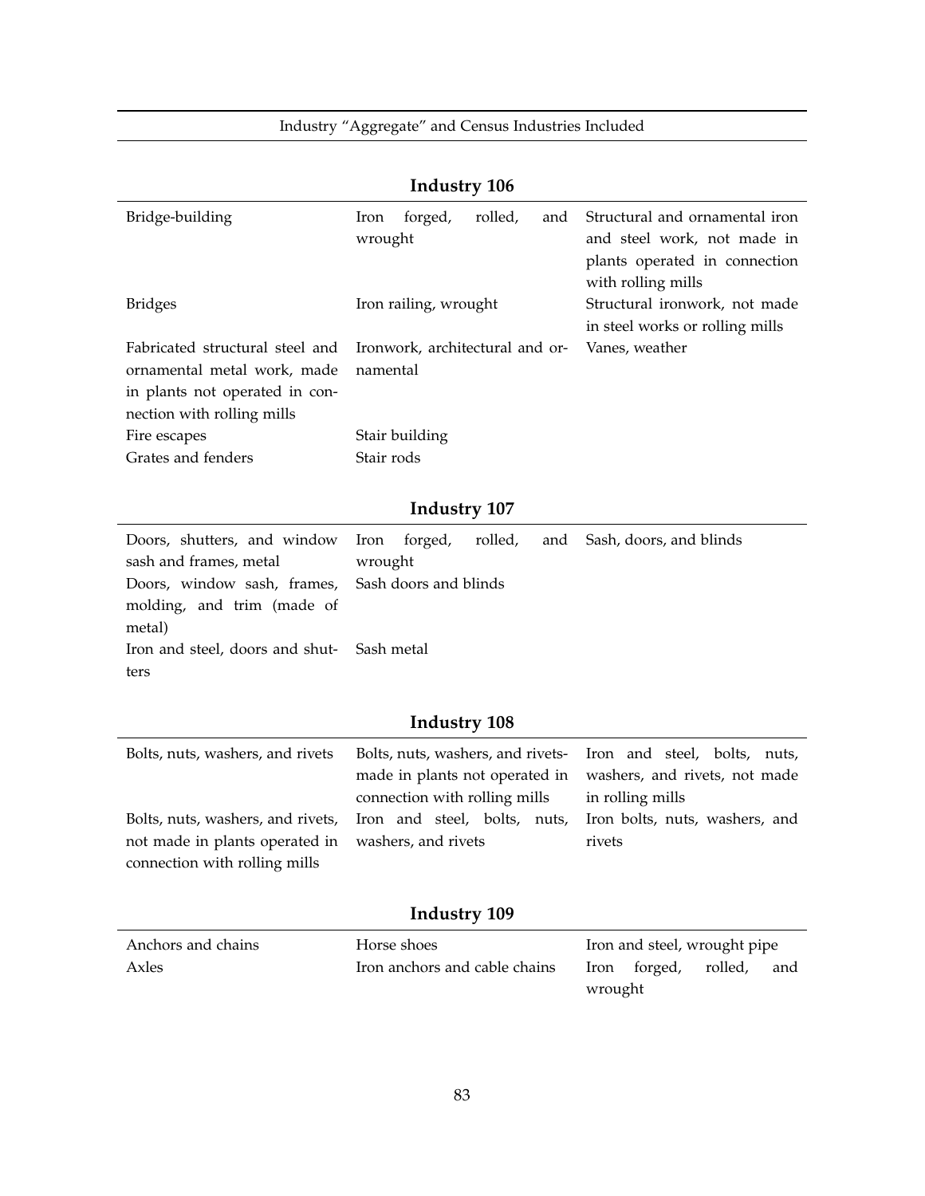Industry "Aggregate" and Census Industries Included

**Industry 106**

| | | |
|---|---|---|
| Bridge-building | Iron forged, rolled, and wrought | Structural and ornamental iron and steel work, not made in plants operated in connection with rolling mills |
| Bridges | Iron railing, wrought | Structural ironwork, not made in steel works or rolling mills |
| Fabricated structural steel and ornamental metal work, made in plants not operated in connection with rolling mills | Ironwork, architectural and ornamental | Vanes, weather |
| Fire escapes | Stair building | |
| Grates and fenders | Stair rods | |

**Industry 107**

| | | |
|---|---|---|
| Doors, shutters, and window sash and frames, metal | Iron forged, rolled, and wrought | Sash, doors, and blinds |
| Doors, window sash, frames, molding, and trim (made of metal) | Sash doors and blinds | |
| Iron and steel, doors and shutters | Sash metal | |

**Industry 108**

| | | |
|---|---|---|
| Bolts, nuts, washers, and rivets | Bolts, nuts, washers, and rivets-made in plants not operated in connection with rolling mills | Iron and steel, bolts, nuts, washers, and rivets, not made in rolling mills |
| Bolts, nuts, washers, and rivets, not made in plants operated in connection with rolling mills | Iron and steel, bolts, nuts, washers, and rivets | Iron bolts, nuts, washers, and rivets |

**Industry 109**

| | | |
|---|---|---|
| Anchors and chains | Horse shoes | Iron and steel, wrought pipe |
| Axles | Iron anchors and cable chains | Iron forged, rolled, and wrought |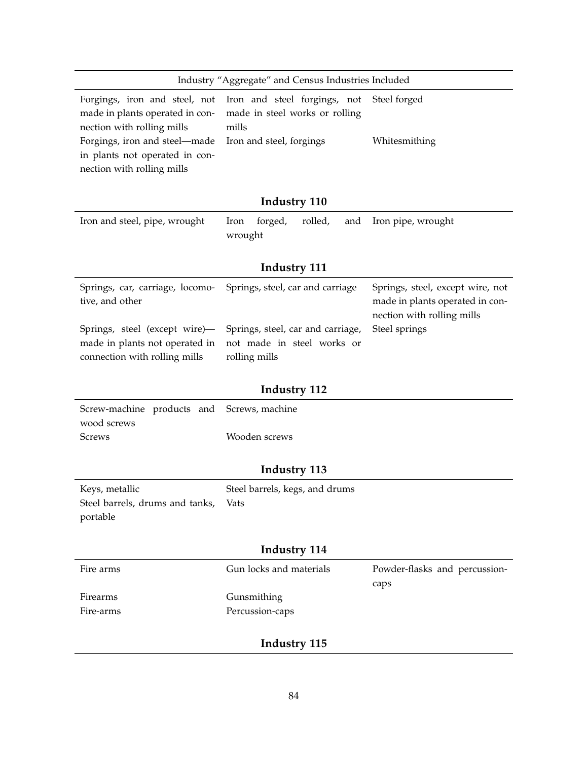| Industry "Aggregate" and Census Industries Included | | |
|---|---|---|
| Forgings, iron and steel, not made in plants operated in connection with rolling mills | Iron and steel forgings, not made in steel works or rolling mills | Steel forged |
| Forgings, iron and steel—made in plants not operated in connection with rolling mills | Iron and steel, forgings | Whitesmithing |

**Industry 110**

| | | |
|---|---|---|
| Iron and steel, pipe, wrought | Iron forged, rolled, and wrought | Iron pipe, wrought |

**Industry 111**

| | | |
|---|---|---|
| Springs, car, carriage, locomotive, and other | Springs, steel, car and carriage | Springs, steel, except wire, not made in plants operated in connection with rolling mills |
| Springs, steel (except wire)—made in plants not operated in connection with rolling mills | Springs, steel, car and carriage, not made in steel works or rolling mills | Steel springs |

**Industry 112**

| | | |
|---|---|---|
| Screw-machine products and wood screws | Screws, machine | |
| Screws | Wooden screws | |

**Industry 113**

| | | |
|---|---|---|
| Keys, metallic | Steel barrels, kegs, and drums | |
| Steel barrels, drums and tanks, portable | Vats | |

**Industry 114**

| | | |
|---|---|---|
| Fire arms | Gun locks and materials | Powder-flasks and percussion-caps |
| Firearms | Gunsmithing | |
| Fire-arms | Percussion-caps | |

**Industry 115**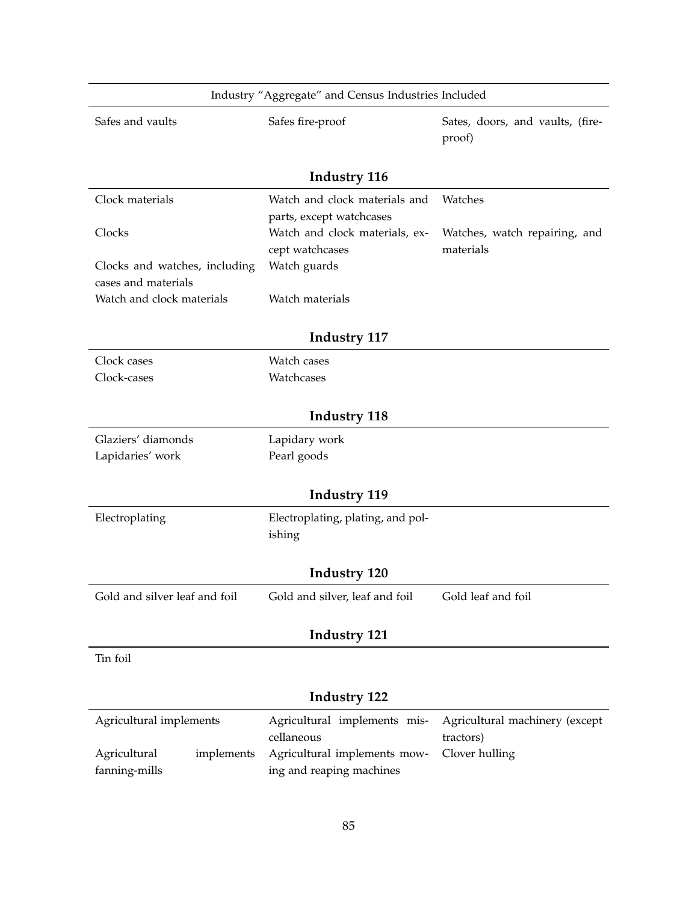Industry "Aggregate" and Census Industries Included

| | | |
|---|---|---|
| Safes and vaults | Safes fire-proof | Sates, doors, and vaults, (fire-proof) |

**Industry 116**

| | | |
|---|---|---|
| Clock materials | Watch and clock materials and parts, except watchcases | Watches |
| Clocks | Watch and clock materials, except watchcases | Watches, watch repairing, and materials |
| Clocks and watches, including cases and materials | Watch guards | |
| Watch and clock materials | Watch materials | |

**Industry 117**

| | |
|---|---|
| Clock cases | Watch cases |
| Clock-cases | Watchcases |

**Industry 118**

| | |
|---|---|
| Glaziers' diamonds | Lapidary work |
| Lapidaries' work | Pearl goods |

**Industry 119**

| | |
|---|---|
| Electroplating | Electroplating, plating, and polishing |

**Industry 120**

| | | |
|---|---|---|
| Gold and silver leaf and foil | Gold and silver, leaf and foil | Gold leaf and foil |

**Industry 121**

Tin foil

**Industry 122**

| | | |
|---|---|---|
| Agricultural implements | Agricultural implements miscellaneous | Agricultural machinery (except tractors) |
| Agricultural implements fanning-mills | Agricultural implements mowing and reaping machines | Clover hulling |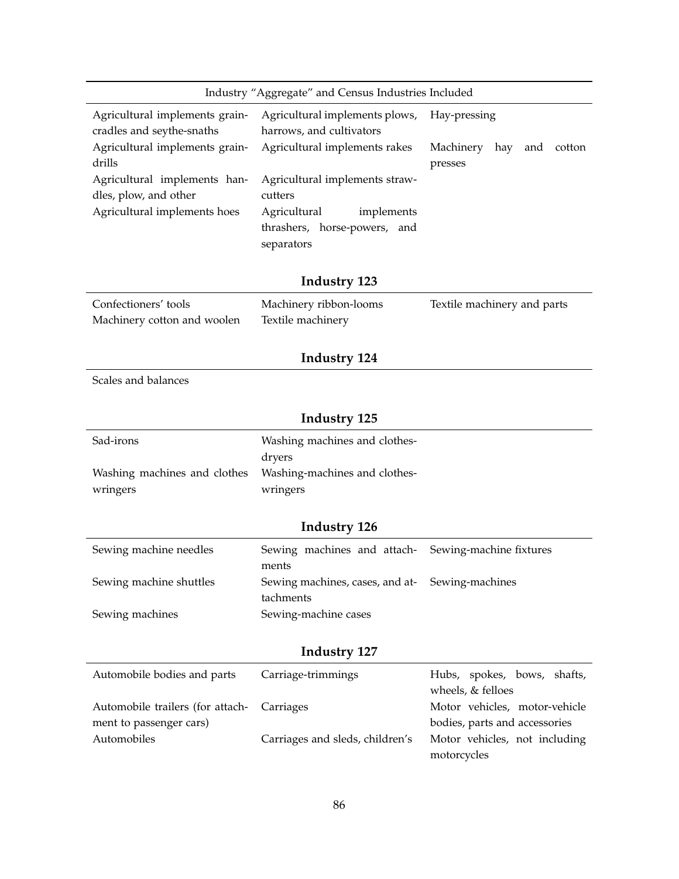| Industry “Aggregate” and Census Industries Included | | |
|---|---|---|
| Agricultural implements grain-cradles and scythe-snaths | Agricultural implements plows, harrows, and cultivators | Hay-pressing |
| Agricultural implements grain-drills | Agricultural implements rakes | Machinery hay and cotton presses |
| Agricultural implements handles, plow, and other | Agricultural implements straw-cutters | |
| Agricultural implements hoes | Agricultural implements thrashers, horse-powers, and separators | |

### Industry 123

| | | |
|---|---|---|
| Confectioners’ tools | Machinery ribbon-looms | Textile machinery and parts |
| Machinery cotton and woolen | Textile machinery | |

### Industry 124

| |
|---|
| Scales and balances |

### Industry 125

| | |
|---|---|
| Sad-irons | Washing machines and clothes-dryers |
| Washing machines and clothes wringers | Washing-machines and clothes-wringers |

### Industry 126

| | | |
|---|---|---|
| Sewing machine needles | Sewing machines and attachments | Sewing-machine fixtures |
| Sewing machine shuttles | Sewing machines, cases, and attachments | Sewing-machines |
| Sewing machines | Sewing-machine cases | |

### Industry 127

| | | |
|---|---|---|
| Automobile bodies and parts | Carriage-trimmings | Hubs, spokes, bows, shafts, wheels, & felloes |
| Automobile trailers (for attachment to passenger cars) | Carriages | Motor vehicles, motor-vehicle bodies, parts and accessories |
| Automobiles | Carriages and sleds, children’s | Motor vehicles, not including motorcycles |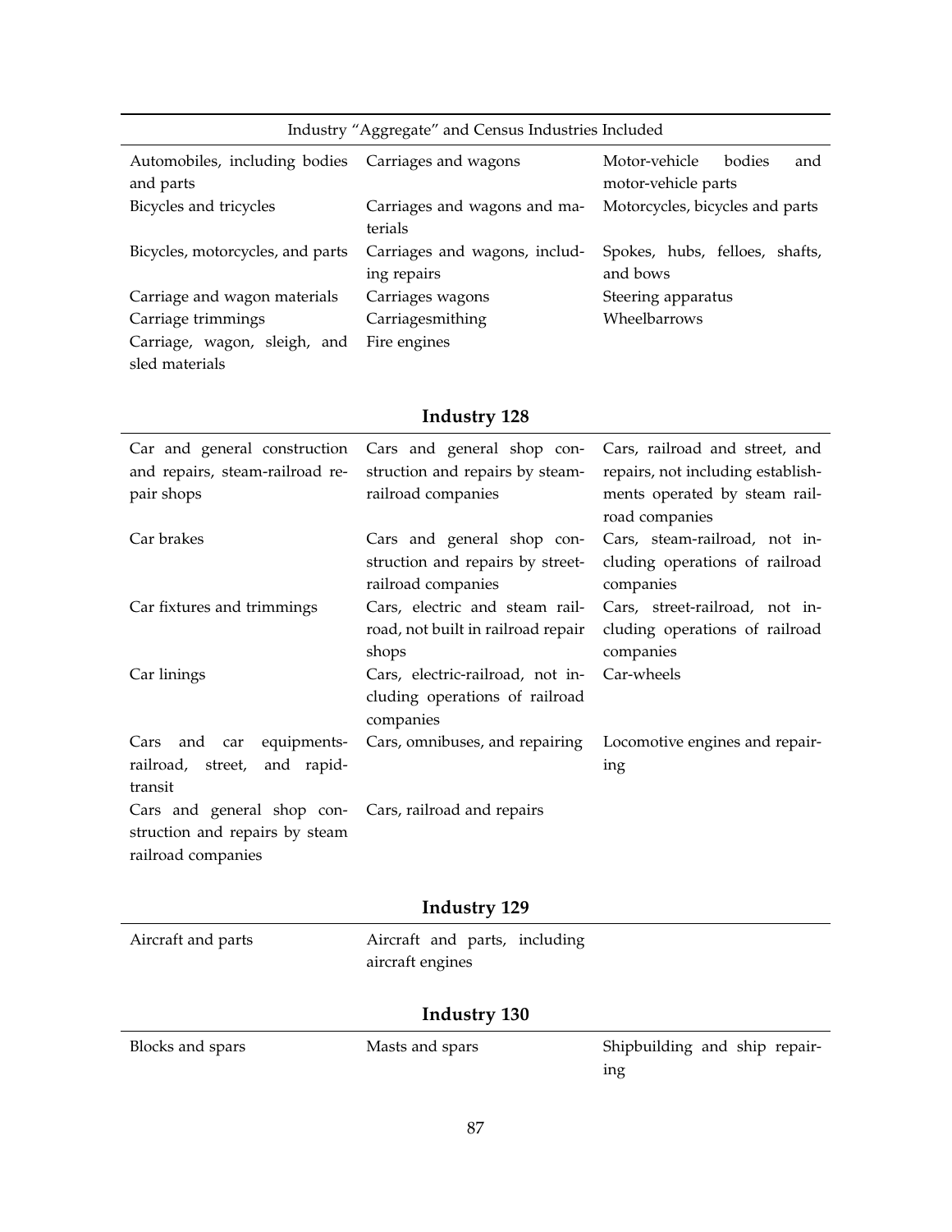| Industry "Aggregate" and Census Industries Included | | |
|---|---|---|
| Automobiles, including bodies and parts | Carriages and wagons | Motor-vehicle bodies and motor-vehicle parts |
| Bicycles and tricycles | Carriages and wagons and materials | Motorcycles, bicycles and parts |
| Bicycles, motorcycles, and parts | Carriages and wagons, including repairs | Spokes, hubs, felloes, shafts, and bows |
| Carriage and wagon materials | Carriages wagons | Steering apparatus |
| Carriage trimmings | Carriagesmithing | Wheelbarrows |
| Carriage, wagon, sleigh, and sled materials | Fire engines | |

## Industry 128

| | | |
|---|---|---|
| Car and general construction and repairs, steam-railroad repair shops | Cars and general shop construction and repairs by steam-railroad companies | Cars, railroad and street, and repairs, not including establishments operated by steam railroad companies |
| Car brakes | Cars and general shop construction and repairs by street-railroad companies | Cars, steam-railroad, not including operations of railroad companies |
| Car fixtures and trimmings | Cars, electric and steam railroad, not built in railroad repair shops | Cars, street-railroad, not including operations of railroad companies |
| Car linings | Cars, electric-railroad, not including operations of railroad companies | Car-wheels |
| Cars and car equipments-railroad, street, and rapid-transit | Cars, omnibuses, and repairing | Locomotive engines and repairing |
| Cars and general shop construction and repairs by steam railroad companies | Cars, railroad and repairs | |

## Industry 129

| | | |
|---|---|---|
| Aircraft and parts | Aircraft and parts, including aircraft engines | |

## Industry 130

| | | |
|---|---|---|
| Blocks and spars | Masts and spars | Shipbuilding and ship repairing |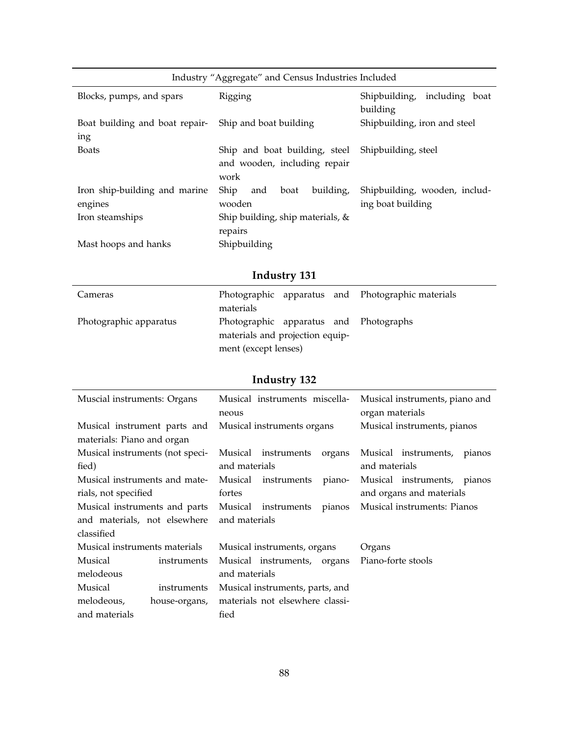| Industry "Aggregate" and Census Industries Included | | |
|---|---|---|
| Blocks, pumps, and spars | Rigging | Shipbuilding, including boat building |
| Boat building and boat repairing | Ship and boat building | Shipbuilding, iron and steel |
| Boats | Ship and boat building, steel and wooden, including repair work | Shipbuilding, steel |
| Iron ship-building and marine engines | Ship and boat building, wooden | Shipbuilding, wooden, including boat building |
| Iron steamships | Ship building, ship materials, & repairs | |
| Mast hoops and hanks | Shipbuilding | |

## Industry 131

| | | |
|---|---|---|
| Cameras | Photographic apparatus and materials | Photographic materials |
| Photographic apparatus | Photographic apparatus and materials and projection equipment (except lenses) | Photographs |

## Industry 132

| | | |
|---|---|---|
| Muscial instruments: Organs | Musical instruments miscellaneous | Musical instruments, piano and organ materials |
| Musical instrument parts and materials: Piano and organ | Musical instruments organs | Musical instruments, pianos |
| Musical instruments (not specified) | Musical instruments organs and materials | Musical instruments, pianos and materials |
| Musical instruments and materials, not specified | Musical instruments pianofortes | Musical instruments, pianos and organs and materials |
| Musical instruments and parts and materials, not elsewhere classified | Musical instruments pianos and materials | Musical instruments: Pianos |
| Musical instruments materials | Musical instruments, organs | Organs |
| Musical instruments melodeous | Musical instruments, organs and materials | Piano-forte stools |
| Musical instruments melodeous, house-organs, and materials | Musical instruments, parts, and materials not elsewhere classified | |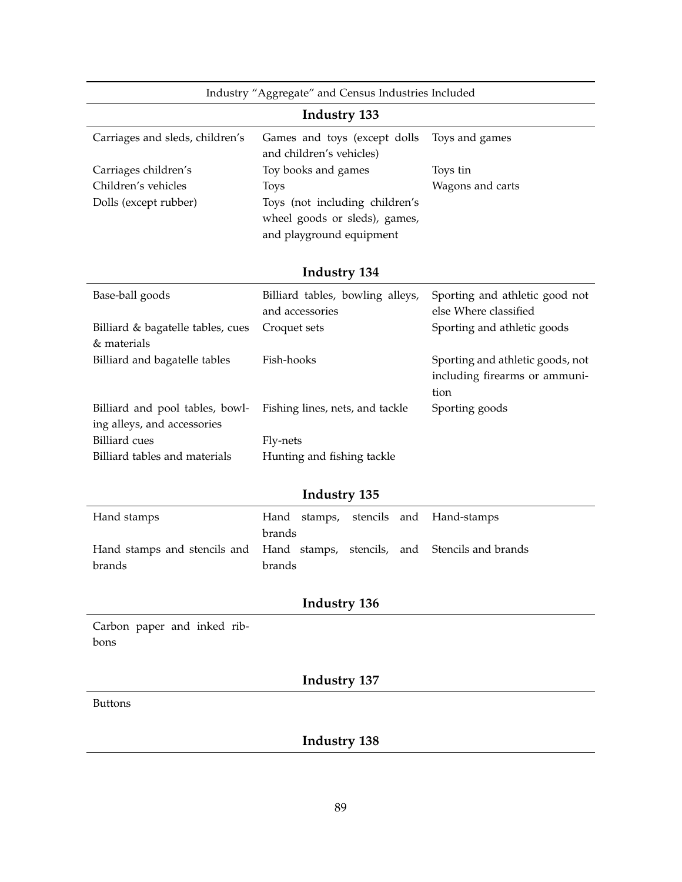Industry "Aggregate" and Census Industries Included

**Industry 133**

| | | |
|---|---|---|
| Carriages and sleds, children's | Games and toys (except dolls and children's vehicles) | Toys and games |
| Carriages children's | Toy books and games | Toys tin |
| Children's vehicles | Toys | Wagons and carts |
| Dolls (except rubber) | Toys (not including children's wheel goods or sleds), games, and playground equipment | |

**Industry 134**

| | | |
|---|---|---|
| Base-ball goods | Billiard tables, bowling alleys, and accessories | Sporting and athletic good not else Where classified |
| Billiard & bagatelle tables, cues & materials | Croquet sets | Sporting and athletic goods |
| Billiard and bagatelle tables | Fish-hooks | Sporting and athletic goods, not including firearms or ammunition |
| Billiard and pool tables, bowling alleys, and accessories | Fishing lines, nets, and tackle | Sporting goods |
| Billiard cues | Fly-nets | |
| Billiard tables and materials | Hunting and fishing tackle | |

**Industry 135**

| | | |
|---|---|---|
| Hand stamps | Hand stamps, stencils and brands | Hand-stamps |
| Hand stamps and stencils and brands | Hand stamps, stencils, and brands | Stencils and brands |

**Industry 136**

| | | |
|---|---|---|
| Carbon paper and inked ribbons | | |

**Industry 137**

| | | |
|---|---|---|
| Buttons | | |

**Industry 138**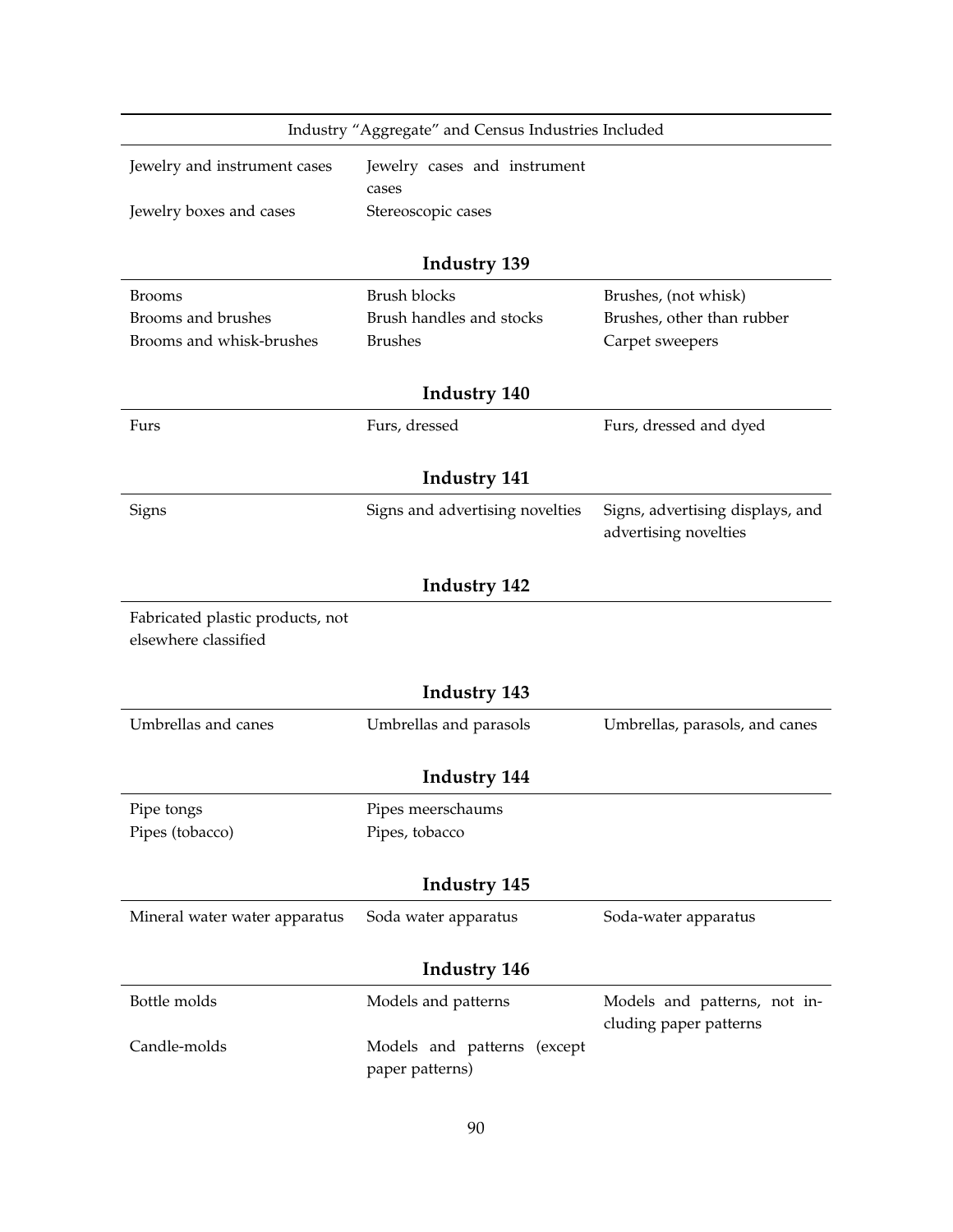| Industry "Aggregate" and Census Industries Included | | |
|---|---|---|
| Jewelry and instrument cases | Jewelry cases and instrument cases | |
| Jewelry boxes and cases | Stereoscopic cases | |

**Industry 139**

| | | |
|---|---|---|
| Brooms | Brush blocks | Brushes, (not whisk) |
| Brooms and brushes | Brush handles and stocks | Brushes, other than rubber |
| Brooms and whisk-brushes | Brushes | Carpet sweepers |

**Industry 140**

| | | |
|---|---|---|
| Furs | Furs, dressed | Furs, dressed and dyed |

**Industry 141**

| | | |
|---|---|---|
| Signs | Signs and advertising novelties | Signs, advertising displays, and advertising novelties |

**Industry 142**

| | | |
|---|---|---|
| Fabricated plastic products, not elsewhere classified | | |

**Industry 143**

| | | |
|---|---|---|
| Umbrellas and canes | Umbrellas and parasols | Umbrellas, parasols, and canes |

**Industry 144**

| | | |
|---|---|---|
| Pipe tongs | Pipes meerschaums | |
| Pipes (tobacco) | Pipes, tobacco | |

**Industry 145**

| | | |
|---|---|---|
| Mineral water water apparatus | Soda water apparatus | Soda-water apparatus |

**Industry 146**

| | | |
|---|---|---|
| Bottle molds | Models and patterns | Models and patterns, not including paper patterns |
| Candle-molds | Models and patterns (except paper patterns) | |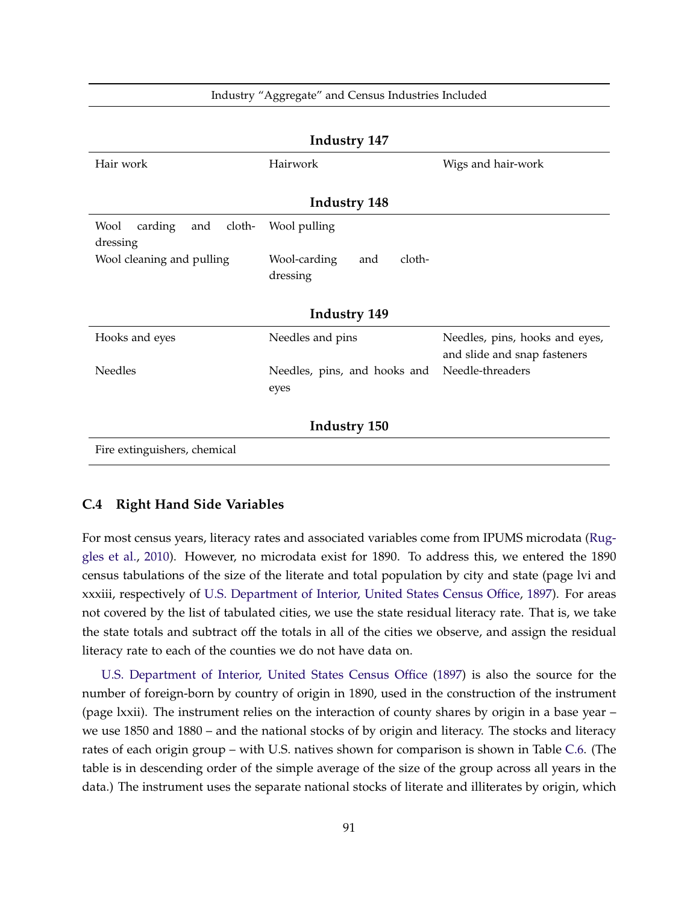| Industry "Aggregate" and Census Industries Included | | |
|---|---|---|
| **Industry 147** | | |
| Hair work | Hairwork | Wigs and hair-work |
| **Industry 148** | | |
| Wool carding and cloth-dressing | Wool pulling | |
| Wool cleaning and pulling | Wool-carding and cloth-dressing | |
| **Industry 149** | | |
| Hooks and eyes | Needles and pins | Needles, pins, hooks and eyes, and slide and snap fasteners |
| Needles | Needles, pins, and hooks and eyes | Needle-threaders |
| **Industry 150** | | |
| Fire extinguishers, chemical | | |

### C.4 Right Hand Side Variables

For most census years, literacy rates and associated variables come from IPUMS microdata (Ruggles et al., 2010). However, no microdata exist for 1890. To address this, we entered the 1890 census tabulations of the size of the literate and total population by city and state (page lvi and xxxiii, respectively of U.S. Department of Interior, United States Census Office, 1897). For areas not covered by the list of tabulated cities, we use the state residual literacy rate. That is, we take the state totals and subtract off the totals in all of the cities we observe, and assign the residual literacy rate to each of the counties we do not have data on.

U.S. Department of Interior, United States Census Office (1897) is also the source for the number of foreign-born by country of origin in 1890, used in the construction of the instrument (page lxxii). The instrument relies on the interaction of county shares by origin in a base year – we use 1850 and 1880 – and the national stocks of by origin and literacy. The stocks and literacy rates of each origin group – with U.S. natives shown for comparison is shown in Table C.6. (The table is in descending order of the simple average of the size of the group across all years in the data.) The instrument uses the separate national stocks of literate and illiterates by origin, which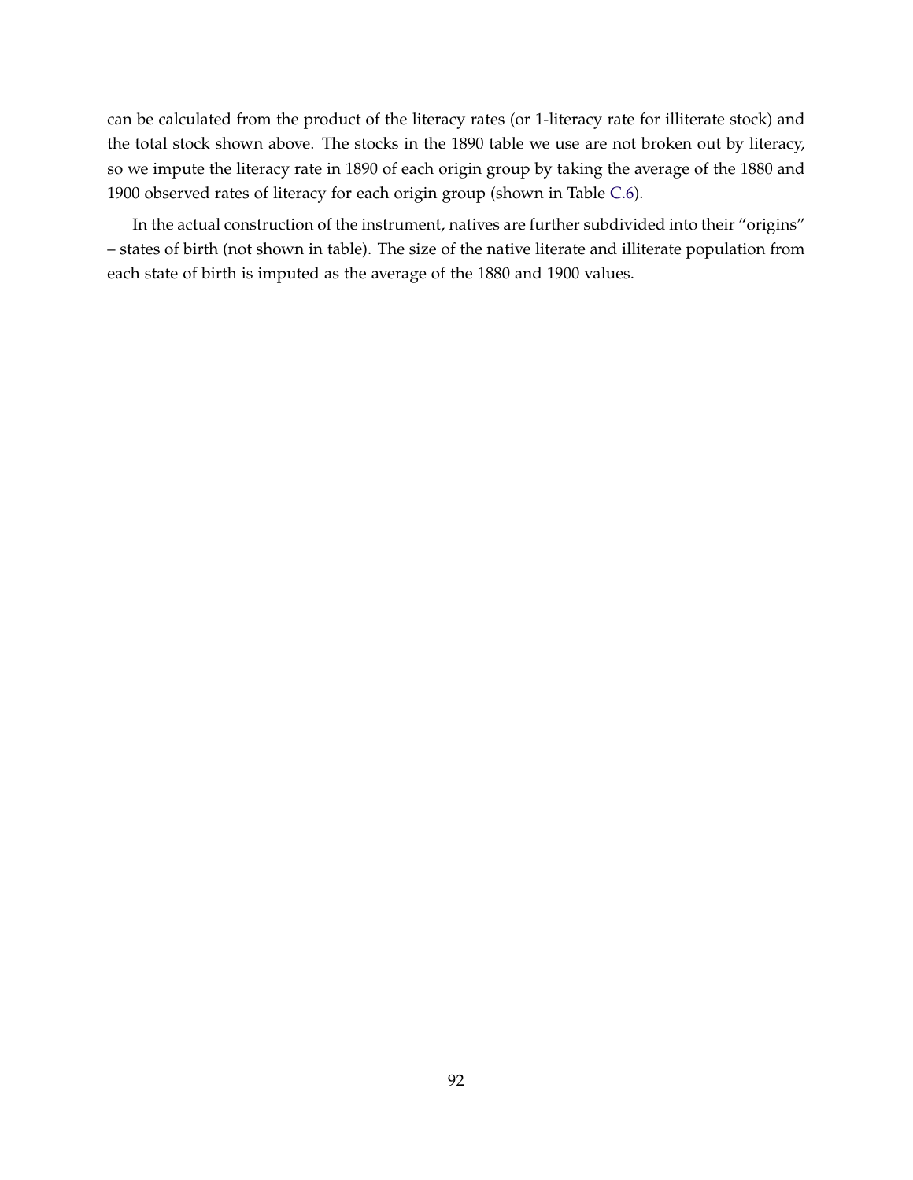can be calculated from the product of the literacy rates (or 1-literacy rate for illiterate stock) and the total stock shown above. The stocks in the 1890 table we use are not broken out by literacy, so we impute the literacy rate in 1890 of each origin group by taking the average of the 1880 and 1900 observed rates of literacy for each origin group (shown in Table C.6).

In the actual construction of the instrument, natives are further subdivided into their "origins" – states of birth (not shown in table). The size of the native literate and illiterate population from each state of birth is imputed as the average of the 1880 and 1900 values.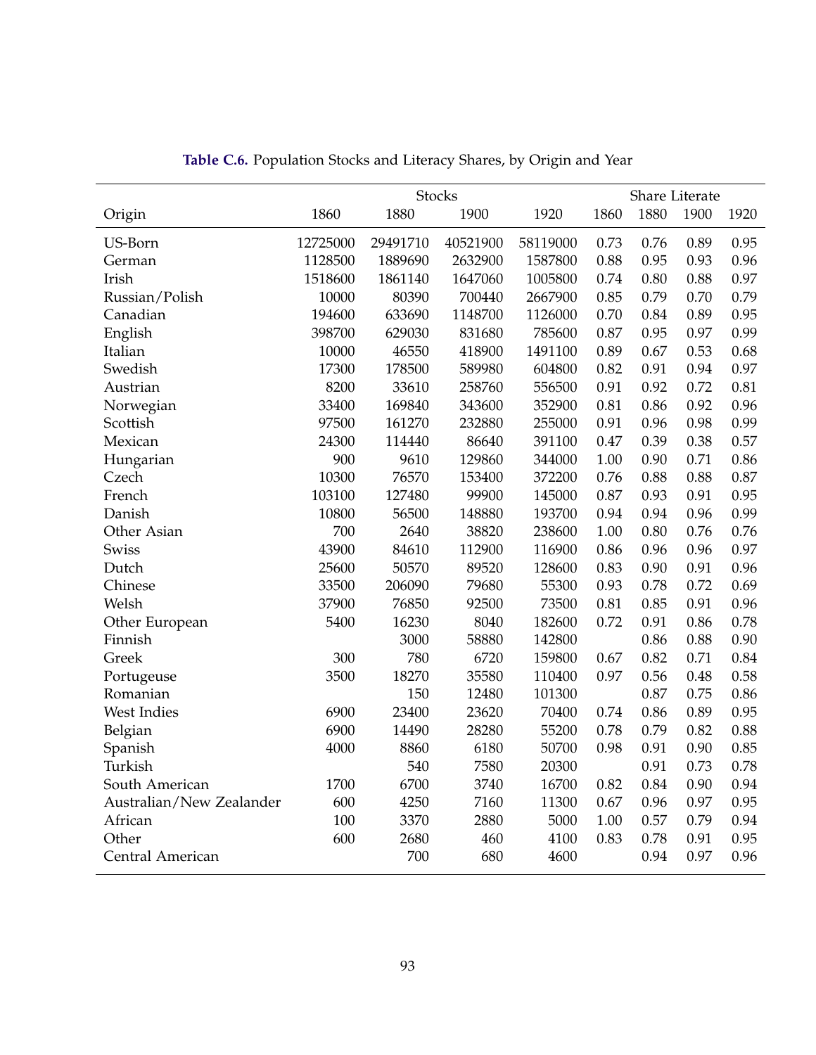**Table C.6.** Population Stocks and Literacy Shares, by Origin and Year

| | Stocks | | | | Share Literate | | | |
|---|---|---|---|---|---|---|---|---|
| Origin | 1860 | 1880 | 1900 | 1920 | 1860 | 1880 | 1900 | 1920 |
| US-Born | 12725000 | 29491710 | 40521900 | 58119000 | 0.73 | 0.76 | 0.89 | 0.95 |
| German | 1128500 | 1889690 | 2632900 | 1587800 | 0.88 | 0.95 | 0.93 | 0.96 |
| Irish | 1518600 | 1861140 | 1647060 | 1005800 | 0.74 | 0.80 | 0.88 | 0.97 |
| Russian/Polish | 10000 | 80390 | 700440 | 2667900 | 0.85 | 0.79 | 0.70 | 0.79 |
| Canadian | 194600 | 633690 | 1148700 | 1126000 | 0.70 | 0.84 | 0.89 | 0.95 |
| English | 398700 | 629030 | 831680 | 785600 | 0.87 | 0.95 | 0.97 | 0.99 |
| Italian | 10000 | 46550 | 418900 | 1491100 | 0.89 | 0.67 | 0.53 | 0.68 |
| Swedish | 17300 | 178500 | 589980 | 604800 | 0.82 | 0.91 | 0.94 | 0.97 |
| Austrian | 8200 | 33610 | 258760 | 556500 | 0.91 | 0.92 | 0.72 | 0.81 |
| Norwegian | 33400 | 169840 | 343600 | 352900 | 0.81 | 0.86 | 0.92 | 0.96 |
| Scottish | 97500 | 161270 | 232880 | 255000 | 0.91 | 0.96 | 0.98 | 0.99 |
| Mexican | 24300 | 114440 | 86640 | 391100 | 0.47 | 0.39 | 0.38 | 0.57 |
| Hungarian | 900 | 9610 | 129860 | 344000 | 1.00 | 0.90 | 0.71 | 0.86 |
| Czech | 10300 | 76570 | 153400 | 372200 | 0.76 | 0.88 | 0.88 | 0.87 |
| French | 103100 | 127480 | 99900 | 145000 | 0.87 | 0.93 | 0.91 | 0.95 |
| Danish | 10800 | 56500 | 148880 | 193700 | 0.94 | 0.94 | 0.96 | 0.99 |
| Other Asian | 700 | 2640 | 38820 | 238600 | 1.00 | 0.80 | 0.76 | 0.76 |
| Swiss | 43900 | 84610 | 112900 | 116900 | 0.86 | 0.96 | 0.96 | 0.97 |
| Dutch | 25600 | 50570 | 89520 | 128600 | 0.83 | 0.90 | 0.91 | 0.96 |
| Chinese | 33500 | 206090 | 79680 | 55300 | 0.93 | 0.78 | 0.72 | 0.69 |
| Welsh | 37900 | 76850 | 92500 | 73500 | 0.81 | 0.85 | 0.91 | 0.96 |
| Other European | 5400 | 16230 | 8040 | 182600 | 0.72 | 0.91 | 0.86 | 0.78 |
| Finnish | | 3000 | 58880 | 142800 | | 0.86 | 0.88 | 0.90 |
| Greek | 300 | 780 | 6720 | 159800 | 0.67 | 0.82 | 0.71 | 0.84 |
| Portugeuse | 3500 | 18270 | 35580 | 110400 | 0.97 | 0.56 | 0.48 | 0.58 |
| Romanian | | 150 | 12480 | 101300 | | 0.87 | 0.75 | 0.86 |
| West Indies | 6900 | 23400 | 23620 | 70400 | 0.74 | 0.86 | 0.89 | 0.95 |
| Belgian | 6900 | 14490 | 28280 | 55200 | 0.78 | 0.79 | 0.82 | 0.88 |
| Spanish | 4000 | 8860 | 6180 | 50700 | 0.98 | 0.91 | 0.90 | 0.85 |
| Turkish | | 540 | 7580 | 20300 | | 0.91 | 0.73 | 0.78 |
| South American | 1700 | 6700 | 3740 | 16700 | 0.82 | 0.84 | 0.90 | 0.94 |
| Australian/New Zealander | 600 | 4250 | 7160 | 11300 | 0.67 | 0.96 | 0.97 | 0.95 |
| African | 100 | 3370 | 2880 | 5000 | 1.00 | 0.57 | 0.79 | 0.94 |
| Other | 600 | 2680 | 460 | 4100 | 0.83 | 0.78 | 0.91 | 0.95 |
| Central American | | 700 | 680 | 4600 | | 0.94 | 0.97 | 0.96 |